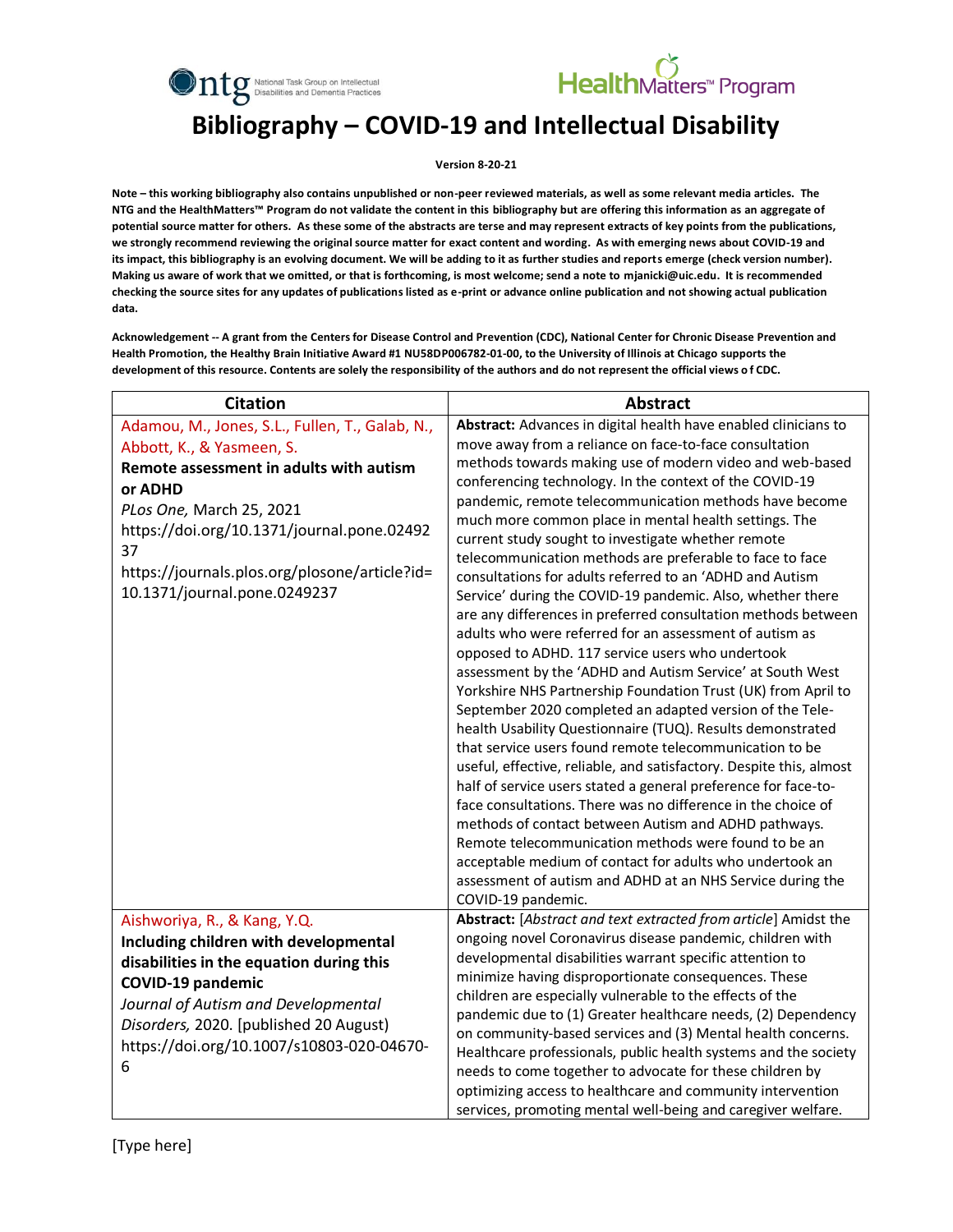# Bibliography – COVID-19 and Intellectual Disability

**Version 8-20-21**

**Note – this working bibliography also contains unpublished or non-peer reviewed materials, as well as some relevant media articles. The NTG and the HealthMatters™ Program do not validate the content in this bibliography but are offering this information as an aggregate of potential source matter for others. As these some of the abstracts are terse and may represent extracts of key points from the publications, we strongly recommend reviewing the original source matter for exact content and wording. As with emerging news about COVID-19 and its impact, this bibliography is an evolving document. We will be adding to it as further studies and reports emerge (check version number). Making us aware of work that we omitted, or that is forthcoming, is most welcome; send a note to mjanicki@uic.edu. It is recommended checking the source sites for any updates of publications listed as e-print or advance online publication and not showing actual publication data.**

**Acknowledgement -- A grant from the Centers for Disease Control and Prevention (CDC), National Center for Chronic Disease Prevention and Health Promotion, the Healthy Brain Initiative Award #1 NU58DP006782-01-00, to the University of Illinois at Chicago supports the development of this resource. Contents are solely the responsibility of the authors and do not represent the official views of CDC.**

| Citation | Abstract |
|---|---|
| Adamou, M., Jones, S.L., Fullen, T., Galab, N., Abbott, K., & Yasmeen, S.<br>**Remote assessment in adults with autism or ADHD**<br>*PLos One,* March 25, 2021<br>https://doi.org/10.1371/journal.pone.0249237<br>https://journals.plos.org/plosone/article?id=10.1371/journal.pone.0249237 | **Abstract:** Advances in digital health have enabled clinicians to move away from a reliance on face-to-face consultation methods towards making use of modern video and web-based conferencing technology. In the context of the COVID-19 pandemic, remote telecommunication methods have become much more common place in mental health settings. The current study sought to investigate whether remote telecommunication methods are preferable to face to face consultations for adults referred to an 'ADHD and Autism Service' during the COVID-19 pandemic. Also, whether there are any differences in preferred consultation methods between adults who were referred for an assessment of autism as opposed to ADHD. 117 service users who undertook assessment by the 'ADHD and Autism Service' at South West Yorkshire NHS Partnership Foundation Trust (UK) from April to September 2020 completed an adapted version of the Tele-health Usability Questionnaire (TUQ). Results demonstrated that service users found remote telecommunication to be useful, effective, reliable, and satisfactory. Despite this, almost half of service users stated a general preference for face-to-face consultations. There was no difference in the choice of methods of contact between Autism and ADHD pathways. Remote telecommunication methods were found to be an acceptable medium of contact for adults who undertook an assessment of autism and ADHD at an NHS Service during the COVID-19 pandemic. |
| Aishworiya, R., & Kang, Y.Q.<br>**Including children with developmental disabilities in the equation during this COVID-19 pandemic**<br>*Journal of Autism and Developmental Disorders,* 2020. [published 20 August]<br>https://doi.org/10.1007/s10803-020-04670-6 | **Abstract:** [*Abstract and text extracted from article*] Amidst the ongoing novel Coronavirus disease pandemic, children with developmental disabilities warrant specific attention to minimize having disproportionate consequences. These children are especially vulnerable to the effects of the pandemic due to (1) Greater healthcare needs, (2) Dependency on community-based services and (3) Mental health concerns. Healthcare professionals, public health systems and the society needs to come together to advocate for these children by optimizing access to healthcare and community intervention services, promoting mental well-being and caregiver welfare. |

[Type here]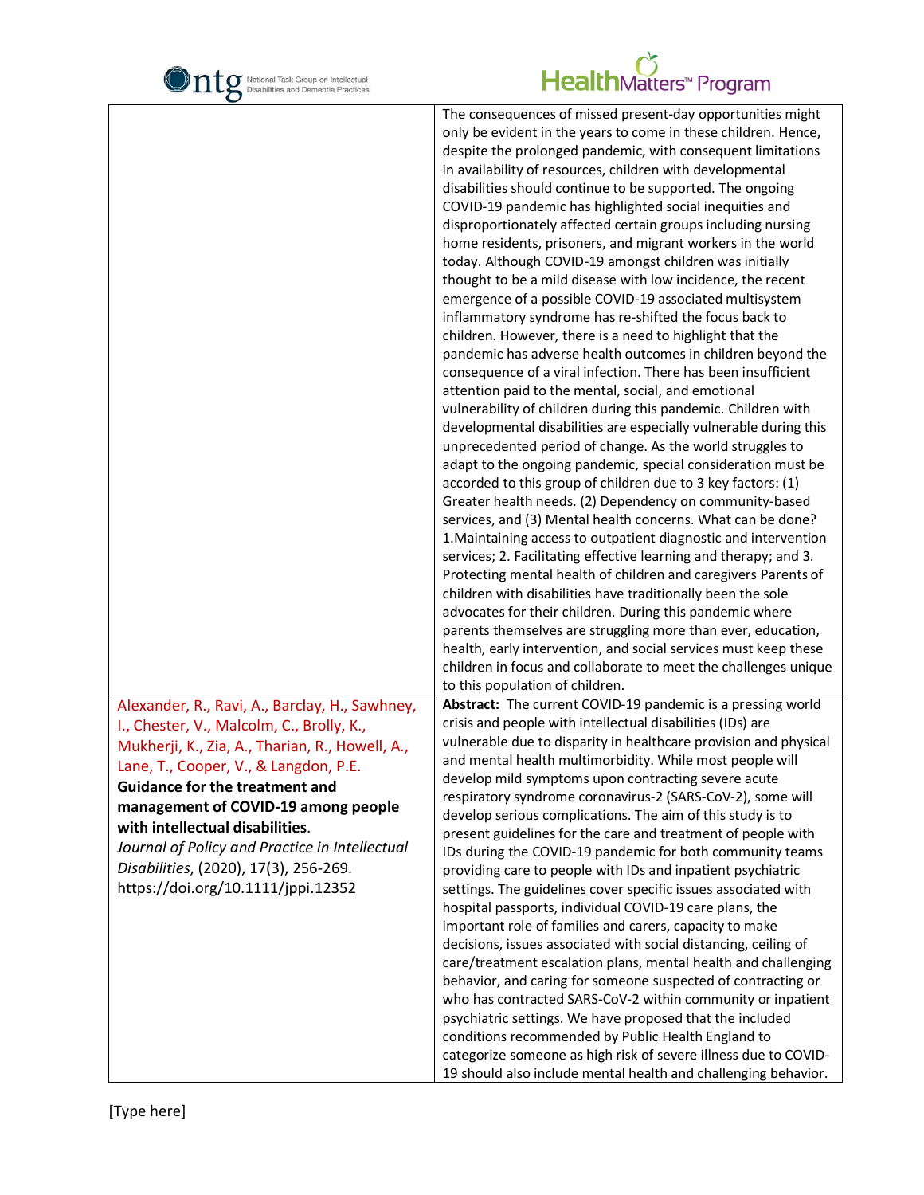| | |
|---|---|
| | The consequences of missed present-day opportunities might only be evident in the years to come in these children. Hence, despite the prolonged pandemic, with consequent limitations in availability of resources, children with developmental disabilities should continue to be supported. The ongoing COVID-19 pandemic has highlighted social inequities and disproportionately affected certain groups including nursing home residents, prisoners, and migrant workers in the world today. Although COVID-19 amongst children was initially thought to be a mild disease with low incidence, the recent emergence of a possible COVID-19 associated multisystem inflammatory syndrome has re-shifted the focus back to children. However, there is a need to highlight that the pandemic has adverse health outcomes in children beyond the consequence of a viral infection. There has been insufficient attention paid to the mental, social, and emotional vulnerability of children during this pandemic. Children with developmental disabilities are especially vulnerable during this unprecedented period of change. As the world struggles to adapt to the ongoing pandemic, special consideration must be accorded to this group of children due to 3 key factors: (1) Greater health needs. (2) Dependency on community-based services, and (3) Mental health concerns. What can be done? 1.Maintaining access to outpatient diagnostic and intervention services; 2. Facilitating effective learning and therapy; and 3. Protecting mental health of children and caregivers Parents of children with disabilities have traditionally been the sole advocates for their children. During this pandemic where parents themselves are struggling more than ever, education, health, early intervention, and social services must keep these children in focus and collaborate to meet the challenges unique to this population of children. |
| Alexander, R., Ravi, A., Barclay, H., Sawhney, I., Chester, V., Malcolm, C., Brolly, K., Mukherji, K., Zia, A., Tharian, R., Howell, A., Lane, T., Cooper, V., & Langdon, P.E. **Guidance for the treatment and management of COVID-19 among people with intellectual disabilities**. *Journal of Policy and Practice in Intellectual Disabilities*, (2020), 17(3), 256-269. https://doi.org/10.1111/jppi.12352 | **Abstract:** The current COVID-19 pandemic is a pressing world crisis and people with intellectual disabilities (IDs) are vulnerable due to disparity in healthcare provision and physical and mental health multimorbidity. While most people will develop mild symptoms upon contracting severe acute respiratory syndrome coronavirus-2 (SARS-CoV-2), some will develop serious complications. The aim of this study is to present guidelines for the care and treatment of people with IDs during the COVID-19 pandemic for both community teams providing care to people with IDs and inpatient psychiatric settings. The guidelines cover specific issues associated with hospital passports, individual COVID-19 care plans, the important role of families and carers, capacity to make decisions, issues associated with social distancing, ceiling of care/treatment escalation plans, mental health and challenging behavior, and caring for someone suspected of contracting or who has contracted SARS-CoV-2 within community or inpatient psychiatric settings. We have proposed that the included conditions recommended by Public Health England to categorize someone as high risk of severe illness due to COVID-19 should also include mental health and challenging behavior. |

[Type here]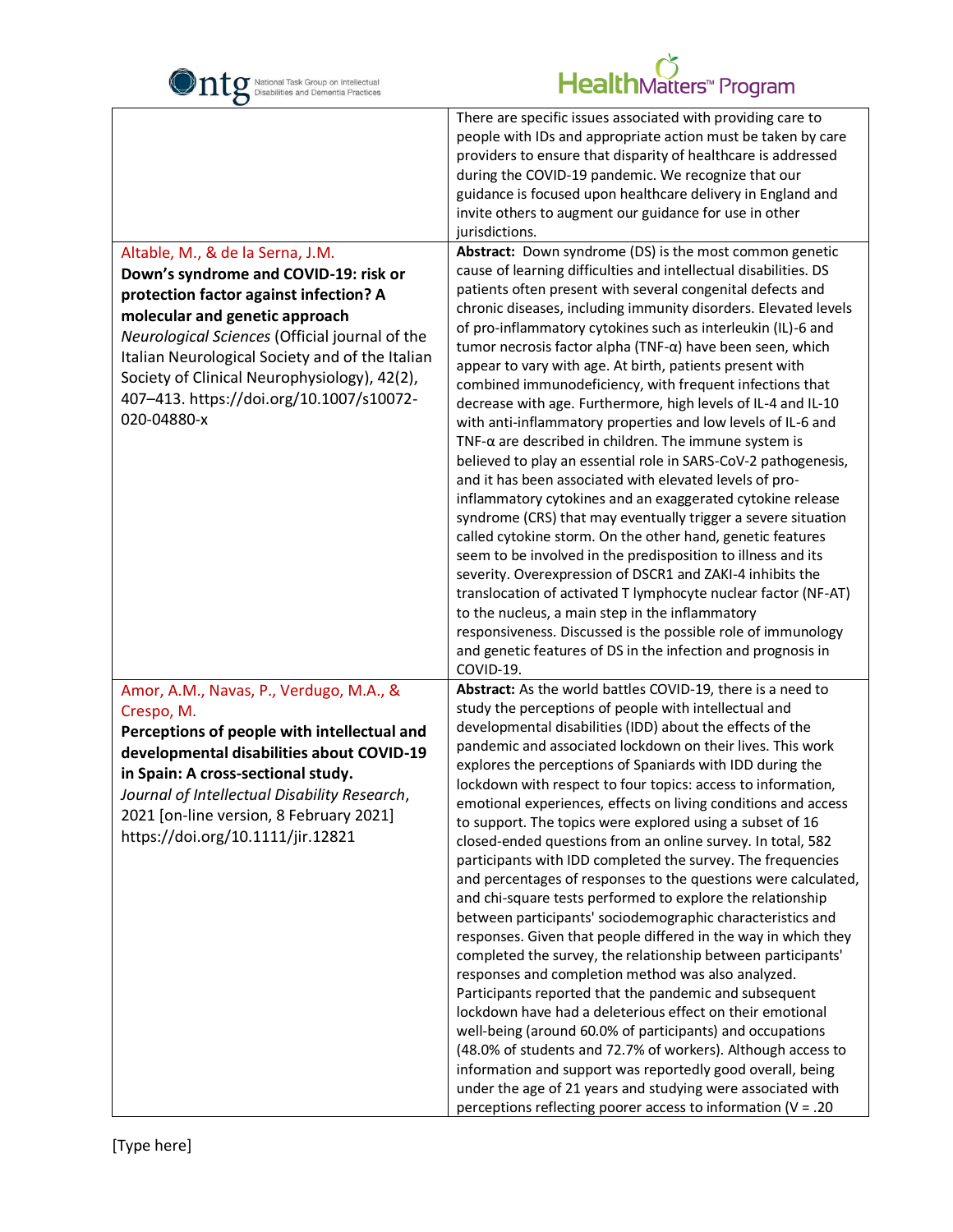| | |
|---|---|
| | There are specific issues associated with providing care to people with IDs and appropriate action must be taken by care providers to ensure that disparity of healthcare is addressed during the COVID-19 pandemic. We recognize that our guidance is focused upon healthcare delivery in England and invite others to augment our guidance for use in other jurisdictions. |
| Altable, M., & de la Serna, J.M.<br>**Down's syndrome and COVID-19: risk or protection factor against infection? A molecular and genetic approach**<br>*Neurological Sciences* (Official journal of the Italian Neurological Society and of the Italian Society of Clinical Neurophysiology), 42(2), 407–413. https://doi.org/10.1007/s10072-020-04880-x | **Abstract:** Down syndrome (DS) is the most common genetic cause of learning difficulties and intellectual disabilities. DS patients often present with several congenital defects and chronic diseases, including immunity disorders. Elevated levels of pro-inflammatory cytokines such as interleukin (IL)-6 and tumor necrosis factor alpha (TNF-α) have been seen, which appear to vary with age. At birth, patients present with combined immunodeficiency, with frequent infections that decrease with age. Furthermore, high levels of IL-4 and IL-10 with anti-inflammatory properties and low levels of IL-6 and TNF-α are described in children. The immune system is believed to play an essential role in SARS-CoV-2 pathogenesis, and it has been associated with elevated levels of pro-inflammatory cytokines and an exaggerated cytokine release syndrome (CRS) that may eventually trigger a severe situation called cytokine storm. On the other hand, genetic features seem to be involved in the predisposition to illness and its severity. Overexpression of DSCR1 and ZAKI-4 inhibits the translocation of activated T lymphocyte nuclear factor (NF-AT) to the nucleus, a main step in the inflammatory responsiveness. Discussed is the possible role of immunology and genetic features of DS in the infection and prognosis in COVID-19. |
| Amor, A.M., Navas, P., Verdugo, M.A., & Crespo, M.<br>**Perceptions of people with intellectual and developmental disabilities about COVID-19 in Spain: A cross-sectional study.**<br>*Journal of Intellectual Disability Research*, 2021 [on-line version, 8 February 2021] https://doi.org/10.1111/jir.12821 | **Abstract:** As the world battles COVID-19, there is a need to study the perceptions of people with intellectual and developmental disabilities (IDD) about the effects of the pandemic and associated lockdown on their lives. This work explores the perceptions of Spaniards with IDD during the lockdown with respect to four topics: access to information, emotional experiences, effects on living conditions and access to support. The topics were explored using a subset of 16 closed-ended questions from an online survey. In total, 582 participants with IDD completed the survey. The frequencies and percentages of responses to the questions were calculated, and chi-square tests performed to explore the relationship between participants' sociodemographic characteristics and responses. Given that people differed in the way in which they completed the survey, the relationship between participants' responses and completion method was also analyzed. Participants reported that the pandemic and subsequent lockdown have had a deleterious effect on their emotional well-being (around 60.0% of participants) and occupations (48.0% of students and 72.7% of workers). Although access to information and support was reportedly good overall, being under the age of 21 years and studying were associated with perceptions reflecting poorer access to information ($V = .20$ |

[Type here]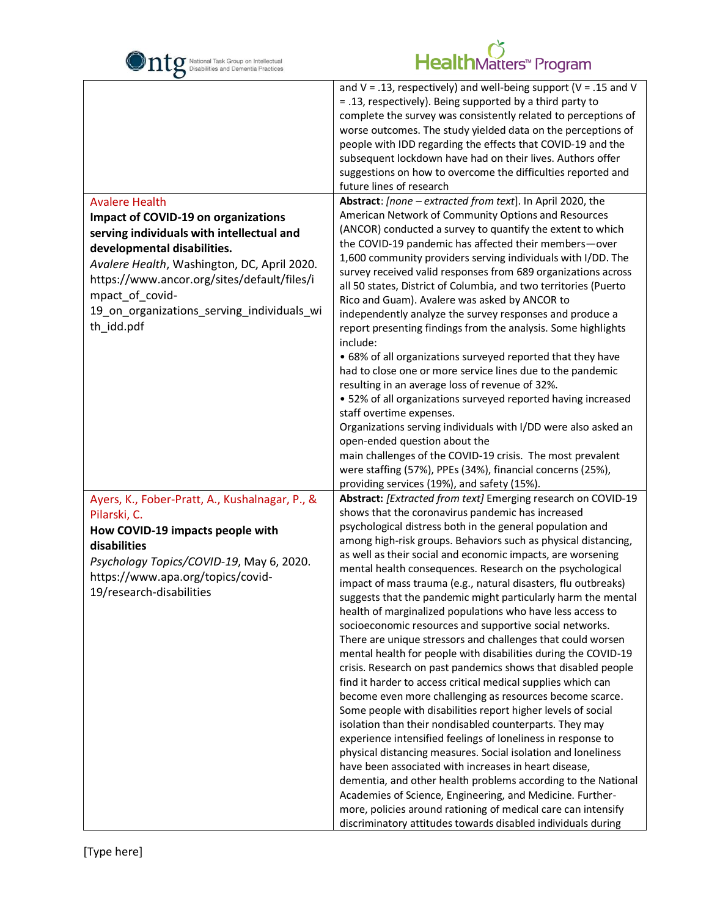| | |
|---|---|
| | and V = .13, respectively) and well-being support (V = .15 and V = .13, respectively). Being supported by a third party to complete the survey was consistently related to perceptions of worse outcomes. The study yielded data on the perceptions of people with IDD regarding the effects that COVID-19 and the subsequent lockdown have had on their lives. Authors offer suggestions on how to overcome the difficulties reported and future lines of research |
| Avalere Health<br>**Impact of COVID-19 on organizations serving individuals with intellectual and developmental disabilities.**<br>*Avalere Health*, Washington, DC, April 2020. https://www.ancor.org/sites/default/files/impact_of_covid-19_on_organizations_serving_individuals_with_idd.pdf | **Abstract**: *[none – extracted from text]*. In April 2020, the American Network of Community Options and Resources (ANCOR) conducted a survey to quantify the extent to which the COVID-19 pandemic has affected their members—over 1,600 community providers serving individuals with I/DD. The survey received valid responses from 689 organizations across all 50 states, District of Columbia, and two territories (Puerto Rico and Guam). Avalere was asked by ANCOR to independently analyze the survey responses and produce a report presenting findings from the analysis. Some highlights include:<br>• 68% of all organizations surveyed reported that they have had to close one or more service lines due to the pandemic resulting in an average loss of revenue of 32%.<br>• 52% of all organizations surveyed reported having increased staff overtime expenses.<br>Organizations serving individuals with I/DD were also asked an open-ended question about the main challenges of the COVID-19 crisis. The most prevalent were staffing (57%), PPEs (34%), financial concerns (25%), providing services (19%), and safety (15%). |
| Ayers, K., Fober-Pratt, A., Kushalnagar, P., & Pilarski, C.<br>**How COVID-19 impacts people with disabilities**<br>*Psychology Topics/COVID-19*, May 6, 2020. https://www.apa.org/topics/covid-19/research-disabilities | **Abstract:** *[Extracted from text]* Emerging research on COVID-19 shows that the coronavirus pandemic has increased psychological distress both in the general population and among high-risk groups. Behaviors such as physical distancing, as well as their social and economic impacts, are worsening mental health consequences. Research on the psychological impact of mass trauma (e.g., natural disasters, flu outbreaks) suggests that the pandemic might particularly harm the mental health of marginalized populations who have less access to socioeconomic resources and supportive social networks. There are unique stressors and challenges that could worsen mental health for people with disabilities during the COVID-19 crisis. Research on past pandemics shows that disabled people find it harder to access critical medical supplies which can become even more challenging as resources become scarce. Some people with disabilities report higher levels of social isolation than their nondisabled counterparts. They may experience intensified feelings of loneliness in response to physical distancing measures. Social isolation and loneliness have been associated with increases in heart disease, dementia, and other health problems according to the National Academies of Science, Engineering, and Medicine. Furthermore, policies around rationing of medical care can intensify discriminatory attitudes towards disabled individuals during |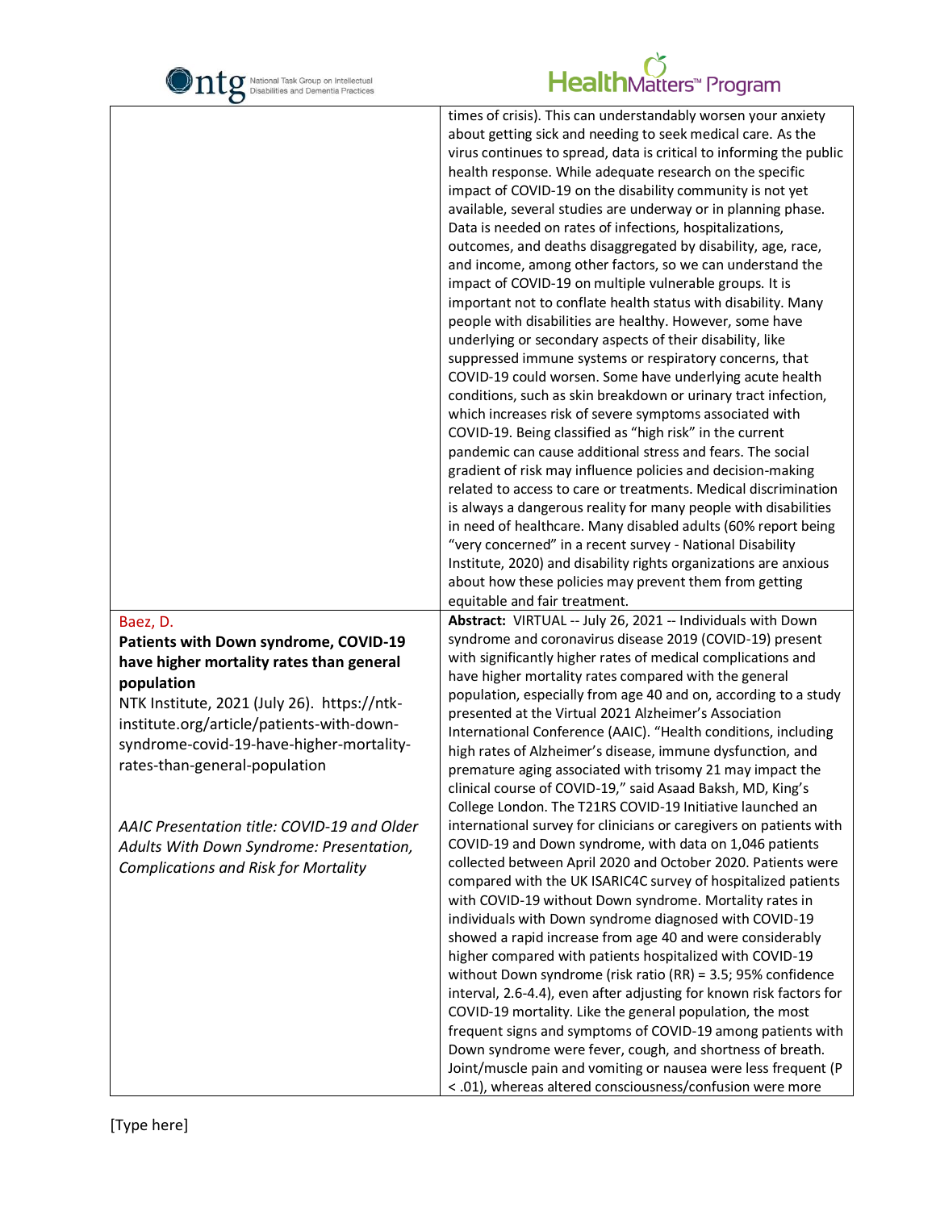| | |
|---|---|
| | times of crisis). This can understandably worsen your anxiety about getting sick and needing to seek medical care. As the virus continues to spread, data is critical to informing the public health response. While adequate research on the specific impact of COVID-19 on the disability community is not yet available, several studies are underway or in planning phase. Data is needed on rates of infections, hospitalizations, outcomes, and deaths disaggregated by disability, age, race, and income, among other factors, so we can understand the impact of COVID-19 on multiple vulnerable groups. It is important not to conflate health status with disability. Many people with disabilities are healthy. However, some have underlying or secondary aspects of their disability, like suppressed immune systems or respiratory concerns, that COVID-19 could worsen. Some have underlying acute health conditions, such as skin breakdown or urinary tract infection, which increases risk of severe symptoms associated with COVID-19. Being classified as "high risk" in the current pandemic can cause additional stress and fears. The social gradient of risk may influence policies and decision-making related to access to care or treatments. Medical discrimination is always a dangerous reality for many people with disabilities in need of healthcare. Many disabled adults (60% report being "very concerned" in a recent survey - National Disability Institute, 2020) and disability rights organizations are anxious about how these policies may prevent them from getting equitable and fair treatment. |
| Baez, D.<br>**Patients with Down syndrome, COVID-19 have higher mortality rates than general population**<br>NTK Institute, 2021 (July 26). https://ntk-institute.org/article/patients-with-down-syndrome-covid-19-have-higher-mortality-rates-than-general-population<br><br>*AAIC Presentation title: COVID-19 and Older Adults With Down Syndrome: Presentation, Complications and Risk for Mortality* | **Abstract:** VIRTUAL -- July 26, 2021 -- Individuals with Down syndrome and coronavirus disease 2019 (COVID-19) present with significantly higher rates of medical complications and have higher mortality rates compared with the general population, especially from age 40 and on, according to a study presented at the Virtual 2021 Alzheimer's Association International Conference (AAIC). "Health conditions, including high rates of Alzheimer's disease, immune dysfunction, and premature aging associated with trisomy 21 may impact the clinical course of COVID-19," said Asaad Baksh, MD, King's College London. The T21RS COVID-19 Initiative launched an international survey for clinicians or caregivers on patients with COVID-19 and Down syndrome, with data on 1,046 patients collected between April 2020 and October 2020. Patients were compared with the UK ISARIC4C survey of hospitalized patients with COVID-19 without Down syndrome. Mortality rates in individuals with Down syndrome diagnosed with COVID-19 showed a rapid increase from age 40 and were considerably higher compared with patients hospitalized with COVID-19 without Down syndrome (risk ratio (RR) = 3.5; 95% confidence interval, 2.6-4.4), even after adjusting for known risk factors for COVID-19 mortality. Like the general population, the most frequent signs and symptoms of COVID-19 among patients with Down syndrome were fever, cough, and shortness of breath. Joint/muscle pain and vomiting or nausea were less frequent ($P < .01$), whereas altered consciousness/confusion were more |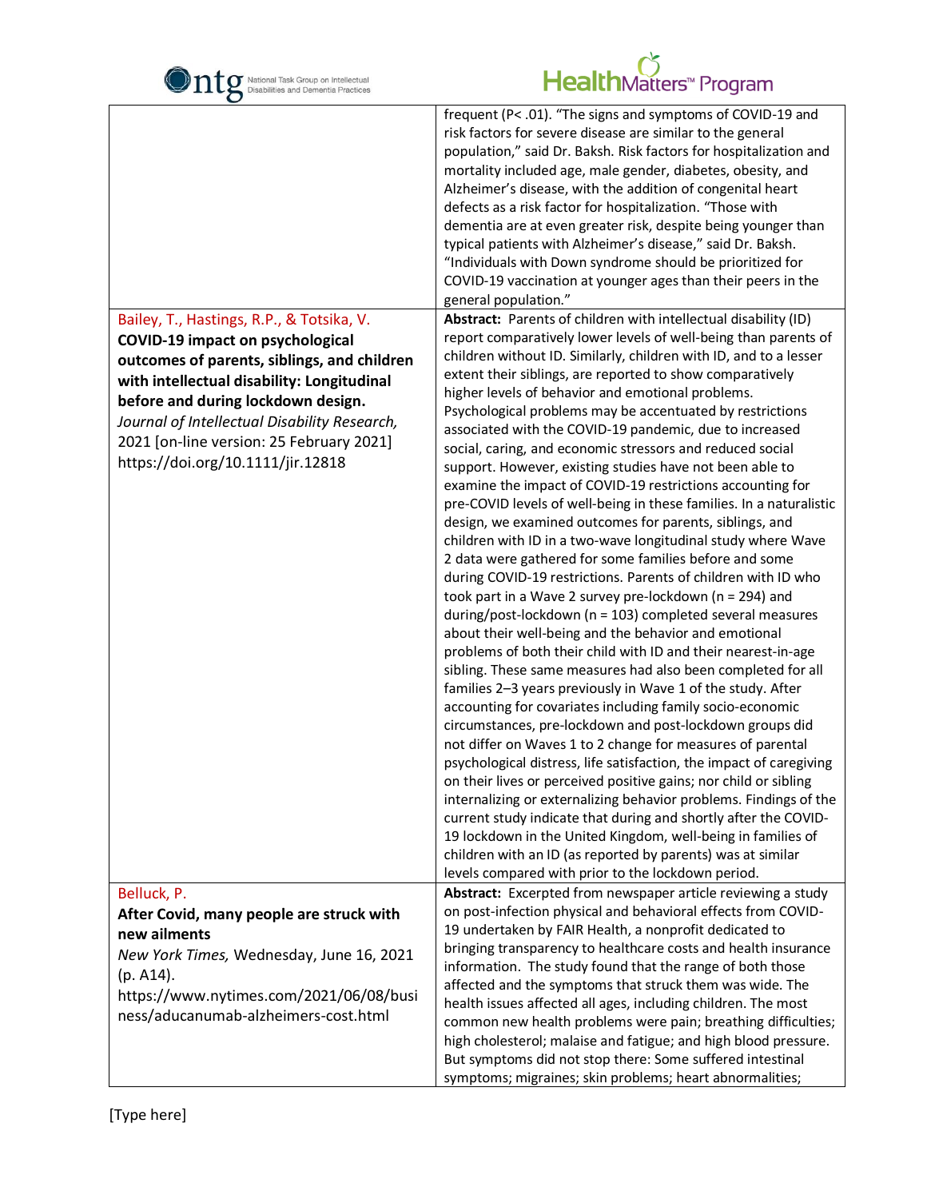| | |
|---|---|
| | frequent (P< .01). "The signs and symptoms of COVID-19 and risk factors for severe disease are similar to the general population," said Dr. Baksh. Risk factors for hospitalization and mortality included age, male gender, diabetes, obesity, and Alzheimer's disease, with the addition of congenital heart defects as a risk factor for hospitalization. "Those with dementia are at even greater risk, despite being younger than typical patients with Alzheimer's disease," said Dr. Baksh. "Individuals with Down syndrome should be prioritized for COVID-19 vaccination at younger ages than their peers in the general population." |
| Bailey, T., Hastings, R.P., & Totsika, V. **COVID-19 impact on psychological outcomes of parents, siblings, and children with intellectual disability: Longitudinal before and during lockdown design.** *Journal of Intellectual Disability Research,* 2021 [on-line version: 25 February 2021] https://doi.org/10.1111/jir.12818 | **Abstract:** Parents of children with intellectual disability (ID) report comparatively lower levels of well-being than parents of children without ID. Similarly, children with ID, and to a lesser extent their siblings, are reported to show comparatively higher levels of behavior and emotional problems. Psychological problems may be accentuated by restrictions associated with the COVID-19 pandemic, due to increased social, caring, and economic stressors and reduced social support. However, existing studies have not been able to examine the impact of COVID-19 restrictions accounting for pre-COVID levels of well-being in these families. In a naturalistic design, we examined outcomes for parents, siblings, and children with ID in a two-wave longitudinal study where Wave 2 data were gathered for some families before and some during COVID-19 restrictions. Parents of children with ID who took part in a Wave 2 survey pre-lockdown (n = 294) and during/post-lockdown (n = 103) completed several measures about their well-being and the behavior and emotional problems of both their child with ID and their nearest-in-age sibling. These same measures had also been completed for all families 2–3 years previously in Wave 1 of the study. After accounting for covariates including family socio-economic circumstances, pre-lockdown and post-lockdown groups did not differ on Waves 1 to 2 change for measures of parental psychological distress, life satisfaction, the impact of caregiving on their lives or perceived positive gains; nor child or sibling internalizing or externalizing behavior problems. Findings of the current study indicate that during and shortly after the COVID-19 lockdown in the United Kingdom, well-being in families of children with an ID (as reported by parents) was at similar levels compared with prior to the lockdown period. |
| Belluck, P. **After Covid, many people are struck with new ailments** *New York Times,* Wednesday, June 16, 2021 (p. A14). https://www.nytimes.com/2021/06/08/business/aducanumab-alzheimers-cost.html | **Abstract:** Excerpted from newspaper article reviewing a study on post-infection physical and behavioral effects from COVID-19 undertaken by FAIR Health, a nonprofit dedicated to bringing transparency to healthcare costs and health insurance information. The study found that the range of both those affected and the symptoms that struck them was wide. The health issues affected all ages, including children. The most common new health problems were pain; breathing difficulties; high cholesterol; malaise and fatigue; and high blood pressure. But symptoms did not stop there: Some suffered intestinal symptoms; migraines; skin problems; heart abnormalities; |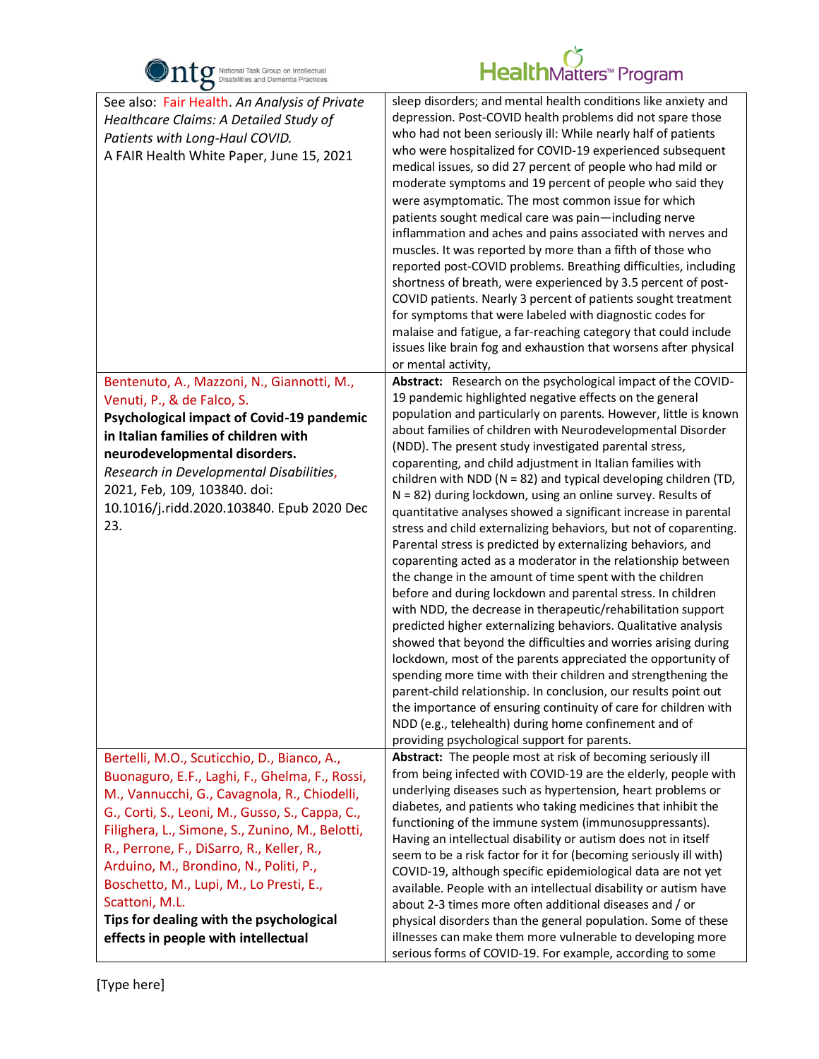| | |
|---|---|
| See also: Fair Health. *An Analysis of Private Healthcare Claims: A Detailed Study of Patients with Long-Haul COVID.* A FAIR Health White Paper, June 15, 2021 | sleep disorders; and mental health conditions like anxiety and depression. Post-COVID health problems did not spare those who had not been seriously ill: While nearly half of patients who were hospitalized for COVID-19 experienced subsequent medical issues, so did 27 percent of people who had mild or moderate symptoms and 19 percent of people who said they were asymptomatic. The most common issue for which patients sought medical care was pain—including nerve inflammation and aches and pains associated with nerves and muscles. It was reported by more than a fifth of those who reported post-COVID problems. Breathing difficulties, including shortness of breath, were experienced by 3.5 percent of post-COVID patients. Nearly 3 percent of patients sought treatment for symptoms that were labeled with diagnostic codes for malaise and fatigue, a far-reaching category that could include issues like brain fog and exhaustion that worsens after physical or mental activity, |
| Bentenuto, A., Mazzoni, N., Giannotti, M., Venuti, P., & de Falco, S. **Psychological impact of Covid-19 pandemic in Italian families of children with neurodevelopmental disorders.** *Research in Developmental Disabilities*, 2021, Feb, 109, 103840. doi: 10.1016/j.ridd.2020.103840. Epub 2020 Dec 23. | **Abstract:** Research on the psychological impact of the COVID-19 pandemic highlighted negative effects on the general population and particularly on parents. However, little is known about families of children with Neurodevelopmental Disorder (NDD). The present study investigated parental stress, coparenting, and child adjustment in Italian families with children with NDD (N = 82) and typical developing children (TD, N = 82) during lockdown, using an online survey. Results of quantitative analyses showed a significant increase in parental stress and child externalizing behaviors, but not of coparenting. Parental stress is predicted by externalizing behaviors, and coparenting acted as a moderator in the relationship between the change in the amount of time spent with the children before and during lockdown and parental stress. In children with NDD, the decrease in therapeutic/rehabilitation support predicted higher externalizing behaviors. Qualitative analysis showed that beyond the difficulties and worries arising during lockdown, most of the parents appreciated the opportunity of spending more time with their children and strengthening the parent-child relationship. In conclusion, our results point out the importance of ensuring continuity of care for children with NDD (e.g., telehealth) during home confinement and of providing psychological support for parents. |
| Bertelli, M.O., Scuticchio, D., Bianco, A., Buonaguro, E.F., Laghi, F., Ghelma, F., Rossi, M., Vannucchi, G., Cavagnola, R., Chiodelli, G., Corti, S., Leoni, M., Gusso, S., Cappa, C., Filighera, L., Simone, S., Zunino, M., Belotti, R., Perrone, F., DiSarro, R., Keller, R., Arduino, M., Brondino, N., Politi, P., Boschetto, M., Lupi, M., Lo Presti, E., Scattoni, M.L. **Tips for dealing with the psychological effects in people with intellectual** | **Abstract:** The people most at risk of becoming seriously ill from being infected with COVID-19 are the elderly, people with underlying diseases such as hypertension, heart problems or diabetes, and patients who taking medicines that inhibit the functioning of the immune system (immunosuppressants). Having an intellectual disability or autism does not in itself seem to be a risk factor for it for (becoming seriously ill with) COVID-19, although specific epidemiological data are not yet available. People with an intellectual disability or autism have about 2-3 times more often additional diseases and / or physical disorders than the general population. Some of these illnesses can make them more vulnerable to developing more serious forms of COVID-19. For example, according to some |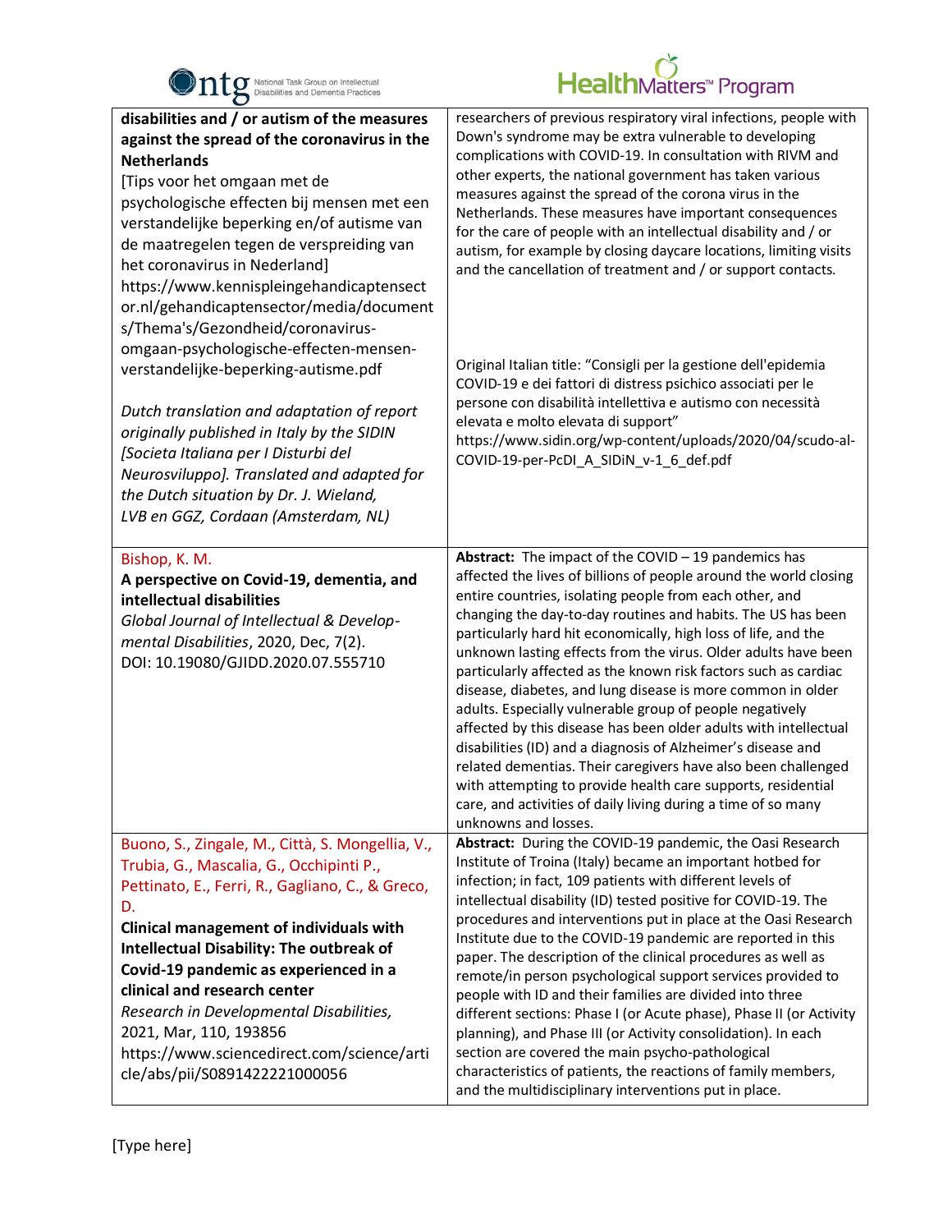| | |
|---|---|
| **disabilities and / or autism of the measures against the spread of the coronavirus in the Netherlands** [Tips voor het omgaan met de psychologische effecten bij mensen met een verstandelijke beperking en/of autisme van de maatregelen tegen de verspreiding van het coronavirus in Nederland] https://www.kennispleingehandicaptensector.nl/gehandicaptensector/media/documents/Thema's/Gezondheid/coronavirus-omgaan-psychologische-effecten-mensen-verstandelijke-beperking-autisme.pdf <br><br> *Dutch translation and adaptation of report originally published in Italy by the SIDIN [Societa Italiana per I Disturbi del Neurosviluppo]. Translated and adapted for the Dutch situation by Dr. J. Wieland, LVB en GGZ, Cordaan (Amsterdam, NL)* | researchers of previous respiratory viral infections, people with Down's syndrome may be extra vulnerable to developing complications with COVID-19. In consultation with RIVM and other experts, the national government has taken various measures against the spread of the corona virus in the Netherlands. These measures have important consequences for the care of people with an intellectual disability and / or autism, for example by closing daycare locations, limiting visits and the cancellation of treatment and / or support contacts. <br><br> Original Italian title: "Consigli per la gestione dell'epidemia COVID-19 e dei fattori di distress psichico associati per le persone con disabilità intellettiva e autismo con necessità elevata e molto elevata di support" https://www.sidin.org/wp-content/uploads/2020/04/scudo-al-COVID-19-per-PcDI_A_SIDiN_v-1_6_def.pdf |
| Bishop, K. M. <br> **A perspective on Covid-19, dementia, and intellectual disabilities** <br> *Global Journal of Intellectual & Developmental Disabilities*, 2020, Dec, 7(2). DOI: 10.19080/GJIDD.2020.07.555710 | **Abstract:** The impact of the COVID – 19 pandemics has affected the lives of billions of people around the world closing entire countries, isolating people from each other, and changing the day-to-day routines and habits. The US has been particularly hard hit economically, high loss of life, and the unknown lasting effects from the virus. Older adults have been particularly affected as the known risk factors such as cardiac disease, diabetes, and lung disease is more common in older adults. Especially vulnerable group of people negatively affected by this disease has been older adults with intellectual disabilities (ID) and a diagnosis of Alzheimer's disease and related dementias. Their caregivers have also been challenged with attempting to provide health care supports, residential care, and activities of daily living during a time of so many unknowns and losses. |
| Buono, S., Zingale, M., Città, S. Mongellia, V., Trubia, G., Mascalia, G., Occhipinti P., Pettinato, E., Ferri, R., Gagliano, C., & Greco, D. <br> **Clinical management of individuals with Intellectual Disability: The outbreak of Covid-19 pandemic as experienced in a clinical and research center** <br> *Research in Developmental Disabilities*, 2021, Mar, 110, 193856 https://www.sciencedirect.com/science/article/abs/pii/S0891422221000056 | **Abstract:** During the COVID-19 pandemic, the Oasi Research Institute of Troina (Italy) became an important hotbed for infection; in fact, 109 patients with different levels of intellectual disability (ID) tested positive for COVID-19. The procedures and interventions put in place at the Oasi Research Institute due to the COVID-19 pandemic are reported in this paper. The description of the clinical procedures as well as remote/in person psychological support services provided to people with ID and their families are divided into three different sections: Phase I (or Acute phase), Phase II (or Activity planning), and Phase III (or Activity consolidation). In each section are covered the main psycho-pathological characteristics of patients, the reactions of family members, and the multidisciplinary interventions put in place. |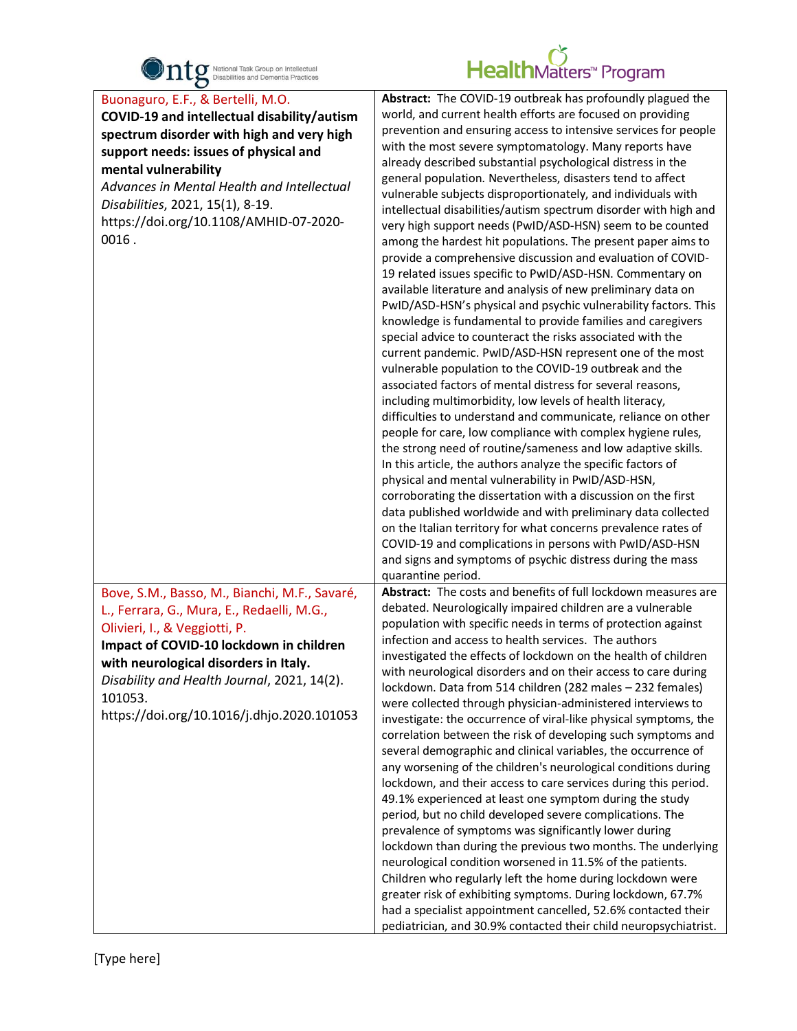| | |
|---|---|
| Buonaguro, E.F., & Bertelli, M.O.<br>**COVID-19 and intellectual disability/autism spectrum disorder with high and very high support needs: issues of physical and mental vulnerability**<br>*Advances in Mental Health and Intellectual Disabilities*, 2021, 15(1), 8-19. https://doi.org/10.1108/AMHID-07-2020-0016 . | **Abstract:** The COVID-19 outbreak has profoundly plagued the world, and current health efforts are focused on providing prevention and ensuring access to intensive services for people with the most severe symptomatology. Many reports have already described substantial psychological distress in the general population. Nevertheless, disasters tend to affect vulnerable subjects disproportionately, and individuals with intellectual disabilities/autism spectrum disorder with high and very high support needs (PwID/ASD-HSN) seem to be counted among the hardest hit populations. The present paper aims to provide a comprehensive discussion and evaluation of COVID-19 related issues specific to PwID/ASD-HSN. Commentary on available literature and analysis of new preliminary data on PwID/ASD-HSN's physical and psychic vulnerability factors. This knowledge is fundamental to provide families and caregivers special advice to counteract the risks associated with the current pandemic. PwID/ASD-HSN represent one of the most vulnerable population to the COVID-19 outbreak and the associated factors of mental distress for several reasons, including multimorbidity, low levels of health literacy, difficulties to understand and communicate, reliance on other people for care, low compliance with complex hygiene rules, the strong need of routine/sameness and low adaptive skills. In this article, the authors analyze the specific factors of physical and mental vulnerability in PwID/ASD-HSN, corroborating the dissertation with a discussion on the first data published worldwide and with preliminary data collected on the Italian territory for what concerns prevalence rates of COVID-19 and complications in persons with PwID/ASD-HSN and signs and symptoms of psychic distress during the mass quarantine period. |
| Bove, S.M., Basso, M., Bianchi, M.F., Savaré, L., Ferrara, G., Mura, E., Redaelli, M.G., Olivieri, I., & Veggiotti, P.<br>**Impact of COVID-10 lockdown in children with neurological disorders in Italy.**<br>*Disability and Health Journal*, 2021, 14(2). 101053.<br>https://doi.org/10.1016/j.dhjo.2020.101053 | **Abstract:** The costs and benefits of full lockdown measures are debated. Neurologically impaired children are a vulnerable population with specific needs in terms of protection against infection and access to health services. The authors investigated the effects of lockdown on the health of children with neurological disorders and on their access to care during lockdown. Data from 514 children (282 males – 232 females) were collected through physician-administered interviews to investigate: the occurrence of viral-like physical symptoms, the correlation between the risk of developing such symptoms and several demographic and clinical variables, the occurrence of any worsening of the children's neurological conditions during lockdown, and their access to care services during this period. 49.1% experienced at least one symptom during the study period, but no child developed severe complications. The prevalence of symptoms was significantly lower during lockdown than during the previous two months. The underlying neurological condition worsened in 11.5% of the patients. Children who regularly left the home during lockdown were greater risk of exhibiting symptoms. During lockdown, 67.7% had a specialist appointment cancelled, 52.6% contacted their pediatrician, and 30.9% contacted their child neuropsychiatrist. |

[Type here]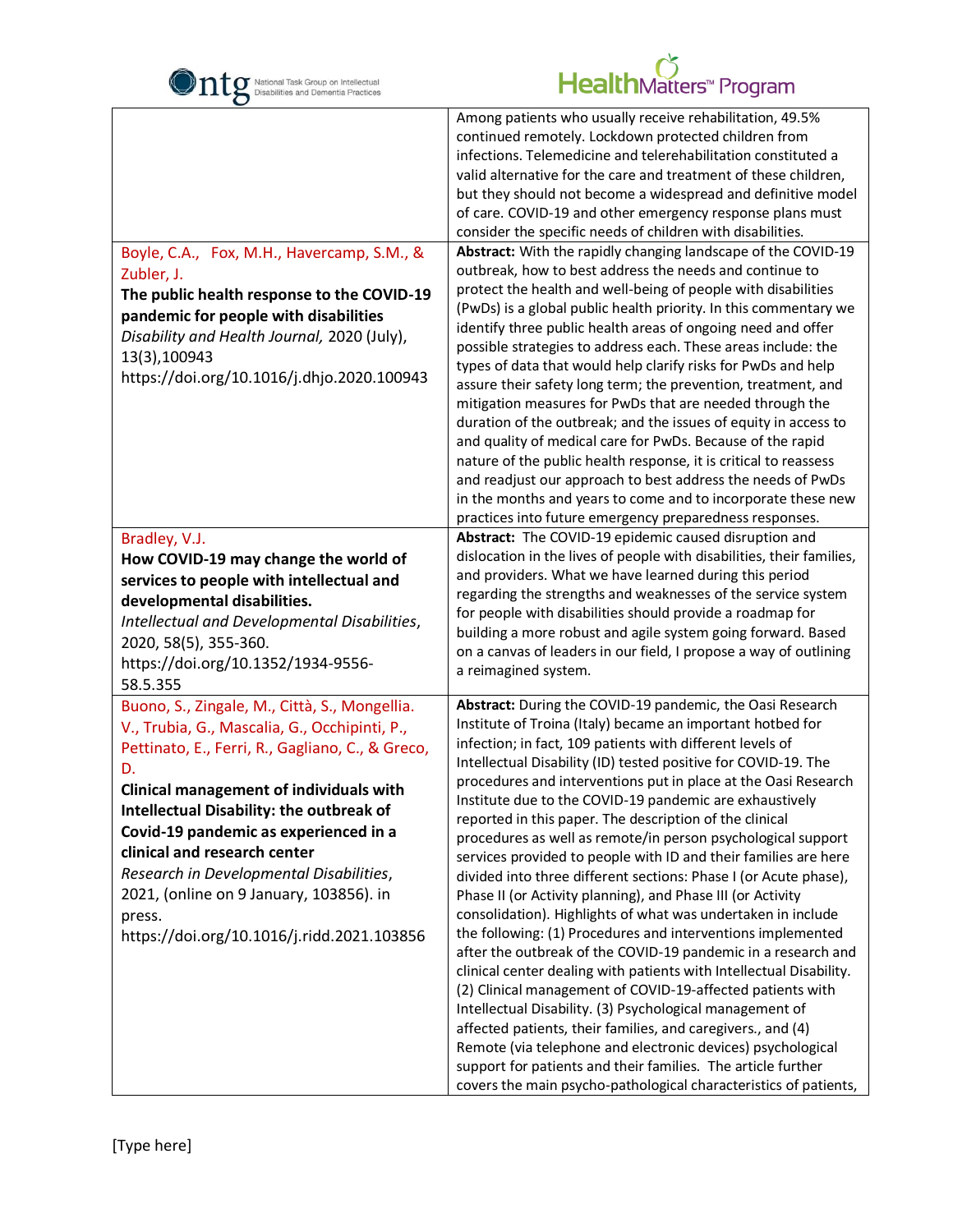| | |
|---|---|
| | Among patients who usually receive rehabilitation, 49.5% continued remotely. Lockdown protected children from infections. Telemedicine and telerehabilitation constituted a valid alternative for the care and treatment of these children, but they should not become a widespread and definitive model of care. COVID-19 and other emergency response plans must consider the specific needs of children with disabilities. |
| Boyle, C.A., Fox, M.H., Havercamp, S.M., & Zubler, J.<br>**The public health response to the COVID-19 pandemic for people with disabilities**<br>*Disability and Health Journal,* 2020 (July), 13(3),100943<br>https://doi.org/10.1016/j.dhjo.2020.100943 | **Abstract:** With the rapidly changing landscape of the COVID-19 outbreak, how to best address the needs and continue to protect the health and well-being of people with disabilities (PwDs) is a global public health priority. In this commentary we identify three public health areas of ongoing need and offer possible strategies to address each. These areas include: the types of data that would help clarify risks for PwDs and help assure their safety long term; the prevention, treatment, and mitigation measures for PwDs that are needed through the duration of the outbreak; and the issues of equity in access to and quality of medical care for PwDs. Because of the rapid nature of the public health response, it is critical to reassess and readjust our approach to best address the needs of PwDs in the months and years to come and to incorporate these new practices into future emergency preparedness responses. |
| Bradley, V.J.<br>**How COVID-19 may change the world of services to people with intellectual and developmental disabilities.**<br>*Intellectual and Developmental Disabilities*, 2020, 58(5), 355-360.<br>https://doi.org/10.1352/1934-9556-58.5.355 | **Abstract:** The COVID-19 epidemic caused disruption and dislocation in the lives of people with disabilities, their families, and providers. What we have learned during this period regarding the strengths and weaknesses of the service system for people with disabilities should provide a roadmap for building a more robust and agile system going forward. Based on a canvas of leaders in our field, I propose a way of outlining a reimagined system. |
| Buono, S., Zingale, M., Città, S., Mongellia. V., Trubia, G., Mascalia, G., Occhipinti, P., Pettinato, E., Ferri, R., Gagliano, C., & Greco, D.<br>**Clinical management of individuals with Intellectual Disability: the outbreak of Covid-19 pandemic as experienced in a clinical and research center**<br>*Research in Developmental Disabilities*, 2021, (online on 9 January, 103856). in press.<br>https://doi.org/10.1016/j.ridd.2021.103856 | **Abstract:** During the COVID-19 pandemic, the Oasi Research Institute of Troina (Italy) became an important hotbed for infection; in fact, 109 patients with different levels of Intellectual Disability (ID) tested positive for COVID-19. The procedures and interventions put in place at the Oasi Research Institute due to the COVID-19 pandemic are exhaustively reported in this paper. The description of the clinical procedures as well as remote/in person psychological support services provided to people with ID and their families are here divided into three different sections: Phase I (or Acute phase), Phase II (or Activity planning), and Phase III (or Activity consolidation). Highlights of what was undertaken in include the following: (1) Procedures and interventions implemented after the outbreak of the COVID-19 pandemic in a research and clinical center dealing with patients with Intellectual Disability. (2) Clinical management of COVID-19-affected patients with Intellectual Disability. (3) Psychological management of affected patients, their families, and caregivers., and (4) Remote (via telephone and electronic devices) psychological support for patients and their families. The article further covers the main psycho-pathological characteristics of patients, |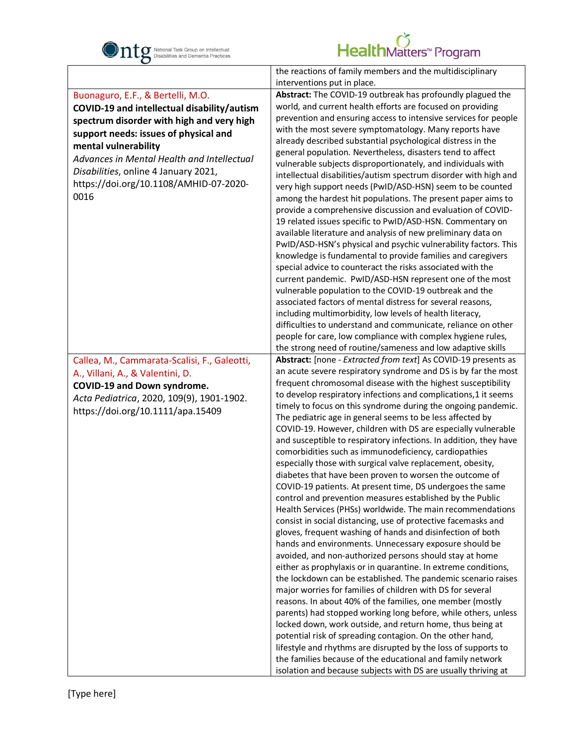| | |
|---|---|
| | the reactions of family members and the multidisciplinary interventions put in place. |
| Buonaguro, E.F., & Bertelli, M.O.<br>**COVID-19 and intellectual disability/autism spectrum disorder with high and very high support needs: issues of physical and mental vulnerability**<br>*Advances in Mental Health and Intellectual Disabilities*, online 4 January 2021, https://doi.org/10.1108/AMHID-07-2020-0016 | **Abstract:** The COVID-19 outbreak has profoundly plagued the world, and current health efforts are focused on providing prevention and ensuring access to intensive services for people with the most severe symptomatology. Many reports have already described substantial psychological distress in the general population. Nevertheless, disasters tend to affect vulnerable subjects disproportionately, and individuals with intellectual disabilities/autism spectrum disorder with high and very high support needs (PwID/ASD-HSN) seem to be counted among the hardest hit populations. The present paper aims to provide a comprehensive discussion and evaluation of COVID-19 related issues specific to PwID/ASD-HSN. Commentary on available literature and analysis of new preliminary data on PwID/ASD-HSN's physical and psychic vulnerability factors. This knowledge is fundamental to provide families and caregivers special advice to counteract the risks associated with the current pandemic. PwID/ASD-HSN represent one of the most vulnerable population to the COVID-19 outbreak and the associated factors of mental distress for several reasons, including multimorbidity, low levels of health literacy, difficulties to understand and communicate, reliance on other people for care, low compliance with complex hygiene rules, the strong need of routine/sameness and low adaptive skills |
| Callea, M., Cammarata-Scalisi, F., Galeotti, A., Villani, A., & Valentini, D.<br>**COVID-19 and Down syndrome.**<br>*Acta Pediatrica*, 2020, 109(9), 1901-1902. https://doi.org/10.1111/apa.15409 | **Abstract:** [none - *Extracted from text*] As COVID-19 presents as an acute severe respiratory syndrome and DS is by far the most frequent chromosomal disease with the highest susceptibility to develop respiratory infections and complications,1 it seems timely to focus on this syndrome during the ongoing pandemic. The pediatric age in general seems to be less affected by COVID-19. However, children with DS are especially vulnerable and susceptible to respiratory infections. In addition, they have comorbidities such as immunodeficiency, cardiopathies especially those with surgical valve replacement, obesity, diabetes that have been proven to worsen the outcome of COVID-19 patients. At present time, DS undergoes the same control and prevention measures established by the Public Health Services (PHSs) worldwide. The main recommendations consist in social distancing, use of protective facemasks and gloves, frequent washing of hands and disinfection of both hands and environments. Unnecessary exposure should be avoided, and non-authorized persons should stay at home either as prophylaxis or in quarantine. In extreme conditions, the lockdown can be established. The pandemic scenario raises major worries for families of children with DS for several reasons. In about 40% of the families, one member (mostly parents) had stopped working long before, while others, unless locked down, work outside, and return home, thus being at potential risk of spreading contagion. On the other hand, lifestyle and rhythms are disrupted by the loss of supports to the families because of the educational and family network isolation and because subjects with DS are usually thriving at |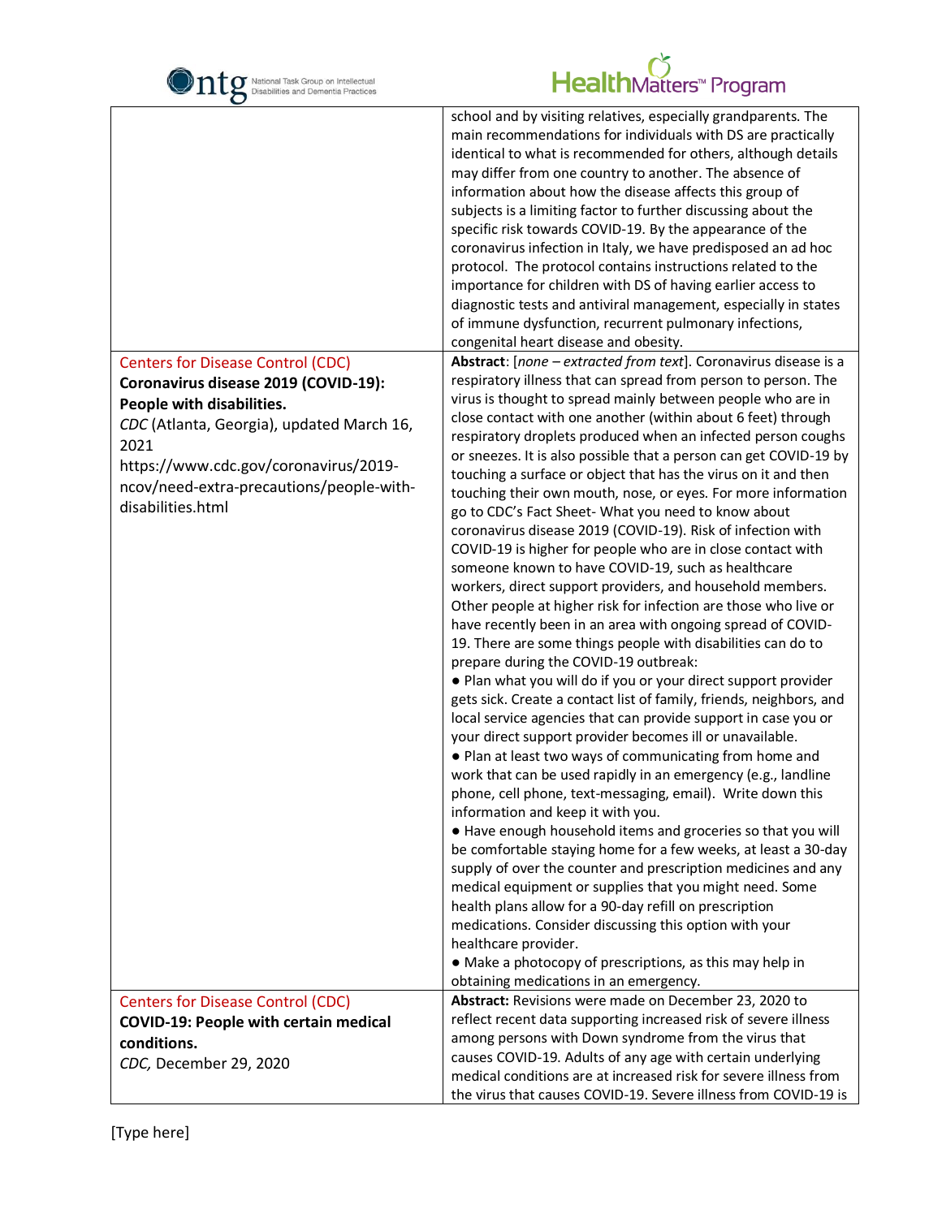| | |
|---|---|
| | school and by visiting relatives, especially grandparents. The main recommendations for individuals with DS are practically identical to what is recommended for others, although details may differ from one country to another. The absence of information about how the disease affects this group of subjects is a limiting factor to further discussing about the specific risk towards COVID-19. By the appearance of the coronavirus infection in Italy, we have predisposed an ad hoc protocol. The protocol contains instructions related to the importance for children with DS of having earlier access to diagnostic tests and antiviral management, especially in states of immune dysfunction, recurrent pulmonary infections, congenital heart disease and obesity. |
| Centers for Disease Control (CDC)<br>**Coronavirus disease 2019 (COVID-19): People with disabilities.**<br>*CDC* (Atlanta, Georgia), updated March 16, 2021<br>https://www.cdc.gov/coronavirus/2019-ncov/need-extra-precautions/people-with-disabilities.html | **Abstract**: [*none – extracted from text*]. Coronavirus disease is a respiratory illness that can spread from person to person. The virus is thought to spread mainly between people who are in close contact with one another (within about 6 feet) through respiratory droplets produced when an infected person coughs or sneezes. It is also possible that a person can get COVID-19 by touching a surface or object that has the virus on it and then touching their own mouth, nose, or eyes. For more information go to CDC's Fact Sheet- What you need to know about coronavirus disease 2019 (COVID-19). Risk of infection with COVID-19 is higher for people who are in close contact with someone known to have COVID-19, such as healthcare workers, direct support providers, and household members. Other people at higher risk for infection are those who live or have recently been in an area with ongoing spread of COVID-19. There are some things people with disabilities can do to prepare during the COVID-19 outbreak:<br>● Plan what you will do if you or your direct support provider gets sick. Create a contact list of family, friends, neighbors, and local service agencies that can provide support in case you or your direct support provider becomes ill or unavailable.<br>● Plan at least two ways of communicating from home and work that can be used rapidly in an emergency (e.g., landline phone, cell phone, text-messaging, email). Write down this information and keep it with you.<br>● Have enough household items and groceries so that you will be comfortable staying home for a few weeks, at least a 30-day supply of over the counter and prescription medicines and any medical equipment or supplies that you might need. Some health plans allow for a 90-day refill on prescription medications. Consider discussing this option with your healthcare provider.<br>● Make a photocopy of prescriptions, as this may help in obtaining medications in an emergency. |
| Centers for Disease Control (CDC)<br>**COVID-19: People with certain medical conditions.**<br>*CDC,* December 29, 2020 | **Abstract:** Revisions were made on December 23, 2020 to reflect recent data supporting increased risk of severe illness among persons with Down syndrome from the virus that causes COVID-19. Adults of any age with certain underlying medical conditions are at increased risk for severe illness from the virus that causes COVID-19. Severe illness from COVID-19 is |

[Type here]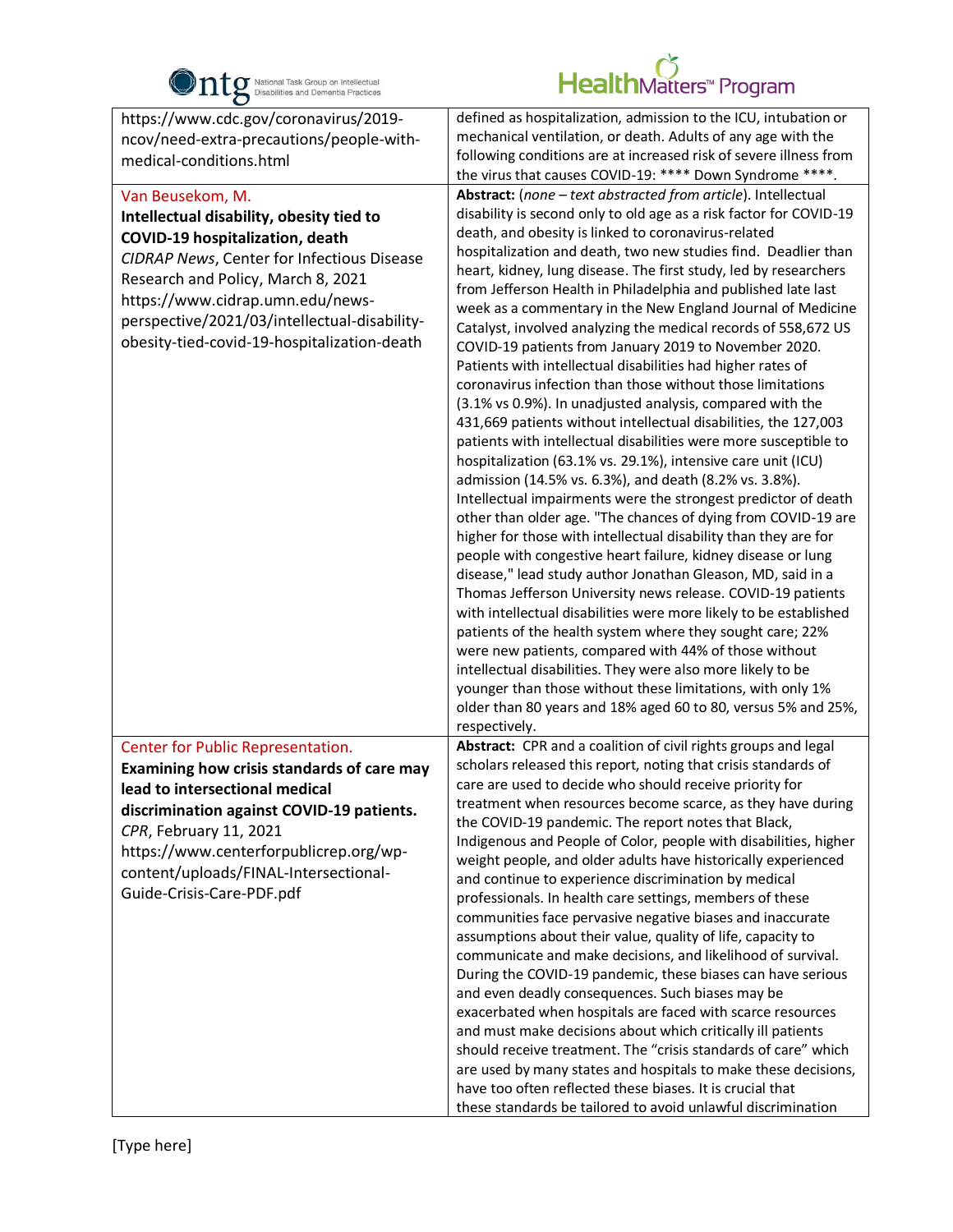| | |
|---|---|
| https://www.cdc.gov/coronavirus/2019-ncov/need-extra-precautions/people-with-medical-conditions.html | defined as hospitalization, admission to the ICU, intubation or mechanical ventilation, or death. Adults of any age with the following conditions are at increased risk of severe illness from the virus that causes COVID-19: **** Down Syndrome ****. |
| Van Beusekom, M.<br>**Intellectual disability, obesity tied to COVID-19 hospitalization, death**<br>*CIDRAP News*, Center for Infectious Disease Research and Policy, March 8, 2021<br>https://www.cidrap.umn.edu/news-perspective/2021/03/intellectual-disability-obesity-tied-covid-19-hospitalization-death | **Abstract:** (*none – text abstracted from article*). Intellectual disability is second only to old age as a risk factor for COVID-19 death, and obesity is linked to coronavirus-related hospitalization and death, two new studies find. Deadlier than heart, kidney, lung disease. The first study, led by researchers from Jefferson Health in Philadelphia and published late last week as a commentary in the New England Journal of Medicine Catalyst, involved analyzing the medical records of 558,672 US COVID-19 patients from January 2019 to November 2020. Patients with intellectual disabilities had higher rates of coronavirus infection than those without those limitations (3.1% vs 0.9%). In unadjusted analysis, compared with the 431,669 patients without intellectual disabilities, the 127,003 patients with intellectual disabilities were more susceptible to hospitalization (63.1% vs. 29.1%), intensive care unit (ICU) admission (14.5% vs. 6.3%), and death (8.2% vs. 3.8%). Intellectual impairments were the strongest predictor of death other than older age. "The chances of dying from COVID-19 are higher for those with intellectual disability than they are for people with congestive heart failure, kidney disease or lung disease," lead study author Jonathan Gleason, MD, said in a Thomas Jefferson University news release. COVID-19 patients with intellectual disabilities were more likely to be established patients of the health system where they sought care; 22% were new patients, compared with 44% of those without intellectual disabilities. They were also more likely to be younger than those without these limitations, with only 1% older than 80 years and 18% aged 60 to 80, versus 5% and 25%, respectively. |
| Center for Public Representation.<br>**Examining how crisis standards of care may lead to intersectional medical discrimination against COVID-19 patients.**<br>*CPR*, February 11, 2021<br>https://www.centerforpublicrep.org/wp-content/uploads/FINAL-Intersectional-Guide-Crisis-Care-PDF.pdf | **Abstract:** CPR and a coalition of civil rights groups and legal scholars released this report, noting that crisis standards of care are used to decide who should receive priority for treatment when resources become scarce, as they have during the COVID-19 pandemic. The report notes that Black, Indigenous and People of Color, people with disabilities, higher weight people, and older adults have historically experienced and continue to experience discrimination by medical professionals. In health care settings, members of these communities face pervasive negative biases and inaccurate assumptions about their value, quality of life, capacity to communicate and make decisions, and likelihood of survival. During the COVID-19 pandemic, these biases can have serious and even deadly consequences. Such biases may be exacerbated when hospitals are faced with scarce resources and must make decisions about which critically ill patients should receive treatment. The "crisis standards of care" which are used by many states and hospitals to make these decisions, have too often reflected these biases. It is crucial that these standards be tailored to avoid unlawful discrimination |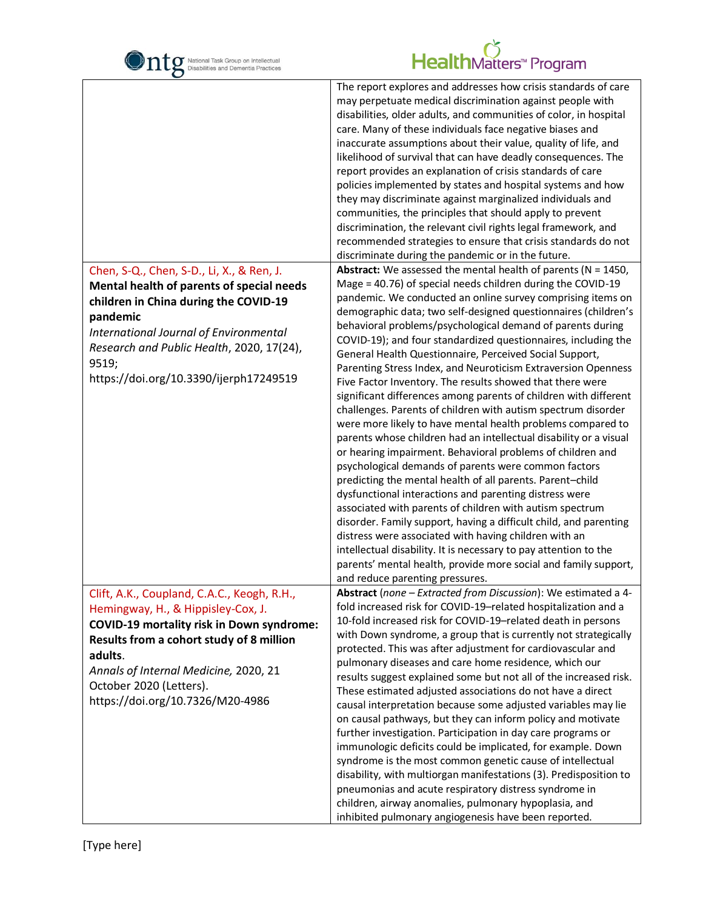| | |
|---|---|
| | The report explores and addresses how crisis standards of care may perpetuate medical discrimination against people with disabilities, older adults, and communities of color, in hospital care. Many of these individuals face negative biases and inaccurate assumptions about their value, quality of life, and likelihood of survival that can have deadly consequences. The report provides an explanation of crisis standards of care policies implemented by states and hospital systems and how they may discriminate against marginalized individuals and communities, the principles that should apply to prevent discrimination, the relevant civil rights legal framework, and recommended strategies to ensure that crisis standards do not discriminate during the pandemic or in the future. |
| Chen, S-Q., Chen, S-D., Li, X., & Ren, J.<br>**Mental health of parents of special needs children in China during the COVID-19 pandemic**<br>*International Journal of Environmental Research and Public Health*, 2020, 17(24), 9519;<br>https://doi.org/10.3390/ijerph17249519 | **Abstract:** We assessed the mental health of parents (N = 1450, Mage = 40.76) of special needs children during the COVID-19 pandemic. We conducted an online survey comprising items on demographic data; two self-designed questionnaires (children's behavioral problems/psychological demand of parents during COVID-19); and four standardized questionnaires, including the General Health Questionnaire, Perceived Social Support, Parenting Stress Index, and Neuroticism Extraversion Openness Five Factor Inventory. The results showed that there were significant differences among parents of children with different challenges. Parents of children with autism spectrum disorder were more likely to have mental health problems compared to parents whose children had an intellectual disability or a visual or hearing impairment. Behavioral problems of children and psychological demands of parents were common factors predicting the mental health of all parents. Parent–child dysfunctional interactions and parenting distress were associated with parents of children with autism spectrum disorder. Family support, having a difficult child, and parenting distress were associated with having children with an intellectual disability. It is necessary to pay attention to the parents' mental health, provide more social and family support, and reduce parenting pressures. |
| Clift, A.K., Coupland, C.A.C., Keogh, R.H., Hemingway, H., & Hippisley-Cox, J.<br>**COVID-19 mortality risk in Down syndrome: Results from a cohort study of 8 million adults**.<br>*Annals of Internal Medicine,* 2020, 21 October 2020 (Letters).<br>https://doi.org/10.7326/M20-4986 | **Abstract** (*none – Extracted from Discussion*): We estimated a 4-fold increased risk for COVID-19–related hospitalization and a 10-fold increased risk for COVID-19–related death in persons with Down syndrome, a group that is currently not strategically protected. This was after adjustment for cardiovascular and pulmonary diseases and care home residence, which our results suggest explained some but not all of the increased risk. These estimated adjusted associations do not have a direct causal interpretation because some adjusted variables may lie on causal pathways, but they can inform policy and motivate further investigation. Participation in day care programs or immunologic deficits could be implicated, for example. Down syndrome is the most common genetic cause of intellectual disability, with multiorgan manifestations (3). Predisposition to pneumonias and acute respiratory distress syndrome in children, airway anomalies, pulmonary hypoplasia, and inhibited pulmonary angiogenesis have been reported. |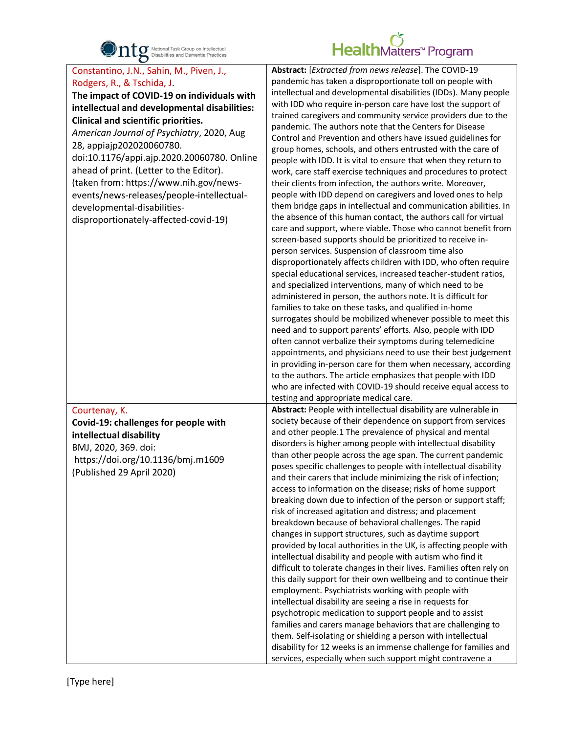| | |
|---|---|
| Constantino, J.N., Sahin, M., Piven, J., Rodgers, R., & Tschida, J.<br>**The impact of COVID-19 on individuals with intellectual and developmental disabilities: Clinical and scientific priorities.**<br>*American Journal of Psychiatry*, 2020, Aug 28, appiajp202020060780. doi:10.1176/appi.ajp.2020.20060780. Online ahead of print. (Letter to the Editor). (taken from: https://www.nih.gov/news-events/news-releases/people-intellectual-developmental-disabilities-disproportionately-affected-covid-19) | **Abstract:** [*Extracted from news release*]. The COVID-19 pandemic has taken a disproportionate toll on people with intellectual and developmental disabilities (IDDs). Many people with IDD who require in-person care have lost the support of trained caregivers and community service providers due to the pandemic. The authors note that the Centers for Disease Control and Prevention and others have issued guidelines for group homes, schools, and others entrusted with the care of people with IDD. It is vital to ensure that when they return to work, care staff exercise techniques and procedures to protect their clients from infection, the authors write. Moreover, people with IDD depend on caregivers and loved ones to help them bridge gaps in intellectual and communication abilities. In the absence of this human contact, the authors call for virtual care and support, where viable. Those who cannot benefit from screen-based supports should be prioritized to receive in-person services. Suspension of classroom time also disproportionately affects children with IDD, who often require special educational services, increased teacher-student ratios, and specialized interventions, many of which need to be administered in person, the authors note. It is difficult for families to take on these tasks, and qualified in-home surrogates should be mobilized whenever possible to meet this need and to support parents' efforts. Also, people with IDD often cannot verbalize their symptoms during telemedicine appointments, and physicians need to use their best judgement in providing in-person care for them when necessary, according to the authors. The article emphasizes that people with IDD who are infected with COVID-19 should receive equal access to testing and appropriate medical care. |
| Courtenay, K.<br>**Covid-19: challenges for people with intellectual disability**<br>BMJ, 2020, 369. doi: https://doi.org/10.1136/bmj.m1609 (Published 29 April 2020) | **Abstract:** People with intellectual disability are vulnerable in society because of their dependence on support from services and other people.1 The prevalence of physical and mental disorders is higher among people with intellectual disability than other people across the age span. The current pandemic poses specific challenges to people with intellectual disability and their carers that include minimizing the risk of infection; access to information on the disease; risks of home support breaking down due to infection of the person or support staff; risk of increased agitation and distress; and placement breakdown because of behavioral challenges. The rapid changes in support structures, such as daytime support provided by local authorities in the UK, is affecting people with intellectual disability and people with autism who find it difficult to tolerate changes in their lives. Families often rely on this daily support for their own wellbeing and to continue their employment. Psychiatrists working with people with intellectual disability are seeing a rise in requests for psychotropic medication to support people and to assist families and carers manage behaviors that are challenging to them. Self-isolating or shielding a person with intellectual disability for 12 weeks is an immense challenge for families and services, especially when such support might contravene a |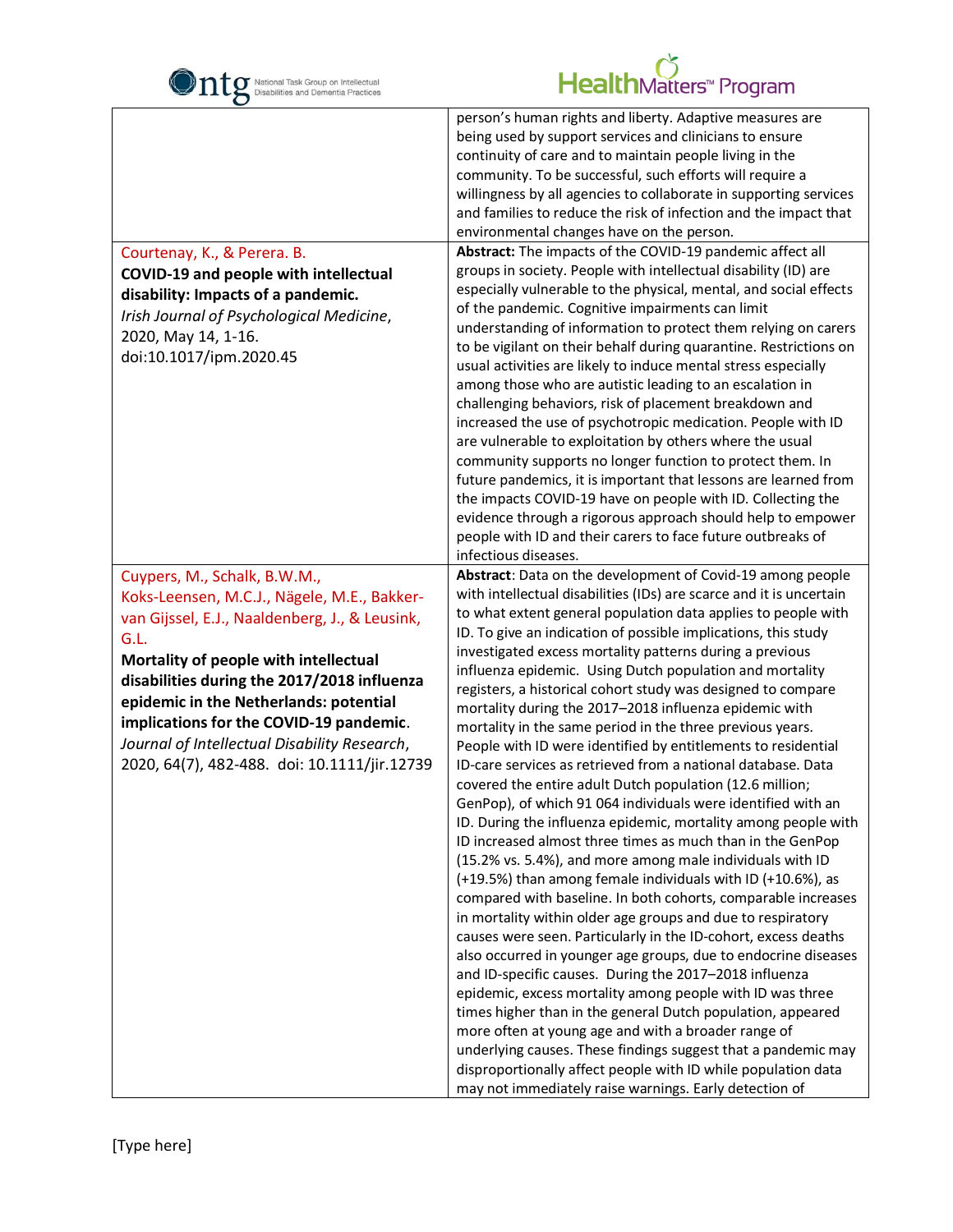| | |
|---|---|
| | person's human rights and liberty. Adaptive measures are being used by support services and clinicians to ensure continuity of care and to maintain people living in the community. To be successful, such efforts will require a willingness by all agencies to collaborate in supporting services and families to reduce the risk of infection and the impact that environmental changes have on the person. |
| Courtenay, K., & Perera. B.<br>**COVID-19 and people with intellectual disability: Impacts of a pandemic.**<br>*Irish Journal of Psychological Medicine*, 2020, May 14, 1-16.<br>doi:10.1017/ipm.2020.45 | **Abstract:** The impacts of the COVID-19 pandemic affect all groups in society. People with intellectual disability (ID) are especially vulnerable to the physical, mental, and social effects of the pandemic. Cognitive impairments can limit understanding of information to protect them relying on carers to be vigilant on their behalf during quarantine. Restrictions on usual activities are likely to induce mental stress especially among those who are autistic leading to an escalation in challenging behaviors, risk of placement breakdown and increased the use of psychotropic medication. People with ID are vulnerable to exploitation by others where the usual community supports no longer function to protect them. In future pandemics, it is important that lessons are learned from the impacts COVID-19 have on people with ID. Collecting the evidence through a rigorous approach should help to empower people with ID and their carers to face future outbreaks of infectious diseases. |
| Cuypers, M., Schalk, B.W.M., Koks-Leensen, M.C.J., Nägele, M.E., Bakker-van Gijssel, E.J., Naaldenberg, J., & Leusink, G.L.<br>**Mortality of people with intellectual disabilities during the 2017/2018 influenza epidemic in the Netherlands: potential implications for the COVID-19 pandemic**.<br>*Journal of Intellectual Disability Research*, 2020, 64(7), 482-488. doi: 10.1111/jir.12739 | **Abstract**: Data on the development of Covid-19 among people with intellectual disabilities (IDs) are scarce and it is uncertain to what extent general population data applies to people with ID. To give an indication of possible implications, this study investigated excess mortality patterns during a previous influenza epidemic. Using Dutch population and mortality registers, a historical cohort study was designed to compare mortality during the 2017–2018 influenza epidemic with mortality in the same period in the three previous years. People with ID were identified by entitlements to residential ID-care services as retrieved from a national database. Data covered the entire adult Dutch population (12.6 million; GenPop), of which 91 064 individuals were identified with an ID. During the influenza epidemic, mortality among people with ID increased almost three times as much than in the GenPop (15.2% vs. 5.4%), and more among male individuals with ID (+19.5%) than among female individuals with ID (+10.6%), as compared with baseline. In both cohorts, comparable increases in mortality within older age groups and due to respiratory causes were seen. Particularly in the ID-cohort, excess deaths also occurred in younger age groups, due to endocrine diseases and ID-specific causes. During the 2017–2018 influenza epidemic, excess mortality among people with ID was three times higher than in the general Dutch population, appeared more often at young age and with a broader range of underlying causes. These findings suggest that a pandemic may disproportionally affect people with ID while population data may not immediately raise warnings. Early detection of |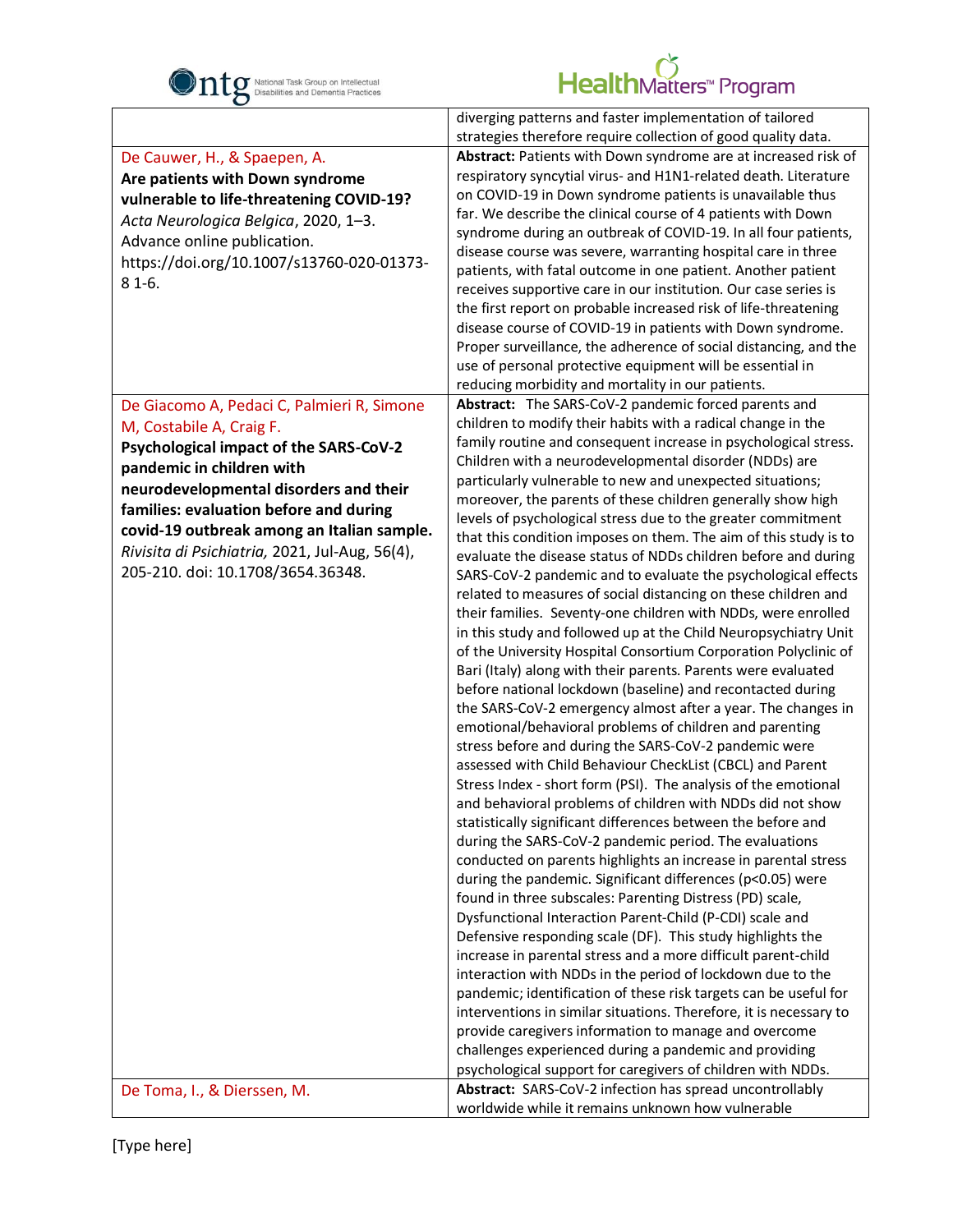| | |
|---|---|
| | diverging patterns and faster implementation of tailored strategies therefore require collection of good quality data. |
| De Cauwer, H., & Spaepen, A. **Are patients with Down syndrome vulnerable to life-threatening COVID-19?** *Acta Neurologica Belgica*, 2020, 1–3. Advance online publication. https://doi.org/10.1007/s13760-020-01373-8 1-6. | **Abstract:** Patients with Down syndrome are at increased risk of respiratory syncytial virus- and H1N1-related death. Literature on COVID-19 in Down syndrome patients is unavailable thus far. We describe the clinical course of 4 patients with Down syndrome during an outbreak of COVID-19. In all four patients, disease course was severe, warranting hospital care in three patients, with fatal outcome in one patient. Another patient receives supportive care in our institution. Our case series is the first report on probable increased risk of life-threatening disease course of COVID-19 in patients with Down syndrome. Proper surveillance, the adherence of social distancing, and the use of personal protective equipment will be essential in reducing morbidity and mortality in our patients. |
| De Giacomo A, Pedaci C, Palmieri R, Simone M, Costabile A, Craig F. **Psychological impact of the SARS-CoV-2 pandemic in children with neurodevelopmental disorders and their families: evaluation before and during covid-19 outbreak among an Italian sample.** *Rivisita di Psichiatria,* 2021, Jul-Aug, 56(4), 205-210. doi: 10.1708/3654.36348. | **Abstract:** The SARS-CoV-2 pandemic forced parents and children to modify their habits with a radical change in the family routine and consequent increase in psychological stress. Children with a neurodevelopmental disorder (NDDs) are particularly vulnerable to new and unexpected situations; moreover, the parents of these children generally show high levels of psychological stress due to the greater commitment that this condition imposes on them. The aim of this study is to evaluate the disease status of NDDs children before and during SARS-CoV-2 pandemic and to evaluate the psychological effects related to measures of social distancing on these children and their families. Seventy-one children with NDDs, were enrolled in this study and followed up at the Child Neuropsychiatry Unit of the University Hospital Consortium Corporation Polyclinic of Bari (Italy) along with their parents. Parents were evaluated before national lockdown (baseline) and recontacted during the SARS-CoV-2 emergency almost after a year. The changes in emotional/behavioral problems of children and parenting stress before and during the SARS-CoV-2 pandemic were assessed with Child Behaviour CheckList (CBCL) and Parent Stress Index - short form (PSI). The analysis of the emotional and behavioral problems of children with NDDs did not show statistically significant differences between the before and during the SARS-CoV-2 pandemic period. The evaluations conducted on parents highlights an increase in parental stress during the pandemic. Significant differences ($p<0.05$) were found in three subscales: Parenting Distress (PD) scale, Dysfunctional Interaction Parent-Child (P-CDI) scale and Defensive responding scale (DF). This study highlights the increase in parental stress and a more difficult parent-child interaction with NDDs in the period of lockdown due to the pandemic; identification of these risk targets can be useful for interventions in similar situations. Therefore, it is necessary to provide caregivers information to manage and overcome challenges experienced during a pandemic and providing psychological support for caregivers of children with NDDs. |
| De Toma, I., & Dierssen, M. | **Abstract:** SARS-CoV-2 infection has spread uncontrollably worldwide while it remains unknown how vulnerable |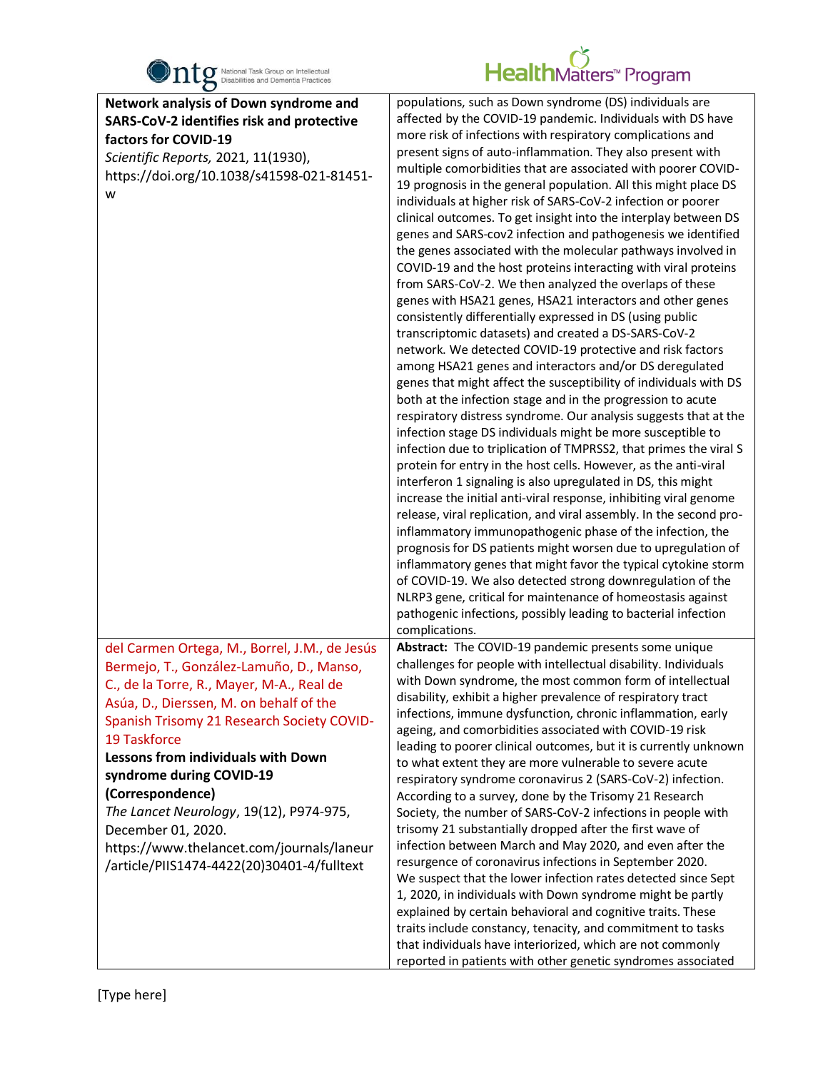| | |
|---|---|
| **Network analysis of Down syndrome and SARS-CoV-2 identifies risk and protective factors for COVID-19**<br>*Scientific Reports,* 2021, 11(1930), https://doi.org/10.1038/s41598-021-81451-w | populations, such as Down syndrome (DS) individuals are affected by the COVID-19 pandemic. Individuals with DS have more risk of infections with respiratory complications and present signs of auto-inflammation. They also present with multiple comorbidities that are associated with poorer COVID-19 prognosis in the general population. All this might place DS individuals at higher risk of SARS-CoV-2 infection or poorer clinical outcomes. To get insight into the interplay between DS genes and SARS-cov2 infection and pathogenesis we identified the genes associated with the molecular pathways involved in COVID-19 and the host proteins interacting with viral proteins from SARS-CoV-2. We then analyzed the overlaps of these genes with HSA21 genes, HSA21 interactors and other genes consistently differentially expressed in DS (using public transcriptomic datasets) and created a DS-SARS-CoV-2 network. We detected COVID-19 protective and risk factors among HSA21 genes and interactors and/or DS deregulated genes that might affect the susceptibility of individuals with DS both at the infection stage and in the progression to acute respiratory distress syndrome. Our analysis suggests that at the infection stage DS individuals might be more susceptible to infection due to triplication of TMPRSS2, that primes the viral S protein for entry in the host cells. However, as the anti-viral interferon 1 signaling is also upregulated in DS, this might increase the initial anti-viral response, inhibiting viral genome release, viral replication, and viral assembly. In the second pro-inflammatory immunopathogenic phase of the infection, the prognosis for DS patients might worsen due to upregulation of inflammatory genes that might favor the typical cytokine storm of COVID-19. We also detected strong downregulation of the NLRP3 gene, critical for maintenance of homeostasis against pathogenic infections, possibly leading to bacterial infection complications. |
| del Carmen Ortega, M., Borrel, J.M., de Jesús Bermejo, T., González-Lamuño, D., Manso, C., de la Torre, R., Mayer, M-A., Real de Asúa, D., Dierssen, M. on behalf of the Spanish Trisomy 21 Research Society COVID-19 Taskforce<br>**Lessons from individuals with Down syndrome during COVID-19 (Correspondence)**<br>*The Lancet Neurology*, 19(12), P974-975, December 01, 2020. https://www.thelancet.com/journals/laneur/article/PIIS1474-4422(20)30401-4/fulltext | **Abstract:** The COVID-19 pandemic presents some unique challenges for people with intellectual disability. Individuals with Down syndrome, the most common form of intellectual disability, exhibit a higher prevalence of respiratory tract infections, immune dysfunction, chronic inflammation, early ageing, and comorbidities associated with COVID-19 risk leading to poorer clinical outcomes, but it is currently unknown to what extent they are more vulnerable to severe acute respiratory syndrome coronavirus 2 (SARS-CoV-2) infection. According to a survey, done by the Trisomy 21 Research Society, the number of SARS-CoV-2 infections in people with trisomy 21 substantially dropped after the first wave of infection between March and May 2020, and even after the resurgence of coronavirus infections in September 2020. We suspect that the lower infection rates detected since Sept 1, 2020, in individuals with Down syndrome might be partly explained by certain behavioral and cognitive traits. These traits include constancy, tenacity, and commitment to tasks that individuals have interiorized, which are not commonly reported in patients with other genetic syndromes associated |

[Type here]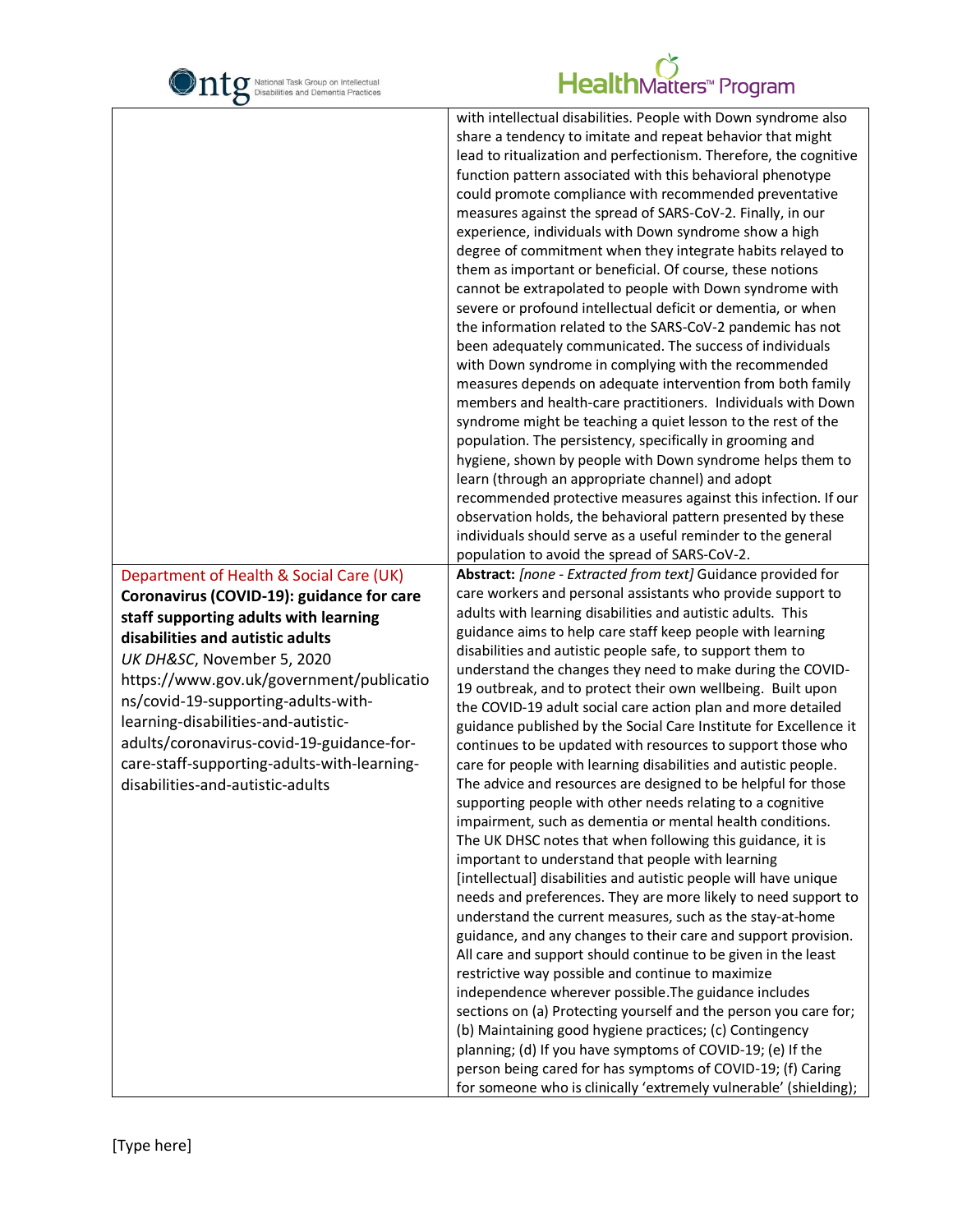| | |
|---|---|
| | with intellectual disabilities. People with Down syndrome also share a tendency to imitate and repeat behavior that might lead to ritualization and perfectionism. Therefore, the cognitive function pattern associated with this behavioral phenotype could promote compliance with recommended preventative measures against the spread of SARS-CoV-2. Finally, in our experience, individuals with Down syndrome show a high degree of commitment when they integrate habits relayed to them as important or beneficial. Of course, these notions cannot be extrapolated to people with Down syndrome with severe or profound intellectual deficit or dementia, or when the information related to the SARS-CoV-2 pandemic has not been adequately communicated. The success of individuals with Down syndrome in complying with the recommended measures depends on adequate intervention from both family members and health-care practitioners. Individuals with Down syndrome might be teaching a quiet lesson to the rest of the population. The persistency, specifically in grooming and hygiene, shown by people with Down syndrome helps them to learn (through an appropriate channel) and adopt recommended protective measures against this infection. If our observation holds, the behavioral pattern presented by these individuals should serve as a useful reminder to the general population to avoid the spread of SARS-CoV-2. |
| Department of Health & Social Care (UK) **Coronavirus (COVID-19): guidance for care staff supporting adults with learning disabilities and autistic adults** *UK DH&SC*, November 5, 2020 https://www.gov.uk/government/publications/covid-19-supporting-adults-with-learning-disabilities-and-autistic-adults/coronavirus-covid-19-guidance-for-care-staff-supporting-adults-with-learning-disabilities-and-autistic-adults | **Abstract:** *[none - Extracted from text]* Guidance provided for care workers and personal assistants who provide support to adults with learning disabilities and autistic adults. This guidance aims to help care staff keep people with learning disabilities and autistic people safe, to support them to understand the changes they need to make during the COVID-19 outbreak, and to protect their own wellbeing. Built upon the COVID-19 adult social care action plan and more detailed guidance published by the Social Care Institute for Excellence it continues to be updated with resources to support those who care for people with learning disabilities and autistic people. The advice and resources are designed to be helpful for those supporting people with other needs relating to a cognitive impairment, such as dementia or mental health conditions. The UK DHSC notes that when following this guidance, it is important to understand that people with learning [intellectual] disabilities and autistic people will have unique needs and preferences. They are more likely to need support to understand the current measures, such as the stay-at-home guidance, and any changes to their care and support provision. All care and support should continue to be given in the least restrictive way possible and continue to maximize independence wherever possible.The guidance includes sections on (a) Protecting yourself and the person you care for; (b) Maintaining good hygiene practices; (c) Contingency planning; (d) If you have symptoms of COVID-19; (e) If the person being cared for has symptoms of COVID-19; (f) Caring for someone who is clinically 'extremely vulnerable' (shielding); |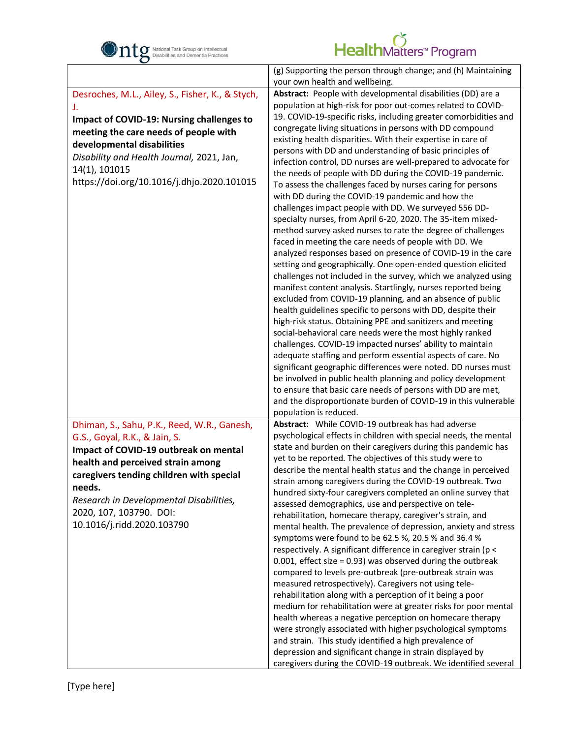| | |
|---|---|
| | (g) Supporting the person through change; and (h) Maintaining your own health and wellbeing. |
| Desroches, M.L., Ailey, S., Fisher, K., & Stych, J. **Impact of COVID-19: Nursing challenges to meeting the care needs of people with developmental disabilities** *Disability and Health Journal,* 2021, Jan, 14(1), 101015 https://doi.org/10.1016/j.dhjo.2020.101015 | **Abstract:** People with developmental disabilities (DD) are a population at high-risk for poor out-comes related to COVID-19. COVID-19-specific risks, including greater comorbidities and congregate living situations in persons with DD compound existing health disparities. With their expertise in care of persons with DD and understanding of basic principles of infection control, DD nurses are well-prepared to advocate for the needs of people with DD during the COVID-19 pandemic. To assess the challenges faced by nurses caring for persons with DD during the COVID-19 pandemic and how the challenges impact people with DD. We surveyed 556 DD-specialty nurses, from April 6-20, 2020. The 35-item mixed-method survey asked nurses to rate the degree of challenges faced in meeting the care needs of people with DD. We analyzed responses based on presence of COVID-19 in the care setting and geographically. One open-ended question elicited challenges not included in the survey, which we analyzed using manifest content analysis. Startlingly, nurses reported being excluded from COVID-19 planning, and an absence of public health guidelines specific to persons with DD, despite their high-risk status. Obtaining PPE and sanitizers and meeting social-behavioral care needs were the most highly ranked challenges. COVID-19 impacted nurses' ability to maintain adequate staffing and perform essential aspects of care. No significant geographic differences were noted. DD nurses must be involved in public health planning and policy development to ensure that basic care needs of persons with DD are met, and the disproportionate burden of COVID-19 in this vulnerable population is reduced. |
| Dhiman, S., Sahu, P.K., Reed, W.R., Ganesh, G.S., Goyal, R.K., & Jain, S. **Impact of COVID-19 outbreak on mental health and perceived strain among caregivers tending children with special needs.** *Research in Developmental Disabilities,* 2020, 107, 103790. DOI: 10.1016/j.ridd.2020.103790 | **Abstract:** While COVID-19 outbreak has had adverse psychological effects in children with special needs, the mental state and burden on their caregivers during this pandemic has yet to be reported. The objectives of this study were to describe the mental health status and the change in perceived strain among caregivers during the COVID-19 outbreak. Two hundred sixty-four caregivers completed an online survey that assessed demographics, use and perspective on tele-rehabilitation, homecare therapy, caregiver's strain, and mental health. The prevalence of depression, anxiety and stress symptoms were found to be 62.5 %, 20.5 % and 36.4 % respectively. A significant difference in caregiver strain ($p < 0.001$, effect size = 0.93) was observed during the outbreak compared to levels pre-outbreak (pre-outbreak strain was measured retrospectively). Caregivers not using tele-rehabilitation along with a perception of it being a poor medium for rehabilitation were at greater risks for poor mental health whereas a negative perception on homecare therapy were strongly associated with higher psychological symptoms and strain. This study identified a high prevalence of depression and significant change in strain displayed by caregivers during the COVID-19 outbreak. We identified several |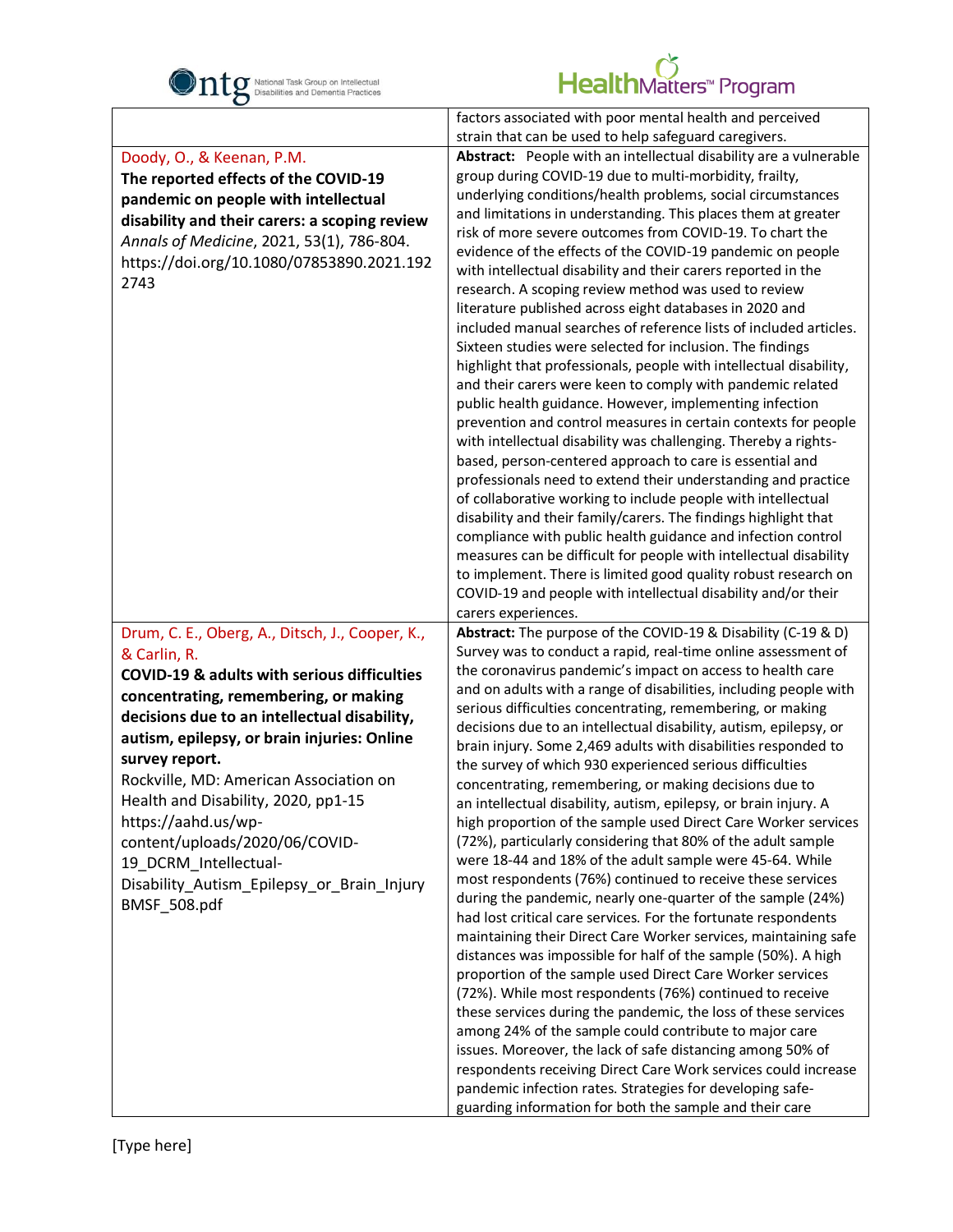| | |
|---|---|
| | factors associated with poor mental health and perceived strain that can be used to help safeguard caregivers. |
| Doody, O., & Keenan, P.M.<br>**The reported effects of the COVID-19 pandemic on people with intellectual disability and their carers: a scoping review**<br>*Annals of Medicine*, 2021, 53(1), 786-804. https://doi.org/10.1080/07853890.2021.1922743 | **Abstract:** People with an intellectual disability are a vulnerable group during COVID-19 due to multi-morbidity, frailty, underlying conditions/health problems, social circumstances and limitations in understanding. This places them at greater risk of more severe outcomes from COVID-19. To chart the evidence of the effects of the COVID-19 pandemic on people with intellectual disability and their carers reported in the research. A scoping review method was used to review literature published across eight databases in 2020 and included manual searches of reference lists of included articles. Sixteen studies were selected for inclusion. The findings highlight that professionals, people with intellectual disability, and their carers were keen to comply with pandemic related public health guidance. However, implementing infection prevention and control measures in certain contexts for people with intellectual disability was challenging. Thereby a rights-based, person-centered approach to care is essential and professionals need to extend their understanding and practice of collaborative working to include people with intellectual disability and their family/carers. The findings highlight that compliance with public health guidance and infection control measures can be difficult for people with intellectual disability to implement. There is limited good quality robust research on COVID-19 and people with intellectual disability and/or their carers experiences. |
| Drum, C. E., Oberg, A., Ditsch, J., Cooper, K., & Carlin, R.<br>**COVID-19 & adults with serious difficulties concentrating, remembering, or making decisions due to an intellectual disability, autism, epilepsy, or brain injuries: Online survey report.**<br>Rockville, MD: American Association on Health and Disability, 2020, pp1-15 https://aahd.us/wp-content/uploads/2020/06/COVID-19_DCRM_Intellectual-Disability_Autism_Epilepsy_or_Brain_Injury BMSF_508.pdf | **Abstract:** The purpose of the COVID-19 & Disability (C-19 & D) Survey was to conduct a rapid, real-time online assessment of the coronavirus pandemic's impact on access to health care and on adults with a range of disabilities, including people with serious difficulties concentrating, remembering, or making decisions due to an intellectual disability, autism, epilepsy, or brain injury. Some 2,469 adults with disabilities responded to the survey of which 930 experienced serious difficulties concentrating, remembering, or making decisions due to an intellectual disability, autism, epilepsy, or brain injury. A high proportion of the sample used Direct Care Worker services (72%), particularly considering that 80% of the adult sample were 18-44 and 18% of the adult sample were 45-64. While most respondents (76%) continued to receive these services during the pandemic, nearly one-quarter of the sample (24%) had lost critical care services. For the fortunate respondents maintaining their Direct Care Worker services, maintaining safe distances was impossible for half of the sample (50%). A high proportion of the sample used Direct Care Worker services (72%). While most respondents (76%) continued to receive these services during the pandemic, the loss of these services among 24% of the sample could contribute to major care issues. Moreover, the lack of safe distancing among 50% of respondents receiving Direct Care Work services could increase pandemic infection rates. Strategies for developing safe-guarding information for both the sample and their care |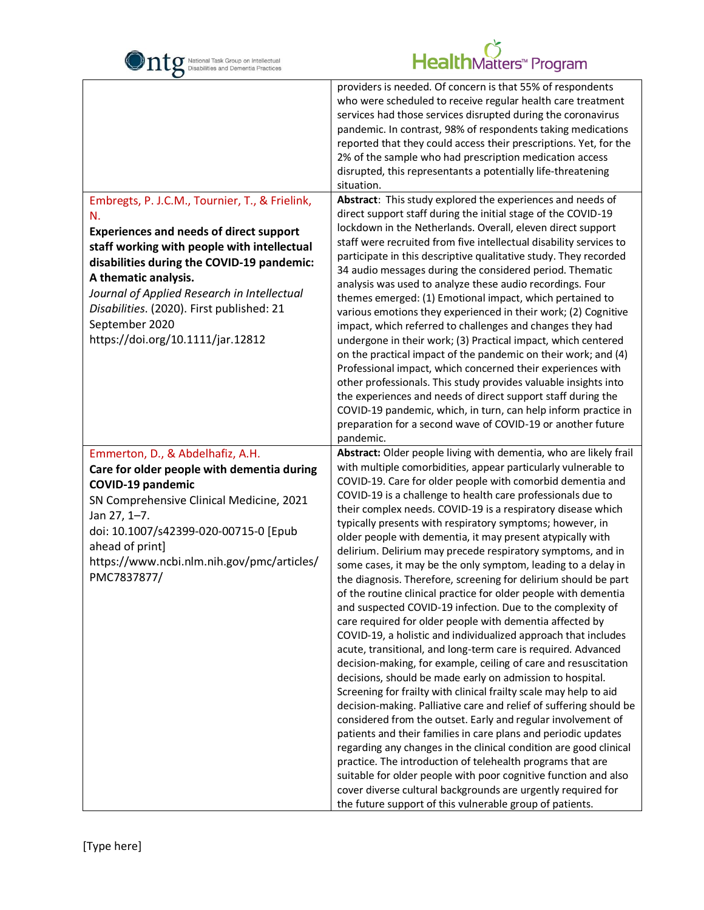| | |
|---|---|
| | providers is needed. Of concern is that 55% of respondents who were scheduled to receive regular health care treatment services had those services disrupted during the coronavirus pandemic. In contrast, 98% of respondents taking medications reported that they could access their prescriptions. Yet, for the 2% of the sample who had prescription medication access disrupted, this representants a potentially life-threatening situation. |
| Embregts, P. J.C.M., Tournier, T., & Frielink, N. **Experiences and needs of direct support staff working with people with intellectual disabilities during the COVID-19 pandemic: A thematic analysis.** *Journal of Applied Research in Intellectual Disabilities*. (2020). First published: 21 September 2020 https://doi.org/10.1111/jar.12812 | **Abstract**: This study explored the experiences and needs of direct support staff during the initial stage of the COVID-19 lockdown in the Netherlands. Overall, eleven direct support staff were recruited from five intellectual disability services to participate in this descriptive qualitative study. They recorded 34 audio messages during the considered period. Thematic analysis was used to analyze these audio recordings. Four themes emerged: (1) Emotional impact, which pertained to various emotions they experienced in their work; (2) Cognitive impact, which referred to challenges and changes they had undergone in their work; (3) Practical impact, which centered on the practical impact of the pandemic on their work; and (4) Professional impact, which concerned their experiences with other professionals. This study provides valuable insights into the experiences and needs of direct support staff during the COVID-19 pandemic, which, in turn, can help inform practice in preparation for a second wave of COVID-19 or another future pandemic. |
| Emmerton, D., & Abdelhafiz, A.H. **Care for older people with dementia during COVID-19 pandemic** SN Comprehensive Clinical Medicine, 2021 Jan 27, 1–7. doi: 10.1007/s42399-020-00715-0 [Epub ahead of print] https://www.ncbi.nlm.nih.gov/pmc/articles/PMC7837877/ | **Abstract:** Older people living with dementia, who are likely frail with multiple comorbidities, appear particularly vulnerable to COVID-19. Care for older people with comorbid dementia and COVID-19 is a challenge to health care professionals due to their complex needs. COVID-19 is a respiratory disease which typically presents with respiratory symptoms; however, in older people with dementia, it may present atypically with delirium. Delirium may precede respiratory symptoms, and in some cases, it may be the only symptom, leading to a delay in the diagnosis. Therefore, screening for delirium should be part of the routine clinical practice for older people with dementia and suspected COVID-19 infection. Due to the complexity of care required for older people with dementia affected by COVID-19, a holistic and individualized approach that includes acute, transitional, and long-term care is required. Advanced decision-making, for example, ceiling of care and resuscitation decisions, should be made early on admission to hospital. Screening for frailty with clinical frailty scale may help to aid decision-making. Palliative care and relief of suffering should be considered from the outset. Early and regular involvement of patients and their families in care plans and periodic updates regarding any changes in the clinical condition are good clinical practice. The introduction of telehealth programs that are suitable for older people with poor cognitive function and also cover diverse cultural backgrounds are urgently required for the future support of this vulnerable group of patients. |

[Type here]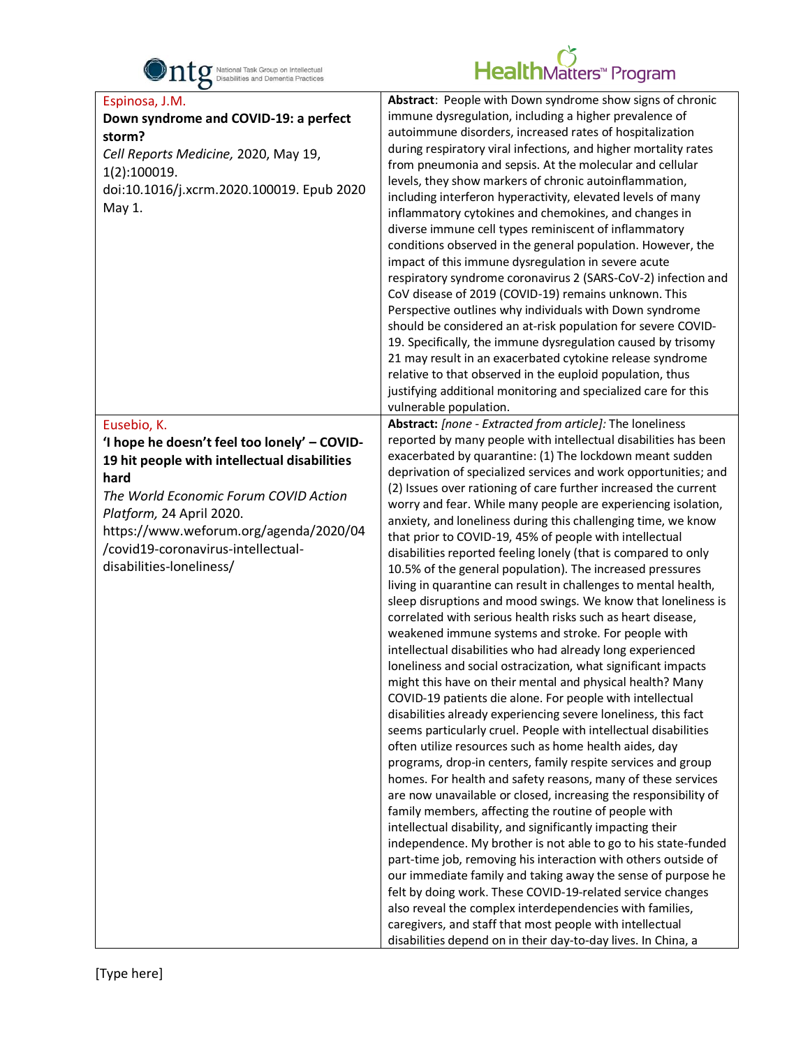| | |
|---|---|
| Espinosa, J.M.<br>**Down syndrome and COVID-19: a perfect storm?**<br>*Cell Reports Medicine,* 2020, May 19, 1(2):100019. doi:10.1016/j.xcrm.2020.100019. Epub 2020 May 1. | **Abstract**: People with Down syndrome show signs of chronic immune dysregulation, including a higher prevalence of autoimmune disorders, increased rates of hospitalization during respiratory viral infections, and higher mortality rates from pneumonia and sepsis. At the molecular and cellular levels, they show markers of chronic autoinflammation, including interferon hyperactivity, elevated levels of many inflammatory cytokines and chemokines, and changes in diverse immune cell types reminiscent of inflammatory conditions observed in the general population. However, the impact of this immune dysregulation in severe acute respiratory syndrome coronavirus 2 (SARS-CoV-2) infection and CoV disease of 2019 (COVID-19) remains unknown. This Perspective outlines why individuals with Down syndrome should be considered an at-risk population for severe COVID-19. Specifically, the immune dysregulation caused by trisomy 21 may result in an exacerbated cytokine release syndrome relative to that observed in the euploid population, thus justifying additional monitoring and specialized care for this vulnerable population. |
| Eusebio, K.<br>**'I hope he doesn't feel too lonely' – COVID-19 hit people with intellectual disabilities hard**<br>*The World Economic Forum COVID Action Platform,* 24 April 2020. https://www.weforum.org/agenda/2020/04/covid19-coronavirus-intellectual-disabilities-loneliness/ | **Abstract:** *[none - Extracted from article]:* The loneliness reported by many people with intellectual disabilities has been exacerbated by quarantine: (1) The lockdown meant sudden deprivation of specialized services and work opportunities; and (2) Issues over rationing of care further increased the current worry and fear. While many people are experiencing isolation, anxiety, and loneliness during this challenging time, we know that prior to COVID-19, 45% of people with intellectual disabilities reported feeling lonely (that is compared to only 10.5% of the general population). The increased pressures living in quarantine can result in challenges to mental health, sleep disruptions and mood swings. We know that loneliness is correlated with serious health risks such as heart disease, weakened immune systems and stroke. For people with intellectual disabilities who had already long experienced loneliness and social ostracization, what significant impacts might this have on their mental and physical health? Many COVID-19 patients die alone. For people with intellectual disabilities already experiencing severe loneliness, this fact seems particularly cruel. People with intellectual disabilities often utilize resources such as home health aides, day programs, drop-in centers, family respite services and group homes. For health and safety reasons, many of these services are now unavailable or closed, increasing the responsibility of family members, affecting the routine of people with intellectual disability, and significantly impacting their independence. My brother is not able to go to his state-funded part-time job, removing his interaction with others outside of our immediate family and taking away the sense of purpose he felt by doing work. These COVID-19-related service changes also reveal the complex interdependencies with families, caregivers, and staff that most people with intellectual disabilities depend on in their day-to-day lives. In China, a |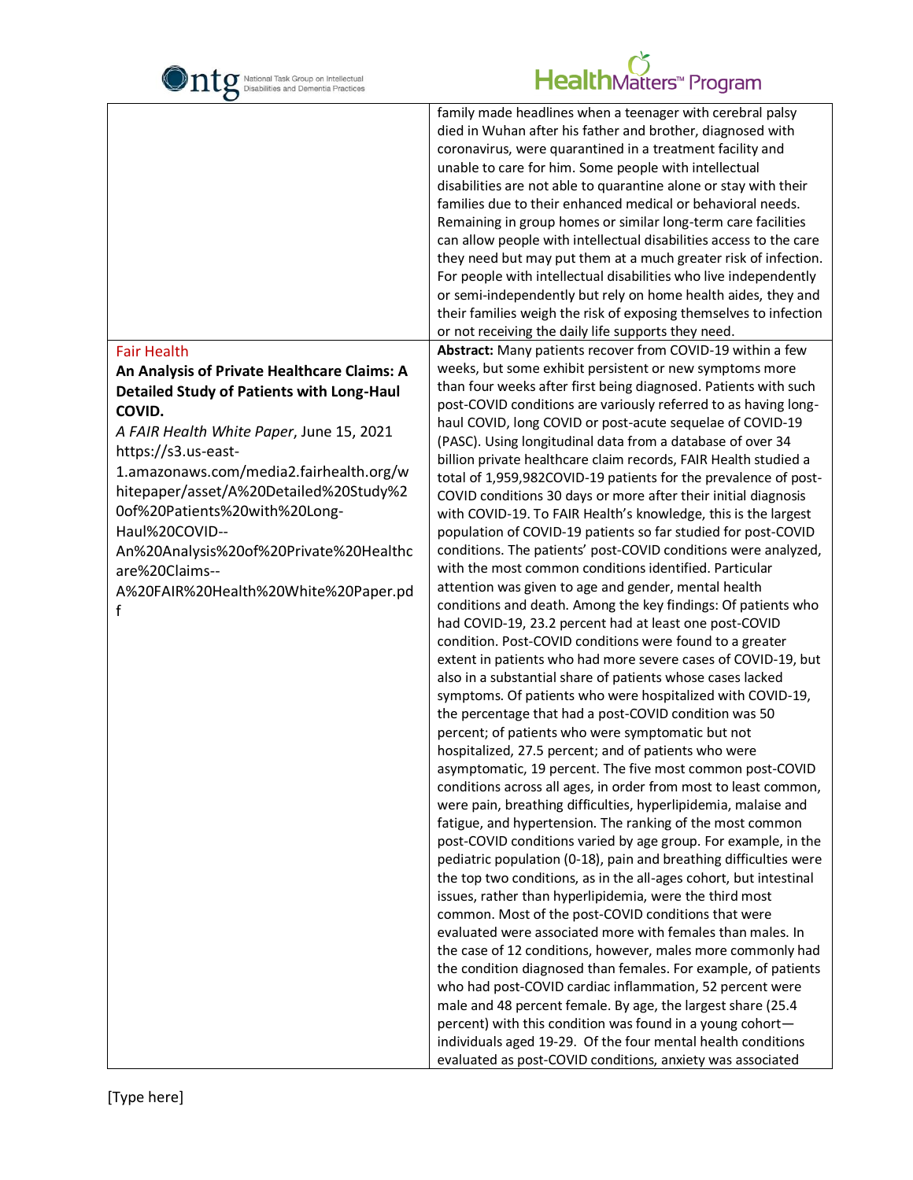| | |
|---|---|
| | family made headlines when a teenager with cerebral palsy died in Wuhan after his father and brother, diagnosed with coronavirus, were quarantined in a treatment facility and unable to care for him. Some people with intellectual disabilities are not able to quarantine alone or stay with their families due to their enhanced medical or behavioral needs. Remaining in group homes or similar long-term care facilities can allow people with intellectual disabilities access to the care they need but may put them at a much greater risk of infection. For people with intellectual disabilities who live independently or semi-independently but rely on home health aides, they and their families weigh the risk of exposing themselves to infection or not receiving the daily life supports they need. |
| Fair Health<br>**An Analysis of Private Healthcare Claims: A Detailed Study of Patients with Long-Haul COVID.**<br>*A FAIR Health White Paper*, June 15, 2021<br>https://s3.us-east-1.amazonaws.com/media2.fairhealth.org/whitepaper/asset/A%20Detailed%20Study%20of%20Patients%20with%20Long-Haul%20COVID--An%20Analysis%20of%20Private%20Healthcare%20Claims--A%20FAIR%20Health%20White%20Paper.pdf | **Abstract:** Many patients recover from COVID-19 within a few weeks, but some exhibit persistent or new symptoms more than four weeks after first being diagnosed. Patients with such post-COVID conditions are variously referred to as having long-haul COVID, long COVID or post-acute sequelae of COVID-19 (PASC). Using longitudinal data from a database of over 34 billion private healthcare claim records, FAIR Health studied a total of 1,959,982COVID-19 patients for the prevalence of post-COVID conditions 30 days or more after their initial diagnosis with COVID-19. To FAIR Health's knowledge, this is the largest population of COVID-19 patients so far studied for post-COVID conditions. The patients' post-COVID conditions were analyzed, with the most common conditions identified. Particular attention was given to age and gender, mental health conditions and death. Among the key findings: Of patients who had COVID-19, 23.2 percent had at least one post-COVID condition. Post-COVID conditions were found to a greater extent in patients who had more severe cases of COVID-19, but also in a substantial share of patients whose cases lacked symptoms. Of patients who were hospitalized with COVID-19, the percentage that had a post-COVID condition was 50 percent; of patients who were symptomatic but not hospitalized, 27.5 percent; and of patients who were asymptomatic, 19 percent. The five most common post-COVID conditions across all ages, in order from most to least common, were pain, breathing difficulties, hyperlipidemia, malaise and fatigue, and hypertension. The ranking of the most common post-COVID conditions varied by age group. For example, in the pediatric population (0-18), pain and breathing difficulties were the top two conditions, as in the all-ages cohort, but intestinal issues, rather than hyperlipidemia, were the third most common. Most of the post-COVID conditions that were evaluated were associated more with females than males. In the case of 12 conditions, however, males more commonly had the condition diagnosed than females. For example, of patients who had post-COVID cardiac inflammation, 52 percent were male and 48 percent female. By age, the largest share (25.4 percent) with this condition was found in a young cohort—individuals aged 19-29. Of the four mental health conditions evaluated as post-COVID conditions, anxiety was associated |

[Type here]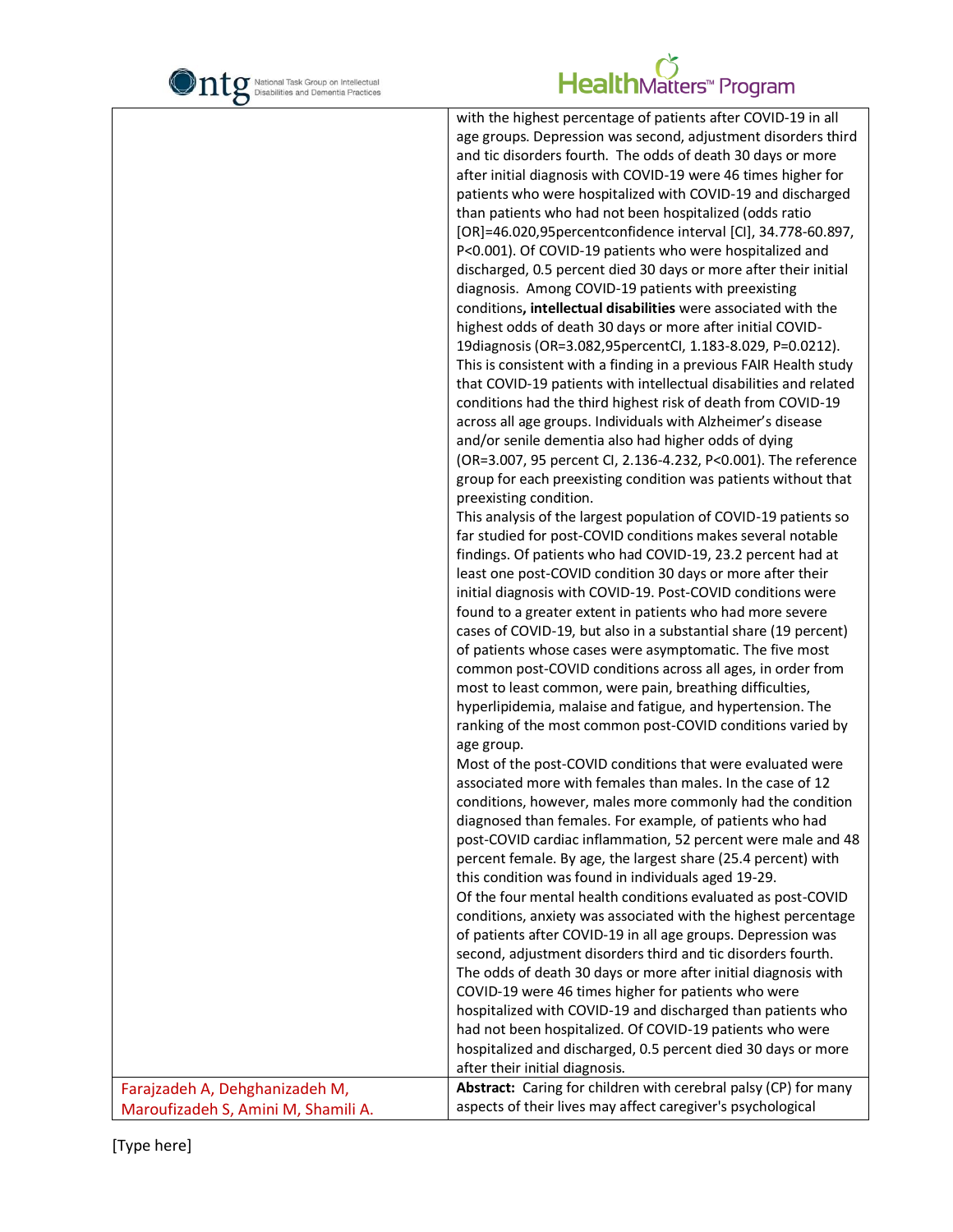| | |
|---|---|
| | with the highest percentage of patients after COVID-19 in all age groups. Depression was second, adjustment disorders third and tic disorders fourth. The odds of death 30 days or more after initial diagnosis with COVID-19 were 46 times higher for patients who were hospitalized with COVID-19 and discharged than patients who had not been hospitalized (odds ratio [OR]=46.020,95percentconfidence interval [CI], 34.778-60.897, P<0.001). Of COVID-19 patients who were hospitalized and discharged, 0.5 percent died 30 days or more after their initial diagnosis. Among COVID-19 patients with preexisting conditions**, intellectual disabilities** were associated with the highest odds of death 30 days or more after initial COVID-19diagnosis (OR=3.082,95percentCI, 1.183-8.029, P=0.0212). This is consistent with a finding in a previous FAIR Health study that COVID-19 patients with intellectual disabilities and related conditions had the third highest risk of death from COVID-19 across all age groups. Individuals with Alzheimer's disease and/or senile dementia also had higher odds of dying (OR=3.007, 95 percent CI, 2.136-4.232, P<0.001). The reference group for each preexisting condition was patients without that preexisting condition.<br>This analysis of the largest population of COVID-19 patients so far studied for post-COVID conditions makes several notable findings. Of patients who had COVID-19, 23.2 percent had at least one post-COVID condition 30 days or more after their initial diagnosis with COVID-19. Post-COVID conditions were found to a greater extent in patients who had more severe cases of COVID-19, but also in a substantial share (19 percent) of patients whose cases were asymptomatic. The five most common post-COVID conditions across all ages, in order from most to least common, were pain, breathing difficulties, hyperlipidemia, malaise and fatigue, and hypertension. The ranking of the most common post-COVID conditions varied by age group.<br>Most of the post-COVID conditions that were evaluated were associated more with females than males. In the case of 12 conditions, however, males more commonly had the condition diagnosed than females. For example, of patients who had post-COVID cardiac inflammation, 52 percent were male and 48 percent female. By age, the largest share (25.4 percent) with this condition was found in individuals aged 19-29.<br>Of the four mental health conditions evaluated as post-COVID conditions, anxiety was associated with the highest percentage of patients after COVID-19 in all age groups. Depression was second, adjustment disorders third and tic disorders fourth. The odds of death 30 days or more after initial diagnosis with COVID-19 were 46 times higher for patients who were hospitalized with COVID-19 and discharged than patients who had not been hospitalized. Of COVID-19 patients who were hospitalized and discharged, 0.5 percent died 30 days or more after their initial diagnosis. |
| Farajzadeh A, Dehghanizadeh M, Maroufizadeh S, Amini M, Shamili A. | **Abstract:** Caring for children with cerebral palsy (CP) for many aspects of their lives may affect caregiver's psychological |

[Type here]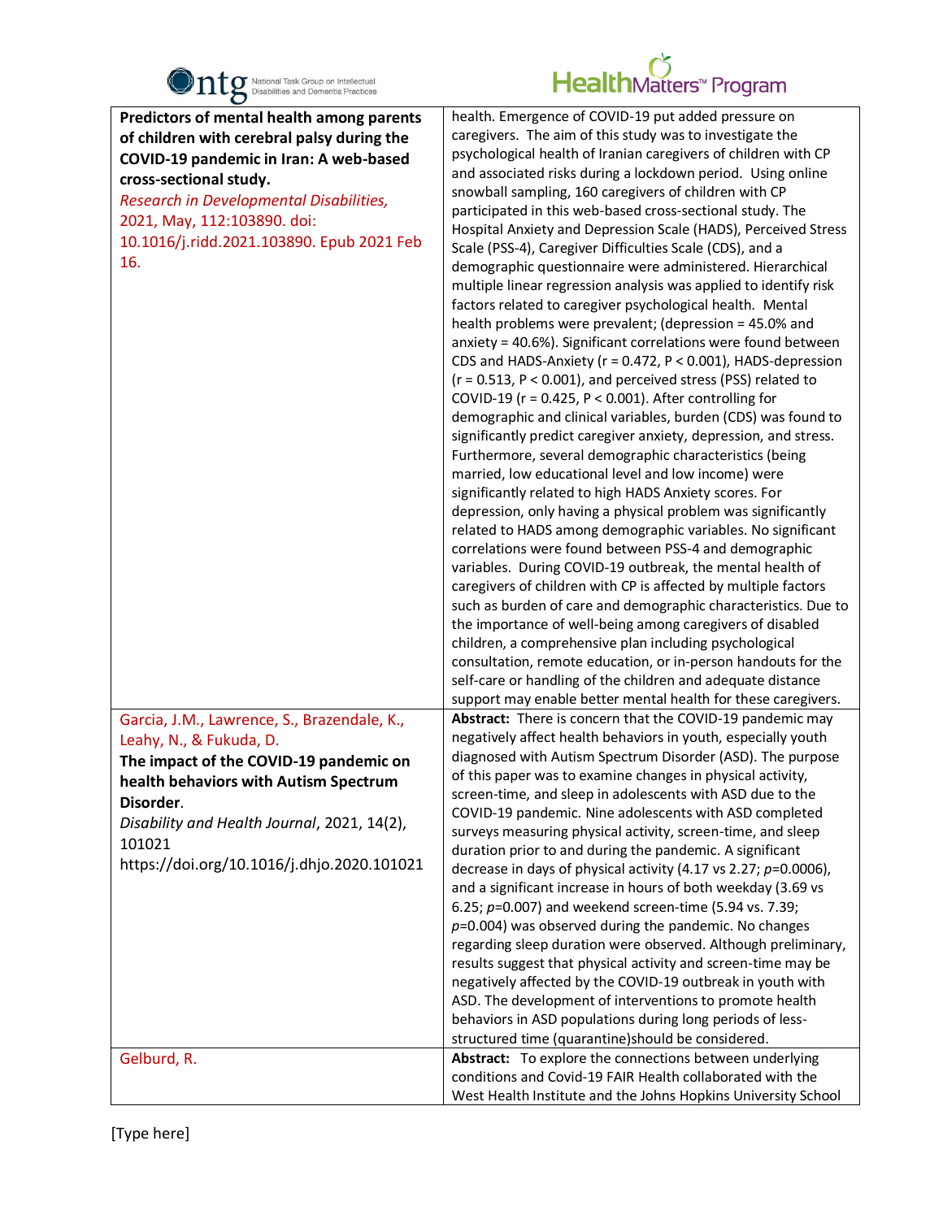| | |
|---|---|
| **Predictors of mental health among parents of children with cerebral palsy during the COVID-19 pandemic in Iran: A web-based cross-sectional study.** *Research in Developmental Disabilities,* 2021, May, 112:103890. doi: 10.1016/j.ridd.2021.103890. Epub 2021 Feb 16. | health. Emergence of COVID-19 put added pressure on caregivers. The aim of this study was to investigate the psychological health of Iranian caregivers of children with CP and associated risks during a lockdown period. Using online snowball sampling, 160 caregivers of children with CP participated in this web-based cross-sectional study. The Hospital Anxiety and Depression Scale (HADS), Perceived Stress Scale (PSS-4), Caregiver Difficulties Scale (CDS), and a demographic questionnaire were administered. Hierarchical multiple linear regression analysis was applied to identify risk factors related to caregiver psychological health. Mental health problems were prevalent; (depression = 45.0% and anxiety = 40.6%). Significant correlations were found between CDS and HADS-Anxiety ($r = 0.472$, $P < 0.001$), HADS-depression ($r = 0.513$, $P < 0.001$), and perceived stress (PSS) related to COVID-19 ($r = 0.425$, $P < 0.001$). After controlling for demographic and clinical variables, burden (CDS) was found to significantly predict caregiver anxiety, depression, and stress. Furthermore, several demographic characteristics (being married, low educational level and low income) were significantly related to high HADS Anxiety scores. For depression, only having a physical problem was significantly related to HADS among demographic variables. No significant correlations were found between PSS-4 and demographic variables. During COVID-19 outbreak, the mental health of caregivers of children with CP is affected by multiple factors such as burden of care and demographic characteristics. Due to the importance of well-being among caregivers of disabled children, a comprehensive plan including psychological consultation, remote education, or in-person handouts for the self-care or handling of the children and adequate distance support may enable better mental health for these caregivers. |
| Garcia, J.M., Lawrence, S., Brazendale, K., Leahy, N., & Fukuda, D. **The impact of the COVID-19 pandemic on health behaviors with Autism Spectrum Disorder**. *Disability and Health Journal*, 2021, 14(2), 101021 https://doi.org/10.1016/j.dhjo.2020.101021 | **Abstract:** There is concern that the COVID-19 pandemic may negatively affect health behaviors in youth, especially youth diagnosed with Autism Spectrum Disorder (ASD). The purpose of this paper was to examine changes in physical activity, screen-time, and sleep in adolescents with ASD due to the COVID-19 pandemic. Nine adolescents with ASD completed surveys measuring physical activity, screen-time, and sleep duration prior to and during the pandemic. A significant decrease in days of physical activity (4.17 vs 2.27; $p$=0.0006), and a significant increase in hours of both weekday (3.69 vs 6.25; $p$=0.007) and weekend screen-time (5.94 vs. 7.39; $p$=0.004) was observed during the pandemic. No changes regarding sleep duration were observed. Although preliminary, results suggest that physical activity and screen-time may be negatively affected by the COVID-19 outbreak in youth with ASD. The development of interventions to promote health behaviors in ASD populations during long periods of less-structured time (quarantine)should be considered. |
| Gelburd, R. | **Abstract:** To explore the connections between underlying conditions and Covid-19 FAIR Health collaborated with the West Health Institute and the Johns Hopkins University School |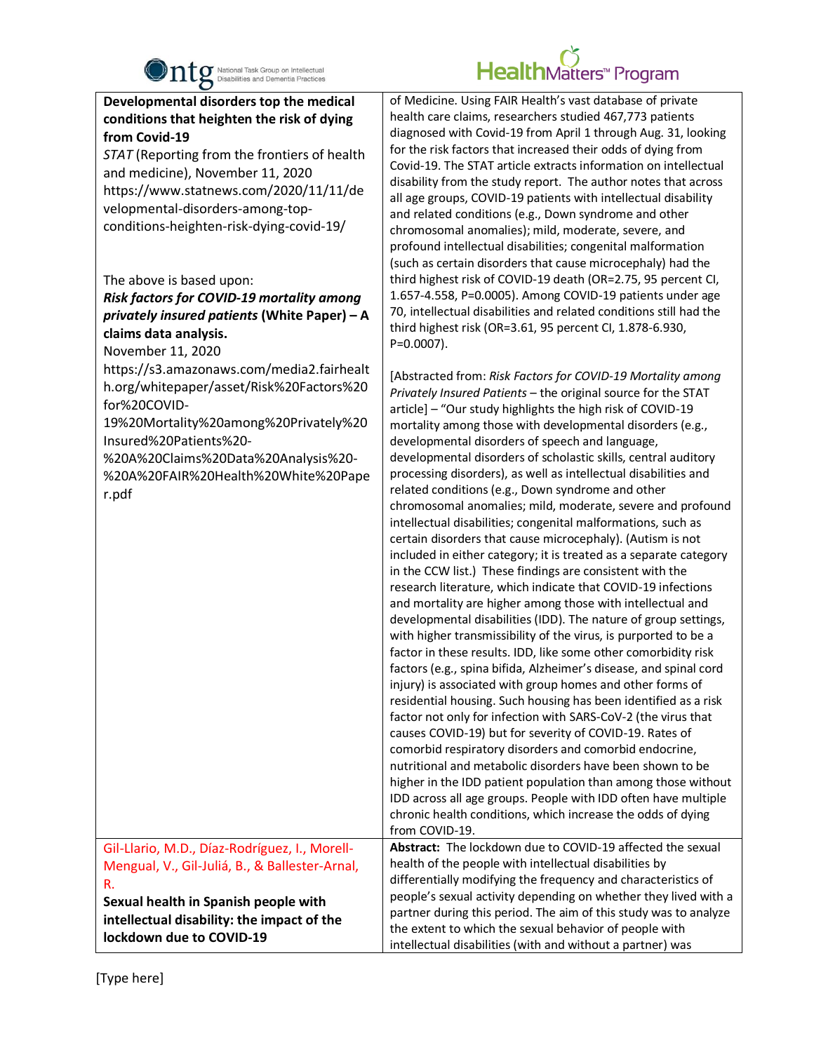| | |
|---|---|
| **Developmental disorders top the medical conditions that heighten the risk of dying from Covid-19**<br>*STAT* (Reporting from the frontiers of health and medicine), November 11, 2020<br>https://www.statnews.com/2020/11/11/developmental-disorders-among-top-conditions-heighten-risk-dying-covid-19/<br><br>The above is based upon:<br>***Risk factors for COVID-19 mortality among privately insured patients* (White Paper) – A claims data analysis.**<br>November 11, 2020<br>https://s3.amazonaws.com/media2.fairhealth.org/whitepaper/asset/Risk%20Factors%20for%20COVID-19%20Mortality%20among%20Privately%20Insured%20Patients%20-%20A%20Claims%20Data%20Analysis%20-%20A%20FAIR%20Health%20White%20Paper.pdf | of Medicine. Using FAIR Health's vast database of private health care claims, researchers studied 467,773 patients diagnosed with Covid-19 from April 1 through Aug. 31, looking for the risk factors that increased their odds of dying from Covid-19. The STAT article extracts information on intellectual disability from the study report. The author notes that across all age groups, COVID-19 patients with intellectual disability and related conditions (e.g., Down syndrome and other chromosomal anomalies); mild, moderate, severe, and profound intellectual disabilities; congenital malformation (such as certain disorders that cause microcephaly) had the third highest risk of COVID-19 death (OR=2.75, 95 percent CI, 1.657-4.558, P=0.0005). Among COVID-19 patients under age 70, intellectual disabilities and related conditions still had the third highest risk (OR=3.61, 95 percent CI, 1.878-6.930, P=0.0007).<br><br>[Abstracted from: *Risk Factors for COVID-19 Mortality among Privately Insured Patients* – the original source for the STAT article] – "Our study highlights the high risk of COVID-19 mortality among those with developmental disorders (e.g., developmental disorders of speech and language, developmental disorders of scholastic skills, central auditory processing disorders), as well as intellectual disabilities and related conditions (e.g., Down syndrome and other chromosomal anomalies; mild, moderate, severe and profound intellectual disabilities; congenital malformations, such as certain disorders that cause microcephaly). (Autism is not included in either category; it is treated as a separate category in the CCW list.) These findings are consistent with the research literature, which indicate that COVID-19 infections and mortality are higher among those with intellectual and developmental disabilities (IDD). The nature of group settings, with higher transmissibility of the virus, is purported to be a factor in these results. IDD, like some other comorbidity risk factors (e.g., spina bifida, Alzheimer's disease, and spinal cord injury) is associated with group homes and other forms of residential housing. Such housing has been identified as a risk factor not only for infection with SARS-CoV-2 (the virus that causes COVID-19) but for severity of COVID-19. Rates of comorbid respiratory disorders and comorbid endocrine, nutritional and metabolic disorders have been shown to be higher in the IDD patient population than among those without IDD across all age groups. People with IDD often have multiple chronic health conditions, which increase the odds of dying from COVID-19. |
| Gil-Llario, M.D., Díaz-Rodríguez, I., Morell-Mengual, V., Gil-Juliá, B., & Ballester-Arnal, R.<br>**Sexual health in Spanish people with intellectual disability: the impact of the lockdown due to COVID-19** | **Abstract:** The lockdown due to COVID-19 affected the sexual health of the people with intellectual disabilities by differentially modifying the frequency and characteristics of people's sexual activity depending on whether they lived with a partner during this period. The aim of this study was to analyze the extent to which the sexual behavior of people with intellectual disabilities (with and without a partner) was |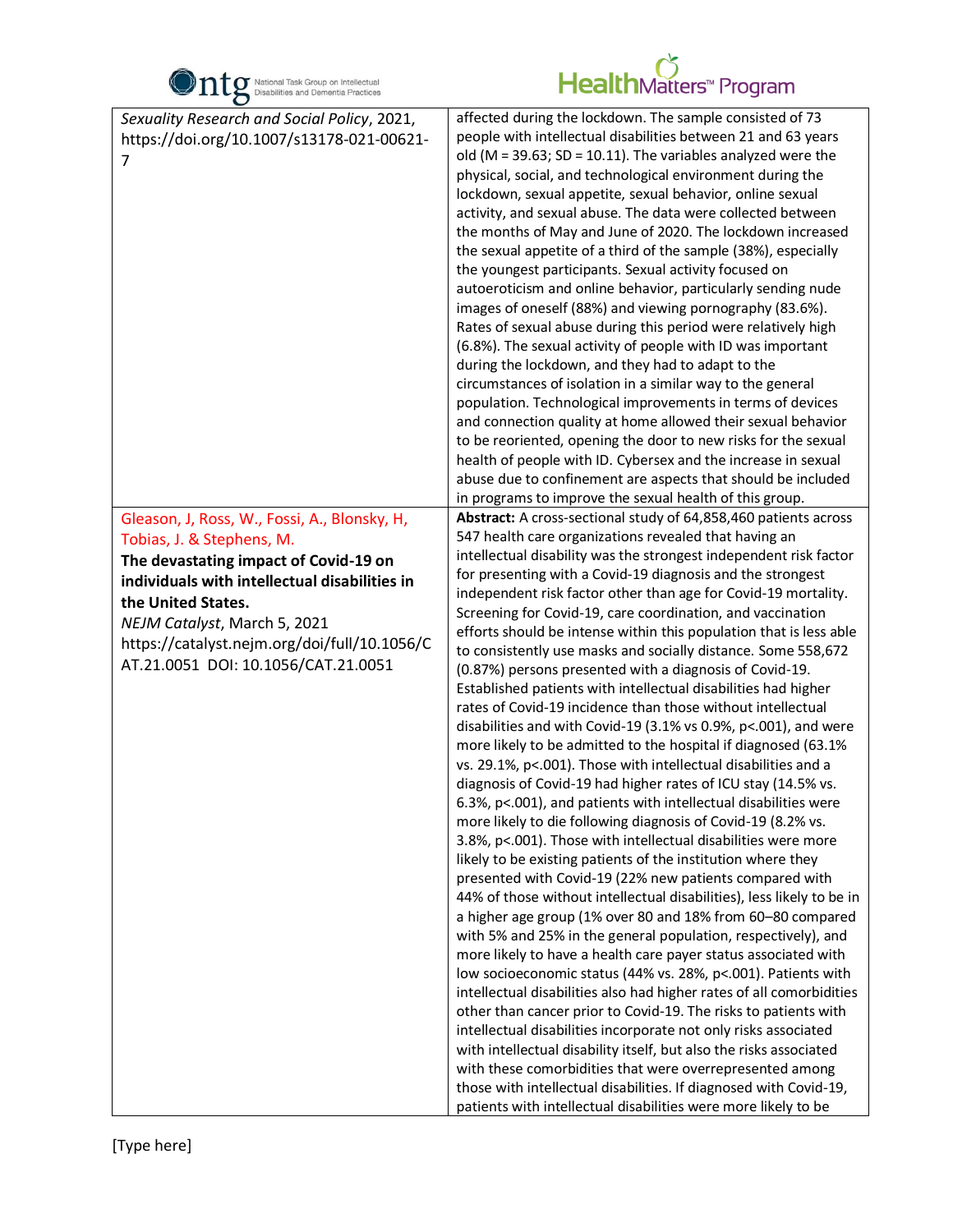| | |
|---|---|
| *Sexuality Research and Social Policy*, 2021, https://doi.org/10.1007/s13178-021-00621-7 | affected during the lockdown. The sample consisted of 73 people with intellectual disabilities between 21 and 63 years old (M = 39.63; SD = 10.11). The variables analyzed were the physical, social, and technological environment during the lockdown, sexual appetite, sexual behavior, online sexual activity, and sexual abuse. The data were collected between the months of May and June of 2020. The lockdown increased the sexual appetite of a third of the sample (38%), especially the youngest participants. Sexual activity focused on autoeroticism and online behavior, particularly sending nude images of oneself (88%) and viewing pornography (83.6%). Rates of sexual abuse during this period were relatively high (6.8%). The sexual activity of people with ID was important during the lockdown, and they had to adapt to the circumstances of isolation in a similar way to the general population. Technological improvements in terms of devices and connection quality at home allowed their sexual behavior to be reoriented, opening the door to new risks for the sexual health of people with ID. Cybersex and the increase in sexual abuse due to confinement are aspects that should be included in programs to improve the sexual health of this group. |
| Gleason, J, Ross, W., Fossi, A., Blonsky, H, Tobias, J. & Stephens, M. **The devastating impact of Covid-19 on individuals with intellectual disabilities in the United States.** *NEJM Catalyst*, March 5, 2021 https://catalyst.nejm.org/doi/full/10.1056/CAT.21.0051 DOI: 10.1056/CAT.21.0051 | **Abstract:** A cross-sectional study of 64,858,460 patients across 547 health care organizations revealed that having an intellectual disability was the strongest independent risk factor for presenting with a Covid-19 diagnosis and the strongest independent risk factor other than age for Covid-19 mortality. Screening for Covid-19, care coordination, and vaccination efforts should be intense within this population that is less able to consistently use masks and socially distance. Some 558,672 (0.87%) persons presented with a diagnosis of Covid-19. Established patients with intellectual disabilities had higher rates of Covid-19 incidence than those without intellectual disabilities and with Covid-19 (3.1% vs 0.9%, p<.001), and were more likely to be admitted to the hospital if diagnosed (63.1% vs. 29.1%, p<.001). Those with intellectual disabilities and a diagnosis of Covid-19 had higher rates of ICU stay (14.5% vs. 6.3%, p<.001), and patients with intellectual disabilities were more likely to die following diagnosis of Covid-19 (8.2% vs. 3.8%, p<.001). Those with intellectual disabilities were more likely to be existing patients of the institution where they presented with Covid-19 (22% new patients compared with 44% of those without intellectual disabilities), less likely to be in a higher age group (1% over 80 and 18% from 60–80 compared with 5% and 25% in the general population, respectively), and more likely to have a health care payer status associated with low socioeconomic status (44% vs. 28%, p<.001). Patients with intellectual disabilities also had higher rates of all comorbidities other than cancer prior to Covid-19. The risks to patients with intellectual disabilities incorporate not only risks associated with intellectual disability itself, but also the risks associated with these comorbidities that were overrepresented among those with intellectual disabilities. If diagnosed with Covid-19, patients with intellectual disabilities were more likely to be |

[Type here]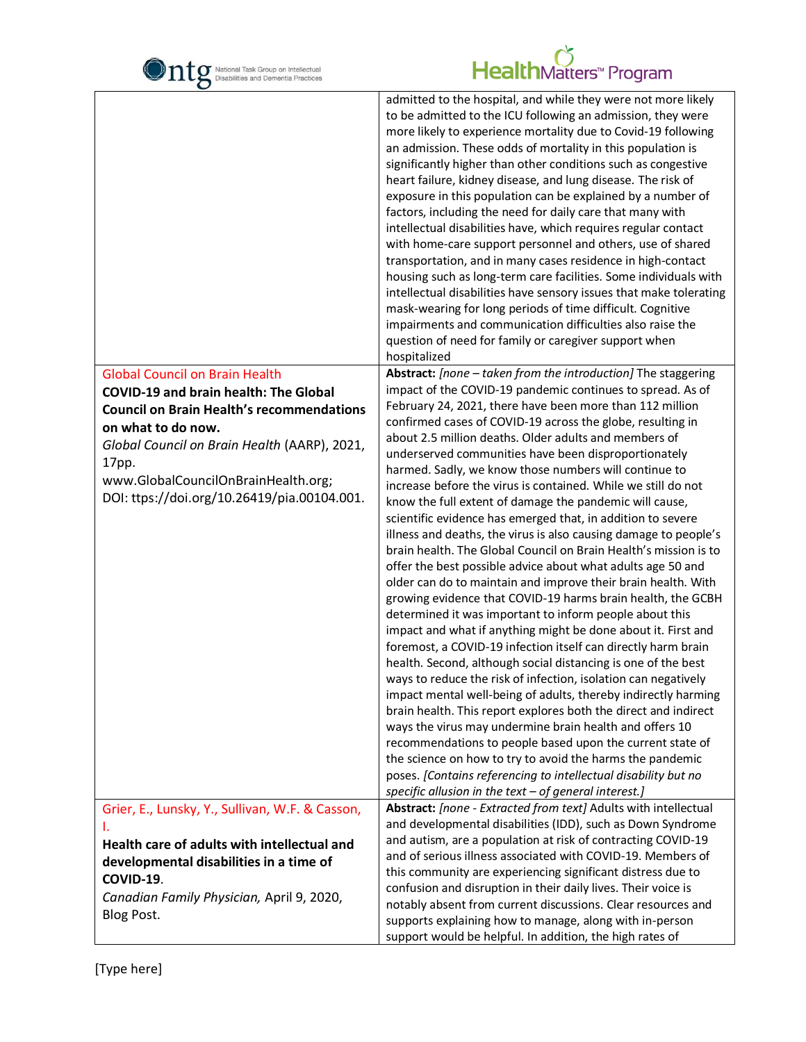| | |
|---|---|
| | admitted to the hospital, and while they were not more likely to be admitted to the ICU following an admission, they were more likely to experience mortality due to Covid-19 following an admission. These odds of mortality in this population is significantly higher than other conditions such as congestive heart failure, kidney disease, and lung disease. The risk of exposure in this population can be explained by a number of factors, including the need for daily care that many with intellectual disabilities have, which requires regular contact with home-care support personnel and others, use of shared transportation, and in many cases residence in high-contact housing such as long-term care facilities. Some individuals with intellectual disabilities have sensory issues that make tolerating mask-wearing for long periods of time difficult. Cognitive impairments and communication difficulties also raise the question of need for family or caregiver support when hospitalized |
| Global Council on Brain Health<br>**COVID-19 and brain health: The Global Council on Brain Health's recommendations on what to do now.**<br>*Global Council on Brain Health* (AARP), 2021, 17pp.<br>www.GlobalCouncilOnBrainHealth.org; DOI: ttps://doi.org/10.26419/pia.00104.001. | **Abstract:** *[none – taken from the introduction]* The staggering impact of the COVID-19 pandemic continues to spread. As of February 24, 2021, there have been more than 112 million confirmed cases of COVID-19 across the globe, resulting in about 2.5 million deaths. Older adults and members of underserved communities have been disproportionately harmed. Sadly, we know those numbers will continue to increase before the virus is contained. While we still do not know the full extent of damage the pandemic will cause, scientific evidence has emerged that, in addition to severe illness and deaths, the virus is also causing damage to people's brain health. The Global Council on Brain Health's mission is to offer the best possible advice about what adults age 50 and older can do to maintain and improve their brain health. With growing evidence that COVID-19 harms brain health, the GCBH determined it was important to inform people about this impact and what if anything might be done about it. First and foremost, a COVID-19 infection itself can directly harm brain health. Second, although social distancing is one of the best ways to reduce the risk of infection, isolation can negatively impact mental well-being of adults, thereby indirectly harming brain health. This report explores both the direct and indirect ways the virus may undermine brain health and offers 10 recommendations to people based upon the current state of the science on how to try to avoid the harms the pandemic poses. *[Contains referencing to intellectual disability but no specific allusion in the text – of general interest.]* |
| Grier, E., Lunsky, Y., Sullivan, W.F. & Casson, I.<br>**Health care of adults with intellectual and developmental disabilities in a time of COVID-19**.<br>*Canadian Family Physician,* April 9, 2020, Blog Post. | **Abstract:** *[none - Extracted from text]* Adults with intellectual and developmental disabilities (IDD), such as Down Syndrome and autism, are a population at risk of contracting COVID-19 and of serious illness associated with COVID-19. Members of this community are experiencing significant distress due to confusion and disruption in their daily lives. Their voice is notably absent from current discussions. Clear resources and supports explaining how to manage, along with in-person support would be helpful. In addition, the high rates of |

[Type here]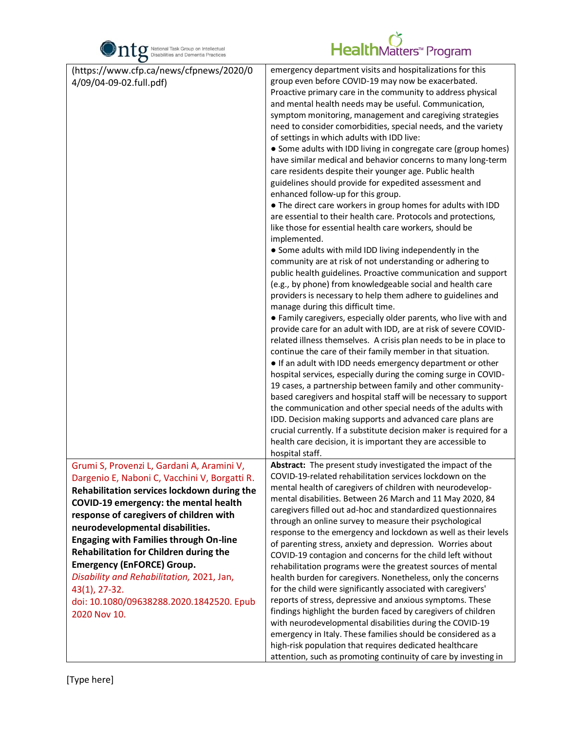| | |
|---|---|
| (https://www.cfp.ca/news/cfpnews/2020/04/09/04-09-02.full.pdf) | emergency department visits and hospitalizations for this group even before COVID-19 may now be exacerbated. Proactive primary care in the community to address physical and mental health needs may be useful. Communication, symptom monitoring, management and caregiving strategies need to consider comorbidities, special needs, and the variety of settings in which adults with IDD live:<br>● Some adults with IDD living in congregate care (group homes) have similar medical and behavior concerns to many long-term care residents despite their younger age. Public health guidelines should provide for expedited assessment and enhanced follow-up for this group.<br>● The direct care workers in group homes for adults with IDD are essential to their health care. Protocols and protections, like those for essential health care workers, should be implemented.<br>● Some adults with mild IDD living independently in the community are at risk of not understanding or adhering to public health guidelines. Proactive communication and support (e.g., by phone) from knowledgeable social and health care providers is necessary to help them adhere to guidelines and manage during this difficult time.<br>● Family caregivers, especially older parents, who live with and provide care for an adult with IDD, are at risk of severe COVID-related illness themselves. A crisis plan needs to be in place to continue the care of their family member in that situation.<br>● If an adult with IDD needs emergency department or other hospital services, especially during the coming surge in COVID-19 cases, a partnership between family and other community-based caregivers and hospital staff will be necessary to support the communication and other special needs of the adults with IDD. Decision making supports and advanced care plans are crucial currently. If a substitute decision maker is required for a health care decision, it is important they are accessible to hospital staff. |
| Grumi S, Provenzi L, Gardani A, Aramini V, Dargenio E, Naboni C, Vacchini V, Borgatti R. **Rehabilitation services lockdown during the COVID-19 emergency: the mental health response of caregivers of children with neurodevelopmental disabilities. Engaging with Families through On-line Rehabilitation for Children during the Emergency (EnFORCE) Group.** *Disability and Rehabilitation,* 2021, Jan, 43(1), 27-32. doi: 10.1080/09638288.2020.1842520. Epub 2020 Nov 10. | **Abstract:** The present study investigated the impact of the COVID-19-related rehabilitation services lockdown on the mental health of caregivers of children with neurodevelopmental disabilities. Between 26 March and 11 May 2020, 84 caregivers filled out ad-hoc and standardized questionnaires through an online survey to measure their psychological response to the emergency and lockdown as well as their levels of parenting stress, anxiety and depression. Worries about COVID-19 contagion and concerns for the child left without rehabilitation programs were the greatest sources of mental health burden for caregivers. Nonetheless, only the concerns for the child were significantly associated with caregivers' reports of stress, depressive and anxious symptoms. These findings highlight the burden faced by caregivers of children with neurodevelopmental disabilities during the COVID-19 emergency in Italy. These families should be considered as a high-risk population that requires dedicated healthcare attention, such as promoting continuity of care by investing in |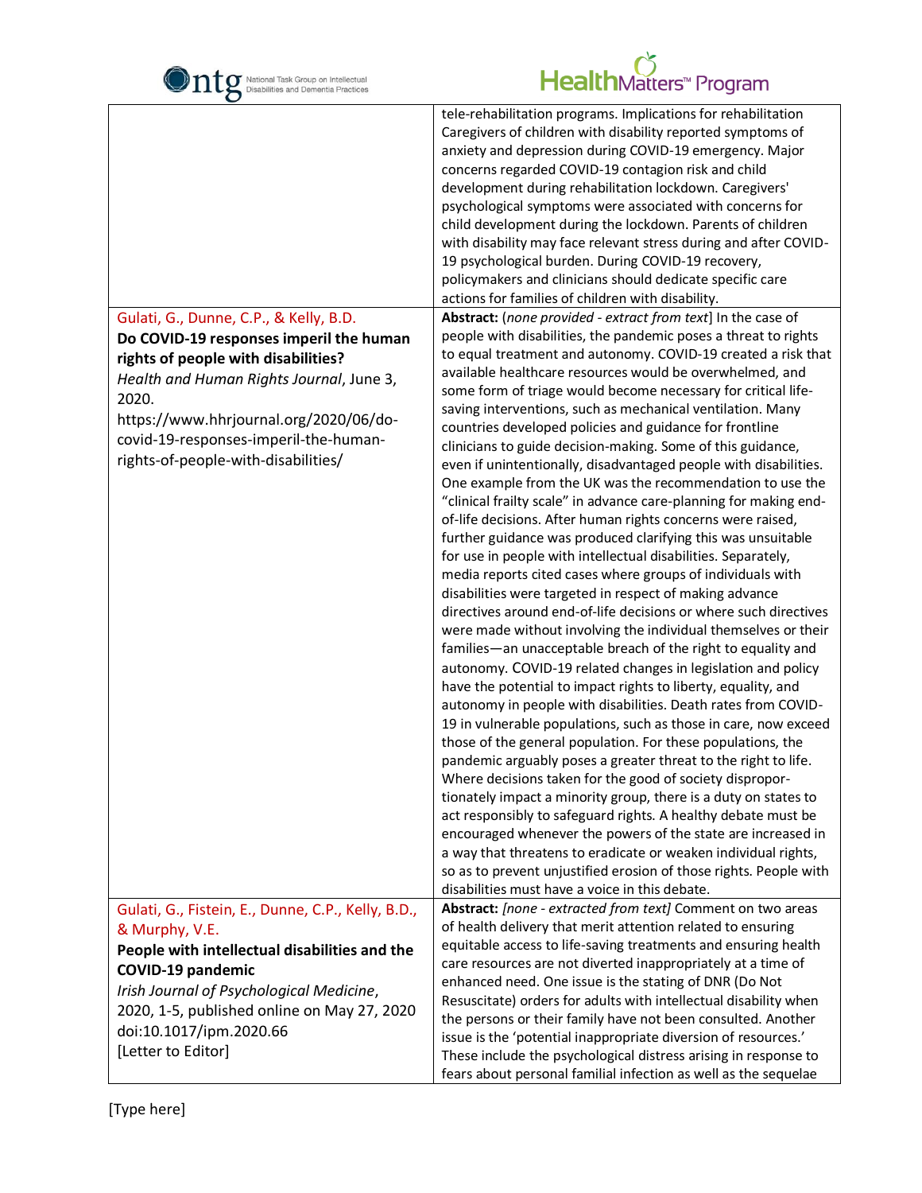| | |
|---|---|
| | tele-rehabilitation programs. Implications for rehabilitation Caregivers of children with disability reported symptoms of anxiety and depression during COVID-19 emergency. Major concerns regarded COVID-19 contagion risk and child development during rehabilitation lockdown. Caregivers' psychological symptoms were associated with concerns for child development during the lockdown. Parents of children with disability may face relevant stress during and after COVID-19 psychological burden. During COVID-19 recovery, policymakers and clinicians should dedicate specific care actions for families of children with disability. |
| Gulati, G., Dunne, C.P., & Kelly, B.D.<br>**Do COVID-19 responses imperil the human rights of people with disabilities?**<br>*Health and Human Rights Journal*, June 3, 2020.<br>https://www.hhrjournal.org/2020/06/do-covid-19-responses-imperil-the-human-rights-of-people-with-disabilities/ | **Abstract:** (*none provided - extract from text*] In the case of people with disabilities, the pandemic poses a threat to rights to equal treatment and autonomy. COVID-19 created a risk that available healthcare resources would be overwhelmed, and some form of triage would become necessary for critical life-saving interventions, such as mechanical ventilation. Many countries developed policies and guidance for frontline clinicians to guide decision-making. Some of this guidance, even if unintentionally, disadvantaged people with disabilities. One example from the UK was the recommendation to use the "clinical frailty scale" in advance care-planning for making end-of-life decisions. After human rights concerns were raised, further guidance was produced clarifying this was unsuitable for use in people with intellectual disabilities. Separately, media reports cited cases where groups of individuals with disabilities were targeted in respect of making advance directives around end-of-life decisions or where such directives were made without involving the individual themselves or their families—an unacceptable breach of the right to equality and autonomy. COVID-19 related changes in legislation and policy have the potential to impact rights to liberty, equality, and autonomy in people with disabilities. Death rates from COVID-19 in vulnerable populations, such as those in care, now exceed those of the general population. For these populations, the pandemic arguably poses a greater threat to the right to life. Where decisions taken for the good of society dispropor-tionately impact a minority group, there is a duty on states to act responsibly to safeguard rights. A healthy debate must be encouraged whenever the powers of the state are increased in a way that threatens to eradicate or weaken individual rights, so as to prevent unjustified erosion of those rights. People with disabilities must have a voice in this debate. |
| Gulati, G., Fistein, E., Dunne, C.P., Kelly, B.D., & Murphy, V.E.<br>**People with intellectual disabilities and the COVID-19 pandemic**<br>*Irish Journal of Psychological Medicine*, 2020, 1-5, published online on May 27, 2020<br>doi:10.1017/ipm.2020.66<br>[Letter to Editor] | **Abstract:** *[none - extracted from text]* Comment on two areas of health delivery that merit attention related to ensuring equitable access to life-saving treatments and ensuring health care resources are not diverted inappropriately at a time of enhanced need. One issue is the stating of DNR (Do Not Resuscitate) orders for adults with intellectual disability when the persons or their family have not been consulted. Another issue is the 'potential inappropriate diversion of resources.' These include the psychological distress arising in response to fears about personal familial infection as well as the sequelae |

[Type here]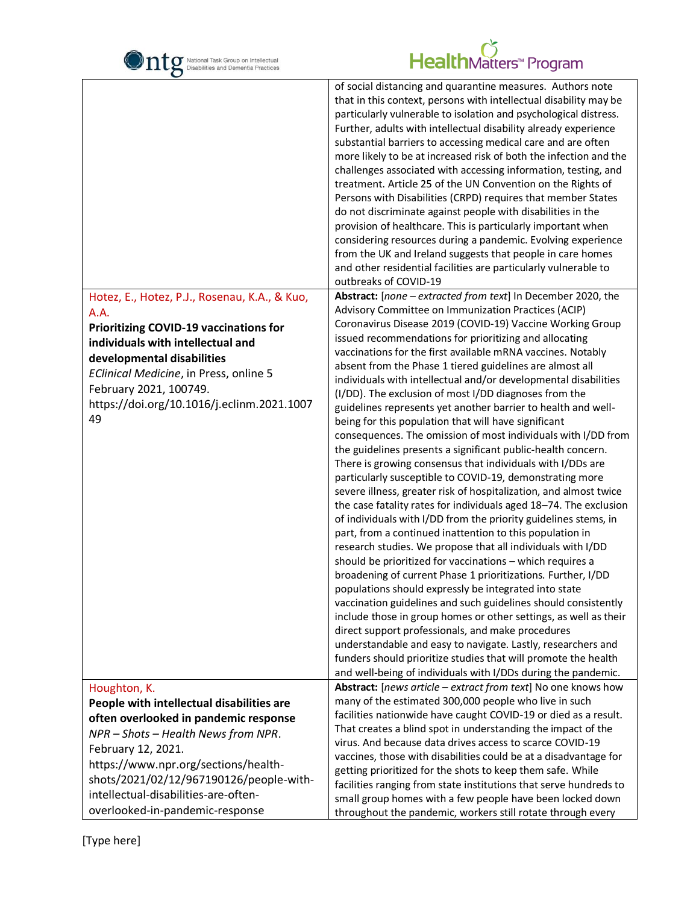| | |
|---|---|
| | of social distancing and quarantine measures. Authors note that in this context, persons with intellectual disability may be particularly vulnerable to isolation and psychological distress. Further, adults with intellectual disability already experience substantial barriers to accessing medical care and are often more likely to be at increased risk of both the infection and the challenges associated with accessing information, testing, and treatment. Article 25 of the UN Convention on the Rights of Persons with Disabilities (CRPD) requires that member States do not discriminate against people with disabilities in the provision of healthcare. This is particularly important when considering resources during a pandemic. Evolving experience from the UK and Ireland suggests that people in care homes and other residential facilities are particularly vulnerable to outbreaks of COVID-19 |
| Hotez, E., Hotez, P.J., Rosenau, K.A., & Kuo, A.A.<br>**Prioritizing COVID-19 vaccinations for individuals with intellectual and developmental disabilities**<br>*EClinical Medicine*, in Press, online 5 February 2021, 100749. https://doi.org/10.1016/j.eclinm.2021.100749 | **Abstract:** [*none – extracted from text*] In December 2020, the Advisory Committee on Immunization Practices (ACIP) Coronavirus Disease 2019 (COVID-19) Vaccine Working Group issued recommendations for prioritizing and allocating vaccinations for the first available mRNA vaccines. Notably absent from the Phase 1 tiered guidelines are almost all individuals with intellectual and/or developmental disabilities (I/DD). The exclusion of most I/DD diagnoses from the guidelines represents yet another barrier to health and well-being for this population that will have significant consequences. The omission of most individuals with I/DD from the guidelines presents a significant public-health concern. There is growing consensus that individuals with I/DDs are particularly susceptible to COVID-19, demonstrating more severe illness, greater risk of hospitalization, and almost twice the case fatality rates for individuals aged 18–74. The exclusion of individuals with I/DD from the priority guidelines stems, in part, from a continued inattention to this population in research studies. We propose that all individuals with I/DD should be prioritized for vaccinations – which requires a broadening of current Phase 1 prioritizations. Further, I/DD populations should expressly be integrated into state vaccination guidelines and such guidelines should consistently include those in group homes or other settings, as well as their direct support professionals, and make procedures understandable and easy to navigate. Lastly, researchers and funders should prioritize studies that will promote the health and well-being of individuals with I/DDs during the pandemic. |
| Houghton, K.<br>**People with intellectual disabilities are often overlooked in pandemic response**<br>*NPR – Shots – Health News from NPR*. February 12, 2021. https://www.npr.org/sections/health-shots/2021/02/12/967190126/people-with-intellectual-disabilities-are-often-overlooked-in-pandemic-response | **Abstract:** [*news article – extract from text*] No one knows how many of the estimated 300,000 people who live in such facilities nationwide have caught COVID-19 or died as a result. That creates a blind spot in understanding the impact of the virus. And because data drives access to scarce COVID-19 vaccines, those with disabilities could be at a disadvantage for getting prioritized for the shots to keep them safe. While facilities ranging from state institutions that serve hundreds to small group homes with a few people have been locked down throughout the pandemic, workers still rotate through every |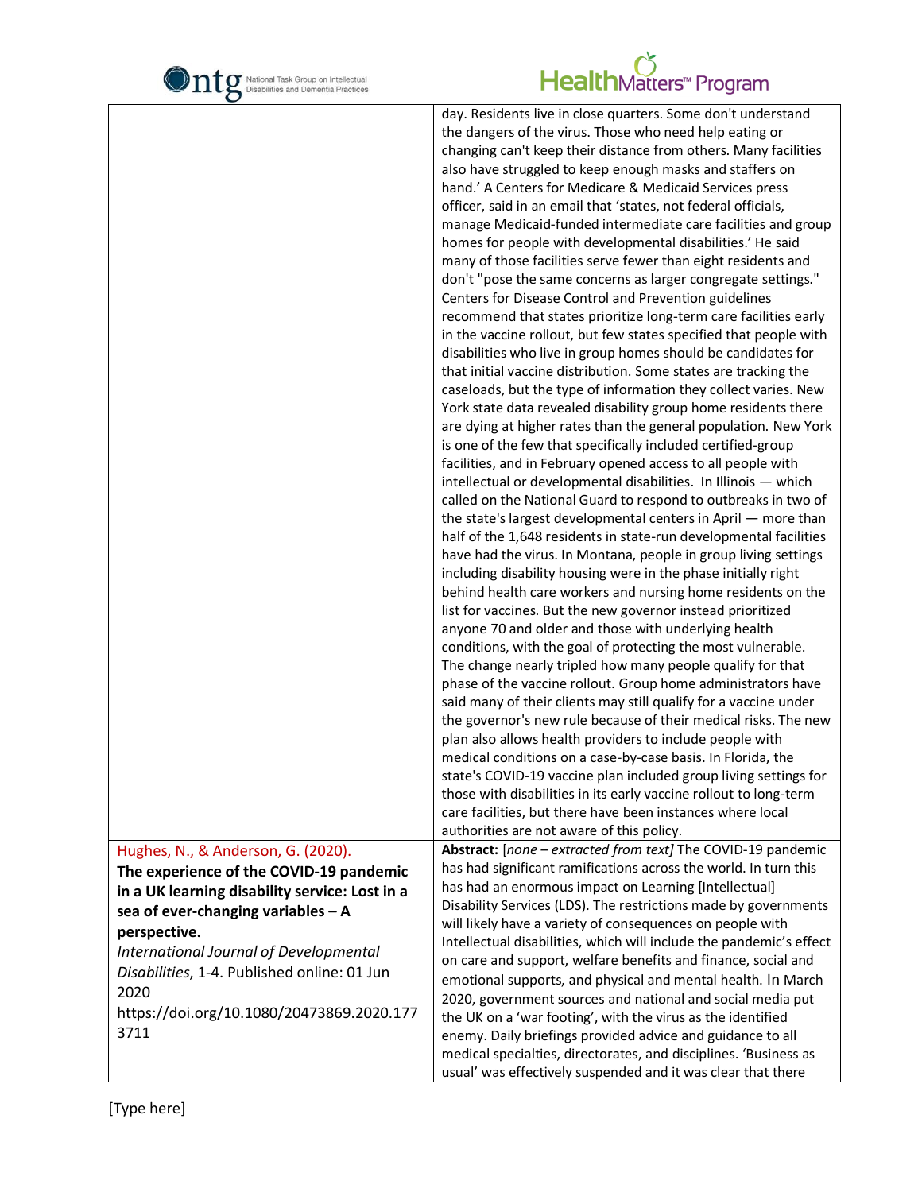| | |
|---|---|
| | day. Residents live in close quarters. Some don't understand the dangers of the virus. Those who need help eating or changing can't keep their distance from others. Many facilities also have struggled to keep enough masks and staffers on hand.' A Centers for Medicare & Medicaid Services press officer, said in an email that 'states, not federal officials, manage Medicaid-funded intermediate care facilities and group homes for people with developmental disabilities.' He said many of those facilities serve fewer than eight residents and don't "pose the same concerns as larger congregate settings." Centers for Disease Control and Prevention guidelines recommend that states prioritize long-term care facilities early in the vaccine rollout, but few states specified that people with disabilities who live in group homes should be candidates for that initial vaccine distribution. Some states are tracking the caseloads, but the type of information they collect varies. New York state data revealed disability group home residents there are dying at higher rates than the general population. New York is one of the few that specifically included certified-group facilities, and in February opened access to all people with intellectual or developmental disabilities. In Illinois — which called on the National Guard to respond to outbreaks in two of the state's largest developmental centers in April — more than half of the 1,648 residents in state-run developmental facilities have had the virus. In Montana, people in group living settings including disability housing were in the phase initially right behind health care workers and nursing home residents on the list for vaccines. But the new governor instead prioritized anyone 70 and older and those with underlying health conditions, with the goal of protecting the most vulnerable. The change nearly tripled how many people qualify for that phase of the vaccine rollout. Group home administrators have said many of their clients may still qualify for a vaccine under the governor's new rule because of their medical risks. The new plan also allows health providers to include people with medical conditions on a case-by-case basis. In Florida, the state's COVID-19 vaccine plan included group living settings for those with disabilities in its early vaccine rollout to long-term care facilities, but there have been instances where local authorities are not aware of this policy. |
| Hughes, N., & Anderson, G. (2020). **The experience of the COVID-19 pandemic in a UK learning disability service: Lost in a sea of ever-changing variables – A perspective.** *International Journal of Developmental Disabilities*, 1-4. Published online: 01 Jun 2020 https://doi.org/10.1080/20473869.2020.1773711 | **Abstract:** *[none – extracted from text]* The COVID-19 pandemic has had significant ramifications across the world. In turn this has had an enormous impact on Learning [Intellectual] Disability Services (LDS). The restrictions made by governments will likely have a variety of consequences on people with Intellectual disabilities, which will include the pandemic's effect on care and support, welfare benefits and finance, social and emotional supports, and physical and mental health. In March 2020, government sources and national and social media put the UK on a 'war footing', with the virus as the identified enemy. Daily briefings provided advice and guidance to all medical specialties, directorates, and disciplines. 'Business as usual' was effectively suspended and it was clear that there |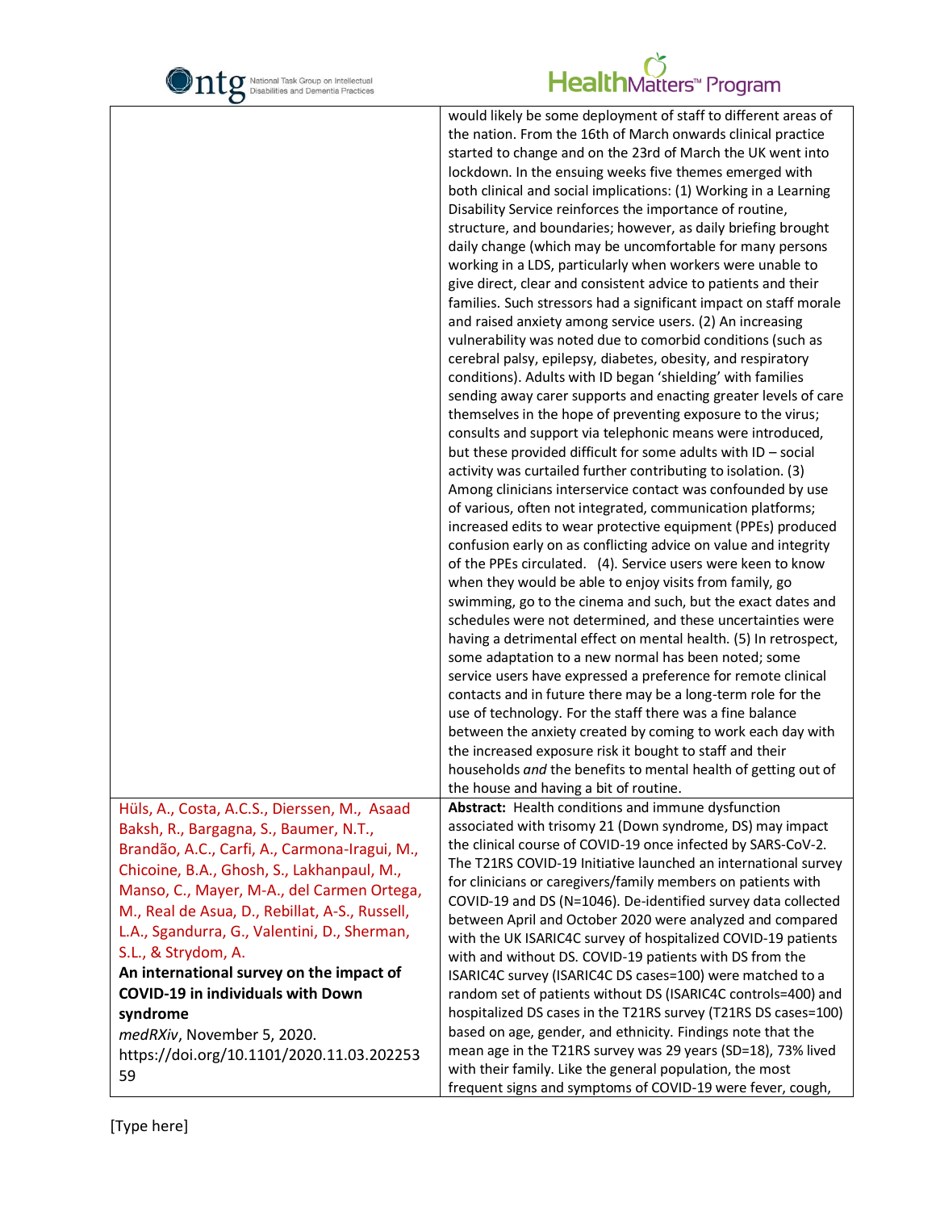| | |
|---|---|
| | would likely be some deployment of staff to different areas of the nation. From the 16th of March onwards clinical practice started to change and on the 23rd of March the UK went into lockdown. In the ensuing weeks five themes emerged with both clinical and social implications: (1) Working in a Learning Disability Service reinforces the importance of routine, structure, and boundaries; however, as daily briefing brought daily change (which may be uncomfortable for many persons working in a LDS, particularly when workers were unable to give direct, clear and consistent advice to patients and their families. Such stressors had a significant impact on staff morale and raised anxiety among service users. (2) An increasing vulnerability was noted due to comorbid conditions (such as cerebral palsy, epilepsy, diabetes, obesity, and respiratory conditions). Adults with ID began 'shielding' with families sending away carer supports and enacting greater levels of care themselves in the hope of preventing exposure to the virus; consults and support via telephonic means were introduced, but these provided difficult for some adults with ID – social activity was curtailed further contributing to isolation. (3) Among clinicians interservice contact was confounded by use of various, often not integrated, communication platforms; increased edits to wear protective equipment (PPEs) produced confusion early on as conflicting advice on value and integrity of the PPEs circulated. (4). Service users were keen to know when they would be able to enjoy visits from family, go swimming, go to the cinema and such, but the exact dates and schedules were not determined, and these uncertainties were having a detrimental effect on mental health. (5) In retrospect, some adaptation to a new normal has been noted; some service users have expressed a preference for remote clinical contacts and in future there may be a long-term role for the use of technology. For the staff there was a fine balance between the anxiety created by coming to work each day with the increased exposure risk it bought to staff and their households *and* the benefits to mental health of getting out of the house and having a bit of routine. |
| Hüls, A., Costa, A.C.S., Dierssen, M., Asaad Baksh, R., Bargagna, S., Baumer, N.T., Brandão, A.C., Carfi, A., Carmona-Iragui, M., Chicoine, B.A., Ghosh, S., Lakhanpaul, M., Manso, C., Mayer, M-A., del Carmen Ortega, M., Real de Asua, D., Rebillat, A-S., Russell, L.A., Sgandurra, G., Valentini, D., Sherman, S.L., & Strydom, A. **An international survey on the impact of COVID-19 in individuals with Down syndrome** *medRXiv*, November 5, 2020. https://doi.org/10.1101/2020.11.03.20225359 | **Abstract:** Health conditions and immune dysfunction associated with trisomy 21 (Down syndrome, DS) may impact the clinical course of COVID-19 once infected by SARS-CoV-2. The T21RS COVID-19 Initiative launched an international survey for clinicians or caregivers/family members on patients with COVID-19 and DS (N=1046). De-identified survey data collected between April and October 2020 were analyzed and compared with the UK ISARIC4C survey of hospitalized COVID-19 patients with and without DS. COVID-19 patients with DS from the ISARIC4C survey (ISARIC4C DS cases=100) were matched to a random set of patients without DS (ISARIC4C controls=400) and hospitalized DS cases in the T21RS survey (T21RS DS cases=100) based on age, gender, and ethnicity. Findings note that the mean age in the T21RS survey was 29 years (SD=18), 73% lived with their family. Like the general population, the most frequent signs and symptoms of COVID-19 were fever, cough, |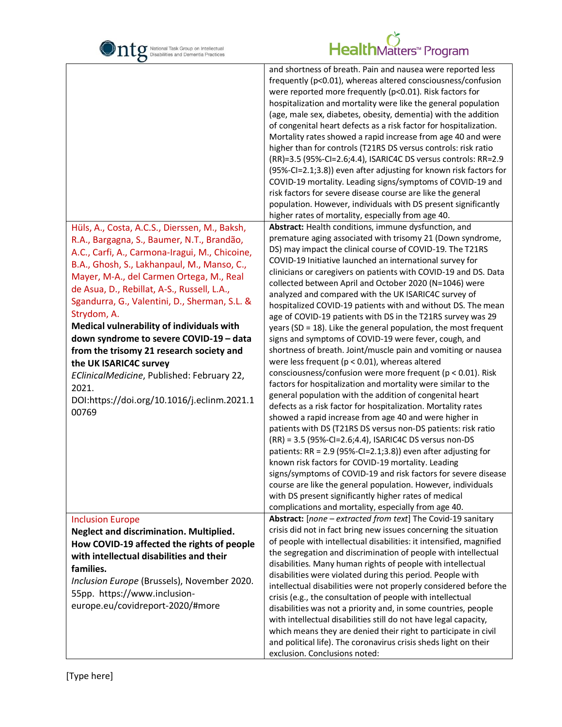| | |
|---|---|
| | and shortness of breath. Pain and nausea were reported less frequently (p<0.01), whereas altered consciousness/confusion were reported more frequently (p<0.01). Risk factors for hospitalization and mortality were like the general population (age, male sex, diabetes, obesity, dementia) with the addition of congenital heart defects as a risk factor for hospitalization. Mortality rates showed a rapid increase from age 40 and were higher than for controls (T21RS DS versus controls: risk ratio (RR)=3.5 (95%-CI=2.6;4.4), ISARIC4C DS versus controls: RR=2.9 (95%-CI=2.1;3.8)) even after adjusting for known risk factors for COVID-19 mortality. Leading signs/symptoms of COVID-19 and risk factors for severe disease course are like the general population. However, individuals with DS present significantly higher rates of mortality, especially from age 40. |
| Hüls, A., Costa, A.C.S., Dierssen, M., Baksh, R.A., Bargagna, S., Baumer, N.T., Brandão, A.C., Carfi, A., Carmona-Iragui, M., Chicoine, B.A., Ghosh, S., Lakhanpaul, M., Manso, C., Mayer, M-A., del Carmen Ortega, M., Real de Asua, D., Rebillat, A-S., Russell, L.A., Sgandurra, G., Valentini, D., Sherman, S.L. & Strydom, A.<br>**Medical vulnerability of individuals with down syndrome to severe COVID-19 – data from the trisomy 21 research society and the UK ISARIC4C survey**<br>*EClinicalMedicine*, Published: February 22, 2021.<br>DOI:https://doi.org/10.1016/j.eclinm.2021.100769 | **Abstract:** Health conditions, immune dysfunction, and premature aging associated with trisomy 21 (Down syndrome, DS) may impact the clinical course of COVID-19. The T21RS COVID-19 Initiative launched an international survey for clinicians or caregivers on patients with COVID-19 and DS. Data collected between April and October 2020 (N=1046) were analyzed and compared with the UK ISARIC4C survey of hospitalized COVID-19 patients with and without DS. The mean age of COVID-19 patients with DS in the T21RS survey was 29 years (SD = 18). Like the general population, the most frequent signs and symptoms of COVID-19 were fever, cough, and shortness of breath. Joint/muscle pain and vomiting or nausea were less frequent (p < 0.01), whereas altered consciousness/confusion were more frequent (p < 0.01). Risk factors for hospitalization and mortality were similar to the general population with the addition of congenital heart defects as a risk factor for hospitalization. Mortality rates showed a rapid increase from age 40 and were higher in patients with DS (T21RS DS versus non-DS patients: risk ratio (RR) = 3.5 (95%-CI=2.6;4.4), ISARIC4C DS versus non-DS patients: RR = 2.9 (95%-CI=2.1;3.8)) even after adjusting for known risk factors for COVID-19 mortality. Leading signs/symptoms of COVID-19 and risk factors for severe disease course are like the general population. However, individuals with DS present significantly higher rates of medical complications and mortality, especially from age 40. |
| Inclusion Europe<br>**Neglect and discrimination. Multiplied. How COVID-19 affected the rights of people with intellectual disabilities and their families.**<br>*Inclusion Europe* (Brussels), November 2020. 55pp. https://www.inclusion-europe.eu/covidreport-2020/#more | **Abstract:** [*none – extracted from text*] The Covid-19 sanitary crisis did not in fact bring new issues concerning the situation of people with intellectual disabilities: it intensified, magnified the segregation and discrimination of people with intellectual disabilities. Many human rights of people with intellectual disabilities were violated during this period. People with intellectual disabilities were not properly considered before the crisis (e.g., the consultation of people with intellectual disabilities was not a priority and, in some countries, people with intellectual disabilities still do not have legal capacity, which means they are denied their right to participate in civil and political life). The coronavirus crisis sheds light on their exclusion. Conclusions noted: |

[Type here]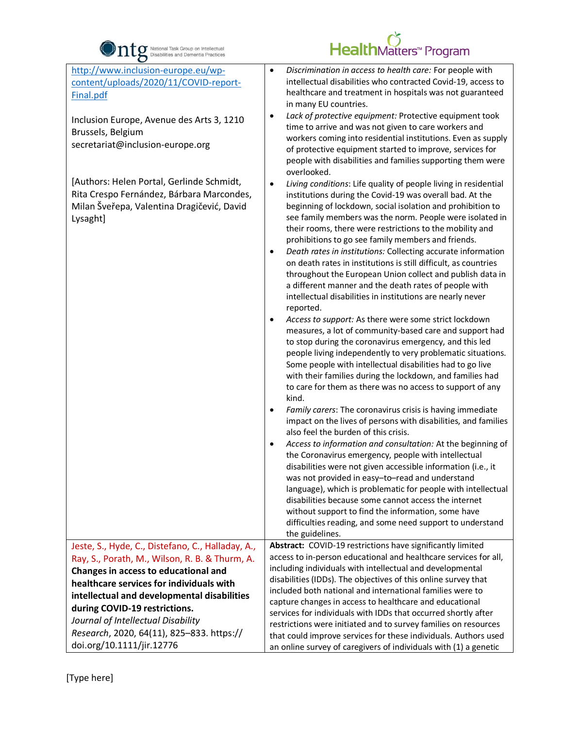| | |
|---|---|
| http://www.inclusion-europe.eu/wp-content/uploads/2020/11/COVID-report-Final.pdf<br><br>Inclusion Europe, Avenue des Arts 3, 1210 Brussels, Belgium<br>secretariat@inclusion-europe.org<br><br>[Authors: Helen Portal, Gerlinde Schmidt, Rita Crespo Fernández, Bárbara Marcondes, Milan Šveřepa, Valentina Dragičević, David Lysaght] | • *Discrimination in access to health care:* For people with intellectual disabilities who contracted Covid-19, access to healthcare and treatment in hospitals was not guaranteed in many EU countries.<br>• *Lack of protective equipment:* Protective equipment took time to arrive and was not given to care workers and workers coming into residential institutions. Even as supply of protective equipment started to improve, services for people with disabilities and families supporting them were overlooked.<br>• *Living conditions*: Life quality of people living in residential institutions during the Covid-19 was overall bad. At the beginning of lockdown, social isolation and prohibition to see family members was the norm. People were isolated in their rooms, there were restrictions to the mobility and prohibitions to go see family members and friends.<br>• *Death rates in institutions:* Collecting accurate information on death rates in institutions is still difficult, as countries throughout the European Union collect and publish data in a different manner and the death rates of people with intellectual disabilities in institutions are nearly never reported.<br>• *Access to support:* As there were some strict lockdown measures, a lot of community-based care and support had to stop during the coronavirus emergency, and this led people living independently to very problematic situations. Some people with intellectual disabilities had to go live with their families during the lockdown, and families had to care for them as there was no access to support of any kind.<br>• *Family carers*: The coronavirus crisis is having immediate impact on the lives of persons with disabilities, and families also feel the burden of this crisis.<br>• *Access to information and consultation:* At the beginning of the Coronavirus emergency, people with intellectual disabilities were not given accessible information (i.e., it was not provided in easy–to–read and understand language), which is problematic for people with intellectual disabilities because some cannot access the internet without support to find the information, some have difficulties reading, and some need support to understand the guidelines. |
| Jeste, S., Hyde, C., Distefano, C., Halladay, A., Ray, S., Porath, M., Wilson, R. B. & Thurm, A.<br>**Changes in access to educational and healthcare services for individuals with intellectual and developmental disabilities during COVID-19 restrictions.**<br>*Journal of Intellectual Disability Research*, 2020, 64(11), 825–833. https://doi.org/10.1111/jir.12776 | **Abstract:** COVID-19 restrictions have significantly limited access to in-person educational and healthcare services for all, including individuals with intellectual and developmental disabilities (IDDs). The objectives of this online survey that included both national and international families were to capture changes in access to healthcare and educational services for individuals with IDDs that occurred shortly after restrictions were initiated and to survey families on resources that could improve services for these individuals. Authors used an online survey of caregivers of individuals with (1) a genetic |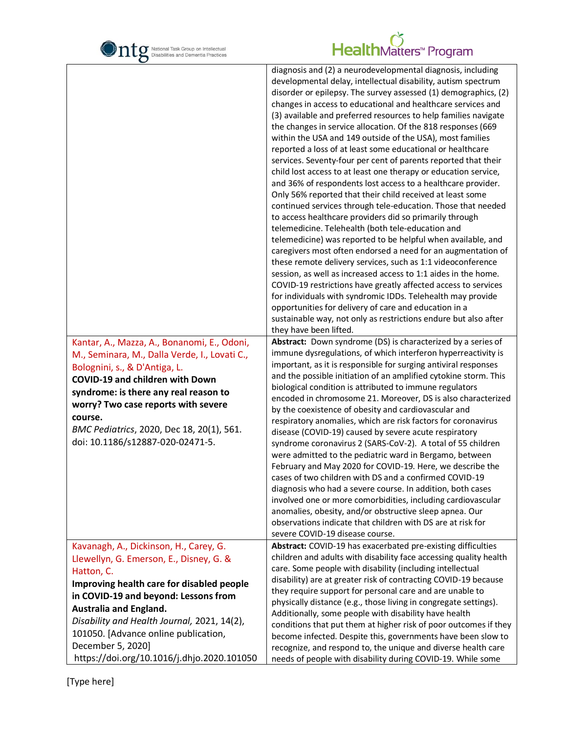| | |
|---|---|
| | diagnosis and (2) a neurodevelopmental diagnosis, including developmental delay, intellectual disability, autism spectrum disorder or epilepsy. The survey assessed (1) demographics, (2) changes in access to educational and healthcare services and (3) available and preferred resources to help families navigate the changes in service allocation. Of the 818 responses (669 within the USA and 149 outside of the USA), most families reported a loss of at least some educational or healthcare services. Seventy-four per cent of parents reported that their child lost access to at least one therapy or education service, and 36% of respondents lost access to a healthcare provider. Only 56% reported that their child received at least some continued services through tele-education. Those that needed to access healthcare providers did so primarily through telemedicine. Telehealth (both tele-education and telemedicine) was reported to be helpful when available, and caregivers most often endorsed a need for an augmentation of these remote delivery services, such as 1:1 videoconference session, as well as increased access to 1:1 aides in the home. COVID-19 restrictions have greatly affected access to services for individuals with syndromic IDDs. Telehealth may provide opportunities for delivery of care and education in a sustainable way, not only as restrictions endure but also after they have been lifted. |
| Kantar, A., Mazza, A., Bonanomi, E., Odoni, M., Seminara, M., Dalla Verde, I., Lovati C., Bolognini, s., & D'Antiga, L.<br>**COVID-19 and children with Down syndrome: is there any real reason to worry? Two case reports with severe course.**<br>*BMC Pediatrics*, 2020, Dec 18, 20(1), 561. doi: 10.1186/s12887-020-02471-5. | **Abstract:** Down syndrome (DS) is characterized by a series of immune dysregulations, of which interferon hyperreactivity is important, as it is responsible for surging antiviral responses and the possible initiation of an amplified cytokine storm. This biological condition is attributed to immune regulators encoded in chromosome 21. Moreover, DS is also characterized by the coexistence of obesity and cardiovascular and respiratory anomalies, which are risk factors for coronavirus disease (COVID-19) caused by severe acute respiratory syndrome coronavirus 2 (SARS-CoV-2). A total of 55 children were admitted to the pediatric ward in Bergamo, between February and May 2020 for COVID-19. Here, we describe the cases of two children with DS and a confirmed COVID-19 diagnosis who had a severe course. In addition, both cases involved one or more comorbidities, including cardiovascular anomalies, obesity, and/or obstructive sleep apnea. Our observations indicate that children with DS are at risk for severe COVID-19 disease course. |
| Kavanagh, A., Dickinson, H., Carey, G. Llewellyn, G. Emerson, E., Disney, G. & Hatton, C.<br>**Improving health care for disabled people in COVID-19 and beyond: Lessons from Australia and England.**<br>*Disability and Health Journal,* 2021, 14(2), 101050. [Advance online publication, December 5, 2020]<br>https://doi.org/10.1016/j.dhjo.2020.101050 | **Abstract:** COVID-19 has exacerbated pre-existing difficulties children and adults with disability face accessing quality health care. Some people with disability (including intellectual disability) are at greater risk of contracting COVID-19 because they require support for personal care and are unable to physically distance (e.g., those living in congregate settings). Additionally, some people with disability have health conditions that put them at higher risk of poor outcomes if they become infected. Despite this, governments have been slow to recognize, and respond to, the unique and diverse health care needs of people with disability during COVID-19. While some |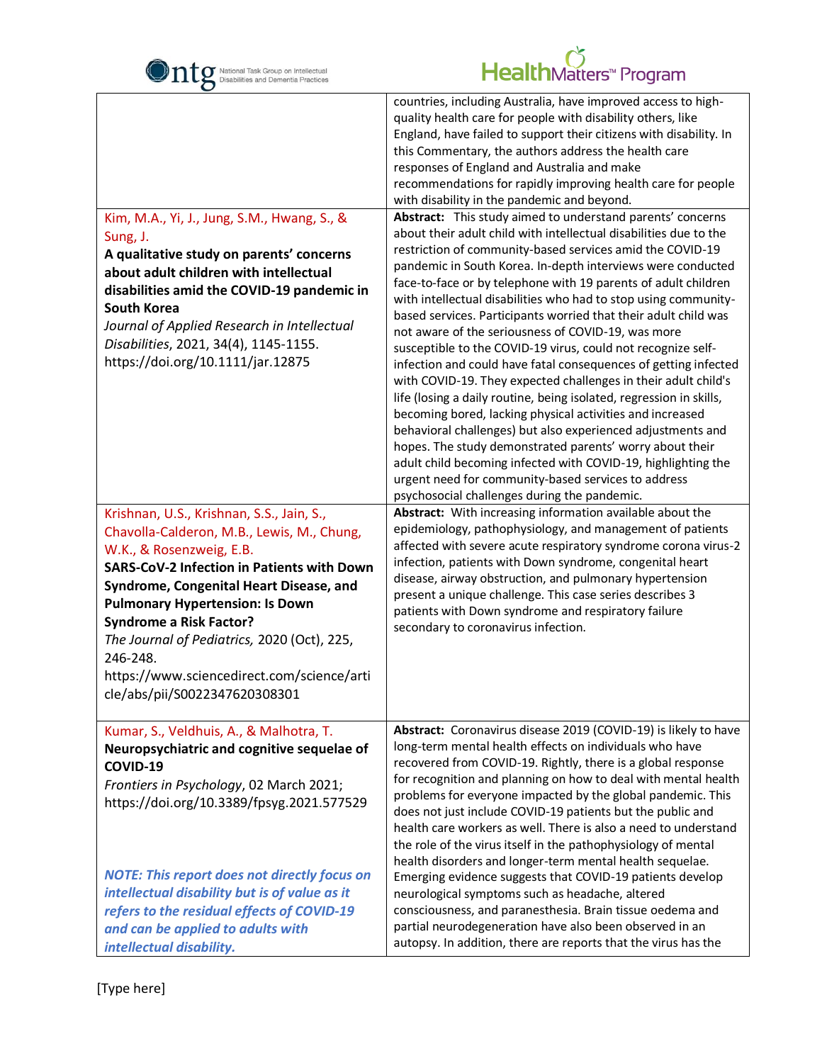| | |
|---|---|
| | countries, including Australia, have improved access to high-quality health care for people with disability others, like England, have failed to support their citizens with disability. In this Commentary, the authors address the health care responses of England and Australia and make recommendations for rapidly improving health care for people with disability in the pandemic and beyond. |
| Kim, M.A., Yi, J., Jung, S.M., Hwang, S., & Sung, J.<br>**A qualitative study on parents' concerns about adult children with intellectual disabilities amid the COVID-19 pandemic in South Korea**<br>*Journal of Applied Research in Intellectual Disabilities*, 2021, 34(4), 1145-1155. https://doi.org/10.1111/jar.12875 | **Abstract:** This study aimed to understand parents' concerns about their adult child with intellectual disabilities due to the restriction of community-based services amid the COVID-19 pandemic in South Korea. In-depth interviews were conducted face-to-face or by telephone with 19 parents of adult children with intellectual disabilities who had to stop using community-based services. Participants worried that their adult child was not aware of the seriousness of COVID-19, was more susceptible to the COVID-19 virus, could not recognize self-infection and could have fatal consequences of getting infected with COVID-19. They expected challenges in their adult child's life (losing a daily routine, being isolated, regression in skills, becoming bored, lacking physical activities and increased behavioral challenges) but also experienced adjustments and hopes. The study demonstrated parents' worry about their adult child becoming infected with COVID-19, highlighting the urgent need for community-based services to address psychosocial challenges during the pandemic. |
| Krishnan, U.S., Krishnan, S.S., Jain, S., Chavolla-Calderon, M.B., Lewis, M., Chung, W.K., & Rosenzweig, E.B.<br>**SARS-CoV-2 Infection in Patients with Down Syndrome, Congenital Heart Disease, and Pulmonary Hypertension: Is Down Syndrome a Risk Factor?**<br>*The Journal of Pediatrics,* 2020 (Oct), 225, 246-248. https://www.sciencedirect.com/science/article/abs/pii/S0022347620308301 | **Abstract:** With increasing information available about the epidemiology, pathophysiology, and management of patients affected with severe acute respiratory syndrome corona virus-2 infection, patients with Down syndrome, congenital heart disease, airway obstruction, and pulmonary hypertension present a unique challenge. This case series describes 3 patients with Down syndrome and respiratory failure secondary to coronavirus infection. |
| Kumar, S., Veldhuis, A., & Malhotra, T.<br>**Neuropsychiatric and cognitive sequelae of COVID-19**<br>*Frontiers in Psychology*, 02 March 2021; https://doi.org/10.3389/fpsyg.2021.577529<br><br>***NOTE: This report does not directly focus on intellectual disability but is of value as it refers to the residual effects of COVID-19 and can be applied to adults with intellectual disability.*** | **Abstract:** Coronavirus disease 2019 (COVID-19) is likely to have long-term mental health effects on individuals who have recovered from COVID-19. Rightly, there is a global response for recognition and planning on how to deal with mental health problems for everyone impacted by the global pandemic. This does not just include COVID-19 patients but the public and health care workers as well. There is also a need to understand the role of the virus itself in the pathophysiology of mental health disorders and longer-term mental health sequelae. Emerging evidence suggests that COVID-19 patients develop neurological symptoms such as headache, altered consciousness, and paranesthesia. Brain tissue oedema and partial neurodegeneration have also been observed in an autopsy. In addition, there are reports that the virus has the |

[Type here]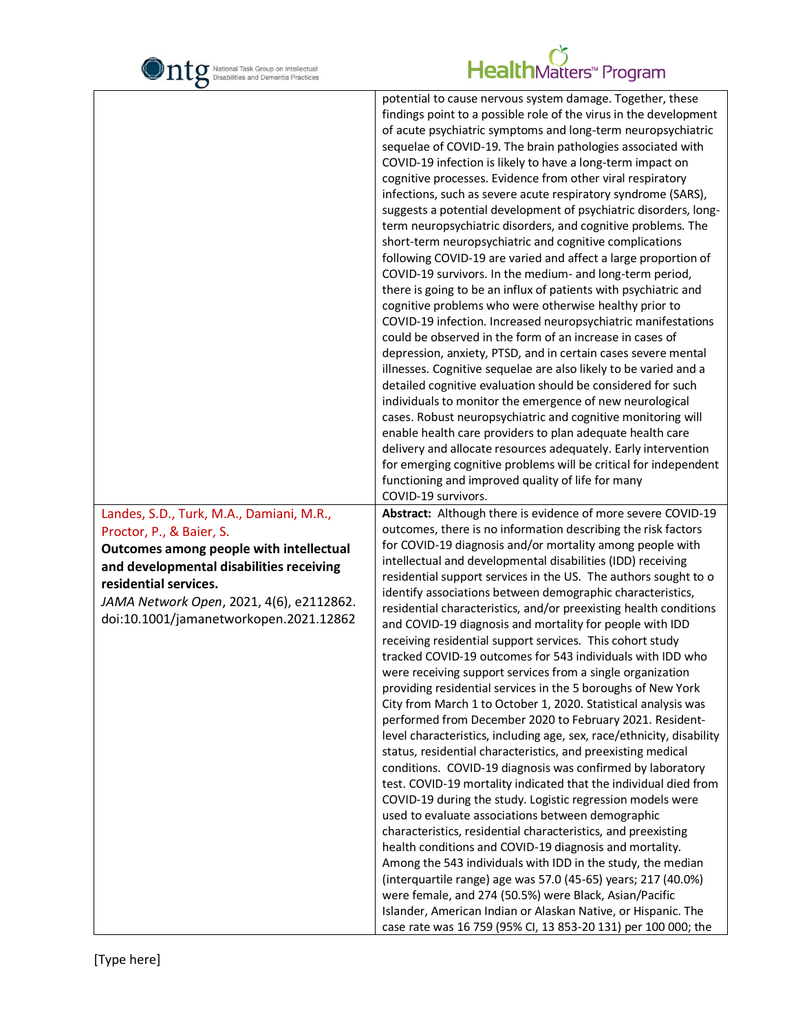| | |
|---|---|
| | potential to cause nervous system damage. Together, these findings point to a possible role of the virus in the development of acute psychiatric symptoms and long-term neuropsychiatric sequelae of COVID-19. The brain pathologies associated with COVID-19 infection is likely to have a long-term impact on cognitive processes. Evidence from other viral respiratory infections, such as severe acute respiratory syndrome (SARS), suggests a potential development of psychiatric disorders, long-term neuropsychiatric disorders, and cognitive problems. The short-term neuropsychiatric and cognitive complications following COVID-19 are varied and affect a large proportion of COVID-19 survivors. In the medium- and long-term period, there is going to be an influx of patients with psychiatric and cognitive problems who were otherwise healthy prior to COVID-19 infection. Increased neuropsychiatric manifestations could be observed in the form of an increase in cases of depression, anxiety, PTSD, and in certain cases severe mental illnesses. Cognitive sequelae are also likely to be varied and a detailed cognitive evaluation should be considered for such individuals to monitor the emergence of new neurological cases. Robust neuropsychiatric and cognitive monitoring will enable health care providers to plan adequate health care delivery and allocate resources adequately. Early intervention for emerging cognitive problems will be critical for independent functioning and improved quality of life for many COVID-19 survivors. |
| Landes, S.D., Turk, M.A., Damiani, M.R., Proctor, P., & Baier, S. **Outcomes among people with intellectual and developmental disabilities receiving residential services.** *JAMA Network Open*, 2021, 4(6), e2112862. doi:10.1001/jamanetworkopen.2021.12862 | **Abstract:** Although there is evidence of more severe COVID-19 outcomes, there is no information describing the risk factors for COVID-19 diagnosis and/or mortality among people with intellectual and developmental disabilities (IDD) receiving residential support services in the US. The authors sought to o identify associations between demographic characteristics, residential characteristics, and/or preexisting health conditions and COVID-19 diagnosis and mortality for people with IDD receiving residential support services. This cohort study tracked COVID-19 outcomes for 543 individuals with IDD who were receiving support services from a single organization providing residential services in the 5 boroughs of New York City from March 1 to October 1, 2020. Statistical analysis was performed from December 2020 to February 2021. Resident-level characteristics, including age, sex, race/ethnicity, disability status, residential characteristics, and preexisting medical conditions. COVID-19 diagnosis was confirmed by laboratory test. COVID-19 mortality indicated that the individual died from COVID-19 during the study. Logistic regression models were used to evaluate associations between demographic characteristics, residential characteristics, and preexisting health conditions and COVID-19 diagnosis and mortality. Among the 543 individuals with IDD in the study, the median (interquartile range) age was 57.0 (45-65) years; 217 (40.0%) were female, and 274 (50.5%) were Black, Asian/Pacific Islander, American Indian or Alaskan Native, or Hispanic. The case rate was 16 759 (95% CI, 13 853-20 131) per 100 000; the |

[Type here]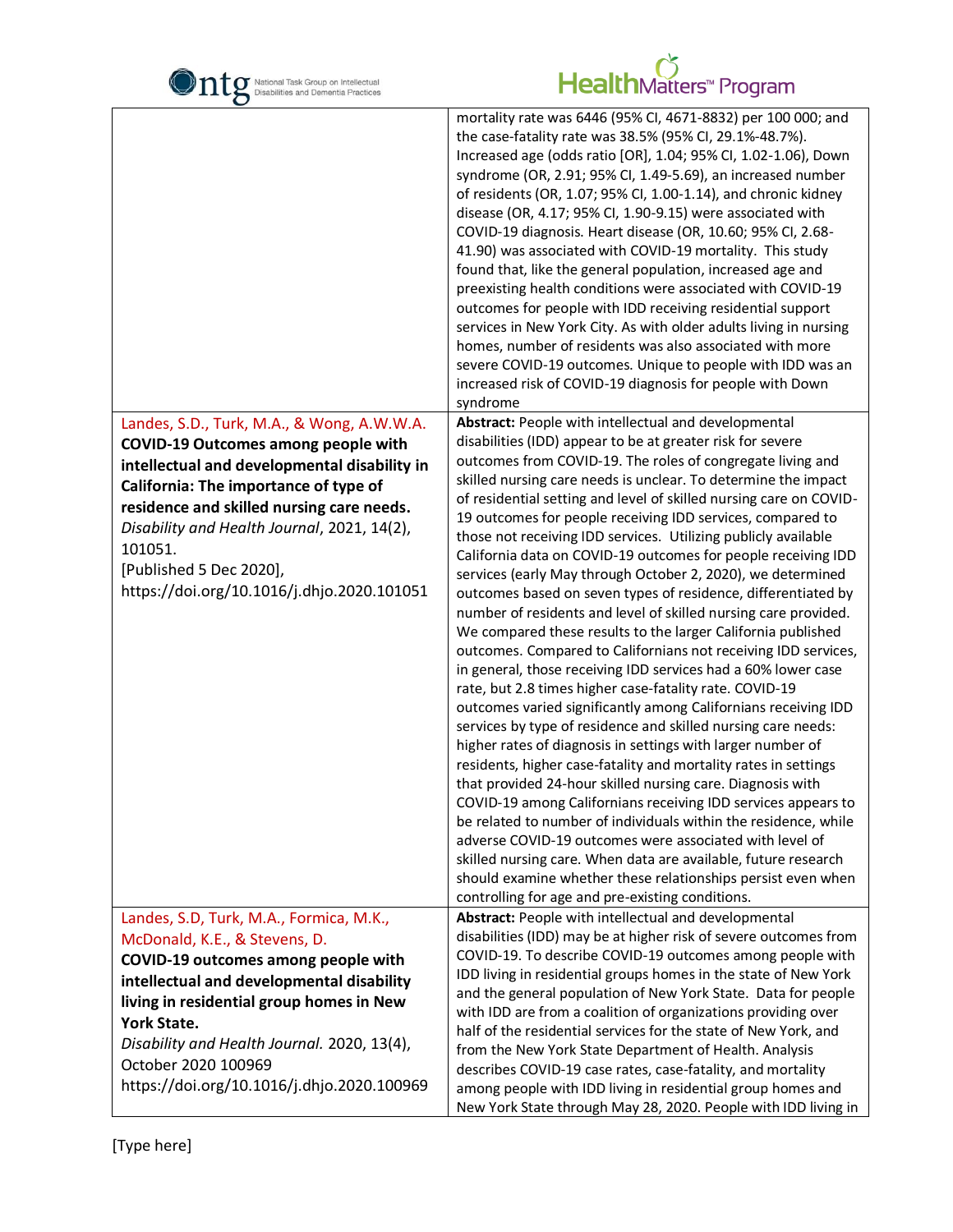| | |
|---|---|
| | mortality rate was 6446 (95% CI, 4671-8832) per 100 000; and the case-fatality rate was 38.5% (95% CI, 29.1%-48.7%). Increased age (odds ratio [OR], 1.04; 95% CI, 1.02-1.06), Down syndrome (OR, 2.91; 95% CI, 1.49-5.69), an increased number of residents (OR, 1.07; 95% CI, 1.00-1.14), and chronic kidney disease (OR, 4.17; 95% CI, 1.90-9.15) were associated with COVID-19 diagnosis. Heart disease (OR, 10.60; 95% CI, 2.68-41.90) was associated with COVID-19 mortality. This study found that, like the general population, increased age and preexisting health conditions were associated with COVID-19 outcomes for people with IDD receiving residential support services in New York City. As with older adults living in nursing homes, number of residents was also associated with more severe COVID-19 outcomes. Unique to people with IDD was an increased risk of COVID-19 diagnosis for people with Down syndrome |
| Landes, S.D., Turk, M.A., & Wong, A.W.W.A. **COVID-19 Outcomes among people with intellectual and developmental disability in California: The importance of type of residence and skilled nursing care needs.** *Disability and Health Journal*, 2021, 14(2), 101051. [Published 5 Dec 2020], https://doi.org/10.1016/j.dhjo.2020.101051 | **Abstract:** People with intellectual and developmental disabilities (IDD) appear to be at greater risk for severe outcomes from COVID-19. The roles of congregate living and skilled nursing care needs is unclear. To determine the impact of residential setting and level of skilled nursing care on COVID-19 outcomes for people receiving IDD services, compared to those not receiving IDD services. Utilizing publicly available California data on COVID-19 outcomes for people receiving IDD services (early May through October 2, 2020), we determined outcomes based on seven types of residence, differentiated by number of residents and level of skilled nursing care provided. We compared these results to the larger California published outcomes. Compared to Californians not receiving IDD services, in general, those receiving IDD services had a 60% lower case rate, but 2.8 times higher case-fatality rate. COVID-19 outcomes varied significantly among Californians receiving IDD services by type of residence and skilled nursing care needs: higher rates of diagnosis in settings with larger number of residents, higher case-fatality and mortality rates in settings that provided 24-hour skilled nursing care. Diagnosis with COVID-19 among Californians receiving IDD services appears to be related to number of individuals within the residence, while adverse COVID-19 outcomes were associated with level of skilled nursing care. When data are available, future research should examine whether these relationships persist even when controlling for age and pre-existing conditions. |
| Landes, S.D, Turk, M.A., Formica, M.K., McDonald, K.E., & Stevens, D. **COVID-19 outcomes among people with intellectual and developmental disability living in residential group homes in New York State.** *Disability and Health Journal.* 2020, 13(4), October 2020 100969 https://doi.org/10.1016/j.dhjo.2020.100969 | **Abstract:** People with intellectual and developmental disabilities (IDD) may be at higher risk of severe outcomes from COVID-19. To describe COVID-19 outcomes among people with IDD living in residential groups homes in the state of New York and the general population of New York State. Data for people with IDD are from a coalition of organizations providing over half of the residential services for the state of New York, and from the New York State Department of Health. Analysis describes COVID-19 case rates, case-fatality, and mortality among people with IDD living in residential group homes and New York State through May 28, 2020. People with IDD living in |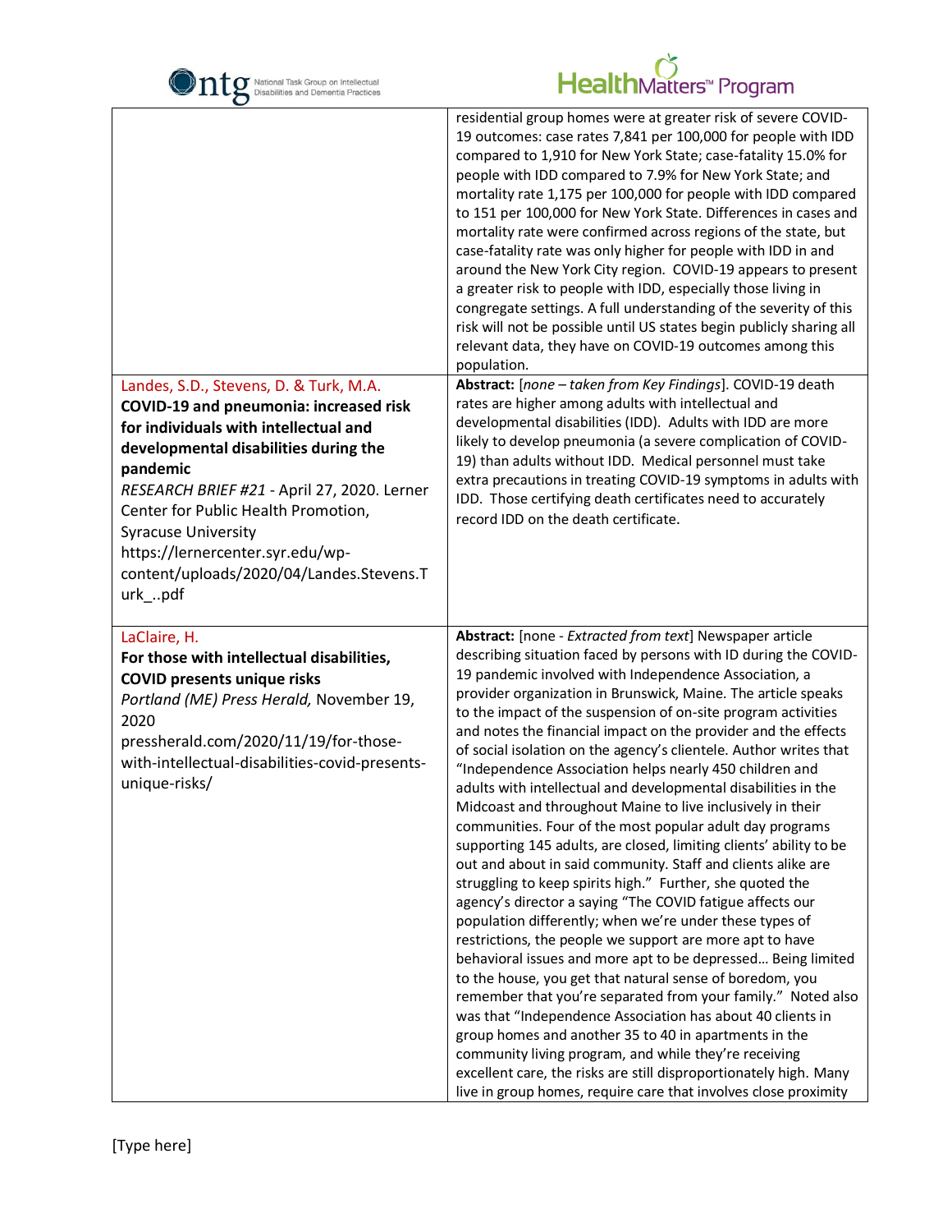| | |
|---|---|
| | residential group homes were at greater risk of severe COVID-19 outcomes: case rates 7,841 per 100,000 for people with IDD compared to 1,910 for New York State; case-fatality 15.0% for people with IDD compared to 7.9% for New York State; and mortality rate 1,175 per 100,000 for people with IDD compared to 151 per 100,000 for New York State. Differences in cases and mortality rate were confirmed across regions of the state, but case-fatality rate was only higher for people with IDD in and around the New York City region. COVID-19 appears to present a greater risk to people with IDD, especially those living in congregate settings. A full understanding of the severity of this risk will not be possible until US states begin publicly sharing all relevant data, they have on COVID-19 outcomes among this population. |
| Landes, S.D., Stevens, D. & Turk, M.A. **COVID-19 and pneumonia: increased risk for individuals with intellectual and developmental disabilities during the pandemic** *RESEARCH BRIEF #21* - April 27, 2020. Lerner Center for Public Health Promotion, Syracuse University https://lernercenter.syr.edu/wp-content/uploads/2020/04/Landes.Stevens.Turk_..pdf | **Abstract:** [*none – taken from Key Findings*]. COVID-19 death rates are higher among adults with intellectual and developmental disabilities (IDD). Adults with IDD are more likely to develop pneumonia (a severe complication of COVID-19) than adults without IDD. Medical personnel must take extra precautions in treating COVID-19 symptoms in adults with IDD. Those certifying death certificates need to accurately record IDD on the death certificate. |
| LaClaire, H. **For those with intellectual disabilities, COVID presents unique risks** *Portland (ME) Press Herald,* November 19, 2020 pressherald.com/2020/11/19/for-those-with-intellectual-disabilities-covid-presents-unique-risks/ | **Abstract:** [none - *Extracted from text*] Newspaper article describing situation faced by persons with ID during the COVID-19 pandemic involved with Independence Association, a provider organization in Brunswick, Maine. The article speaks to the impact of the suspension of on-site program activities and notes the financial impact on the provider and the effects of social isolation on the agency's clientele. Author writes that "Independence Association helps nearly 450 children and adults with intellectual and developmental disabilities in the Midcoast and throughout Maine to live inclusively in their communities. Four of the most popular adult day programs supporting 145 adults, are closed, limiting clients' ability to be out and about in said community. Staff and clients alike are struggling to keep spirits high." Further, she quoted the agency's director a saying "The COVID fatigue affects our population differently; when we're under these types of restrictions, the people we support are more apt to have behavioral issues and more apt to be depressed… Being limited to the house, you get that natural sense of boredom, you remember that you're separated from your family." Noted also was that "Independence Association has about 40 clients in group homes and another 35 to 40 in apartments in the community living program, and while they're receiving excellent care, the risks are still disproportionately high. Many live in group homes, require care that involves close proximity |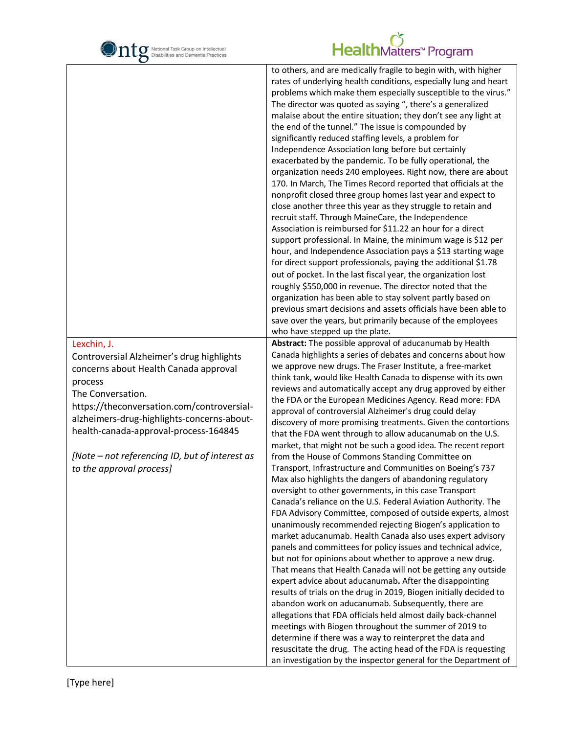| | |
|---|---|
| | to others, and are medically fragile to begin with, with higher rates of underlying health conditions, especially lung and heart problems which make them especially susceptible to the virus." The director was quoted as saying ", there's a generalized malaise about the entire situation; they don't see any light at the end of the tunnel." The issue is compounded by significantly reduced staffing levels, a problem for Independence Association long before but certainly exacerbated by the pandemic. To be fully operational, the organization needs 240 employees. Right now, there are about 170. In March, The Times Record reported that officials at the nonprofit closed three group homes last year and expect to close another three this year as they struggle to retain and recruit staff. Through MaineCare, the Independence Association is reimbursed for $11.22 an hour for a direct support professional. In Maine, the minimum wage is $12 per hour, and Independence Association pays a $13 starting wage for direct support professionals, paying the additional $1.78 out of pocket. In the last fiscal year, the organization lost roughly $550,000 in revenue. The director noted that the organization has been able to stay solvent partly based on previous smart decisions and assets officials have been able to save over the years, but primarily because of the employees who have stepped up the plate. |
| Lexchin, J.<br>Controversial Alzheimer's drug highlights concerns about Health Canada approval process<br>The Conversation.<br>https://theconversation.com/controversial-alzheimers-drug-highlights-concerns-about-health-canada-approval-process-164845<br><br>*[Note – not referencing ID, but of interest as to the approval process]* | **Abstract:** The possible approval of aducanumab by Health Canada highlights a series of debates and concerns about how we approve new drugs. The Fraser Institute, a free-market think tank, would like Health Canada to dispense with its own reviews and automatically accept any drug approved by either the FDA or the European Medicines Agency. Read more: FDA approval of controversial Alzheimer's drug could delay discovery of more promising treatments. Given the contortions that the FDA went through to allow aducanumab on the U.S. market, that might not be such a good idea. The recent report from the House of Commons Standing Committee on Transport, Infrastructure and Communities on Boeing's 737 Max also highlights the dangers of abandoning regulatory oversight to other governments, in this case Transport Canada's reliance on the U.S. Federal Aviation Authority. The FDA Advisory Committee, composed of outside experts, almost unanimously recommended rejecting Biogen's application to market aducanumab. Health Canada also uses expert advisory panels and committees for policy issues and technical advice, but not for opinions about whether to approve a new drug. That means that Health Canada will not be getting any outside expert advice about aducanumab. After the disappointing results of trials on the drug in 2019, Biogen initially decided to abandon work on aducanumab. Subsequently, there are allegations that FDA officials held almost daily back-channel meetings with Biogen throughout the summer of 2019 to determine if there was a way to reinterpret the data and resuscitate the drug. The acting head of the FDA is requesting an investigation by the inspector general for the Department of |

[Type here]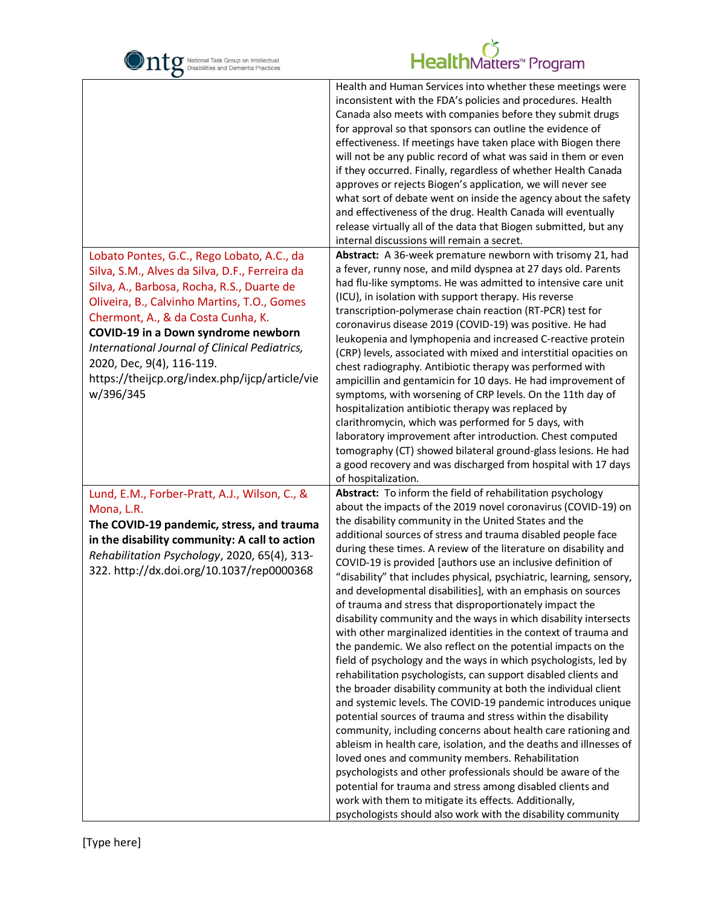| | |
|---|---|
| | Health and Human Services into whether these meetings were inconsistent with the FDA's policies and procedures. Health Canada also meets with companies before they submit drugs for approval so that sponsors can outline the evidence of effectiveness. If meetings have taken place with Biogen there will not be any public record of what was said in them or even if they occurred. Finally, regardless of whether Health Canada approves or rejects Biogen's application, we will never see what sort of debate went on inside the agency about the safety and effectiveness of the drug. Health Canada will eventually release virtually all of the data that Biogen submitted, but any internal discussions will remain a secret. |
| Lobato Pontes, G.C., Rego Lobato, A.C., da Silva, S.M., Alves da Silva, D.F., Ferreira da Silva, A., Barbosa, Rocha, R.S., Duarte de Oliveira, B., Calvinho Martins, T.O., Gomes Chermont, A., & da Costa Cunha, K. **COVID-19 in a Down syndrome newborn** *International Journal of Clinical Pediatrics,* 2020, Dec, 9(4), 116-119. https://theijcp.org/index.php/ijcp/article/view/396/345 | **Abstract:** A 36-week premature newborn with trisomy 21, had a fever, runny nose, and mild dyspnea at 27 days old. Parents had flu-like symptoms. He was admitted to intensive care unit (ICU), in isolation with support therapy. His reverse transcription-polymerase chain reaction (RT-PCR) test for coronavirus disease 2019 (COVID-19) was positive. He had leukopenia and lymphopenia and increased C-reactive protein (CRP) levels, associated with mixed and interstitial opacities on chest radiography. Antibiotic therapy was performed with ampicillin and gentamicin for 10 days. He had improvement of symptoms, with worsening of CRP levels. On the 11th day of hospitalization antibiotic therapy was replaced by clarithromycin, which was performed for 5 days, with laboratory improvement after introduction. Chest computed tomography (CT) showed bilateral ground-glass lesions. He had a good recovery and was discharged from hospital with 17 days of hospitalization. |
| Lund, E.M., Forber-Pratt, A.J., Wilson, C., & Mona, L.R. **The COVID-19 pandemic, stress, and trauma in the disability community: A call to action** *Rehabilitation Psychology*, 2020, 65(4), 313-322. http://dx.doi.org/10.1037/rep0000368 | **Abstract:** To inform the field of rehabilitation psychology about the impacts of the 2019 novel coronavirus (COVID-19) on the disability community in the United States and the additional sources of stress and trauma disabled people face during these times. A review of the literature on disability and COVID-19 is provided [authors use an inclusive definition of "disability" that includes physical, psychiatric, learning, sensory, and developmental disabilities], with an emphasis on sources of trauma and stress that disproportionately impact the disability community and the ways in which disability intersects with other marginalized identities in the context of trauma and the pandemic. We also reflect on the potential impacts on the field of psychology and the ways in which psychologists, led by rehabilitation psychologists, can support disabled clients and the broader disability community at both the individual client and systemic levels. The COVID-19 pandemic introduces unique potential sources of trauma and stress within the disability community, including concerns about health care rationing and ableism in health care, isolation, and the deaths and illnesses of loved ones and community members. Rehabilitation psychologists and other professionals should be aware of the potential for trauma and stress among disabled clients and work with them to mitigate its effects. Additionally, psychologists should also work with the disability community |

[Type here]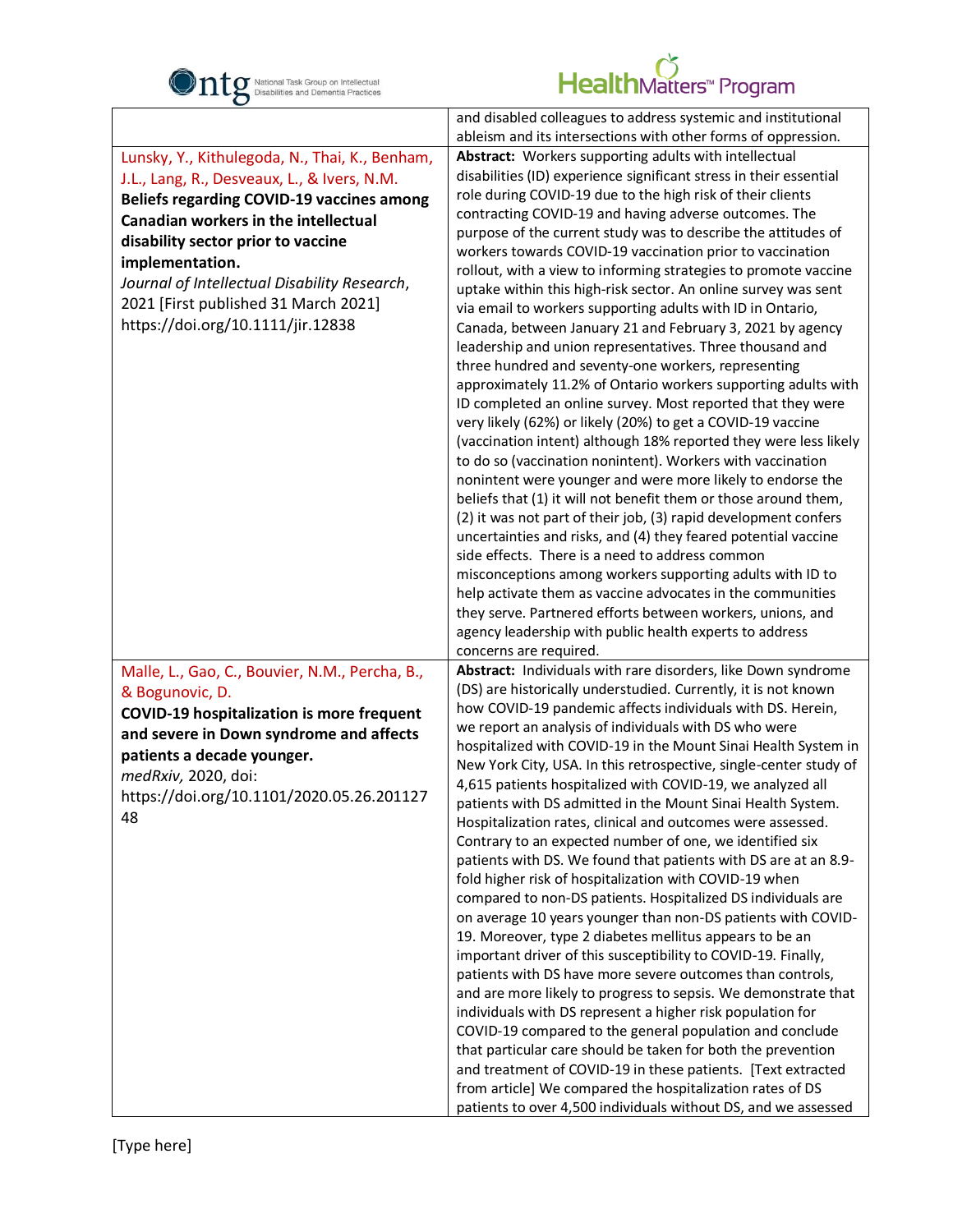| | |
|---|---|
| | and disabled colleagues to address systemic and institutional ableism and its intersections with other forms of oppression. |
| Lunsky, Y., Kithulegoda, N., Thai, K., Benham, J.L., Lang, R., Desveaux, L., & Ivers, N.M. **Beliefs regarding COVID-19 vaccines among Canadian workers in the intellectual disability sector prior to vaccine implementation.** *Journal of Intellectual Disability Research*, 2021 [First published 31 March 2021] https://doi.org/10.1111/jir.12838 | **Abstract:** Workers supporting adults with intellectual disabilities (ID) experience significant stress in their essential role during COVID-19 due to the high risk of their clients contracting COVID-19 and having adverse outcomes. The purpose of the current study was to describe the attitudes of workers towards COVID-19 vaccination prior to vaccination rollout, with a view to informing strategies to promote vaccine uptake within this high-risk sector. An online survey was sent via email to workers supporting adults with ID in Ontario, Canada, between January 21 and February 3, 2021 by agency leadership and union representatives. Three thousand and three hundred and seventy-one workers, representing approximately 11.2% of Ontario workers supporting adults with ID completed an online survey. Most reported that they were very likely (62%) or likely (20%) to get a COVID-19 vaccine (vaccination intent) although 18% reported they were less likely to do so (vaccination nonintent). Workers with vaccination nonintent were younger and were more likely to endorse the beliefs that (1) it will not benefit them or those around them, (2) it was not part of their job, (3) rapid development confers uncertainties and risks, and (4) they feared potential vaccine side effects. There is a need to address common misconceptions among workers supporting adults with ID to help activate them as vaccine advocates in the communities they serve. Partnered efforts between workers, unions, and agency leadership with public health experts to address concerns are required. |
| Malle, L., Gao, C., Bouvier, N.M., Percha, B., & Bogunovic, D. **COVID-19 hospitalization is more frequent and severe in Down syndrome and affects patients a decade younger.** *medRxiv,* 2020, doi: https://doi.org/10.1101/2020.05.26.20112748 | **Abstract:** Individuals with rare disorders, like Down syndrome (DS) are historically understudied. Currently, it is not known how COVID-19 pandemic affects individuals with DS. Herein, we report an analysis of individuals with DS who were hospitalized with COVID-19 in the Mount Sinai Health System in New York City, USA. In this retrospective, single-center study of 4,615 patients hospitalized with COVID-19, we analyzed all patients with DS admitted in the Mount Sinai Health System. Hospitalization rates, clinical and outcomes were assessed. Contrary to an expected number of one, we identified six patients with DS. We found that patients with DS are at an 8.9-fold higher risk of hospitalization with COVID-19 when compared to non-DS patients. Hospitalized DS individuals are on average 10 years younger than non-DS patients with COVID-19. Moreover, type 2 diabetes mellitus appears to be an important driver of this susceptibility to COVID-19. Finally, patients with DS have more severe outcomes than controls, and are more likely to progress to sepsis. We demonstrate that individuals with DS represent a higher risk population for COVID-19 compared to the general population and conclude that particular care should be taken for both the prevention and treatment of COVID-19 in these patients. [Text extracted from article] We compared the hospitalization rates of DS patients to over 4,500 individuals without DS, and we assessed |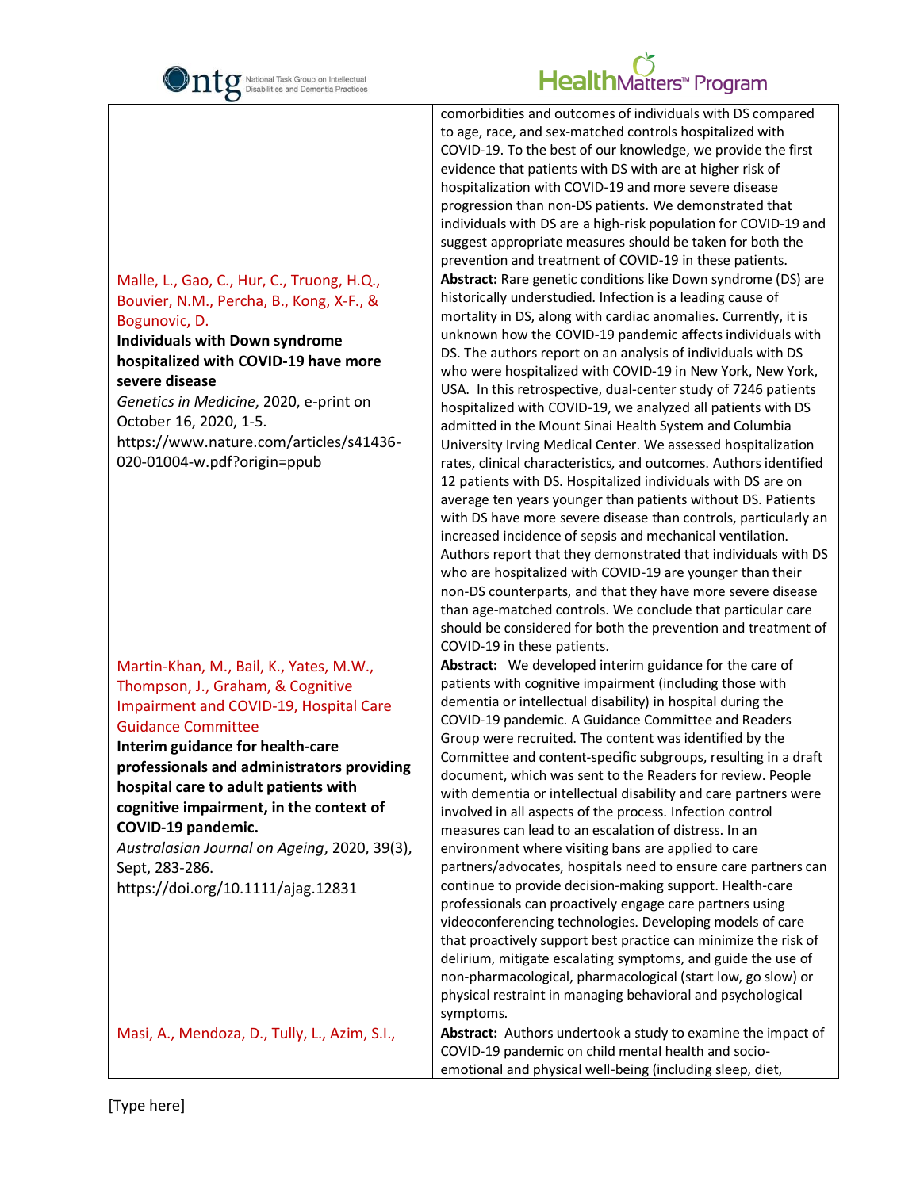| | |
|---|---|
| | comorbidities and outcomes of individuals with DS compared to age, race, and sex-matched controls hospitalized with COVID-19. To the best of our knowledge, we provide the first evidence that patients with DS with are at higher risk of hospitalization with COVID-19 and more severe disease progression than non-DS patients. We demonstrated that individuals with DS are a high-risk population for COVID-19 and suggest appropriate measures should be taken for both the prevention and treatment of COVID-19 in these patients. |
| Malle, L., Gao, C., Hur, C., Truong, H.Q., Bouvier, N.M., Percha, B., Kong, X-F., & Bogunovic, D.<br>**Individuals with Down syndrome hospitalized with COVID-19 have more severe disease**<br>*Genetics in Medicine*, 2020, e-print on October 16, 2020, 1-5.<br>https://www.nature.com/articles/s41436-020-01004-w.pdf?origin=ppub | **Abstract:** Rare genetic conditions like Down syndrome (DS) are historically understudied. Infection is a leading cause of mortality in DS, along with cardiac anomalies. Currently, it is unknown how the COVID-19 pandemic affects individuals with DS. The authors report on an analysis of individuals with DS who were hospitalized with COVID-19 in New York, New York, USA. In this retrospective, dual-center study of 7246 patients hospitalized with COVID-19, we analyzed all patients with DS admitted in the Mount Sinai Health System and Columbia University Irving Medical Center. We assessed hospitalization rates, clinical characteristics, and outcomes. Authors identified 12 patients with DS. Hospitalized individuals with DS are on average ten years younger than patients without DS. Patients with DS have more severe disease than controls, particularly an increased incidence of sepsis and mechanical ventilation. Authors report that they demonstrated that individuals with DS who are hospitalized with COVID-19 are younger than their non-DS counterparts, and that they have more severe disease than age-matched controls. We conclude that particular care should be considered for both the prevention and treatment of COVID-19 in these patients. |
| Martin-Khan, M., Bail, K., Yates, M.W., Thompson, J., Graham, & Cognitive Impairment and COVID-19, Hospital Care Guidance Committee<br>**Interim guidance for health-care professionals and administrators providing hospital care to adult patients with cognitive impairment, in the context of COVID-19 pandemic.**<br>*Australasian Journal on Ageing*, 2020, 39(3), Sept, 283-286.<br>https://doi.org/10.1111/ajag.12831 | **Abstract:** We developed interim guidance for the care of patients with cognitive impairment (including those with dementia or intellectual disability) in hospital during the COVID-19 pandemic. A Guidance Committee and Readers Group were recruited. The content was identified by the Committee and content-specific subgroups, resulting in a draft document, which was sent to the Readers for review. People with dementia or intellectual disability and care partners were involved in all aspects of the process. Infection control measures can lead to an escalation of distress. In an environment where visiting bans are applied to care partners/advocates, hospitals need to ensure care partners can continue to provide decision-making support. Health-care professionals can proactively engage care partners using videoconferencing technologies. Developing models of care that proactively support best practice can minimize the risk of delirium, mitigate escalating symptoms, and guide the use of non-pharmacological, pharmacological (start low, go slow) or physical restraint in managing behavioral and psychological symptoms. |
| Masi, A., Mendoza, D., Tully, L., Azim, S.I., | **Abstract:** Authors undertook a study to examine the impact of COVID-19 pandemic on child mental health and socio-emotional and physical well-being (including sleep, diet, |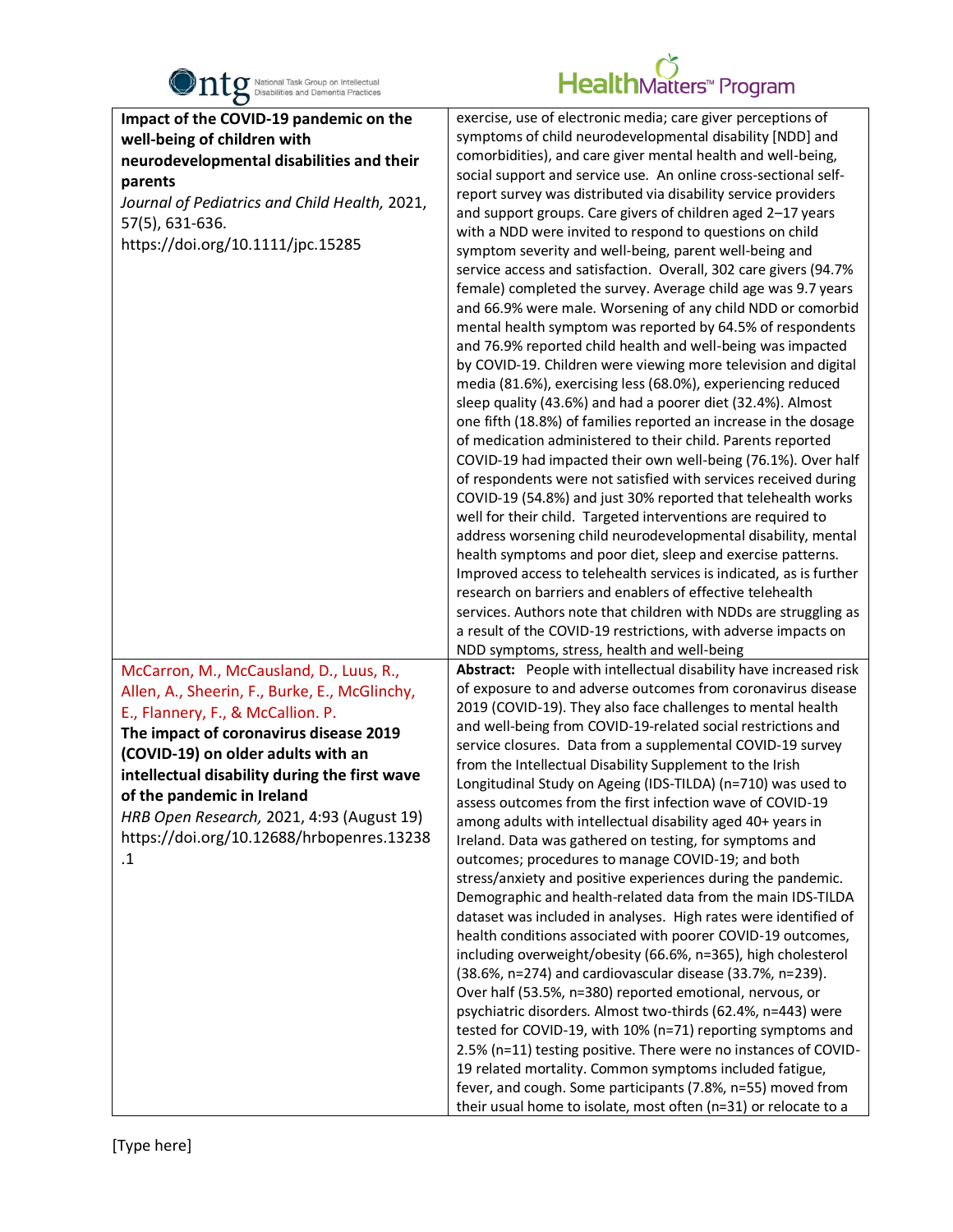| | |
|---|---|
| **Impact of the COVID-19 pandemic on the well-being of children with neurodevelopmental disabilities and their parents**<br>*Journal of Pediatrics and Child Health,* 2021, 57(5), 631-636.<br>https://doi.org/10.1111/jpc.15285 | exercise, use of electronic media; care giver perceptions of symptoms of child neurodevelopmental disability [NDD] and comorbidities), and care giver mental health and well-being, social support and service use. An online cross-sectional self-report survey was distributed via disability service providers and support groups. Care givers of children aged 2–17 years with a NDD were invited to respond to questions on child symptom severity and well-being, parent well-being and service access and satisfaction. Overall, 302 care givers (94.7% female) completed the survey. Average child age was 9.7 years and 66.9% were male. Worsening of any child NDD or comorbid mental health symptom was reported by 64.5% of respondents and 76.9% reported child health and well-being was impacted by COVID-19. Children were viewing more television and digital media (81.6%), exercising less (68.0%), experiencing reduced sleep quality (43.6%) and had a poorer diet (32.4%). Almost one fifth (18.8%) of families reported an increase in the dosage of medication administered to their child. Parents reported COVID-19 had impacted their own well-being (76.1%). Over half of respondents were not satisfied with services received during COVID-19 (54.8%) and just 30% reported that telehealth works well for their child. Targeted interventions are required to address worsening child neurodevelopmental disability, mental health symptoms and poor diet, sleep and exercise patterns. Improved access to telehealth services is indicated, as is further research on barriers and enablers of effective telehealth services. Authors note that children with NDDs are struggling as a result of the COVID-19 restrictions, with adverse impacts on NDD symptoms, stress, health and well-being |
| McCarron, M., McCausland, D., Luus, R., Allen, A., Sheerin, F., Burke, E., McGlinchy, E., Flannery, F., & McCallion. P.<br>**The impact of coronavirus disease 2019 (COVID-19) on older adults with an intellectual disability during the first wave of the pandemic in Ireland**<br>*HRB Open Research,* 2021, 4:93 (August 19)<br>https://doi.org/10.12688/hrbopenres.13238.1 | **Abstract:** People with intellectual disability have increased risk of exposure to and adverse outcomes from coronavirus disease 2019 (COVID-19). They also face challenges to mental health and well-being from COVID-19-related social restrictions and service closures. Data from a supplemental COVID-19 survey from the Intellectual Disability Supplement to the Irish Longitudinal Study on Ageing (IDS-TILDA) (n=710) was used to assess outcomes from the first infection wave of COVID-19 among adults with intellectual disability aged 40+ years in Ireland. Data was gathered on testing, for symptoms and outcomes; procedures to manage COVID-19; and both stress/anxiety and positive experiences during the pandemic. Demographic and health-related data from the main IDS-TILDA dataset was included in analyses. High rates were identified of health conditions associated with poorer COVID-19 outcomes, including overweight/obesity (66.6%, n=365), high cholesterol (38.6%, n=274) and cardiovascular disease (33.7%, n=239). Over half (53.5%, n=380) reported emotional, nervous, or psychiatric disorders. Almost two-thirds (62.4%, n=443) were tested for COVID-19, with 10% (n=71) reporting symptoms and 2.5% (n=11) testing positive. There were no instances of COVID-19 related mortality. Common symptoms included fatigue, fever, and cough. Some participants (7.8%, n=55) moved from their usual home to isolate, most often (n=31) or relocate to a |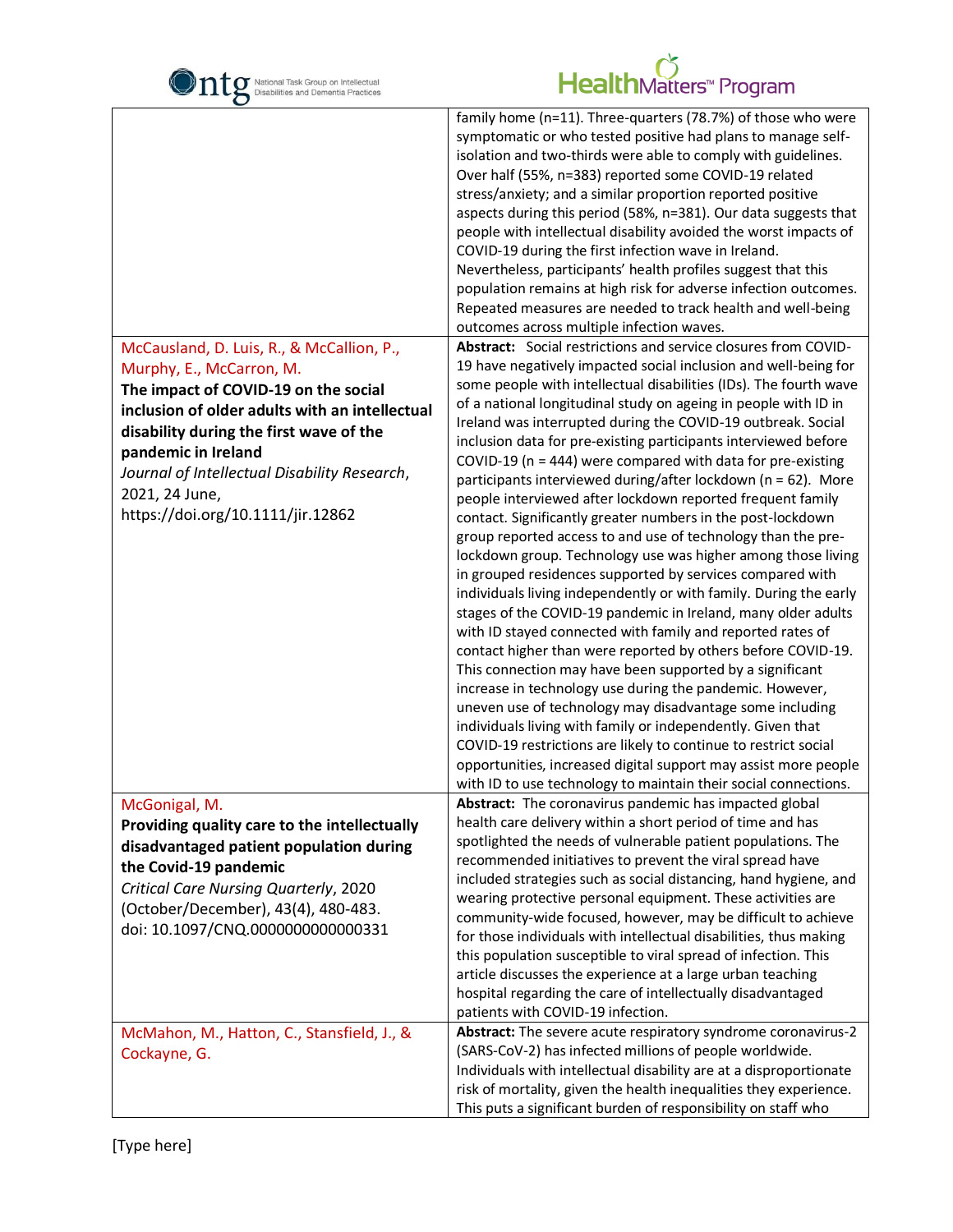| | |
|---|---|
| | family home (n=11). Three-quarters (78.7%) of those who were symptomatic or who tested positive had plans to manage self-isolation and two-thirds were able to comply with guidelines. Over half (55%, n=383) reported some COVID-19 related stress/anxiety; and a similar proportion reported positive aspects during this period (58%, n=381). Our data suggests that people with intellectual disability avoided the worst impacts of COVID-19 during the first infection wave in Ireland. Nevertheless, participants' health profiles suggest that this population remains at high risk for adverse infection outcomes. Repeated measures are needed to track health and well-being outcomes across multiple infection waves. |
| McCausland, D. Luis, R., & McCallion, P., Murphy, E., McCarron, M.<br>**The impact of COVID-19 on the social inclusion of older adults with an intellectual disability during the first wave of the pandemic in Ireland**<br>*Journal of Intellectual Disability Research*, 2021, 24 June, https://doi.org/10.1111/jir.12862 | **Abstract:** Social restrictions and service closures from COVID-19 have negatively impacted social inclusion and well-being for some people with intellectual disabilities (IDs). The fourth wave of a national longitudinal study on ageing in people with ID in Ireland was interrupted during the COVID-19 outbreak. Social inclusion data for pre-existing participants interviewed before COVID-19 (n = 444) were compared with data for pre-existing participants interviewed during/after lockdown (n = 62). More people interviewed after lockdown reported frequent family contact. Significantly greater numbers in the post-lockdown group reported access to and use of technology than the pre-lockdown group. Technology use was higher among those living in grouped residences supported by services compared with individuals living independently or with family. During the early stages of the COVID-19 pandemic in Ireland, many older adults with ID stayed connected with family and reported rates of contact higher than were reported by others before COVID-19. This connection may have been supported by a significant increase in technology use during the pandemic. However, uneven use of technology may disadvantage some including individuals living with family or independently. Given that COVID-19 restrictions are likely to continue to restrict social opportunities, increased digital support may assist more people with ID to use technology to maintain their social connections. |
| McGonigal, M.<br>**Providing quality care to the intellectually disadvantaged patient population during the Covid-19 pandemic**<br>*Critical Care Nursing Quarterly*, 2020 (October/December), 43(4), 480-483. doi: 10.1097/CNQ.0000000000000331 | **Abstract:** The coronavirus pandemic has impacted global health care delivery within a short period of time and has spotlighted the needs of vulnerable patient populations. The recommended initiatives to prevent the viral spread have included strategies such as social distancing, hand hygiene, and wearing protective personal equipment. These activities are community-wide focused, however, may be difficult to achieve for those individuals with intellectual disabilities, thus making this population susceptible to viral spread of infection. This article discusses the experience at a large urban teaching hospital regarding the care of intellectually disadvantaged patients with COVID-19 infection. |
| McMahon, M., Hatton, C., Stansfield, J., & Cockayne, G. | **Abstract:** The severe acute respiratory syndrome coronavirus-2 (SARS-CoV-2) has infected millions of people worldwide. Individuals with intellectual disability are at a disproportionate risk of mortality, given the health inequalities they experience. This puts a significant burden of responsibility on staff who |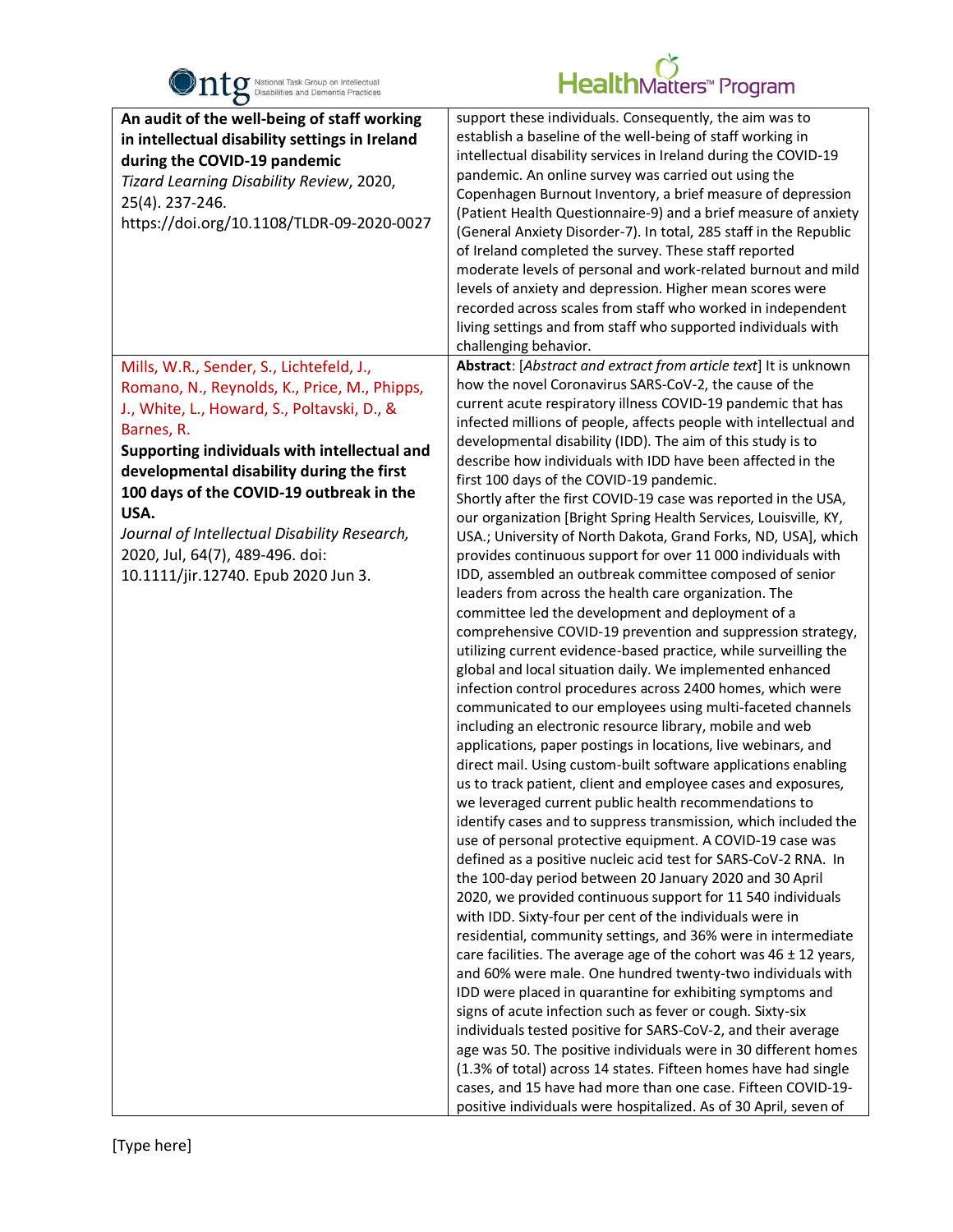| | |
|---|---|
| **An audit of the well-being of staff working in intellectual disability settings in Ireland during the COVID-19 pandemic**<br>*Tizard Learning Disability Review*, 2020, 25(4). 237-246.<br>https://doi.org/10.1108/TLDR-09-2020-0027 | support these individuals. Consequently, the aim was to establish a baseline of the well-being of staff working in intellectual disability services in Ireland during the COVID-19 pandemic. An online survey was carried out using the Copenhagen Burnout Inventory, a brief measure of depression (Patient Health Questionnaire-9) and a brief measure of anxiety (General Anxiety Disorder-7). In total, 285 staff in the Republic of Ireland completed the survey. These staff reported moderate levels of personal and work-related burnout and mild levels of anxiety and depression. Higher mean scores were recorded across scales from staff who worked in independent living settings and from staff who supported individuals with challenging behavior. |
| Mills, W.R., Sender, S., Lichtefeld, J., Romano, N., Reynolds, K., Price, M., Phipps, J., White, L., Howard, S., Poltavski, D., & Barnes, R.<br>**Supporting individuals with intellectual and developmental disability during the first 100 days of the COVID-19 outbreak in the USA.**<br>*Journal of Intellectual Disability Research*, 2020, Jul, 64(7), 489-496. doi: 10.1111/jir.12740. Epub 2020 Jun 3. | **Abstract**: [*Abstract and extract from article text*] It is unknown how the novel Coronavirus SARS-CoV-2, the cause of the current acute respiratory illness COVID-19 pandemic that has infected millions of people, affects people with intellectual and developmental disability (IDD). The aim of this study is to describe how individuals with IDD have been affected in the first 100 days of the COVID-19 pandemic.<br>Shortly after the first COVID-19 case was reported in the USA, our organization [Bright Spring Health Services, Louisville, KY, USA.; University of North Dakota, Grand Forks, ND, USA], which provides continuous support for over 11 000 individuals with IDD, assembled an outbreak committee composed of senior leaders from across the health care organization. The committee led the development and deployment of a comprehensive COVID-19 prevention and suppression strategy, utilizing current evidence-based practice, while surveilling the global and local situation daily. We implemented enhanced infection control procedures across 2400 homes, which were communicated to our employees using multi-faceted channels including an electronic resource library, mobile and web applications, paper postings in locations, live webinars, and direct mail. Using custom-built software applications enabling us to track patient, client and employee cases and exposures, we leveraged current public health recommendations to identify cases and to suppress transmission, which included the use of personal protective equipment. A COVID-19 case was defined as a positive nucleic acid test for SARS-CoV-2 RNA. In the 100-day period between 20 January 2020 and 30 April 2020, we provided continuous support for 11 540 individuals with IDD. Sixty-four per cent of the individuals were in residential, community settings, and 36% were in intermediate care facilities. The average age of the cohort was 46 ± 12 years, and 60% were male. One hundred twenty-two individuals with IDD were placed in quarantine for exhibiting symptoms and signs of acute infection such as fever or cough. Sixty-six individuals tested positive for SARS-CoV-2, and their average age was 50. The positive individuals were in 30 different homes (1.3% of total) across 14 states. Fifteen homes have had single cases, and 15 have had more than one case. Fifteen COVID-19-positive individuals were hospitalized. As of 30 April, seven of |

[Type here]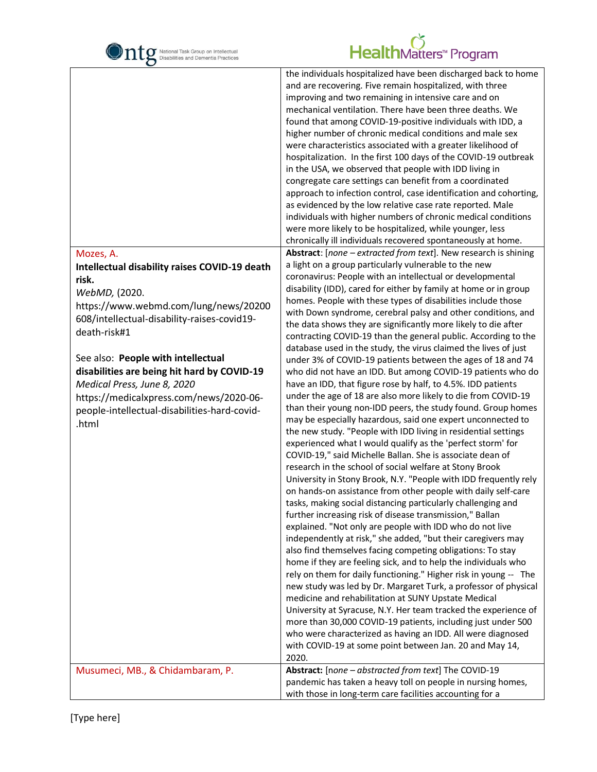| | |
|---|---|
| | the individuals hospitalized have been discharged back to home and are recovering. Five remain hospitalized, with three improving and two remaining in intensive care and on mechanical ventilation. There have been three deaths. We found that among COVID-19-positive individuals with IDD, a higher number of chronic medical conditions and male sex were characteristics associated with a greater likelihood of hospitalization. In the first 100 days of the COVID-19 outbreak in the USA, we observed that people with IDD living in congregate care settings can benefit from a coordinated approach to infection control, case identification and cohorting, as evidenced by the low relative case rate reported. Male individuals with higher numbers of chronic medical conditions were more likely to be hospitalized, while younger, less chronically ill individuals recovered spontaneously at home. |
| Mozes, A.<br>**Intellectual disability raises COVID-19 death risk.**<br>*WebMD,* (2020.<br>https://www.webmd.com/lung/news/20200608/intellectual-disability-raises-covid19-death-risk#1<br><br>See also: **People with intellectual disabilities are being hit hard by COVID-19**<br>*Medical Press, June 8, 2020*<br>https://medicalxpress.com/news/2020-06-people-intellectual-disabilities-hard-covid-.html | **Abstract**: [*none – extracted from text*]. New research is shining a light on a group particularly vulnerable to the new coronavirus: People with an intellectual or developmental disability (IDD), cared for either by family at home or in group homes. People with these types of disabilities include those with Down syndrome, cerebral palsy and other conditions, and the data shows they are significantly more likely to die after contracting COVID-19 than the general public. According to the database used in the study, the virus claimed the lives of just under 3% of COVID-19 patients between the ages of 18 and 74 who did not have an IDD. But among COVID-19 patients who do have an IDD, that figure rose by half, to 4.5%. IDD patients under the age of 18 are also more likely to die from COVID-19 than their young non-IDD peers, the study found. Group homes may be especially hazardous, said one expert unconnected to the new study. "People with IDD living in residential settings experienced what I would qualify as the 'perfect storm' for COVID-19," said Michelle Ballan. She is associate dean of research in the school of social welfare at Stony Brook University in Stony Brook, N.Y. "People with IDD frequently rely on hands-on assistance from other people with daily self-care tasks, making social distancing particularly challenging and further increasing risk of disease transmission," Ballan explained. "Not only are people with IDD who do not live independently at risk," she added, "but their caregivers may also find themselves facing competing obligations: To stay home if they are feeling sick, and to help the individuals who rely on them for daily functioning." Higher risk in young -- The new study was led by Dr. Margaret Turk, a professor of physical medicine and rehabilitation at SUNY Upstate Medical University at Syracuse, N.Y. Her team tracked the experience of more than 30,000 COVID-19 patients, including just under 500 who were characterized as having an IDD. All were diagnosed with COVID-19 at some point between Jan. 20 and May 14, 2020. |
| Musumeci, MB., & Chidambaram, P. | **Abstract:** [*none – abstracted from text*] The COVID-19 pandemic has taken a heavy toll on people in nursing homes, with those in long-term care facilities accounting for a |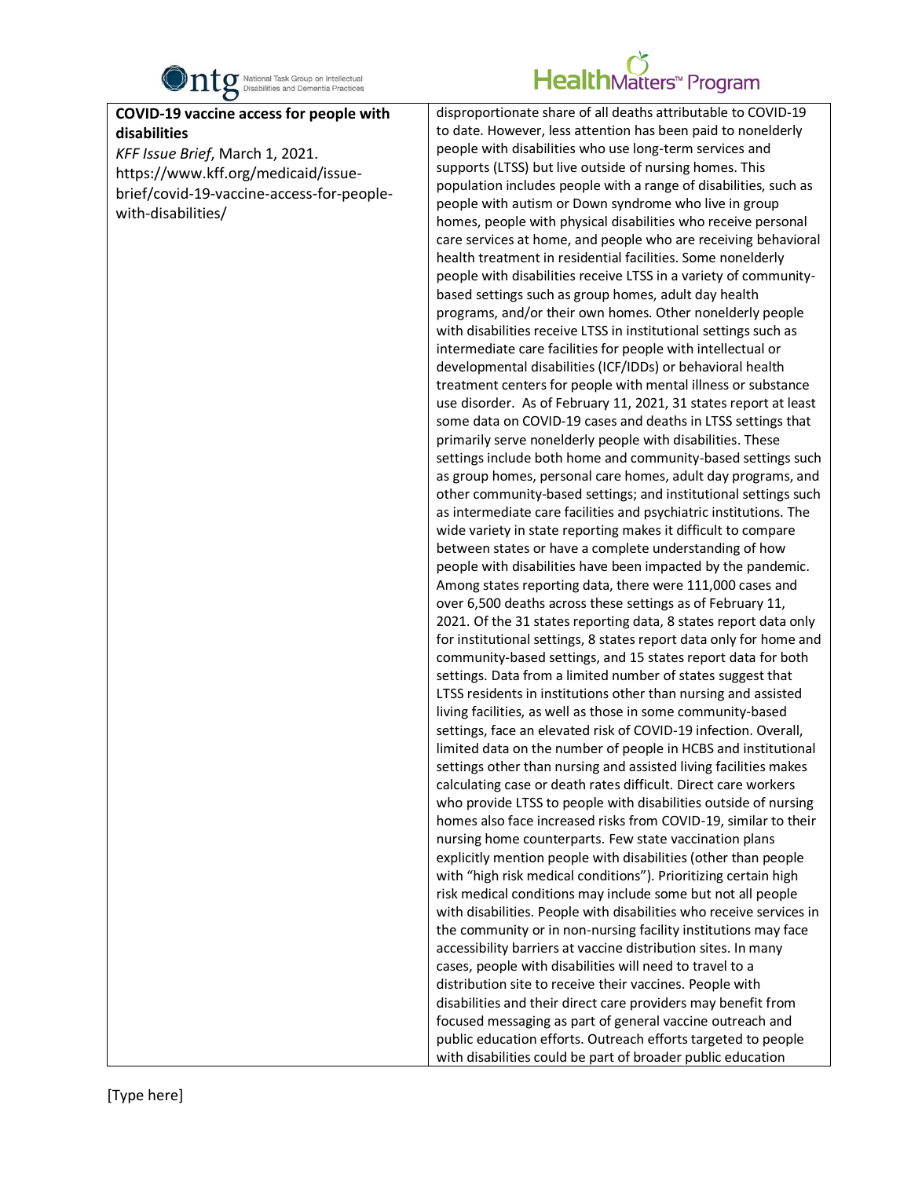| **COVID-19 vaccine access for people with disabilities**<br>*KFF Issue Brief*, March 1, 2021. https://www.kff.org/medicaid/issue-brief/covid-19-vaccine-access-for-people-with-disabilities/ | disproportionate share of all deaths attributable to COVID-19 to date. However, less attention has been paid to nonelderly people with disabilities who use long-term services and supports (LTSS) but live outside of nursing homes. This population includes people with a range of disabilities, such as people with autism or Down syndrome who live in group homes, people with physical disabilities who receive personal care services at home, and people who are receiving behavioral health treatment in residential facilities. Some nonelderly people with disabilities receive LTSS in a variety of community-based settings such as group homes, adult day health programs, and/or their own homes. Other nonelderly people with disabilities receive LTSS in institutional settings such as intermediate care facilities for people with intellectual or developmental disabilities (ICF/IDDs) or behavioral health treatment centers for people with mental illness or substance use disorder. As of February 11, 2021, 31 states report at least some data on COVID-19 cases and deaths in LTSS settings that primarily serve nonelderly people with disabilities. These settings include both home and community-based settings such as group homes, personal care homes, adult day programs, and other community-based settings; and institutional settings such as intermediate care facilities and psychiatric institutions. The wide variety in state reporting makes it difficult to compare between states or have a complete understanding of how people with disabilities have been impacted by the pandemic. Among states reporting data, there were 111,000 cases and over 6,500 deaths across these settings as of February 11, 2021. Of the 31 states reporting data, 8 states report data only for institutional settings, 8 states report data only for home and community-based settings, and 15 states report data for both settings. Data from a limited number of states suggest that LTSS residents in institutions other than nursing and assisted living facilities, as well as those in some community-based settings, face an elevated risk of COVID-19 infection. Overall, limited data on the number of people in HCBS and institutional settings other than nursing and assisted living facilities makes calculating case or death rates difficult. Direct care workers who provide LTSS to people with disabilities outside of nursing homes also face increased risks from COVID-19, similar to their nursing home counterparts. Few state vaccination plans explicitly mention people with disabilities (other than people with "high risk medical conditions"). Prioritizing certain high risk medical conditions may include some but not all people with disabilities. People with disabilities who receive services in the community or in non-nursing facility institutions may face accessibility barriers at vaccine distribution sites. In many cases, people with disabilities will need to travel to a distribution site to receive their vaccines. People with disabilities and their direct care providers may benefit from focused messaging as part of general vaccine outreach and public education efforts. Outreach efforts targeted to people with disabilities could be part of broader public education |
|---|---|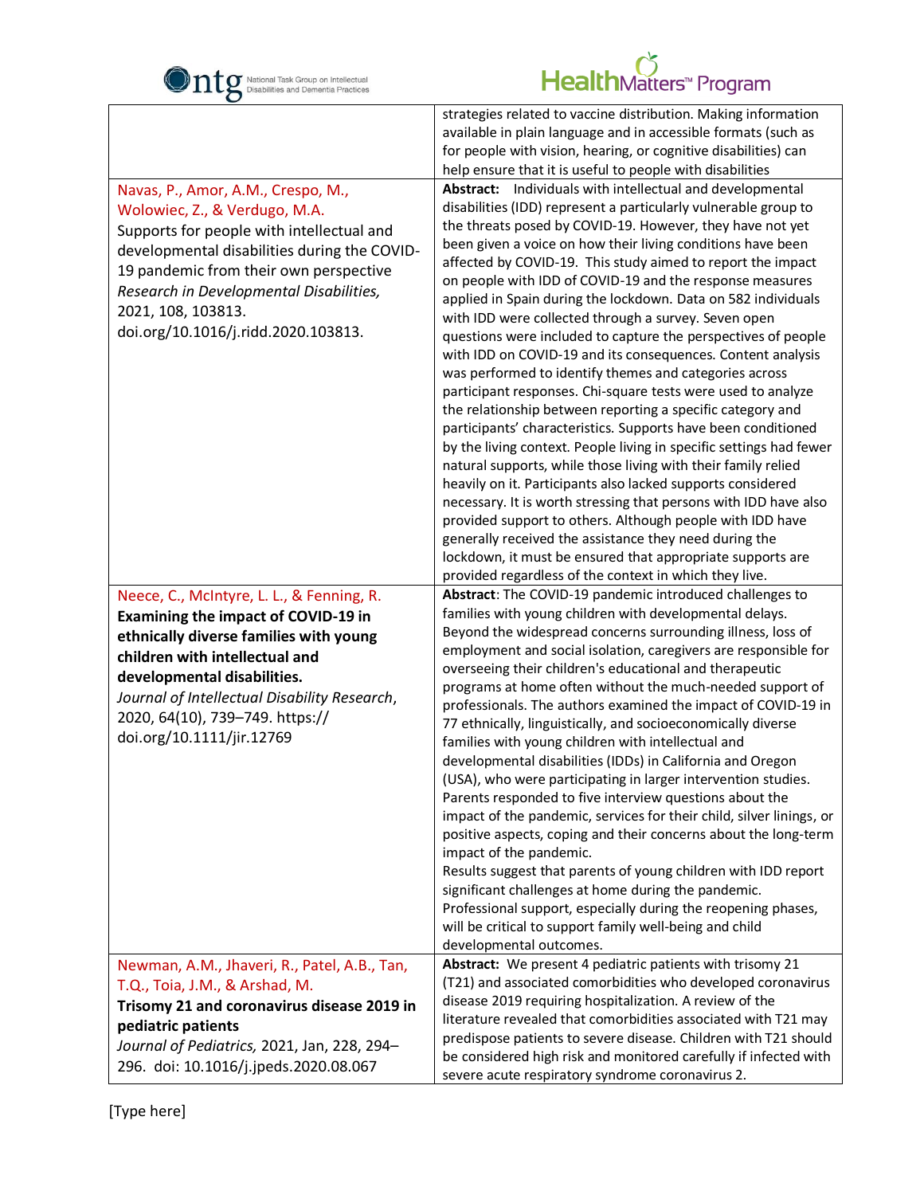| | |
|---|---|
| | strategies related to vaccine distribution. Making information available in plain language and in accessible formats (such as for people with vision, hearing, or cognitive disabilities) can help ensure that it is useful to people with disabilities |
| Navas, P., Amor, A.M., Crespo, M., Wolowiec, Z., & Verdugo, M.A. Supports for people with intellectual and developmental disabilities during the COVID-19 pandemic from their own perspective *Research in Developmental Disabilities,* 2021, 108, 103813. doi.org/10.1016/j.ridd.2020.103813. | **Abstract:** Individuals with intellectual and developmental disabilities (IDD) represent a particularly vulnerable group to the threats posed by COVID-19. However, they have not yet been given a voice on how their living conditions have been affected by COVID-19. This study aimed to report the impact on people with IDD of COVID-19 and the response measures applied in Spain during the lockdown. Data on 582 individuals with IDD were collected through a survey. Seven open questions were included to capture the perspectives of people with IDD on COVID-19 and its consequences. Content analysis was performed to identify themes and categories across participant responses. Chi-square tests were used to analyze the relationship between reporting a specific category and participants' characteristics. Supports have been conditioned by the living context. People living in specific settings had fewer natural supports, while those living with their family relied heavily on it. Participants also lacked supports considered necessary. It is worth stressing that persons with IDD have also provided support to others. Although people with IDD have generally received the assistance they need during the lockdown, it must be ensured that appropriate supports are provided regardless of the context in which they live. |
| Neece, C., McIntyre, L. L., & Fenning, R. **Examining the impact of COVID-19 in ethnically diverse families with young children with intellectual and developmental disabilities.** *Journal of Intellectual Disability Research*, 2020, 64(10), 739–749. https://doi.org/10.1111/jir.12769 | **Abstract**: The COVID-19 pandemic introduced challenges to families with young children with developmental delays. Beyond the widespread concerns surrounding illness, loss of employment and social isolation, caregivers are responsible for overseeing their children's educational and therapeutic programs at home often without the much-needed support of professionals. The authors examined the impact of COVID-19 in 77 ethnically, linguistically, and socioeconomically diverse families with young children with intellectual and developmental disabilities (IDDs) in California and Oregon (USA), who were participating in larger intervention studies. Parents responded to five interview questions about the impact of the pandemic, services for their child, silver linings, or positive aspects, coping and their concerns about the long-term impact of the pandemic.<br>Results suggest that parents of young children with IDD report significant challenges at home during the pandemic. Professional support, especially during the reopening phases, will be critical to support family well-being and child developmental outcomes. |
| Newman, A.M., Jhaveri, R., Patel, A.B., Tan, T.Q., Toia, J.M., & Arshad, M. **Trisomy 21 and coronavirus disease 2019 in pediatric patients** *Journal of Pediatrics,* 2021, Jan, 228, 294–296. doi: 10.1016/j.jpeds.2020.08.067 | **Abstract:** We present 4 pediatric patients with trisomy 21 (T21) and associated comorbidities who developed coronavirus disease 2019 requiring hospitalization. A review of the literature revealed that comorbidities associated with T21 may predispose patients to severe disease. Children with T21 should be considered high risk and monitored carefully if infected with severe acute respiratory syndrome coronavirus 2. |

[Type here]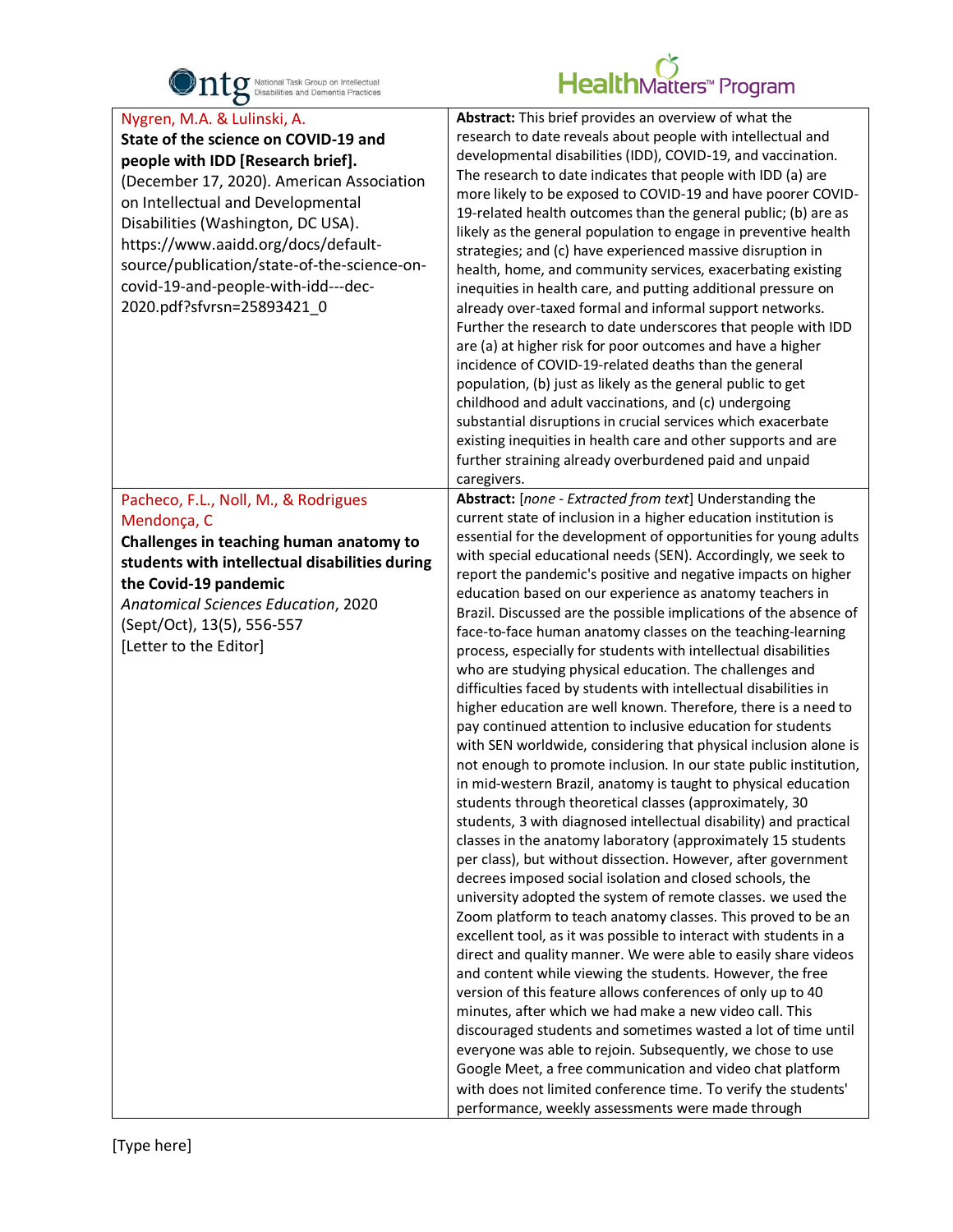| | |
|---|---|
| Nygren, M.A. & Lulinski, A.<br>**State of the science on COVID-19 and people with IDD [Research brief].**<br>(December 17, 2020). American Association on Intellectual and Developmental Disabilities (Washington, DC USA).<br>https://www.aaidd.org/docs/default-source/publication/state-of-the-science-on-covid-19-and-people-with-idd---dec-2020.pdf?sfvrsn=25893421_0 | **Abstract:** This brief provides an overview of what the research to date reveals about people with intellectual and developmental disabilities (IDD), COVID-19, and vaccination. The research to date indicates that people with IDD (a) are more likely to be exposed to COVID-19 and have poorer COVID-19-related health outcomes than the general public; (b) are as likely as the general population to engage in preventive health strategies; and (c) have experienced massive disruption in health, home, and community services, exacerbating existing inequities in health care, and putting additional pressure on already over-taxed formal and informal support networks. Further the research to date underscores that people with IDD are (a) at higher risk for poor outcomes and have a higher incidence of COVID-19-related deaths than the general population, (b) just as likely as the general public to get childhood and adult vaccinations, and (c) undergoing substantial disruptions in crucial services which exacerbate existing inequities in health care and other supports and are further straining already overburdened paid and unpaid caregivers. |
| Pacheco, F.L., Noll, M., & Rodrigues Mendonça, C<br>**Challenges in teaching human anatomy to students with intellectual disabilities during the Covid-19 pandemic**<br>*Anatomical Sciences Education*, 2020 (Sept/Oct), 13(5), 556-557<br>[Letter to the Editor] | **Abstract:** [*none - Extracted from text*] Understanding the current state of inclusion in a higher education institution is essential for the development of opportunities for young adults with special educational needs (SEN). Accordingly, we seek to report the pandemic's positive and negative impacts on higher education based on our experience as anatomy teachers in Brazil. Discussed are the possible implications of the absence of face-to-face human anatomy classes on the teaching-learning process, especially for students with intellectual disabilities who are studying physical education. The challenges and difficulties faced by students with intellectual disabilities in higher education are well known. Therefore, there is a need to pay continued attention to inclusive education for students with SEN worldwide, considering that physical inclusion alone is not enough to promote inclusion. In our state public institution, in mid-western Brazil, anatomy is taught to physical education students through theoretical classes (approximately, 30 students, 3 with diagnosed intellectual disability) and practical classes in the anatomy laboratory (approximately 15 students per class), but without dissection. However, after government decrees imposed social isolation and closed schools, the university adopted the system of remote classes. we used the Zoom platform to teach anatomy classes. This proved to be an excellent tool, as it was possible to interact with students in a direct and quality manner. We were able to easily share videos and content while viewing the students. However, the free version of this feature allows conferences of only up to 40 minutes, after which we had make a new video call. This discouraged students and sometimes wasted a lot of time until everyone was able to rejoin. Subsequently, we chose to use Google Meet, a free communication and video chat platform with does not limited conference time. To verify the students' performance, weekly assessments were made through |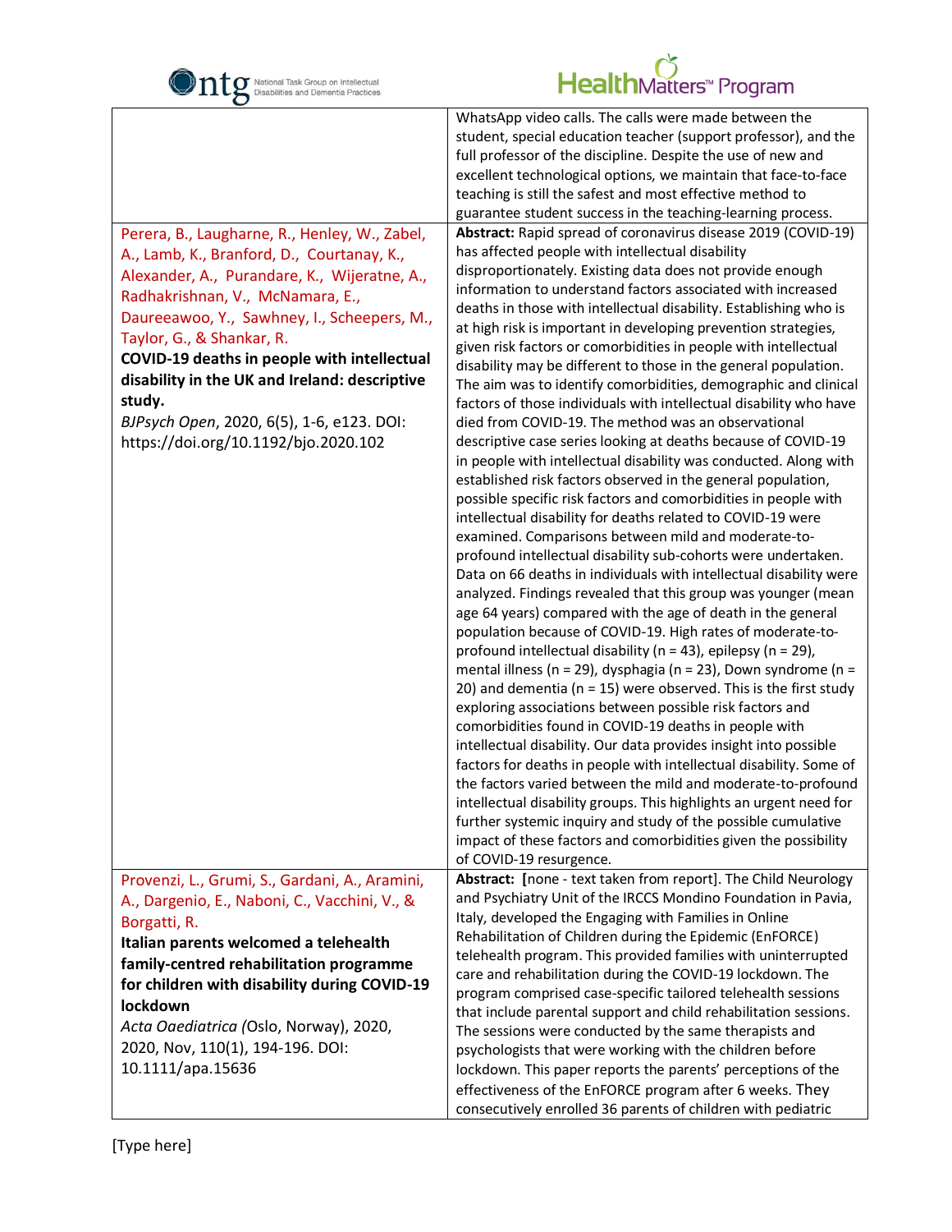| | |
|---|---|
| | WhatsApp video calls. The calls were made between the student, special education teacher (support professor), and the full professor of the discipline. Despite the use of new and excellent technological options, we maintain that face-to-face teaching is still the safest and most effective method to guarantee student success in the teaching-learning process. |
| Perera, B., Laugharne, R., Henley, W., Zabel, A., Lamb, K., Branford, D., Courtanay, K., Alexander, A., Purandare, K., Wijeratne, A., Radhakrishnan, V., McNamara, E., Daureeawoo, Y., Sawhney, I., Scheepers, M., Taylor, G., & Shankar, R. **COVID-19 deaths in people with intellectual disability in the UK and Ireland: descriptive study.** *BJPsych Open*, 2020, 6(5), 1-6, e123. DOI: https://doi.org/10.1192/bjo.2020.102 | **Abstract:** Rapid spread of coronavirus disease 2019 (COVID-19) has affected people with intellectual disability disproportionately. Existing data does not provide enough information to understand factors associated with increased deaths in those with intellectual disability. Establishing who is at high risk is important in developing prevention strategies, given risk factors or comorbidities in people with intellectual disability may be different to those in the general population. The aim was to identify comorbidities, demographic and clinical factors of those individuals with intellectual disability who have died from COVID-19. The method was an observational descriptive case series looking at deaths because of COVID-19 in people with intellectual disability was conducted. Along with established risk factors observed in the general population, possible specific risk factors and comorbidities in people with intellectual disability for deaths related to COVID-19 were examined. Comparisons between mild and moderate-to-profound intellectual disability sub-cohorts were undertaken. Data on 66 deaths in individuals with intellectual disability were analyzed. Findings revealed that this group was younger (mean age 64 years) compared with the age of death in the general population because of COVID-19. High rates of moderate-to-profound intellectual disability (n = 43), epilepsy (n = 29), mental illness (n = 29), dysphagia (n = 23), Down syndrome (n = 20) and dementia (n = 15) were observed. This is the first study exploring associations between possible risk factors and comorbidities found in COVID-19 deaths in people with intellectual disability. Our data provides insight into possible factors for deaths in people with intellectual disability. Some of the factors varied between the mild and moderate-to-profound intellectual disability groups. This highlights an urgent need for further systemic inquiry and study of the possible cumulative impact of these factors and comorbidities given the possibility of COVID-19 resurgence. |
| Provenzi, L., Grumi, S., Gardani, A., Aramini, A., Dargenio, E., Naboni, C., Vacchini, V., & Borgatti, R. **Italian parents welcomed a telehealth family-centred rehabilitation programme for children with disability during COVID-19 lockdown** *Acta Oaediatrica (*Oslo, Norway), 2020, 2020, Nov, 110(1), 194-196. DOI: 10.1111/apa.15636 | **Abstract: [**none - text taken from report]. The Child Neurology and Psychiatry Unit of the IRCCS Mondino Foundation in Pavia, Italy, developed the Engaging with Families in Online Rehabilitation of Children during the Epidemic (EnFORCE) telehealth program. This provided families with uninterrupted care and rehabilitation during the COVID-19 lockdown. The program comprised case-specific tailored telehealth sessions that include parental support and child rehabilitation sessions. The sessions were conducted by the same therapists and psychologists that were working with the children before lockdown. This paper reports the parents' perceptions of the effectiveness of the EnFORCE program after 6 weeks. They consecutively enrolled 36 parents of children with pediatric |

[Type here]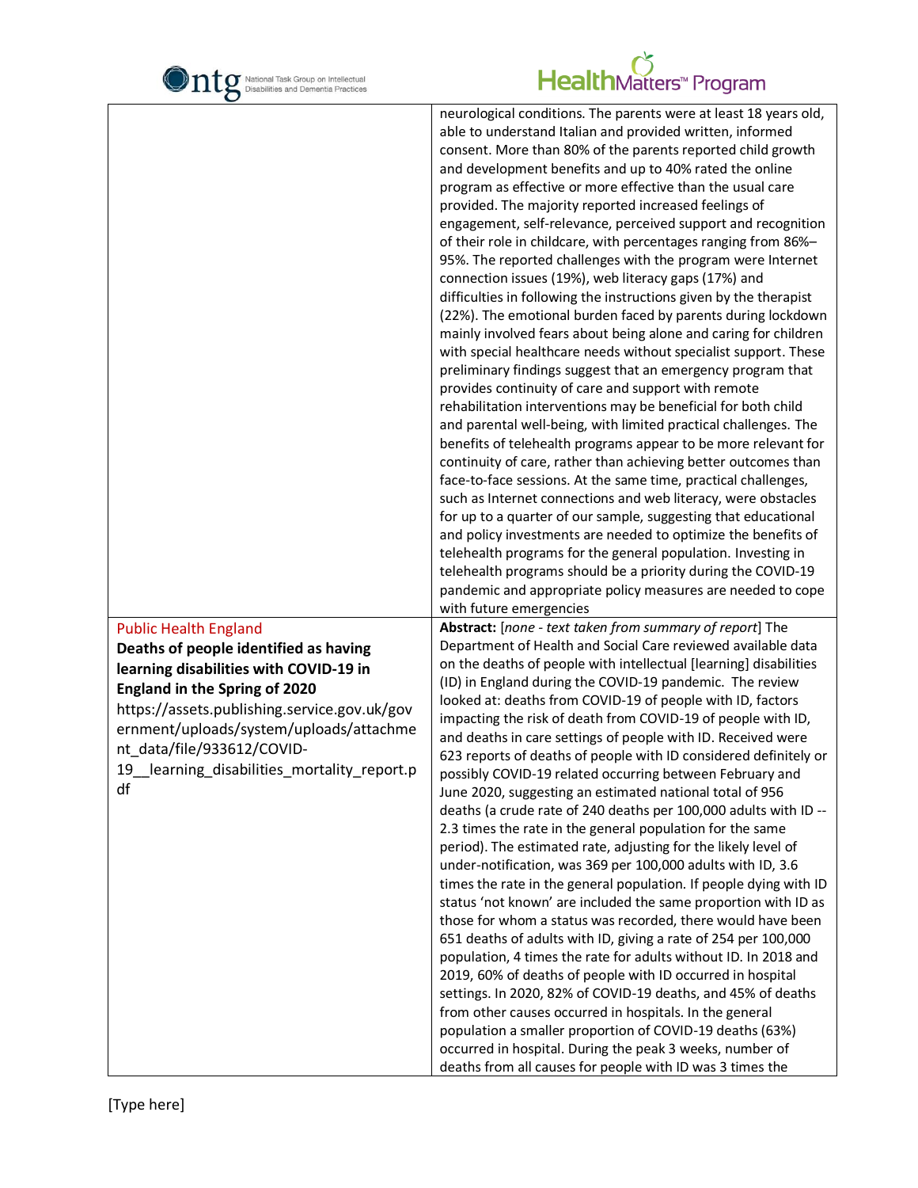| | |
|---|---|
| | neurological conditions. The parents were at least 18 years old, able to understand Italian and provided written, informed consent. More than 80% of the parents reported child growth and development benefits and up to 40% rated the online program as effective or more effective than the usual care provided. The majority reported increased feelings of engagement, self-relevance, perceived support and recognition of their role in childcare, with percentages ranging from 86%–95%. The reported challenges with the program were Internet connection issues (19%), web literacy gaps (17%) and difficulties in following the instructions given by the therapist (22%). The emotional burden faced by parents during lockdown mainly involved fears about being alone and caring for children with special healthcare needs without specialist support. These preliminary findings suggest that an emergency program that provides continuity of care and support with remote rehabilitation interventions may be beneficial for both child and parental well-being, with limited practical challenges. The benefits of telehealth programs appear to be more relevant for continuity of care, rather than achieving better outcomes than face-to-face sessions. At the same time, practical challenges, such as Internet connections and web literacy, were obstacles for up to a quarter of our sample, suggesting that educational and policy investments are needed to optimize the benefits of telehealth programs for the general population. Investing in telehealth programs should be a priority during the COVID-19 pandemic and appropriate policy measures are needed to cope with future emergencies |
| Public Health England<br>**Deaths of people identified as having learning disabilities with COVID-19 in England in the Spring of 2020**<br>https://assets.publishing.service.gov.uk/government/uploads/system/uploads/attachment_data/file/933612/COVID-19__learning_disabilities_mortality_report.pdf | **Abstract:** [*none - text taken from summary of report*] The Department of Health and Social Care reviewed available data on the deaths of people with intellectual [learning] disabilities (ID) in England during the COVID-19 pandemic. The review looked at: deaths from COVID-19 of people with ID, factors impacting the risk of death from COVID-19 of people with ID, and deaths in care settings of people with ID. Received were 623 reports of deaths of people with ID considered definitely or possibly COVID-19 related occurring between February and June 2020, suggesting an estimated national total of 956 deaths (a crude rate of 240 deaths per 100,000 adults with ID -- 2.3 times the rate in the general population for the same period). The estimated rate, adjusting for the likely level of under-notification, was 369 per 100,000 adults with ID, 3.6 times the rate in the general population. If people dying with ID status 'not known' are included the same proportion with ID as those for whom a status was recorded, there would have been 651 deaths of adults with ID, giving a rate of 254 per 100,000 population, 4 times the rate for adults without ID. In 2018 and 2019, 60% of deaths of people with ID occurred in hospital settings. In 2020, 82% of COVID-19 deaths, and 45% of deaths from other causes occurred in hospitals. In the general population a smaller proportion of COVID-19 deaths (63%) occurred in hospital. During the peak 3 weeks, number of deaths from all causes for people with ID was 3 times the |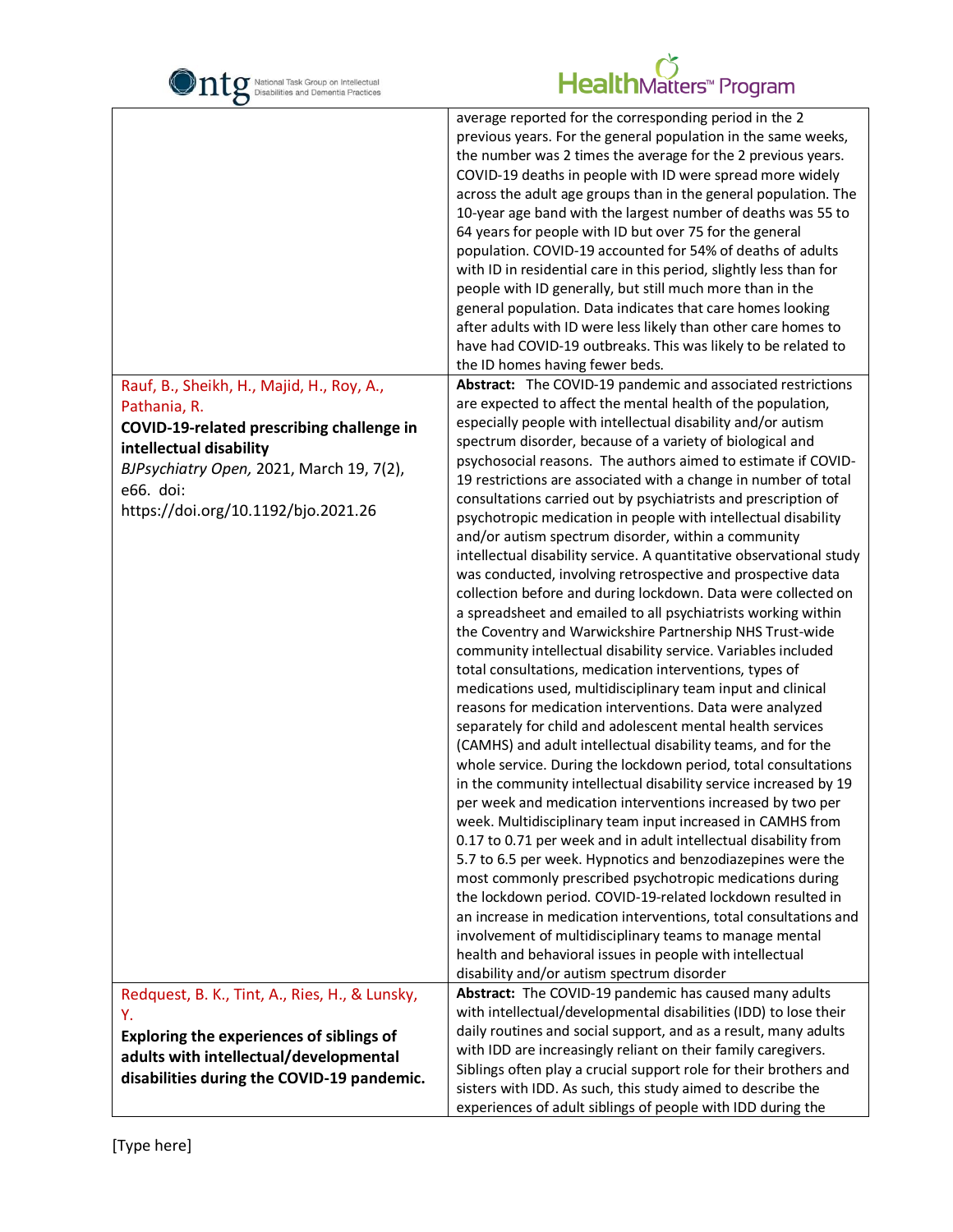| | |
|---|---|
| | average reported for the corresponding period in the 2 previous years. For the general population in the same weeks, the number was 2 times the average for the 2 previous years. COVID-19 deaths in people with ID were spread more widely across the adult age groups than in the general population. The 10-year age band with the largest number of deaths was 55 to 64 years for people with ID but over 75 for the general population. COVID-19 accounted for 54% of deaths of adults with ID in residential care in this period, slightly less than for people with ID generally, but still much more than in the general population. Data indicates that care homes looking after adults with ID were less likely than other care homes to have had COVID-19 outbreaks. This was likely to be related to the ID homes having fewer beds. |
| Rauf, B., Sheikh, H., Majid, H., Roy, A., Pathania, R. **COVID-19-related prescribing challenge in intellectual disability** *BJPsychiatry Open,* 2021, March 19, 7(2), e66. doi: https://doi.org/10.1192/bjo.2021.26 | **Abstract:** The COVID-19 pandemic and associated restrictions are expected to affect the mental health of the population, especially people with intellectual disability and/or autism spectrum disorder, because of a variety of biological and psychosocial reasons. The authors aimed to estimate if COVID-19 restrictions are associated with a change in number of total consultations carried out by psychiatrists and prescription of psychotropic medication in people with intellectual disability and/or autism spectrum disorder, within a community intellectual disability service. A quantitative observational study was conducted, involving retrospective and prospective data collection before and during lockdown. Data were collected on a spreadsheet and emailed to all psychiatrists working within the Coventry and Warwickshire Partnership NHS Trust-wide community intellectual disability service. Variables included total consultations, medication interventions, types of medications used, multidisciplinary team input and clinical reasons for medication interventions. Data were analyzed separately for child and adolescent mental health services (CAMHS) and adult intellectual disability teams, and for the whole service. During the lockdown period, total consultations in the community intellectual disability service increased by 19 per week and medication interventions increased by two per week. Multidisciplinary team input increased in CAMHS from 0.17 to 0.71 per week and in adult intellectual disability from 5.7 to 6.5 per week. Hypnotics and benzodiazepines were the most commonly prescribed psychotropic medications during the lockdown period. COVID-19-related lockdown resulted in an increase in medication interventions, total consultations and involvement of multidisciplinary teams to manage mental health and behavioral issues in people with intellectual disability and/or autism spectrum disorder |
| Redquest, B. K., Tint, A., Ries, H., & Lunsky, Y. **Exploring the experiences of siblings of adults with intellectual/developmental disabilities during the COVID-19 pandemic.** | **Abstract:** The COVID-19 pandemic has caused many adults with intellectual/developmental disabilities (IDD) to lose their daily routines and social support, and as a result, many adults with IDD are increasingly reliant on their family caregivers. Siblings often play a crucial support role for their brothers and sisters with IDD. As such, this study aimed to describe the experiences of adult siblings of people with IDD during the |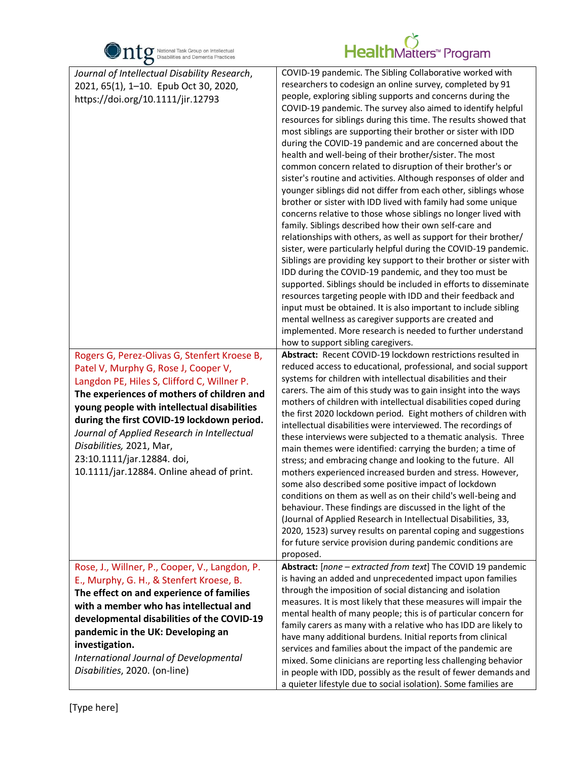| | |
|---|---|
| *Journal of Intellectual Disability Research*, 2021, 65(1), 1–10. Epub Oct 30, 2020, https://doi.org/10.1111/jir.12793 | COVID-19 pandemic. The Sibling Collaborative worked with researchers to codesign an online survey, completed by 91 people, exploring sibling supports and concerns during the COVID-19 pandemic. The survey also aimed to identify helpful resources for siblings during this time. The results showed that most siblings are supporting their brother or sister with IDD during the COVID-19 pandemic and are concerned about the health and well-being of their brother/sister. The most common concern related to disruption of their brother's or sister's routine and activities. Although responses of older and younger siblings did not differ from each other, siblings whose brother or sister with IDD lived with family had some unique concerns relative to those whose siblings no longer lived with family. Siblings described how their own self-care and relationships with others, as well as support for their brother/ sister, were particularly helpful during the COVID-19 pandemic. Siblings are providing key support to their brother or sister with IDD during the COVID-19 pandemic, and they too must be supported. Siblings should be included in efforts to disseminate resources targeting people with IDD and their feedback and input must be obtained. It is also important to include sibling mental wellness as caregiver supports are created and implemented. More research is needed to further understand how to support sibling caregivers. |
| Rogers G, Perez-Olivas G, Stenfert Kroese B, Patel V, Murphy G, Rose J, Cooper V, Langdon PE, Hiles S, Clifford C, Willner P. **The experiences of mothers of children and young people with intellectual disabilities during the first COVID-19 lockdown period.** *Journal of Applied Research in Intellectual Disabilities,* 2021, Mar, 23:10.1111/jar.12884. doi, 10.1111/jar.12884. Online ahead of print. | **Abstract:** Recent COVID-19 lockdown restrictions resulted in reduced access to educational, professional, and social support systems for children with intellectual disabilities and their carers. The aim of this study was to gain insight into the ways mothers of children with intellectual disabilities coped during the first 2020 lockdown period. Eight mothers of children with intellectual disabilities were interviewed. The recordings of these interviews were subjected to a thematic analysis. Three main themes were identified: carrying the burden; a time of stress; and embracing change and looking to the future. All mothers experienced increased burden and stress. However, some also described some positive impact of lockdown conditions on them as well as on their child's well-being and behaviour. These findings are discussed in the light of the (Journal of Applied Research in Intellectual Disabilities, 33, 2020, 1523) survey results on parental coping and suggestions for future service provision during pandemic conditions are proposed. |
| Rose, J., Willner, P., Cooper, V., Langdon, P. E., Murphy, G. H., & Stenfert Kroese, B. **The effect on and experience of families with a member who has intellectual and developmental disabilities of the COVID-19 pandemic in the UK: Developing an investigation.** *International Journal of Developmental Disabilities*, 2020. (on-line) | **Abstract:** [*none – extracted from text*] The COVID 19 pandemic is having an added and unprecedented impact upon families through the imposition of social distancing and isolation measures. It is most likely that these measures will impair the mental health of many people; this is of particular concern for family carers as many with a relative who has IDD are likely to have many additional burdens. Initial reports from clinical services and families about the impact of the pandemic are mixed. Some clinicians are reporting less challenging behavior in people with IDD, possibly as the result of fewer demands and a quieter lifestyle due to social isolation). Some families are |

[Type here]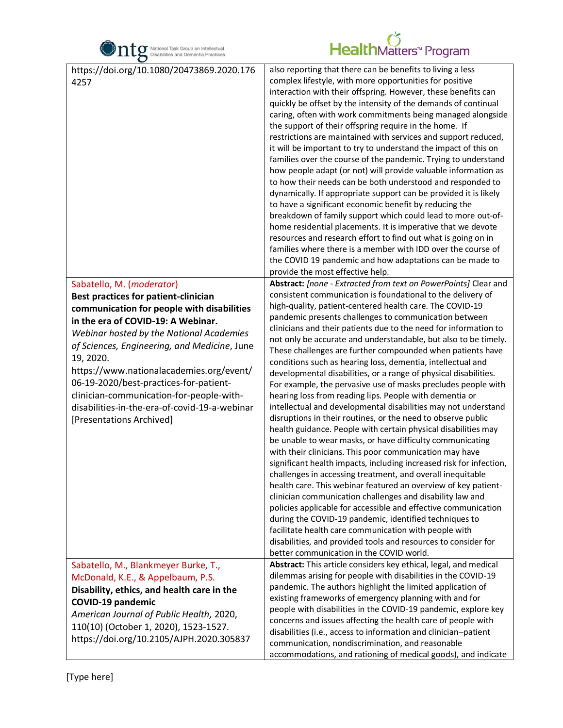| | |
|---|---|
| https://doi.org/10.1080/20473869.2020.1764257 | also reporting that there can be benefits to living a less complex lifestyle, with more opportunities for positive interaction with their offspring. However, these benefits can quickly be offset by the intensity of the demands of continual caring, often with work commitments being managed alongside the support of their offspring require in the home. If restrictions are maintained with services and support reduced, it will be important to try to understand the impact of this on families over the course of the pandemic. Trying to understand how people adapt (or not) will provide valuable information as to how their needs can be both understood and responded to dynamically. If appropriate support can be provided it is likely to have a significant economic benefit by reducing the breakdown of family support which could lead to more out-of-home residential placements. It is imperative that we devote resources and research effort to find out what is going on in families where there is a member with IDD over the course of the COVID 19 pandemic and how adaptations can be made to provide the most effective help. |
| Sabatello, M. (*moderator*)<br>**Best practices for patient-clinician communication for people with disabilities in the era of COVID-19: A Webinar.**<br>*Webinar hosted by the National Academies of Sciences, Engineering, and Medicine*, June 19, 2020.<br>https://www.nationalacademies.org/event/06-19-2020/best-practices-for-patient-clinician-communication-for-people-with-disabilities-in-the-era-of-covid-19-a-webinar [Presentations Archived] | **Abstract:** *[none - Extracted from text on PowerPoints]* Clear and consistent communication is foundational to the delivery of high-quality, patient-centered health care. The COVID-19 pandemic presents challenges to communication between clinicians and their patients due to the need for information to not only be accurate and understandable, but also to be timely. These challenges are further compounded when patients have conditions such as hearing loss, dementia, intellectual and developmental disabilities, or a range of physical disabilities. For example, the pervasive use of masks precludes people with hearing loss from reading lips. People with dementia or intellectual and developmental disabilities may not understand disruptions in their routines, or the need to observe public health guidance. People with certain physical disabilities may be unable to wear masks, or have difficulty communicating with their clinicians. This poor communication may have significant health impacts, including increased risk for infection, challenges in accessing treatment, and overall inequitable health care. This webinar featured an overview of key patient-clinician communication challenges and disability law and policies applicable for accessible and effective communication during the COVID-19 pandemic, identified techniques to facilitate health care communication with people with disabilities, and provided tools and resources to consider for better communication in the COVID world. |
| Sabatello, M., Blankmeyer Burke, T., McDonald, K.E., & Appelbaum, P.S.<br>**Disability, ethics, and health care in the COVID-19 pandemic**<br>*American Journal of Public Health*, 2020, 110(10) (October 1, 2020), 1523-1527.<br>https://doi.org/10.2105/AJPH.2020.305837 | **Abstract:** This article considers key ethical, legal, and medical dilemmas arising for people with disabilities in the COVID-19 pandemic. The authors highlight the limited application of existing frameworks of emergency planning with and for people with disabilities in the COVID-19 pandemic, explore key concerns and issues affecting the health care of people with disabilities (i.e., access to information and clinician–patient communication, nondiscrimination, and reasonable accommodations, and rationing of medical goods), and indicate |

[Type here]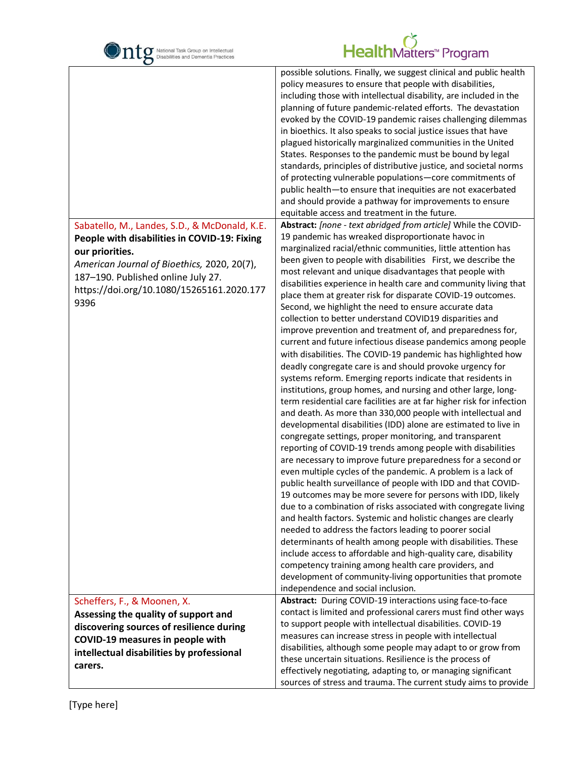| | |
|---|---|
| | possible solutions. Finally, we suggest clinical and public health policy measures to ensure that people with disabilities, including those with intellectual disability, are included in the planning of future pandemic-related efforts. The devastation evoked by the COVID-19 pandemic raises challenging dilemmas in bioethics. It also speaks to social justice issues that have plagued historically marginalized communities in the United States. Responses to the pandemic must be bound by legal standards, principles of distributive justice, and societal norms of protecting vulnerable populations—core commitments of public health—to ensure that inequities are not exacerbated and should provide a pathway for improvements to ensure equitable access and treatment in the future. |
| Sabatello, M., Landes, S.D., & McDonald, K.E. **People with disabilities in COVID-19: Fixing our priorities.** *American Journal of Bioethics,* 2020, 20(7), 187–190. Published online July 27. https://doi.org/10.1080/15265161.2020.1779396 | **Abstract:** *[none - text abridged from article]* While the COVID-19 pandemic has wreaked disproportionate havoc in marginalized racial/ethnic communities, little attention has been given to people with disabilities First, we describe the most relevant and unique disadvantages that people with disabilities experience in health care and community living that place them at greater risk for disparate COVID-19 outcomes. Second, we highlight the need to ensure accurate data collection to better understand COVID19 disparities and improve prevention and treatment of, and preparedness for, current and future infectious disease pandemics among people with disabilities. The COVID-19 pandemic has highlighted how deadly congregate care is and should provoke urgency for systems reform. Emerging reports indicate that residents in institutions, group homes, and nursing and other large, long-term residential care facilities are at far higher risk for infection and death. As more than 330,000 people with intellectual and developmental disabilities (IDD) alone are estimated to live in congregate settings, proper monitoring, and transparent reporting of COVID-19 trends among people with disabilities are necessary to improve future preparedness for a second or even multiple cycles of the pandemic. A problem is a lack of public health surveillance of people with IDD and that COVID-19 outcomes may be more severe for persons with IDD, likely due to a combination of risks associated with congregate living and health factors. Systemic and holistic changes are clearly needed to address the factors leading to poorer social determinants of health among people with disabilities. These include access to affordable and high-quality care, disability competency training among health care providers, and development of community-living opportunities that promote independence and social inclusion. |
| Scheffers, F., & Moonen, X. **Assessing the quality of support and discovering sources of resilience during COVID-19 measures in people with intellectual disabilities by professional carers.** | **Abstract:** During COVID-19 interactions using face-to-face contact is limited and professional carers must find other ways to support people with intellectual disabilities. COVID-19 measures can increase stress in people with intellectual disabilities, although some people may adapt to or grow from these uncertain situations. Resilience is the process of effectively negotiating, adapting to, or managing significant sources of stress and trauma. The current study aims to provide |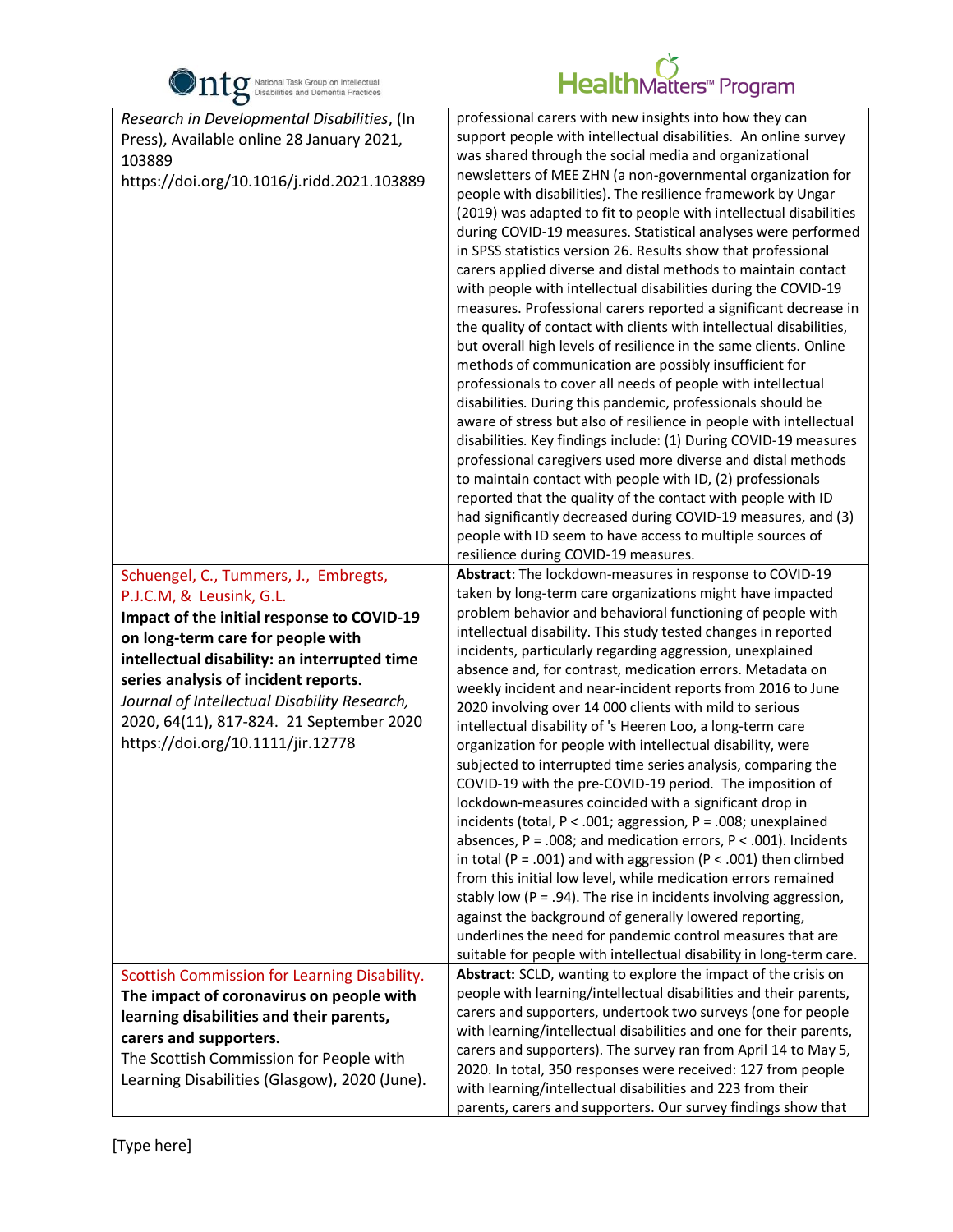| | |
|---|---|
| *Research in Developmental Disabilities*, (In Press), Available online 28 January 2021, 103889 https://doi.org/10.1016/j.ridd.2021.103889 | professional carers with new insights into how they can support people with intellectual disabilities. An online survey was shared through the social media and organizational newsletters of MEE ZHN (a non-governmental organization for people with disabilities). The resilience framework by Ungar (2019) was adapted to fit to people with intellectual disabilities during COVID-19 measures. Statistical analyses were performed in SPSS statistics version 26. Results show that professional carers applied diverse and distal methods to maintain contact with people with intellectual disabilities during the COVID-19 measures. Professional carers reported a significant decrease in the quality of contact with clients with intellectual disabilities, but overall high levels of resilience in the same clients. Online methods of communication are possibly insufficient for professionals to cover all needs of people with intellectual disabilities. During this pandemic, professionals should be aware of stress but also of resilience in people with intellectual disabilities. Key findings include: (1) During COVID-19 measures professional caregivers used more diverse and distal methods to maintain contact with people with ID, (2) professionals reported that the quality of the contact with people with ID had significantly decreased during COVID-19 measures, and (3) people with ID seem to have access to multiple sources of resilience during COVID-19 measures. |
| Schuengel, C., Tummers, J., Embregts, P.J.C.M, & Leusink, G.L. **Impact of the initial response to COVID-19 on long-term care for people with intellectual disability: an interrupted time series analysis of incident reports.** *Journal of Intellectual Disability Research,* 2020, 64(11), 817-824. 21 September 2020 https://doi.org/10.1111/jir.12778 | **Abstract**: The lockdown-measures in response to COVID-19 taken by long-term care organizations might have impacted problem behavior and behavioral functioning of people with intellectual disability. This study tested changes in reported incidents, particularly regarding aggression, unexplained absence and, for contrast, medication errors. Metadata on weekly incident and near-incident reports from 2016 to June 2020 involving over 14 000 clients with mild to serious intellectual disability of 's Heeren Loo, a long-term care organization for people with intellectual disability, were subjected to interrupted time series analysis, comparing the COVID-19 with the pre-COVID-19 period. The imposition of lockdown-measures coincided with a significant drop in incidents (total, $P < .001$; aggression, $P = .008$; unexplained absences, $P = .008$; and medication errors, $P < .001$). Incidents in total ($P = .001$) and with aggression ($P < .001$) then climbed from this initial low level, while medication errors remained stably low ($P = .94$). The rise in incidents involving aggression, against the background of generally lowered reporting, underlines the need for pandemic control measures that are suitable for people with intellectual disability in long-term care. |
| Scottish Commission for Learning Disability. **The impact of coronavirus on people with learning disabilities and their parents, carers and supporters.** The Scottish Commission for People with Learning Disabilities (Glasgow), 2020 (June). | **Abstract:** SCLD, wanting to explore the impact of the crisis on people with learning/intellectual disabilities and their parents, carers and supporters, undertook two surveys (one for people with learning/intellectual disabilities and one for their parents, carers and supporters). The survey ran from April 14 to May 5, 2020. In total, 350 responses were received: 127 from people with learning/intellectual disabilities and 223 from their parents, carers and supporters. Our survey findings show that |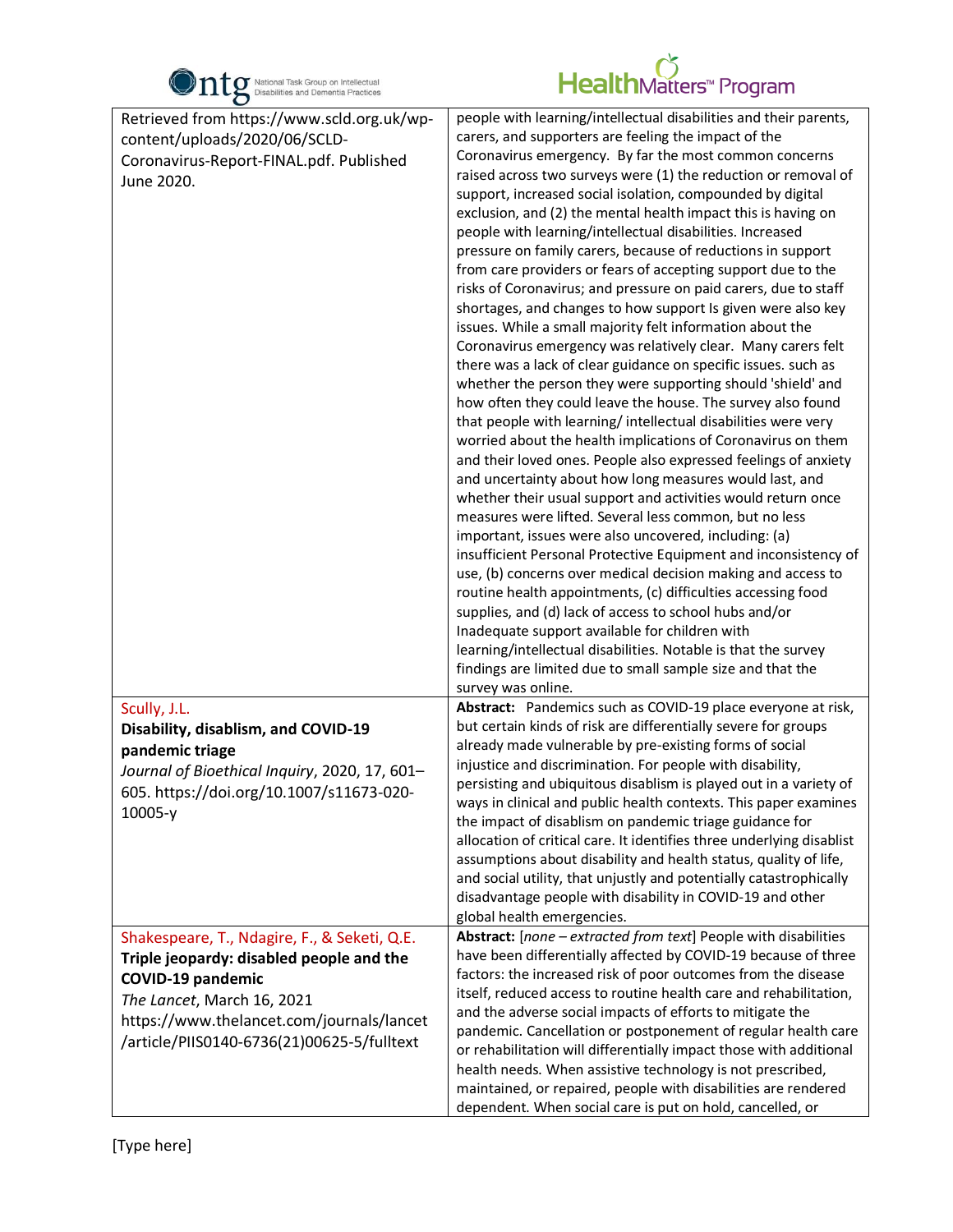| | |
|---|---|
| Retrieved from https://www.scld.org.uk/wp-content/uploads/2020/06/SCLD-Coronavirus-Report-FINAL.pdf. Published June 2020. | people with learning/intellectual disabilities and their parents, carers, and supporters are feeling the impact of the Coronavirus emergency. By far the most common concerns raised across two surveys were (1) the reduction or removal of support, increased social isolation, compounded by digital exclusion, and (2) the mental health impact this is having on people with learning/intellectual disabilities. Increased pressure on family carers, because of reductions in support from care providers or fears of accepting support due to the risks of Coronavirus; and pressure on paid carers, due to staff shortages, and changes to how support Is given were also key issues. While a small majority felt information about the Coronavirus emergency was relatively clear. Many carers felt there was a lack of clear guidance on specific issues. such as whether the person they were supporting should 'shield' and how often they could leave the house. The survey also found that people with learning/ intellectual disabilities were very worried about the health implications of Coronavirus on them and their loved ones. People also expressed feelings of anxiety and uncertainty about how long measures would last, and whether their usual support and activities would return once measures were lifted. Several less common, but no less important, issues were also uncovered, including: (a) insufficient Personal Protective Equipment and inconsistency of use, (b) concerns over medical decision making and access to routine health appointments, (c) difficulties accessing food supplies, and (d) lack of access to school hubs and/or Inadequate support available for children with learning/intellectual disabilities. Notable is that the survey findings are limited due to small sample size and that the survey was online. |
| Scully, J.L.<br>**Disability, disablism, and COVID-19 pandemic triage**<br>*Journal of Bioethical Inquiry*, 2020, 17, 601–605. https://doi.org/10.1007/s11673-020-10005-y | **Abstract:** Pandemics such as COVID-19 place everyone at risk, but certain kinds of risk are differentially severe for groups already made vulnerable by pre-existing forms of social injustice and discrimination. For people with disability, persisting and ubiquitous disablism is played out in a variety of ways in clinical and public health contexts. This paper examines the impact of disablism on pandemic triage guidance for allocation of critical care. It identifies three underlying disablist assumptions about disability and health status, quality of life, and social utility, that unjustly and potentially catastrophically disadvantage people with disability in COVID-19 and other global health emergencies. |
| Shakespeare, T., Ndagire, F., & Seketi, Q.E.<br>**Triple jeopardy: disabled people and the COVID-19 pandemic**<br>*The Lancet*, March 16, 2021<br>https://www.thelancet.com/journals/lancet/article/PIIS0140-6736(21)00625-5/fulltext | **Abstract:** [*none – extracted from text*] People with disabilities have been differentially affected by COVID-19 because of three factors: the increased risk of poor outcomes from the disease itself, reduced access to routine health care and rehabilitation, and the adverse social impacts of efforts to mitigate the pandemic. Cancellation or postponement of regular health care or rehabilitation will differentially impact those with additional health needs. When assistive technology is not prescribed, maintained, or repaired, people with disabilities are rendered dependent. When social care is put on hold, cancelled, or |

[Type here]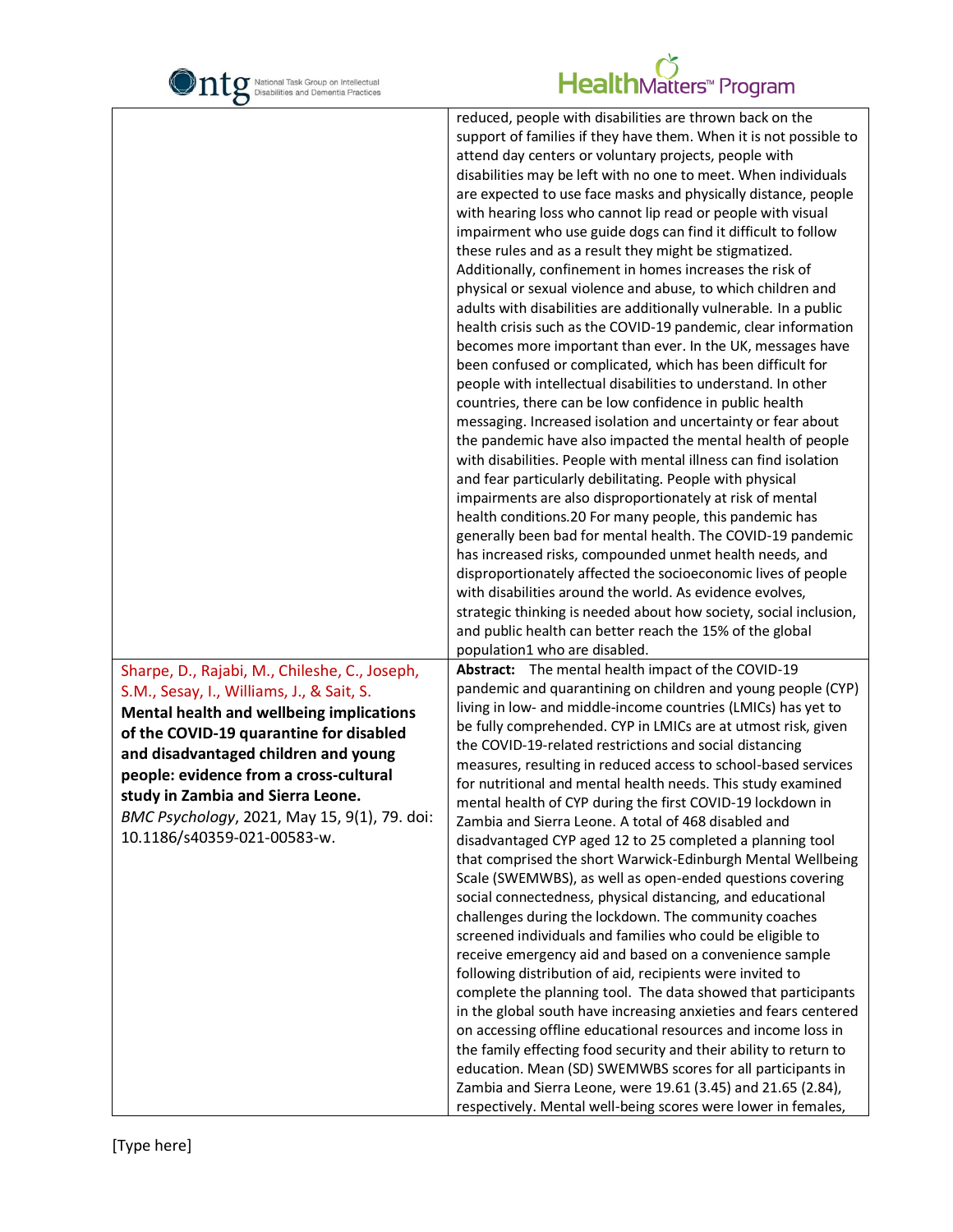| | |
|---|---|
| | reduced, people with disabilities are thrown back on the support of families if they have them. When it is not possible to attend day centers or voluntary projects, people with disabilities may be left with no one to meet. When individuals are expected to use face masks and physically distance, people with hearing loss who cannot lip read or people with visual impairment who use guide dogs can find it difficult to follow these rules and as a result they might be stigmatized. Additionally, confinement in homes increases the risk of physical or sexual violence and abuse, to which children and adults with disabilities are additionally vulnerable. In a public health crisis such as the COVID-19 pandemic, clear information becomes more important than ever. In the UK, messages have been confused or complicated, which has been difficult for people with intellectual disabilities to understand. In other countries, there can be low confidence in public health messaging. Increased isolation and uncertainty or fear about the pandemic have also impacted the mental health of people with disabilities. People with mental illness can find isolation and fear particularly debilitating. People with physical impairments are also disproportionately at risk of mental health conditions.20 For many people, this pandemic has generally been bad for mental health. The COVID-19 pandemic has increased risks, compounded unmet health needs, and disproportionately affected the socioeconomic lives of people with disabilities around the world. As evidence evolves, strategic thinking is needed about how society, social inclusion, and public health can better reach the 15% of the global population1 who are disabled. |
| Sharpe, D., Rajabi, M., Chileshe, C., Joseph, S.M., Sesay, I., Williams, J., & Sait, S. **Mental health and wellbeing implications of the COVID-19 quarantine for disabled and disadvantaged children and young people: evidence from a cross-cultural study in Zambia and Sierra Leone.** *BMC Psychology*, 2021, May 15, 9(1), 79. doi: 10.1186/s40359-021-00583-w. | **Abstract:** The mental health impact of the COVID-19 pandemic and quarantining on children and young people (CYP) living in low- and middle-income countries (LMICs) has yet to be fully comprehended. CYP in LMICs are at utmost risk, given the COVID-19-related restrictions and social distancing measures, resulting in reduced access to school-based services for nutritional and mental health needs. This study examined mental health of CYP during the first COVID-19 lockdown in Zambia and Sierra Leone. A total of 468 disabled and disadvantaged CYP aged 12 to 25 completed a planning tool that comprised the short Warwick-Edinburgh Mental Wellbeing Scale (SWEMWBS), as well as open-ended questions covering social connectedness, physical distancing, and educational challenges during the lockdown. The community coaches screened individuals and families who could be eligible to receive emergency aid and based on a convenience sample following distribution of aid, recipients were invited to complete the planning tool. The data showed that participants in the global south have increasing anxieties and fears centered on accessing offline educational resources and income loss in the family effecting food security and their ability to return to education. Mean (SD) SWEMWBS scores for all participants in Zambia and Sierra Leone, were 19.61 (3.45) and 21.65 (2.84), respectively. Mental well-being scores were lower in females, |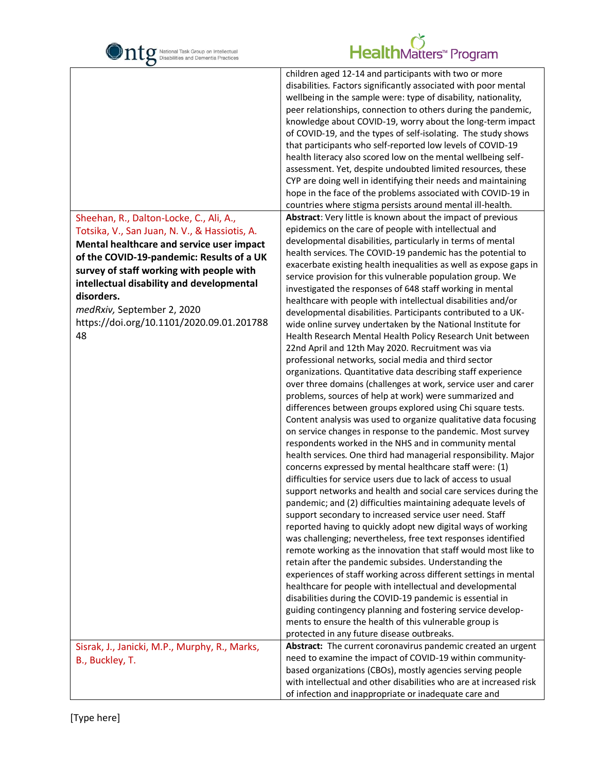| | |
|---|---|
| | children aged 12-14 and participants with two or more disabilities. Factors significantly associated with poor mental wellbeing in the sample were: type of disability, nationality, peer relationships, connection to others during the pandemic, knowledge about COVID-19, worry about the long-term impact of COVID-19, and the types of self-isolating. The study shows that participants who self-reported low levels of COVID-19 health literacy also scored low on the mental wellbeing self-assessment. Yet, despite undoubted limited resources, these CYP are doing well in identifying their needs and maintaining hope in the face of the problems associated with COVID-19 in countries where stigma persists around mental ill-health. |
| Sheehan, R., Dalton-Locke, C., Ali, A., Totsika, V., San Juan, N. V., & Hassiotis, A. **Mental healthcare and service user impact of the COVID-19-pandemic: Results of a UK survey of staff working with people with intellectual disability and developmental disorders.** *medRxiv,* September 2, 2020 https://doi.org/10.1101/2020.09.01.20178848 | **Abstract**: Very little is known about the impact of previous epidemics on the care of people with intellectual and developmental disabilities, particularly in terms of mental health services. The COVID-19 pandemic has the potential to exacerbate existing health inequalities as well as expose gaps in service provision for this vulnerable population group. We investigated the responses of 648 staff working in mental healthcare with people with intellectual disabilities and/or developmental disabilities. Participants contributed to a UK-wide online survey undertaken by the National Institute for Health Research Mental Health Policy Research Unit between 22nd April and 12th May 2020. Recruitment was via professional networks, social media and third sector organizations. Quantitative data describing staff experience over three domains (challenges at work, service user and carer problems, sources of help at work) were summarized and differences between groups explored using Chi square tests. Content analysis was used to organize qualitative data focusing on service changes in response to the pandemic. Most survey respondents worked in the NHS and in community mental health services. One third had managerial responsibility. Major concerns expressed by mental healthcare staff were: (1) difficulties for service users due to lack of access to usual support networks and health and social care services during the pandemic; and (2) difficulties maintaining adequate levels of support secondary to increased service user need. Staff reported having to quickly adopt new digital ways of working was challenging; nevertheless, free text responses identified remote working as the innovation that staff would most like to retain after the pandemic subsides. Understanding the experiences of staff working across different settings in mental healthcare for people with intellectual and developmental disabilities during the COVID-19 pandemic is essential in guiding contingency planning and fostering service developments to ensure the health of this vulnerable group is protected in any future disease outbreaks. |
| Sisrak, J., Janicki, M.P., Murphy, R., Marks, B., Buckley, T. | **Abstract:** The current coronavirus pandemic created an urgent need to examine the impact of COVID-19 within community-based organizations (CBOs), mostly agencies serving people with intellectual and other disabilities who are at increased risk of infection and inappropriate or inadequate care and |

[Type here]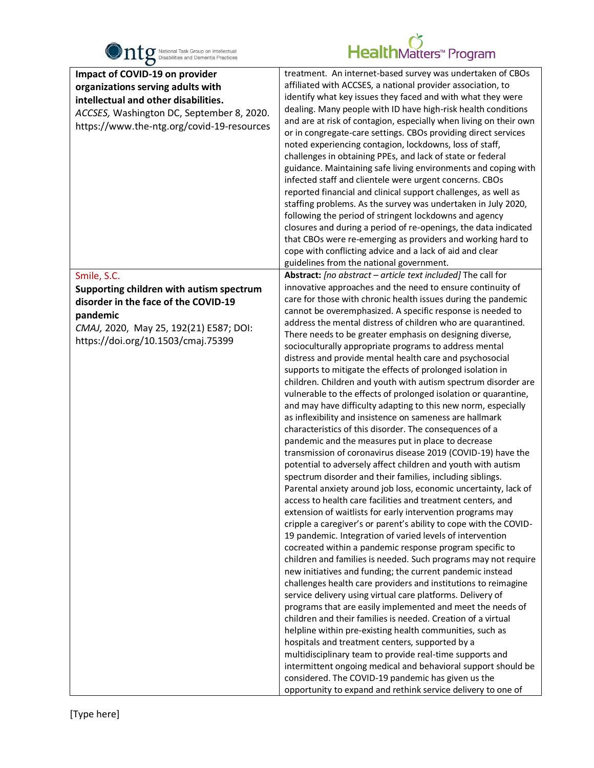| | |
|---|---|
| **Impact of COVID-19 on provider organizations serving adults with intellectual and other disabilities.** *ACCSES,* Washington DC, September 8, 2020. https://www.the-ntg.org/covid-19-resources | treatment. An internet-based survey was undertaken of CBOs affiliated with ACCSES, a national provider association, to identify what key issues they faced and with what they were dealing. Many people with ID have high-risk health conditions and are at risk of contagion, especially when living on their own or in congregate-care settings. CBOs providing direct services noted experiencing contagion, lockdowns, loss of staff, challenges in obtaining PPEs, and lack of state or federal guidance. Maintaining safe living environments and coping with infected staff and clientele were urgent concerns. CBOs reported financial and clinical support challenges, as well as staffing problems. As the survey was undertaken in July 2020, following the period of stringent lockdowns and agency closures and during a period of re-openings, the data indicated that CBOs were re-emerging as providers and working hard to cope with conflicting advice and a lack of aid and clear guidelines from the national government. |
| Smile, S.C. **Supporting children with autism spectrum disorder in the face of the COVID-19 pandemic** *CMAJ,* 2020, May 25, 192(21) E587; DOI: https://doi.org/10.1503/cmaj.75399 | **Abstract:** *[no abstract – article text included]* The call for innovative approaches and the need to ensure continuity of care for those with chronic health issues during the pandemic cannot be overemphasized. A specific response is needed to address the mental distress of children who are quarantined. There needs to be greater emphasis on designing diverse, socioculturally appropriate programs to address mental distress and provide mental health care and psychosocial supports to mitigate the effects of prolonged isolation in children. Children and youth with autism spectrum disorder are vulnerable to the effects of prolonged isolation or quarantine, and may have difficulty adapting to this new norm, especially as inflexibility and insistence on sameness are hallmark characteristics of this disorder. The consequences of a pandemic and the measures put in place to decrease transmission of coronavirus disease 2019 (COVID-19) have the potential to adversely affect children and youth with autism spectrum disorder and their families, including siblings. Parental anxiety around job loss, economic uncertainty, lack of access to health care facilities and treatment centers, and extension of waitlists for early intervention programs may cripple a caregiver's or parent's ability to cope with the COVID-19 pandemic. Integration of varied levels of intervention cocreated within a pandemic response program specific to children and families is needed. Such programs may not require new initiatives and funding; the current pandemic instead challenges health care providers and institutions to reimagine service delivery using virtual care platforms. Delivery of programs that are easily implemented and meet the needs of children and their families is needed. Creation of a virtual helpline within pre-existing health communities, such as hospitals and treatment centers, supported by a multidisciplinary team to provide real-time supports and intermittent ongoing medical and behavioral support should be considered. The COVID-19 pandemic has given us the opportunity to expand and rethink service delivery to one of |

[Type here]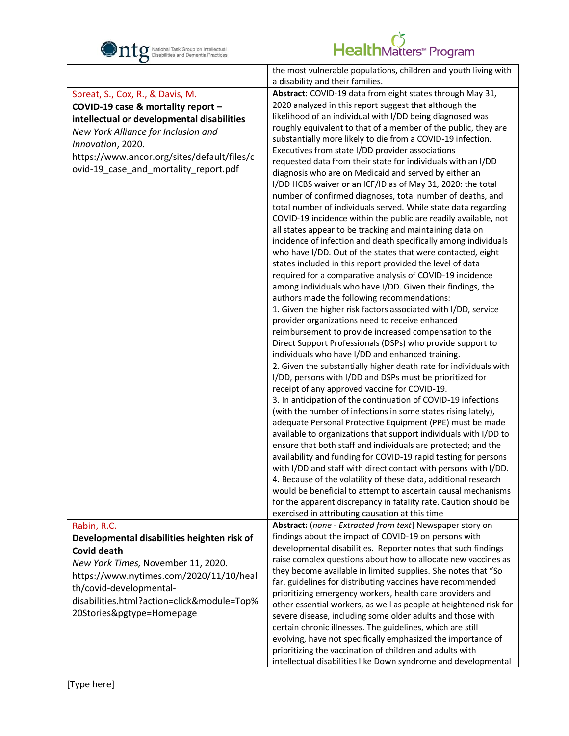| | |
|---|---|
| | the most vulnerable populations, children and youth living with a disability and their families. |
| Spreat, S., Cox, R., & Davis, M.<br>**COVID-19 case & mortality report – intellectual or developmental disabilities**<br>*New York Alliance for Inclusion and Innovation*, 2020.<br>https://www.ancor.org/sites/default/files/covid-19_case_and_mortality_report.pdf | **Abstract:** COVID-19 data from eight states through May 31, 2020 analyzed in this report suggest that although the likelihood of an individual with I/DD being diagnosed was roughly equivalent to that of a member of the public, they are substantially more likely to die from a COVID-19 infection. Executives from state I/DD provider associations requested data from their state for individuals with an I/DD diagnosis who are on Medicaid and served by either an I/DD HCBS waiver or an ICF/ID as of May 31, 2020: the total number of confirmed diagnoses, total number of deaths, and total number of individuals served. While state data regarding COVID-19 incidence within the public are readily available, not all states appear to be tracking and maintaining data on incidence of infection and death specifically among individuals who have I/DD. Out of the states that were contacted, eight states included in this report provided the level of data required for a comparative analysis of COVID-19 incidence among individuals who have I/DD. Given their findings, the authors made the following recommendations:<br>1. Given the higher risk factors associated with I/DD, service provider organizations need to receive enhanced reimbursement to provide increased compensation to the Direct Support Professionals (DSPs) who provide support to individuals who have I/DD and enhanced training.<br>2. Given the substantially higher death rate for individuals with I/DD, persons with I/DD and DSPs must be prioritized for receipt of any approved vaccine for COVID-19.<br>3. In anticipation of the continuation of COVID-19 infections (with the number of infections in some states rising lately), adequate Personal Protective Equipment (PPE) must be made available to organizations that support individuals with I/DD to ensure that both staff and individuals are protected; and the availability and funding for COVID-19 rapid testing for persons with I/DD and staff with direct contact with persons with I/DD.<br>4. Because of the volatility of these data, additional research would be beneficial to attempt to ascertain causal mechanisms for the apparent discrepancy in fatality rate. Caution should be exercised in attributing causation at this time |
| Rabin, R.C.<br>**Developmental disabilities heighten risk of Covid death**<br>*New York Times,* November 11, 2020.<br>https://www.nytimes.com/2020/11/10/health/covid-developmental-disabilities.html?action=click&module=Top%20Stories&pgtype=Homepage | **Abstract:** (*none - Extracted from text*] Newspaper story on findings about the impact of COVID-19 on persons with developmental disabilities. Reporter notes that such findings raise complex questions about how to allocate new vaccines as they become available in limited supplies. She notes that "So far, guidelines for distributing vaccines have recommended prioritizing emergency workers, health care providers and other essential workers, as well as people at heightened risk for severe disease, including some older adults and those with certain chronic illnesses. The guidelines, which are still evolving, have not specifically emphasized the importance of prioritizing the vaccination of children and adults with intellectual disabilities like Down syndrome and developmental |

[Type here]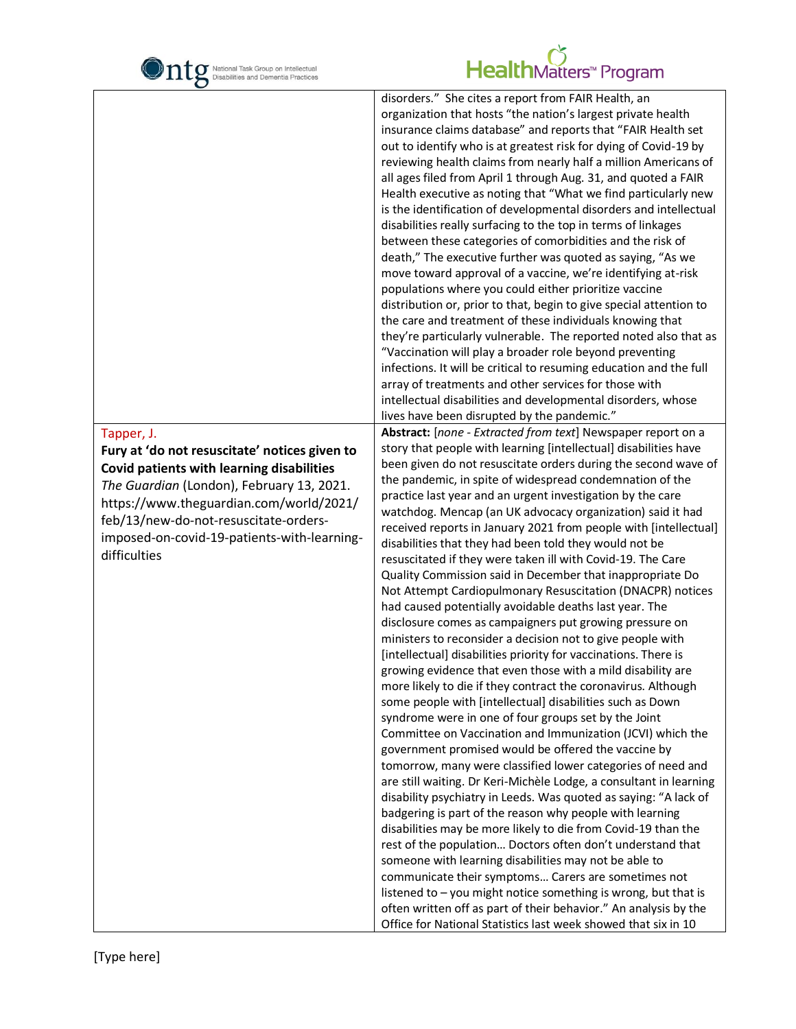| | |
|---|---|
| | disorders." She cites a report from FAIR Health, an organization that hosts "the nation's largest private health insurance claims database" and reports that "FAIR Health set out to identify who is at greatest risk for dying of Covid-19 by reviewing health claims from nearly half a million Americans of all ages filed from April 1 through Aug. 31, and quoted a FAIR Health executive as noting that "What we find particularly new is the identification of developmental disorders and intellectual disabilities really surfacing to the top in terms of linkages between these categories of comorbidities and the risk of death," The executive further was quoted as saying, "As we move toward approval of a vaccine, we're identifying at-risk populations where you could either prioritize vaccine distribution or, prior to that, begin to give special attention to the care and treatment of these individuals knowing that they're particularly vulnerable. The reported noted also that as "Vaccination will play a broader role beyond preventing infections. It will be critical to resuming education and the full array of treatments and other services for those with intellectual disabilities and developmental disorders, whose lives have been disrupted by the pandemic." |
| Tapper, J.<br>**Fury at 'do not resuscitate' notices given to Covid patients with learning disabilities**<br>*The Guardian* (London), February 13, 2021. https://www.theguardian.com/world/2021/feb/13/new-do-not-resuscitate-orders-imposed-on-covid-19-patients-with-learning-difficulties | **Abstract:** [*none - Extracted from text*] Newspaper report on a story that people with learning [intellectual] disabilities have been given do not resuscitate orders during the second wave of the pandemic, in spite of widespread condemnation of the practice last year and an urgent investigation by the care watchdog. Mencap (an UK advocacy organization) said it had received reports in January 2021 from people with [intellectual] disabilities that they had been told they would not be resuscitated if they were taken ill with Covid-19. The Care Quality Commission said in December that inappropriate Do Not Attempt Cardiopulmonary Resuscitation (DNACPR) notices had caused potentially avoidable deaths last year. The disclosure comes as campaigners put growing pressure on ministers to reconsider a decision not to give people with [intellectual] disabilities priority for vaccinations. There is growing evidence that even those with a mild disability are more likely to die if they contract the coronavirus. Although some people with [intellectual] disabilities such as Down syndrome were in one of four groups set by the Joint Committee on Vaccination and Immunization (JCVI) which the government promised would be offered the vaccine by tomorrow, many were classified lower categories of need and are still waiting. Dr Keri-Michèle Lodge, a consultant in learning disability psychiatry in Leeds. Was quoted as saying: "A lack of badgering is part of the reason why people with learning disabilities may be more likely to die from Covid-19 than the rest of the population… Doctors often don't understand that someone with learning disabilities may not be able to communicate their symptoms… Carers are sometimes not listened to – you might notice something is wrong, but that is often written off as part of their behavior." An analysis by the Office for National Statistics last week showed that six in 10 |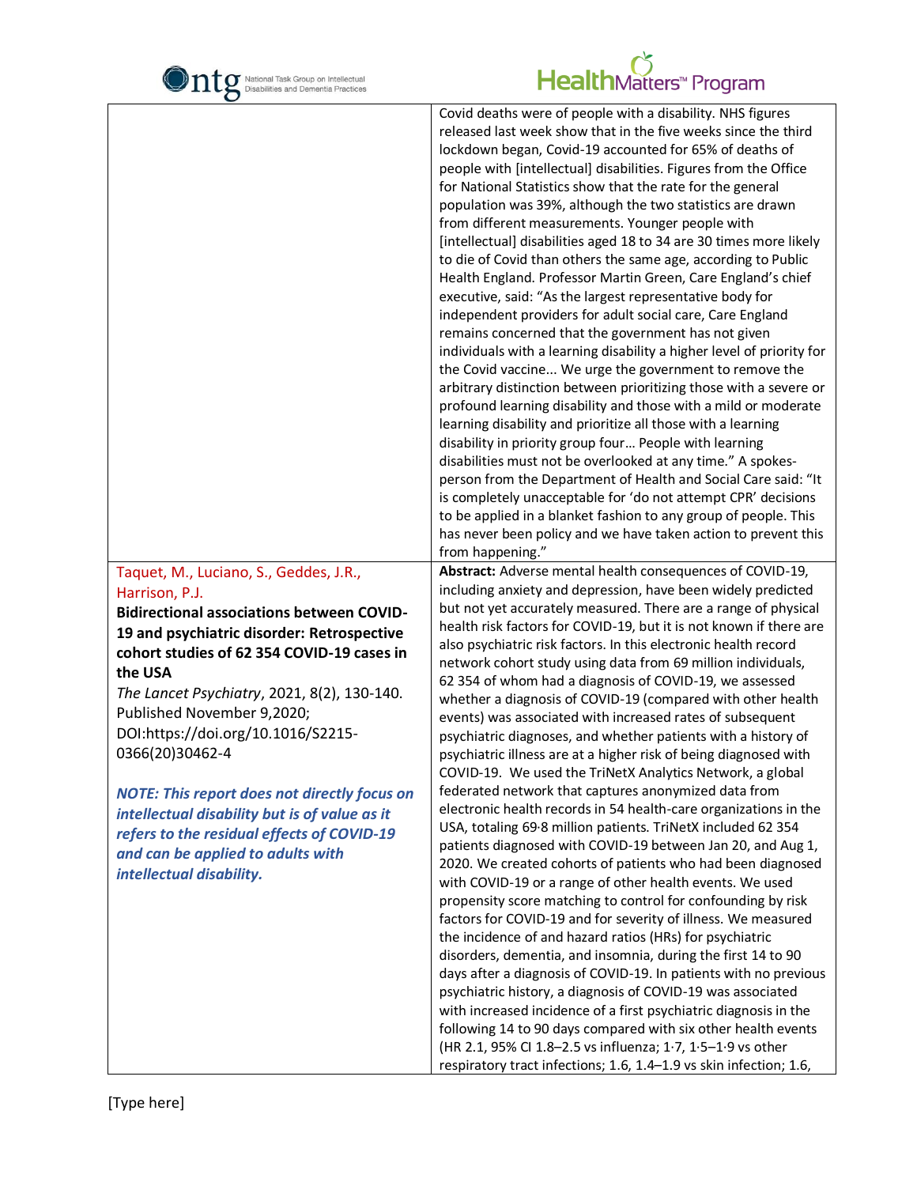| | |
|---|---|
| | Covid deaths were of people with a disability. NHS figures released last week show that in the five weeks since the third lockdown began, Covid-19 accounted for 65% of deaths of people with [intellectual] disabilities. Figures from the Office for National Statistics show that the rate for the general population was 39%, although the two statistics are drawn from different measurements. Younger people with [intellectual] disabilities aged 18 to 34 are 30 times more likely to die of Covid than others the same age, according to Public Health England. Professor Martin Green, Care England's chief executive, said: "As the largest representative body for independent providers for adult social care, Care England remains concerned that the government has not given individuals with a learning disability a higher level of priority for the Covid vaccine... We urge the government to remove the arbitrary distinction between prioritizing those with a severe or profound learning disability and those with a mild or moderate learning disability and prioritize all those with a learning disability in priority group four... People with learning disabilities must not be overlooked at any time." A spokes-person from the Department of Health and Social Care said: "It is completely unacceptable for 'do not attempt CPR' decisions to be applied in a blanket fashion to any group of people. This has never been policy and we have taken action to prevent this from happening." |
| Taquet, M., Luciano, S., Geddes, J.R., Harrison, P.J.<br>**Bidirectional associations between COVID-19 and psychiatric disorder: Retrospective cohort studies of 62 354 COVID-19 cases in the USA**<br>*The Lancet Psychiatry*, 2021, 8(2), 130-140. Published November 9,2020; DOI:https://doi.org/10.1016/S2215-0366(20)30462-4<br><br>***NOTE: This report does not directly focus on intellectual disability but is of value as it refers to the residual effects of COVID-19 and can be applied to adults with intellectual disability.*** | **Abstract:** Adverse mental health consequences of COVID-19, including anxiety and depression, have been widely predicted but not yet accurately measured. There are a range of physical health risk factors for COVID-19, but it is not known if there are also psychiatric risk factors. In this electronic health record network cohort study using data from 69 million individuals, 62 354 of whom had a diagnosis of COVID-19, we assessed whether a diagnosis of COVID-19 (compared with other health events) was associated with increased rates of subsequent psychiatric diagnoses, and whether patients with a history of psychiatric illness are at a higher risk of being diagnosed with COVID-19. We used the TriNetX Analytics Network, a global federated network that captures anonymized data from electronic health records in 54 health-care organizations in the USA, totaling 69·8 million patients. TriNetX included 62 354 patients diagnosed with COVID-19 between Jan 20, and Aug 1, 2020. We created cohorts of patients who had been diagnosed with COVID-19 or a range of other health events. We used propensity score matching to control for confounding by risk factors for COVID-19 and for severity of illness. We measured the incidence of and hazard ratios (HRs) for psychiatric disorders, dementia, and insomnia, during the first 14 to 90 days after a diagnosis of COVID-19. In patients with no previous psychiatric history, a diagnosis of COVID-19 was associated with increased incidence of a first psychiatric diagnosis in the following 14 to 90 days compared with six other health events (HR 2.1, 95% CI 1.8–2.5 vs influenza; 1·7, 1·5–1·9 vs other respiratory tract infections; 1.6, 1.4–1.9 vs skin infection; 1.6, |

[Type here]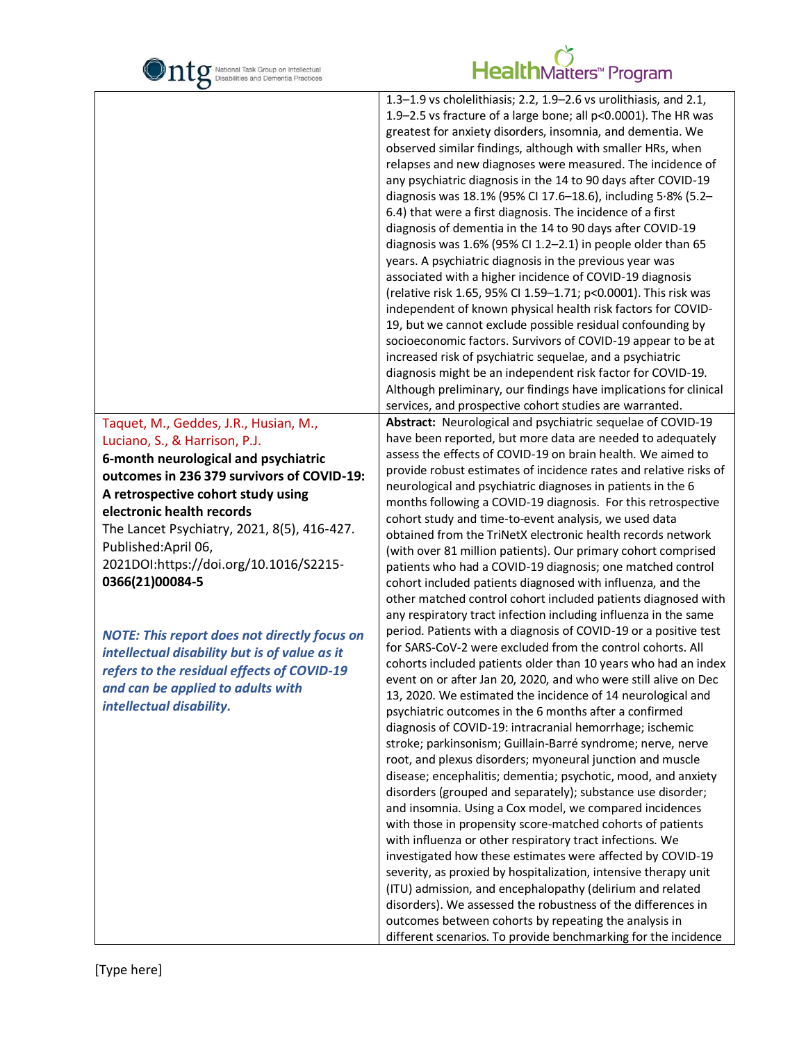| | |
|---|---|
| | 1.3–1.9 vs cholelithiasis; 2.2, 1.9–2.6 vs urolithiasis, and 2.1, 1.9–2.5 vs fracture of a large bone; all p<0.0001). The HR was greatest for anxiety disorders, insomnia, and dementia. We observed similar findings, although with smaller HRs, when relapses and new diagnoses were measured. The incidence of any psychiatric diagnosis in the 14 to 90 days after COVID-19 diagnosis was 18.1% (95% CI 17.6–18.6), including 5·8% (5.2–6.4) that were a first diagnosis. The incidence of a first diagnosis of dementia in the 14 to 90 days after COVID-19 diagnosis was 1.6% (95% CI 1.2–2.1) in people older than 65 years. A psychiatric diagnosis in the previous year was associated with a higher incidence of COVID-19 diagnosis (relative risk 1.65, 95% CI 1.59–1.71; p<0.0001). This risk was independent of known physical health risk factors for COVID-19, but we cannot exclude possible residual confounding by socioeconomic factors. Survivors of COVID-19 appear to be at increased risk of psychiatric sequelae, and a psychiatric diagnosis might be an independent risk factor for COVID-19. Although preliminary, our findings have implications for clinical services, and prospective cohort studies are warranted. |
| Taquet, M., Geddes, J.R., Husian, M., Luciano, S., & Harrison, P.J. **6-month neurological and psychiatric outcomes in 236 379 survivors of COVID-19: A retrospective cohort study using electronic health records** The Lancet Psychiatry, 2021, 8(5), 416-427. Published:April 06, 2021DOI:https://doi.org/10.1016/S2215-0366(21)00084-5 <br><br> ***NOTE: This report does not directly focus on intellectual disability but is of value as it refers to the residual effects of COVID-19 and can be applied to adults with intellectual disability.*** | **Abstract:** Neurological and psychiatric sequelae of COVID-19 have been reported, but more data are needed to adequately assess the effects of COVID-19 on brain health. We aimed to provide robust estimates of incidence rates and relative risks of neurological and psychiatric diagnoses in patients in the 6 months following a COVID-19 diagnosis. For this retrospective cohort study and time-to-event analysis, we used data obtained from the TriNetX electronic health records network (with over 81 million patients). Our primary cohort comprised patients who had a COVID-19 diagnosis; one matched control cohort included patients diagnosed with influenza, and the other matched control cohort included patients diagnosed with any respiratory tract infection including influenza in the same period. Patients with a diagnosis of COVID-19 or a positive test for SARS-CoV-2 were excluded from the control cohorts. All cohorts included patients older than 10 years who had an index event on or after Jan 20, 2020, and who were still alive on Dec 13, 2020. We estimated the incidence of 14 neurological and psychiatric outcomes in the 6 months after a confirmed diagnosis of COVID-19: intracranial hemorrhage; ischemic stroke; parkinsonism; Guillain-Barré syndrome; nerve, nerve root, and plexus disorders; myoneural junction and muscle disease; encephalitis; dementia; psychotic, mood, and anxiety disorders (grouped and separately); substance use disorder; and insomnia. Using a Cox model, we compared incidences with those in propensity score-matched cohorts of patients with influenza or other respiratory tract infections. We investigated how these estimates were affected by COVID-19 severity, as proxied by hospitalization, intensive therapy unit (ITU) admission, and encephalopathy (delirium and related disorders). We assessed the robustness of the differences in outcomes between cohorts by repeating the analysis in different scenarios. To provide benchmarking for the incidence |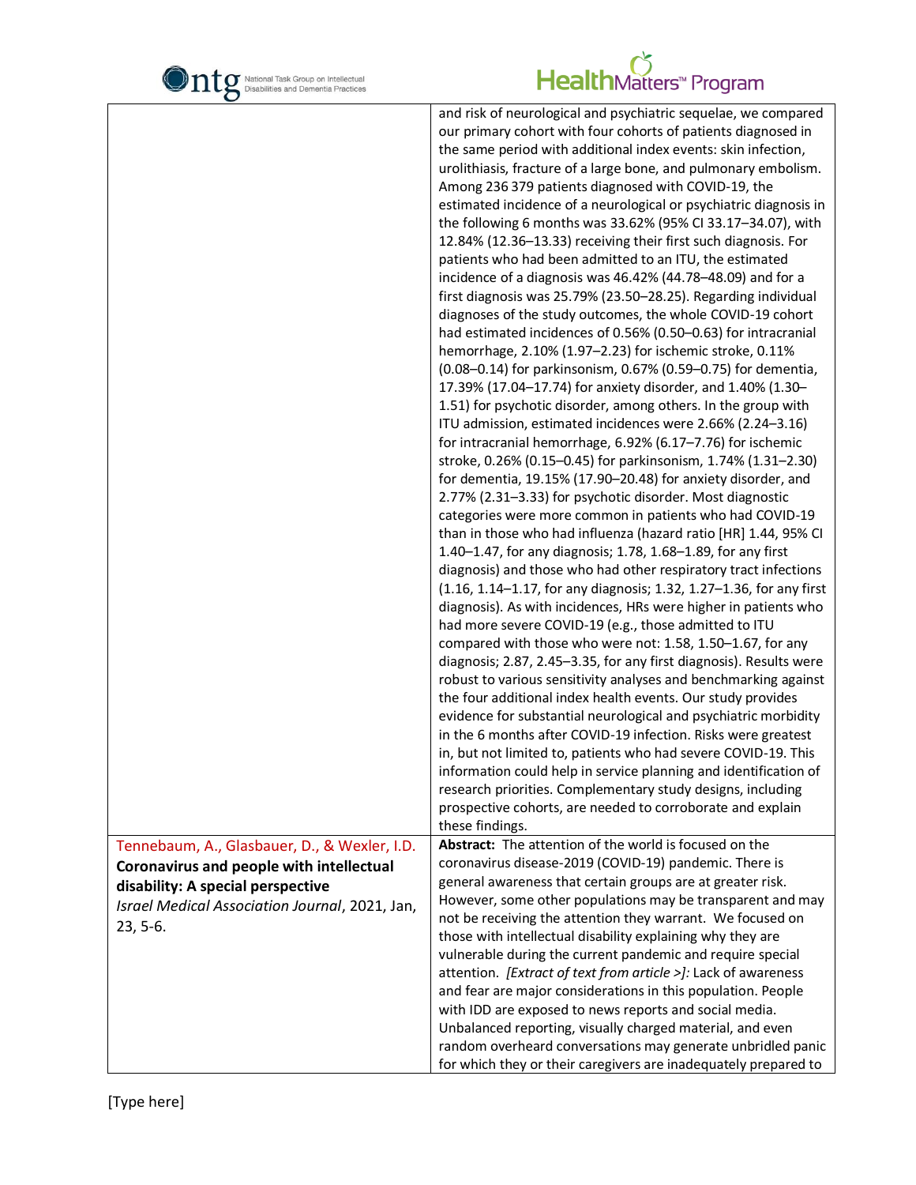| | |
|---|---|
| | and risk of neurological and psychiatric sequelae, we compared our primary cohort with four cohorts of patients diagnosed in the same period with additional index events: skin infection, urolithiasis, fracture of a large bone, and pulmonary embolism. Among 236 379 patients diagnosed with COVID-19, the estimated incidence of a neurological or psychiatric diagnosis in the following 6 months was 33.62% (95% CI 33.17–34.07), with 12.84% (12.36–13.33) receiving their first such diagnosis. For patients who had been admitted to an ITU, the estimated incidence of a diagnosis was 46.42% (44.78–48.09) and for a first diagnosis was 25.79% (23.50–28.25). Regarding individual diagnoses of the study outcomes, the whole COVID-19 cohort had estimated incidences of 0.56% (0.50–0.63) for intracranial hemorrhage, 2.10% (1.97–2.23) for ischemic stroke, 0.11% (0.08–0.14) for parkinsonism, 0.67% (0.59–0.75) for dementia, 17.39% (17.04–17.74) for anxiety disorder, and 1.40% (1.30–1.51) for psychotic disorder, among others. In the group with ITU admission, estimated incidences were 2.66% (2.24–3.16) for intracranial hemorrhage, 6.92% (6.17–7.76) for ischemic stroke, 0.26% (0.15–0.45) for parkinsonism, 1.74% (1.31–2.30) for dementia, 19.15% (17.90–20.48) for anxiety disorder, and 2.77% (2.31–3.33) for psychotic disorder. Most diagnostic categories were more common in patients who had COVID-19 than in those who had influenza (hazard ratio [HR] 1.44, 95% CI 1.40–1.47, for any diagnosis; 1.78, 1.68–1.89, for any first diagnosis) and those who had other respiratory tract infections (1.16, 1.14–1.17, for any diagnosis; 1.32, 1.27–1.36, for any first diagnosis). As with incidences, HRs were higher in patients who had more severe COVID-19 (e.g., those admitted to ITU compared with those who were not: 1.58, 1.50–1.67, for any diagnosis; 2.87, 2.45–3.35, for any first diagnosis). Results were robust to various sensitivity analyses and benchmarking against the four additional index health events. Our study provides evidence for substantial neurological and psychiatric morbidity in the 6 months after COVID-19 infection. Risks were greatest in, but not limited to, patients who had severe COVID-19. This information could help in service planning and identification of research priorities. Complementary study designs, including prospective cohorts, are needed to corroborate and explain these findings. |
| Tennebaum, A., Glasbauer, D., & Wexler, I.D. **Coronavirus and people with intellectual disability: A special perspective** *Israel Medical Association Journal*, 2021, Jan, 23, 5-6. | **Abstract:** The attention of the world is focused on the coronavirus disease-2019 (COVID-19) pandemic. There is general awareness that certain groups are at greater risk. However, some other populations may be transparent and may not be receiving the attention they warrant. We focused on those with intellectual disability explaining why they are vulnerable during the current pandemic and require special attention. *[Extract of text from article >]:* Lack of awareness and fear are major considerations in this population. People with IDD are exposed to news reports and social media. Unbalanced reporting, visually charged material, and even random overheard conversations may generate unbridled panic for which they or their caregivers are inadequately prepared to |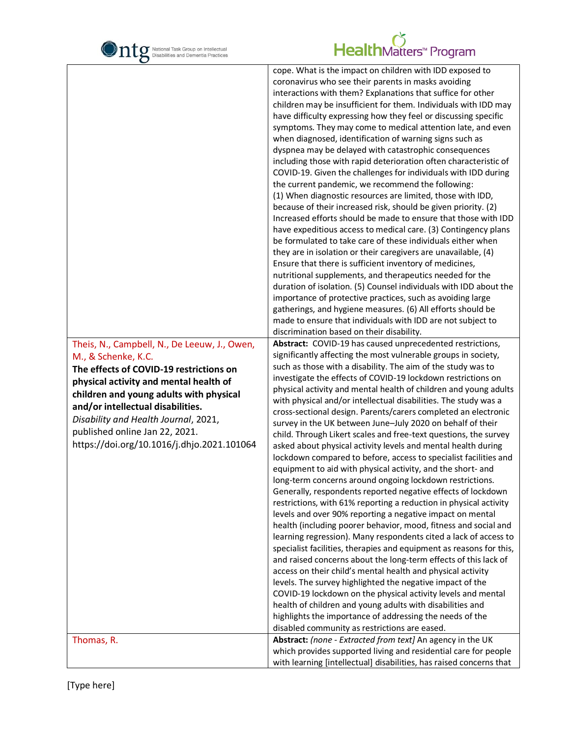| | |
|---|---|
| | cope. What is the impact on children with IDD exposed to coronavirus who see their parents in masks avoiding interactions with them? Explanations that suffice for other children may be insufficient for them. Individuals with IDD may have difficulty expressing how they feel or discussing specific symptoms. They may come to medical attention late, and even when diagnosed, identification of warning signs such as dyspnea may be delayed with catastrophic consequences including those with rapid deterioration often characteristic of COVID-19. Given the challenges for individuals with IDD during the current pandemic, we recommend the following: (1) When diagnostic resources are limited, those with IDD, because of their increased risk, should be given priority. (2) Increased efforts should be made to ensure that those with IDD have expeditious access to medical care. (3) Contingency plans be formulated to take care of these individuals either when they are in isolation or their caregivers are unavailable, (4) Ensure that there is sufficient inventory of medicines, nutritional supplements, and therapeutics needed for the duration of isolation. (5) Counsel individuals with IDD about the importance of protective practices, such as avoiding large gatherings, and hygiene measures. (6) All efforts should be made to ensure that individuals with IDD are not subject to discrimination based on their disability. |
| Theis, N., Campbell, N., De Leeuw, J., Owen, M., & Schenke, K.C. **The effects of COVID-19 restrictions on physical activity and mental health of children and young adults with physical and/or intellectual disabilities.** *Disability and Health Journal*, 2021, published online Jan 22, 2021. https://doi.org/10.1016/j.dhjo.2021.101064 | **Abstract:** COVID-19 has caused unprecedented restrictions, significantly affecting the most vulnerable groups in society, such as those with a disability. The aim of the study was to investigate the effects of COVID-19 lockdown restrictions on physical activity and mental health of children and young adults with physical and/or intellectual disabilities. The study was a cross-sectional design. Parents/carers completed an electronic survey in the UK between June–July 2020 on behalf of their child. Through Likert scales and free-text questions, the survey asked about physical activity levels and mental health during lockdown compared to before, access to specialist facilities and equipment to aid with physical activity, and the short- and long-term concerns around ongoing lockdown restrictions. Generally, respondents reported negative effects of lockdown restrictions, with 61% reporting a reduction in physical activity levels and over 90% reporting a negative impact on mental health (including poorer behavior, mood, fitness and social and learning regression). Many respondents cited a lack of access to specialist facilities, therapies and equipment as reasons for this, and raised concerns about the long-term effects of this lack of access on their child's mental health and physical activity levels. The survey highlighted the negative impact of the COVID-19 lockdown on the physical activity levels and mental health of children and young adults with disabilities and highlights the importance of addressing the needs of the disabled community as restrictions are eased. |
| Thomas, R. | **Abstract:** *(none - Extracted from text)* An agency in the UK which provides supported living and residential care for people with learning [intellectual] disabilities, has raised concerns that |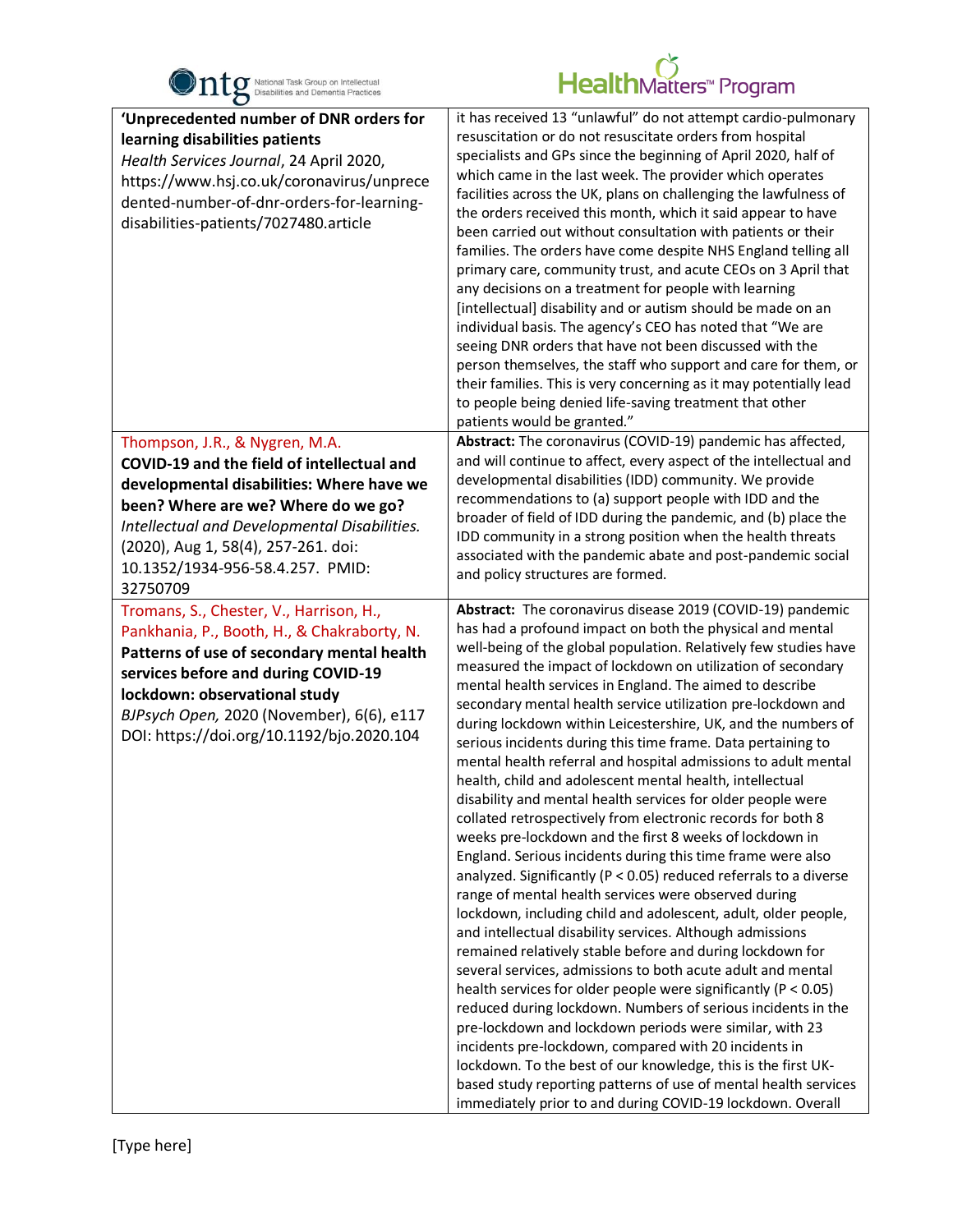| | |
|---|---|
| **'Unprecedented number of DNR orders for learning disabilities patients** *Health Services Journal*, 24 April 2020, https://www.hsj.co.uk/coronavirus/unprecedented-number-of-dnr-orders-for-learning-disabilities-patients/7027480.article | it has received 13 "unlawful" do not attempt cardio-pulmonary resuscitation or do not resuscitate orders from hospital specialists and GPs since the beginning of April 2020, half of which came in the last week. The provider which operates facilities across the UK, plans on challenging the lawfulness of the orders received this month, which it said appear to have been carried out without consultation with patients or their families. The orders have come despite NHS England telling all primary care, community trust, and acute CEOs on 3 April that any decisions on a treatment for people with learning [intellectual] disability and or autism should be made on an individual basis. The agency's CEO has noted that "We are seeing DNR orders that have not been discussed with the person themselves, the staff who support and care for them, or their families. This is very concerning as it may potentially lead to people being denied life-saving treatment that other patients would be granted." |
| Thompson, J.R., & Nygren, M.A. **COVID-19 and the field of intellectual and developmental disabilities: Where have we been? Where are we? Where do we go?** *Intellectual and Developmental Disabilities.* (2020), Aug 1, 58(4), 257-261. doi: 10.1352/1934-956-58.4.257. PMID: 32750709 | **Abstract:** The coronavirus (COVID-19) pandemic has affected, and will continue to affect, every aspect of the intellectual and developmental disabilities (IDD) community. We provide recommendations to (a) support people with IDD and the broader of field of IDD during the pandemic, and (b) place the IDD community in a strong position when the health threats associated with the pandemic abate and post-pandemic social and policy structures are formed. |
| Tromans, S., Chester, V., Harrison, H., Pankhania, P., Booth, H., & Chakraborty, N. **Patterns of use of secondary mental health services before and during COVID-19 lockdown: observational study** *BJPsych Open,* 2020 (November), 6(6), e117 DOI: https://doi.org/10.1192/bjo.2020.104 | **Abstract:** The coronavirus disease 2019 (COVID-19) pandemic has had a profound impact on both the physical and mental well-being of the global population. Relatively few studies have measured the impact of lockdown on utilization of secondary mental health services in England. The aimed to describe secondary mental health service utilization pre-lockdown and during lockdown within Leicestershire, UK, and the numbers of serious incidents during this time frame. Data pertaining to mental health referral and hospital admissions to adult mental health, child and adolescent mental health, intellectual disability and mental health services for older people were collated retrospectively from electronic records for both 8 weeks pre-lockdown and the first 8 weeks of lockdown in England. Serious incidents during this time frame were also analyzed. Significantly ($P < 0.05$) reduced referrals to a diverse range of mental health services were observed during lockdown, including child and adolescent, adult, older people, and intellectual disability services. Although admissions remained relatively stable before and during lockdown for several services, admissions to both acute adult and mental health services for older people were significantly ($P < 0.05$) reduced during lockdown. Numbers of serious incidents in the pre-lockdown and lockdown periods were similar, with 23 incidents pre-lockdown, compared with 20 incidents in lockdown. To the best of our knowledge, this is the first UK-based study reporting patterns of use of mental health services immediately prior to and during COVID-19 lockdown. Overall |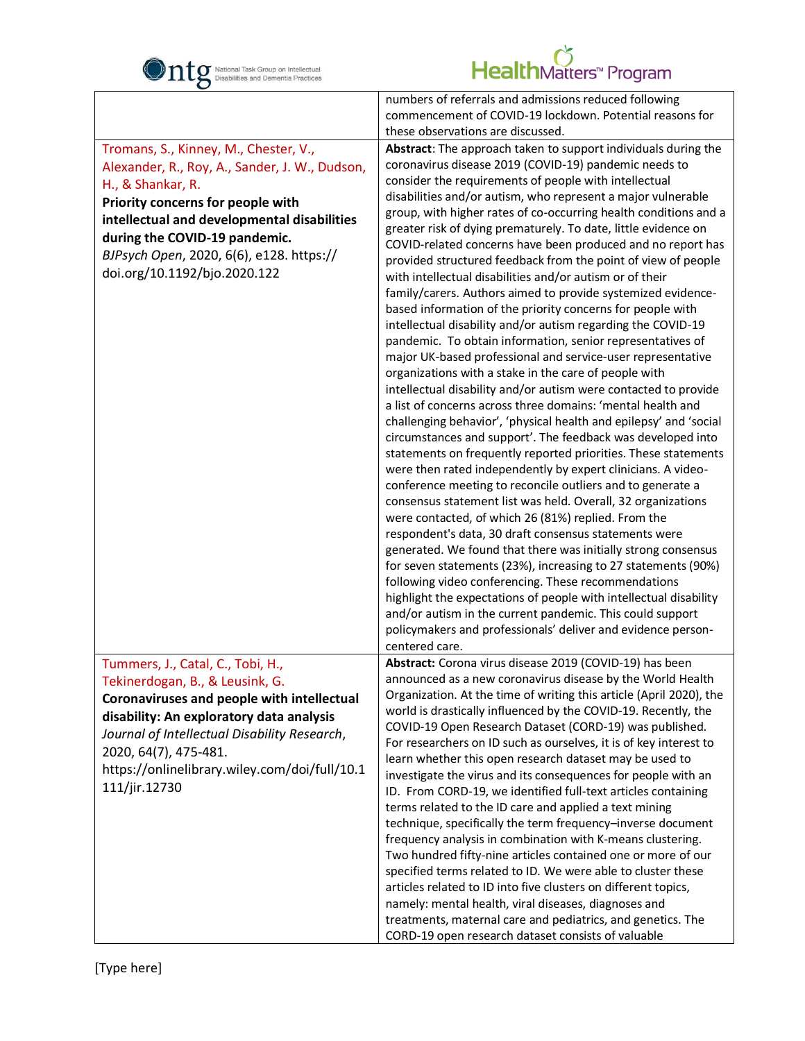| | |
|---|---|
| | numbers of referrals and admissions reduced following commencement of COVID-19 lockdown. Potential reasons for these observations are discussed. |
| Tromans, S., Kinney, M., Chester, V., Alexander, R., Roy, A., Sander, J. W., Dudson, H., & Shankar, R. **Priority concerns for people with intellectual and developmental disabilities during the COVID-19 pandemic.** *BJPsych Open*, 2020, 6(6), e128. https://doi.org/10.1192/bjo.2020.122 | **Abstract**: The approach taken to support individuals during the coronavirus disease 2019 (COVID-19) pandemic needs to consider the requirements of people with intellectual disabilities and/or autism, who represent a major vulnerable group, with higher rates of co-occurring health conditions and a greater risk of dying prematurely. To date, little evidence on COVID-related concerns have been produced and no report has provided structured feedback from the point of view of people with intellectual disabilities and/or autism or of their family/carers. Authors aimed to provide systemized evidence-based information of the priority concerns for people with intellectual disability and/or autism regarding the COVID-19 pandemic. To obtain information, senior representatives of major UK-based professional and service-user representative organizations with a stake in the care of people with intellectual disability and/or autism were contacted to provide a list of concerns across three domains: 'mental health and challenging behavior', 'physical health and epilepsy' and 'social circumstances and support'. The feedback was developed into statements on frequently reported priorities. These statements were then rated independently by expert clinicians. A video-conference meeting to reconcile outliers and to generate a consensus statement list was held. Overall, 32 organizations were contacted, of which 26 (81%) replied. From the respondent's data, 30 draft consensus statements were generated. We found that there was initially strong consensus for seven statements (23%), increasing to 27 statements (90%) following video conferencing. These recommendations highlight the expectations of people with intellectual disability and/or autism in the current pandemic. This could support policymakers and professionals' deliver and evidence person-centered care. |
| Tummers, J., Catal, C., Tobi, H., Tekinerdogan, B., & Leusink, G. **Coronaviruses and people with intellectual disability: An exploratory data analysis** *Journal of Intellectual Disability Research*, 2020, 64(7), 475-481. https://onlinelibrary.wiley.com/doi/full/10.1111/jir.12730 | **Abstract:** Corona virus disease 2019 (COVID-19) has been announced as a new coronavirus disease by the World Health Organization. At the time of writing this article (April 2020), the world is drastically influenced by the COVID-19. Recently, the COVID-19 Open Research Dataset (CORD-19) was published. For researchers on ID such as ourselves, it is of key interest to learn whether this open research dataset may be used to investigate the virus and its consequences for people with an ID. From CORD-19, we identified full-text articles containing terms related to the ID care and applied a text mining technique, specifically the term frequency–inverse document frequency analysis in combination with K-means clustering. Two hundred fifty-nine articles contained one or more of our specified terms related to ID. We were able to cluster these articles related to ID into five clusters on different topics, namely: mental health, viral diseases, diagnoses and treatments, maternal care and pediatrics, and genetics. The CORD-19 open research dataset consists of valuable |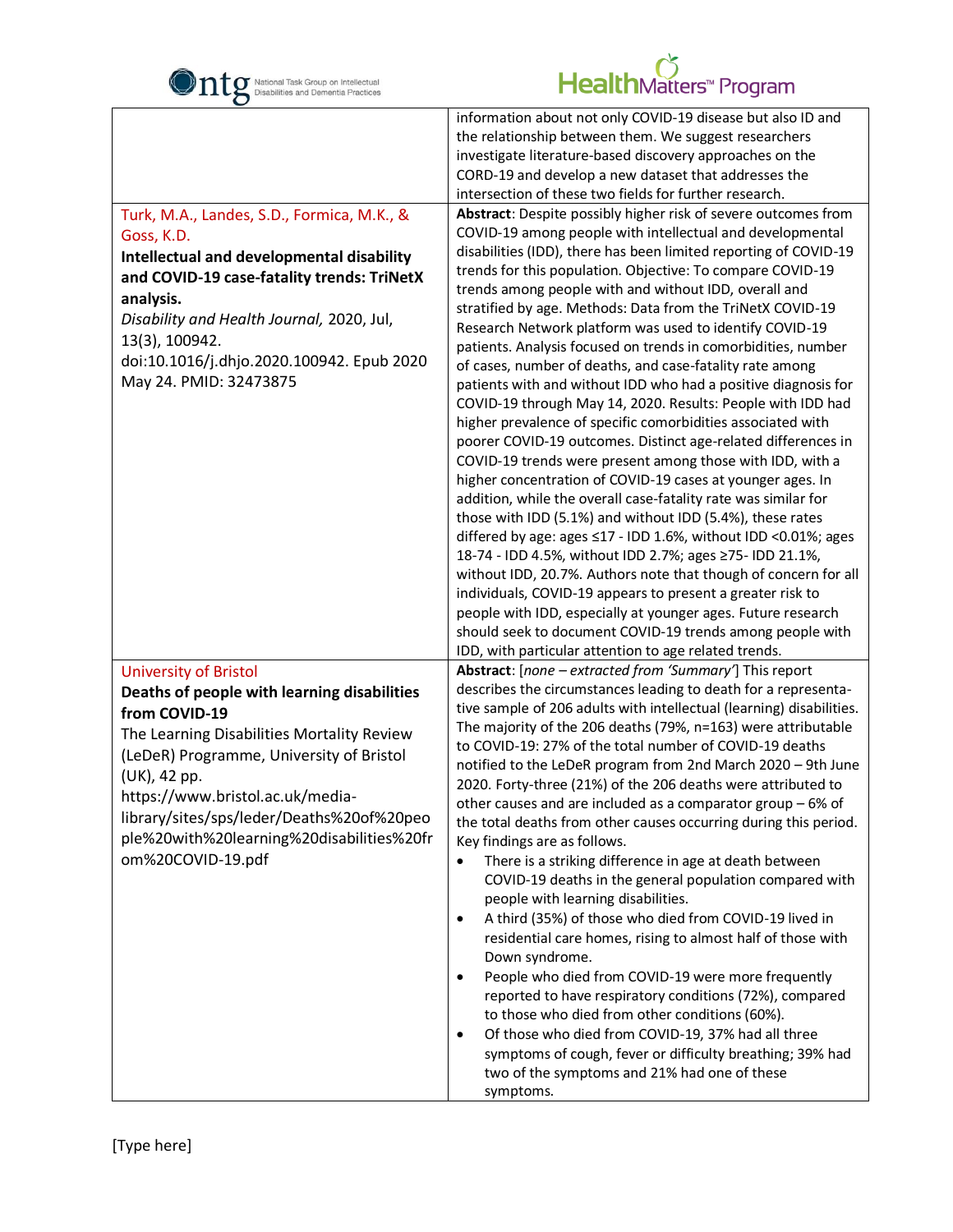| | |
|---|---|
| | information about not only COVID-19 disease but also ID and the relationship between them. We suggest researchers investigate literature-based discovery approaches on the CORD-19 and develop a new dataset that addresses the intersection of these two fields for further research. |
| Turk, M.A., Landes, S.D., Formica, M.K., & Goss, K.D.<br>**Intellectual and developmental disability and COVID-19 case-fatality trends: TriNetX analysis.**<br>*Disability and Health Journal,* 2020, Jul, 13(3), 100942. doi:10.1016/j.dhjo.2020.100942. Epub 2020 May 24. PMID: 32473875 | **Abstract**: Despite possibly higher risk of severe outcomes from COVID-19 among people with intellectual and developmental disabilities (IDD), there has been limited reporting of COVID-19 trends for this population. Objective: To compare COVID-19 trends among people with and without IDD, overall and stratified by age. Methods: Data from the TriNetX COVID-19 Research Network platform was used to identify COVID-19 patients. Analysis focused on trends in comorbidities, number of cases, number of deaths, and case-fatality rate among patients with and without IDD who had a positive diagnosis for COVID-19 through May 14, 2020. Results: People with IDD had higher prevalence of specific comorbidities associated with poorer COVID-19 outcomes. Distinct age-related differences in COVID-19 trends were present among those with IDD, with a higher concentration of COVID-19 cases at younger ages. In addition, while the overall case-fatality rate was similar for those with IDD (5.1%) and without IDD (5.4%), these rates differed by age: ages ≤17 - IDD 1.6%, without IDD <0.01%; ages 18-74 - IDD 4.5%, without IDD 2.7%; ages ≥75- IDD 21.1%, without IDD, 20.7%. Authors note that though of concern for all individuals, COVID-19 appears to present a greater risk to people with IDD, especially at younger ages. Future research should seek to document COVID-19 trends among people with IDD, with particular attention to age related trends. |
| University of Bristol<br>**Deaths of people with learning disabilities from COVID-19**<br>The Learning Disabilities Mortality Review (LeDeR) Programme, University of Bristol (UK), 42 pp.<br>https://www.bristol.ac.uk/media-library/sites/sps/leder/Deaths%20of%20people%20with%20learning%20disabilities%20from%20COVID-19.pdf | **Abstract**: [*none – extracted from 'Summary'*] This report describes the circumstances leading to death for a representative sample of 206 adults with intellectual (learning) disabilities. The majority of the 206 deaths (79%, n=163) were attributable to COVID-19: 27% of the total number of COVID-19 deaths notified to the LeDeR program from 2nd March 2020 – 9th June 2020. Forty-three (21%) of the 206 deaths were attributed to other causes and are included as a comparator group – 6% of the total deaths from other causes occurring during this period. Key findings are as follows.<br>• There is a striking difference in age at death between COVID-19 deaths in the general population compared with people with learning disabilities.<br>• A third (35%) of those who died from COVID-19 lived in residential care homes, rising to almost half of those with Down syndrome.<br>• People who died from COVID-19 were more frequently reported to have respiratory conditions (72%), compared to those who died from other conditions (60%).<br>• Of those who died from COVID-19, 37% had all three symptoms of cough, fever or difficulty breathing; 39% had two of the symptoms and 21% had one of these symptoms. |

[Type here]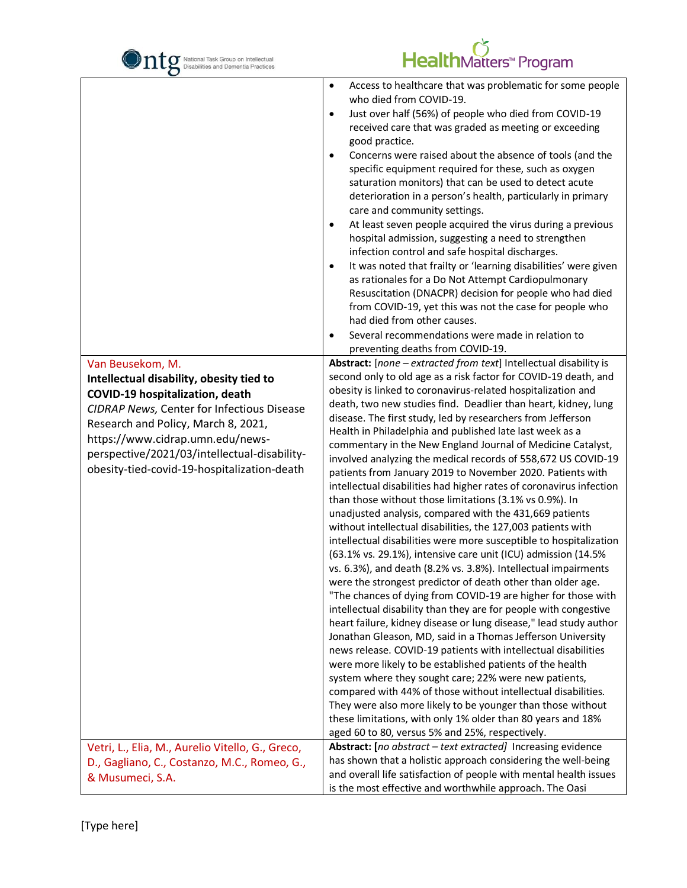| | |
|---|---|
| | • Access to healthcare that was problematic for some people who died from COVID-19.<br>• Just over half (56%) of people who died from COVID-19 received care that was graded as meeting or exceeding good practice.<br>• Concerns were raised about the absence of tools (and the specific equipment required for these, such as oxygen saturation monitors) that can be used to detect acute deterioration in a person's health, particularly in primary care and community settings.<br>• At least seven people acquired the virus during a previous hospital admission, suggesting a need to strengthen infection control and safe hospital discharges.<br>• It was noted that frailty or 'learning disabilities' were given as rationales for a Do Not Attempt Cardiopulmonary Resuscitation (DNACPR) decision for people who had died from COVID-19, yet this was not the case for people who had died from other causes.<br>• Several recommendations were made in relation to preventing deaths from COVID-19. |
| Van Beusekom, M.<br>**Intellectual disability, obesity tied to COVID-19 hospitalization, death**<br>*CIDRAP News,* Center for Infectious Disease Research and Policy, March 8, 2021, https://www.cidrap.umn.edu/news-perspective/2021/03/intellectual-disability-obesity-tied-covid-19-hospitalization-death | **Abstract:** [*none – extracted from text*] Intellectual disability is second only to old age as a risk factor for COVID-19 death, and obesity is linked to coronavirus-related hospitalization and death, two new studies find. Deadlier than heart, kidney, lung disease. The first study, led by researchers from Jefferson Health in Philadelphia and published late last week as a commentary in the New England Journal of Medicine Catalyst, involved analyzing the medical records of 558,672 US COVID-19 patients from January 2019 to November 2020. Patients with intellectual disabilities had higher rates of coronavirus infection than those without those limitations (3.1% vs 0.9%). In unadjusted analysis, compared with the 431,669 patients without intellectual disabilities, the 127,003 patients with intellectual disabilities were more susceptible to hospitalization (63.1% vs. 29.1%), intensive care unit (ICU) admission (14.5% vs. 6.3%), and death (8.2% vs. 3.8%). Intellectual impairments were the strongest predictor of death other than older age. "The chances of dying from COVID-19 are higher for those with intellectual disability than they are for people with congestive heart failure, kidney disease or lung disease," lead study author Jonathan Gleason, MD, said in a Thomas Jefferson University news release. COVID-19 patients with intellectual disabilities were more likely to be established patients of the health system where they sought care; 22% were new patients, compared with 44% of those without intellectual disabilities. They were also more likely to be younger than those without these limitations, with only 1% older than 80 years and 18% aged 60 to 80, versus 5% and 25%, respectively. |
| Vetri, L., Elia, M., Aurelio Vitello, G., Greco, D., Gagliano, C., Costanzo, M.C., Romeo, G., & Musumeci, S.A. | **Abstract:** [*no abstract – text extracted]* Increasing evidence has shown that a holistic approach considering the well-being and overall life satisfaction of people with mental health issues is the most effective and worthwhile approach. The Oasi |

[Type here]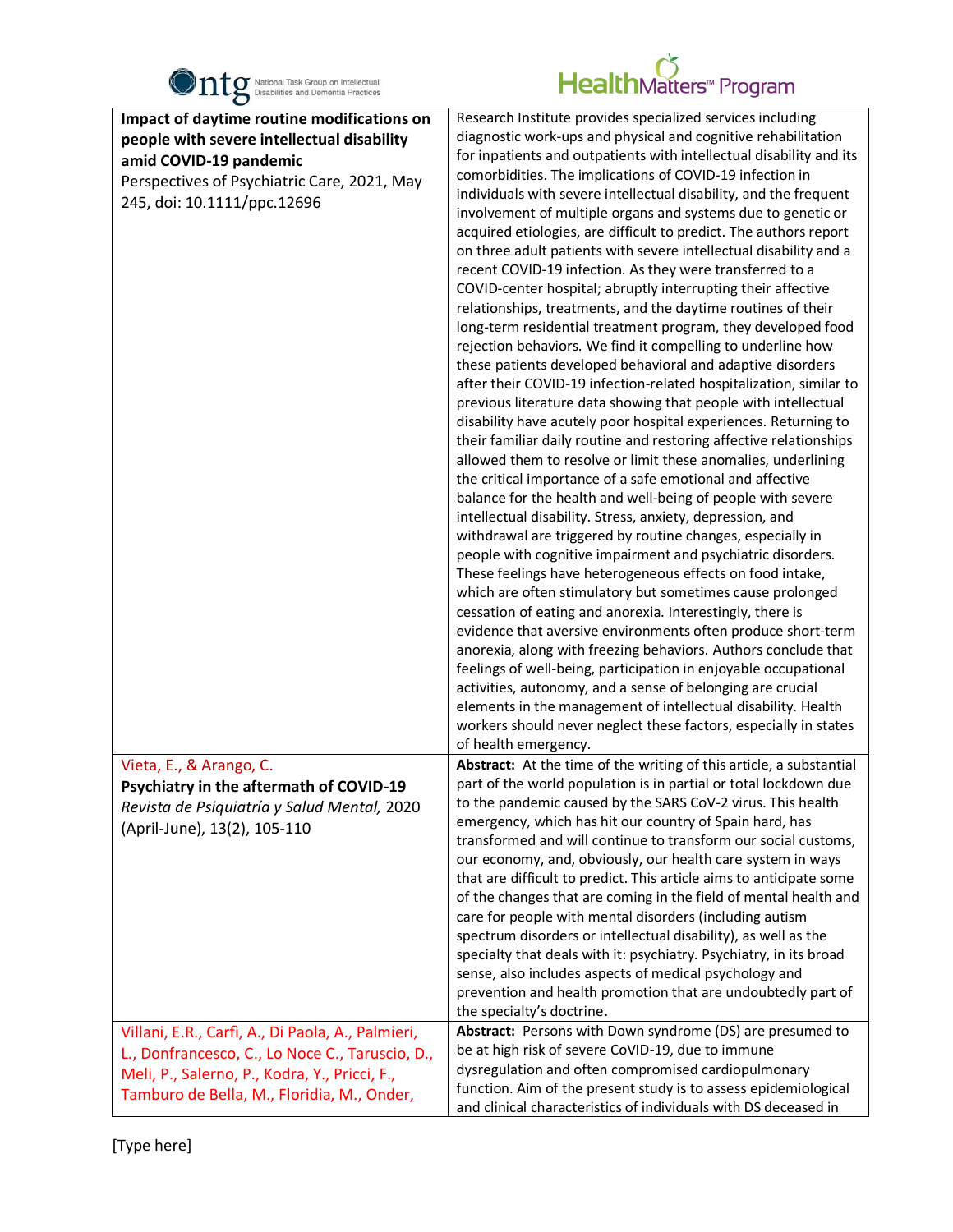| | |
|---|---|
| **Impact of daytime routine modifications on people with severe intellectual disability amid COVID-19 pandemic**<br>Perspectives of Psychiatric Care, 2021, May 245, doi: 10.1111/ppc.12696 | Research Institute provides specialized services including diagnostic work-ups and physical and cognitive rehabilitation for inpatients and outpatients with intellectual disability and its comorbidities. The implications of COVID-19 infection in individuals with severe intellectual disability, and the frequent involvement of multiple organs and systems due to genetic or acquired etiologies, are difficult to predict. The authors report on three adult patients with severe intellectual disability and a recent COVID-19 infection. As they were transferred to a COVID-center hospital; abruptly interrupting their affective relationships, treatments, and the daytime routines of their long-term residential treatment program, they developed food rejection behaviors. We find it compelling to underline how these patients developed behavioral and adaptive disorders after their COVID-19 infection-related hospitalization, similar to previous literature data showing that people with intellectual disability have acutely poor hospital experiences. Returning to their familiar daily routine and restoring affective relationships allowed them to resolve or limit these anomalies, underlining the critical importance of a safe emotional and affective balance for the health and well-being of people with severe intellectual disability. Stress, anxiety, depression, and withdrawal are triggered by routine changes, especially in people with cognitive impairment and psychiatric disorders. These feelings have heterogeneous effects on food intake, which are often stimulatory but sometimes cause prolonged cessation of eating and anorexia. Interestingly, there is evidence that aversive environments often produce short-term anorexia, along with freezing behaviors. Authors conclude that feelings of well-being, participation in enjoyable occupational activities, autonomy, and a sense of belonging are crucial elements in the management of intellectual disability. Health workers should never neglect these factors, especially in states of health emergency. |
| Vieta, E., & Arango, C.<br>**Psychiatry in the aftermath of COVID-19**<br>*Revista de Psiquiatría y Salud Mental,* 2020 (April-June), 13(2), 105-110 | **Abstract:** At the time of the writing of this article, a substantial part of the world population is in partial or total lockdown due to the pandemic caused by the SARS CoV-2 virus. This health emergency, which has hit our country of Spain hard, has transformed and will continue to transform our social customs, our economy, and, obviously, our health care system in ways that are difficult to predict. This article aims to anticipate some of the changes that are coming in the field of mental health and care for people with mental disorders (including autism spectrum disorders or intellectual disability), as well as the specialty that deals with it: psychiatry. Psychiatry, in its broad sense, also includes aspects of medical psychology and prevention and health promotion that are undoubtedly part of the specialty's doctrine**.** |
| Villani, E.R., Carfì, A., Di Paola, A., Palmieri, L., Donfrancesco, C., Lo Noce C., Taruscio, D., Meli, P., Salerno, P., Kodra, Y., Pricci, F., Tamburo de Bella, M., Floridia, M., Onder, | **Abstract:** Persons with Down syndrome (DS) are presumed to be at high risk of severe CoVID-19, due to immune dysregulation and often compromised cardiopulmonary function. Aim of the present study is to assess epidemiological and clinical characteristics of individuals with DS deceased in |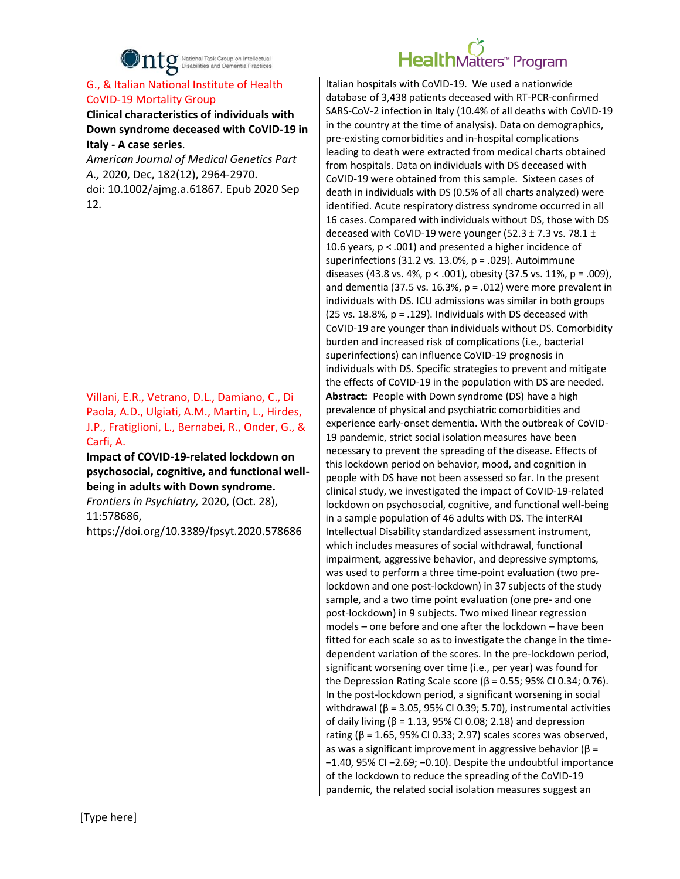| | |
|---|---|
| G., & Italian National Institute of Health CoVID-19 Mortality Group **Clinical characteristics of individuals with Down syndrome deceased with CoVID-19 in Italy - A case series.** *American Journal of Medical Genetics Part A.*, 2020, Dec, 182(12), 2964-2970. doi: 10.1002/ajmg.a.61867. Epub 2020 Sep 12. | Italian hospitals with CoVID-19. We used a nationwide database of 3,438 patients deceased with RT-PCR-confirmed SARS-CoV-2 infection in Italy (10.4% of all deaths with CoVID-19 in the country at the time of analysis). Data on demographics, pre-existing comorbidities and in-hospital complications leading to death were extracted from medical charts obtained from hospitals. Data on individuals with DS deceased with CoVID-19 were obtained from this sample. Sixteen cases of death in individuals with DS (0.5% of all charts analyzed) were identified. Acute respiratory distress syndrome occurred in all 16 cases. Compared with individuals without DS, those with DS deceased with CoVID-19 were younger (52.3 ± 7.3 vs. 78.1 ± 10.6 years, $p < .001$) and presented a higher incidence of superinfections (31.2 vs. 13.0%, $p = .029$). Autoimmune diseases (43.8 vs. 4%, $p < .001$), obesity (37.5 vs. 11%, $p = .009$), and dementia (37.5 vs. 16.3%, $p = .012$) were more prevalent in individuals with DS. ICU admissions was similar in both groups (25 vs. 18.8%, $p = .129$). Individuals with DS deceased with CoVID-19 are younger than individuals without DS. Comorbidity burden and increased risk of complications (i.e., bacterial superinfections) can influence CoVID-19 prognosis in individuals with DS. Specific strategies to prevent and mitigate the effects of CoVID-19 in the population with DS are needed. |
| Villani, E.R., Vetrano, D.L., Damiano, C., Di Paola, A.D., Ulgiati, A.M., Martin, L., Hirdes, J.P., Fratiglioni, L., Bernabei, R., Onder, G., & Carfi, A. **Impact of COVID-19-related lockdown on psychosocial, cognitive, and functional well-being in adults with Down syndrome.** *Frontiers in Psychiatry,* 2020, (Oct. 28), 11:578686, https://doi.org/10.3389/fpsyt.2020.578686 | **Abstract:** People with Down syndrome (DS) have a high prevalence of physical and psychiatric comorbidities and experience early-onset dementia. With the outbreak of CoVID-19 pandemic, strict social isolation measures have been necessary to prevent the spreading of the disease. Effects of this lockdown period on behavior, mood, and cognition in people with DS have not been assessed so far. In the present clinical study, we investigated the impact of CoVID-19-related lockdown on psychosocial, cognitive, and functional well-being in a sample population of 46 adults with DS. The interRAI Intellectual Disability standardized assessment instrument, which includes measures of social withdrawal, functional impairment, aggressive behavior, and depressive symptoms, was used to perform a three time-point evaluation (two pre-lockdown and one post-lockdown) in 37 subjects of the study sample, and a two time point evaluation (one pre- and one post-lockdown) in 9 subjects. Two mixed linear regression models – one before and one after the lockdown – have been fitted for each scale so as to investigate the change in the time-dependent variation of the scores. In the pre-lockdown period, significant worsening over time (i.e., per year) was found for the Depression Rating Scale score ($\beta = 0.55$; 95% CI 0.34; 0.76). In the post-lockdown period, a significant worsening in social withdrawal ($\beta = 3.05$, 95% CI 0.39; 5.70), instrumental activities of daily living ($\beta = 1.13$, 95% CI 0.08; 2.18) and depression rating ($\beta = 1.65$, 95% CI 0.33; 2.97) scales scores was observed, as was a significant improvement in aggressive behavior ($\beta = -1.40$, 95% CI −2.69; −0.10). Despite the undoubtful importance of the lockdown to reduce the spreading of the CoVID-19 pandemic, the related social isolation measures suggest an |

[Type here]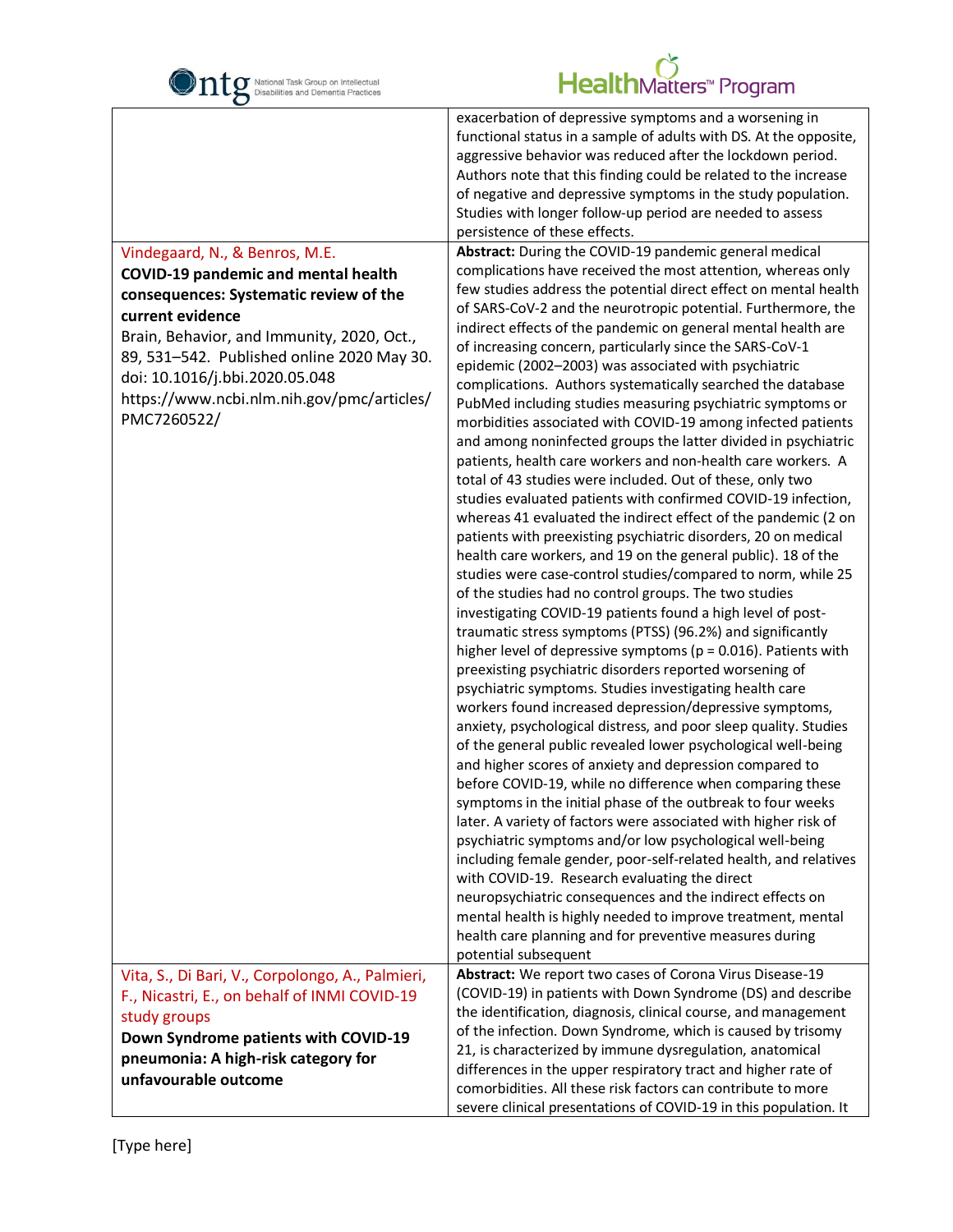| | |
|---|---|
| | exacerbation of depressive symptoms and a worsening in functional status in a sample of adults with DS. At the opposite, aggressive behavior was reduced after the lockdown period. Authors note that this finding could be related to the increase of negative and depressive symptoms in the study population. Studies with longer follow-up period are needed to assess persistence of these effects. |
| Vindegaard, N., & Benros, M.E.<br>**COVID-19 pandemic and mental health consequences: Systematic review of the current evidence**<br>Brain, Behavior, and Immunity, 2020, Oct., 89, 531–542. Published online 2020 May 30. doi: 10.1016/j.bbi.2020.05.048<br>https://www.ncbi.nlm.nih.gov/pmc/articles/PMC7260522/ | **Abstract:** During the COVID-19 pandemic general medical complications have received the most attention, whereas only few studies address the potential direct effect on mental health of SARS-CoV-2 and the neurotropic potential. Furthermore, the indirect effects of the pandemic on general mental health are of increasing concern, particularly since the SARS-CoV-1 epidemic (2002–2003) was associated with psychiatric complications. Authors systematically searched the database PubMed including studies measuring psychiatric symptoms or morbidities associated with COVID-19 among infected patients and among noninfected groups the latter divided in psychiatric patients, health care workers and non-health care workers. A total of 43 studies were included. Out of these, only two studies evaluated patients with confirmed COVID-19 infection, whereas 41 evaluated the indirect effect of the pandemic (2 on patients with preexisting psychiatric disorders, 20 on medical health care workers, and 19 on the general public). 18 of the studies were case-control studies/compared to norm, while 25 of the studies had no control groups. The two studies investigating COVID-19 patients found a high level of post-traumatic stress symptoms (PTSS) (96.2%) and significantly higher level of depressive symptoms ($p = 0.016$). Patients with preexisting psychiatric disorders reported worsening of psychiatric symptoms. Studies investigating health care workers found increased depression/depressive symptoms, anxiety, psychological distress, and poor sleep quality. Studies of the general public revealed lower psychological well-being and higher scores of anxiety and depression compared to before COVID-19, while no difference when comparing these symptoms in the initial phase of the outbreak to four weeks later. A variety of factors were associated with higher risk of psychiatric symptoms and/or low psychological well-being including female gender, poor-self-related health, and relatives with COVID-19. Research evaluating the direct neuropsychiatric consequences and the indirect effects on mental health is highly needed to improve treatment, mental health care planning and for preventive measures during potential subsequent |
| Vita, S., Di Bari, V., Corpolongo, A., Palmieri, F., Nicastri, E., on behalf of INMI COVID-19 study groups<br>**Down Syndrome patients with COVID-19 pneumonia: A high-risk category for unfavourable outcome** | **Abstract:** We report two cases of Corona Virus Disease-19 (COVID-19) in patients with Down Syndrome (DS) and describe the identification, diagnosis, clinical course, and management of the infection. Down Syndrome, which is caused by trisomy 21, is characterized by immune dysregulation, anatomical differences in the upper respiratory tract and higher rate of comorbidities. All these risk factors can contribute to more severe clinical presentations of COVID-19 in this population. It |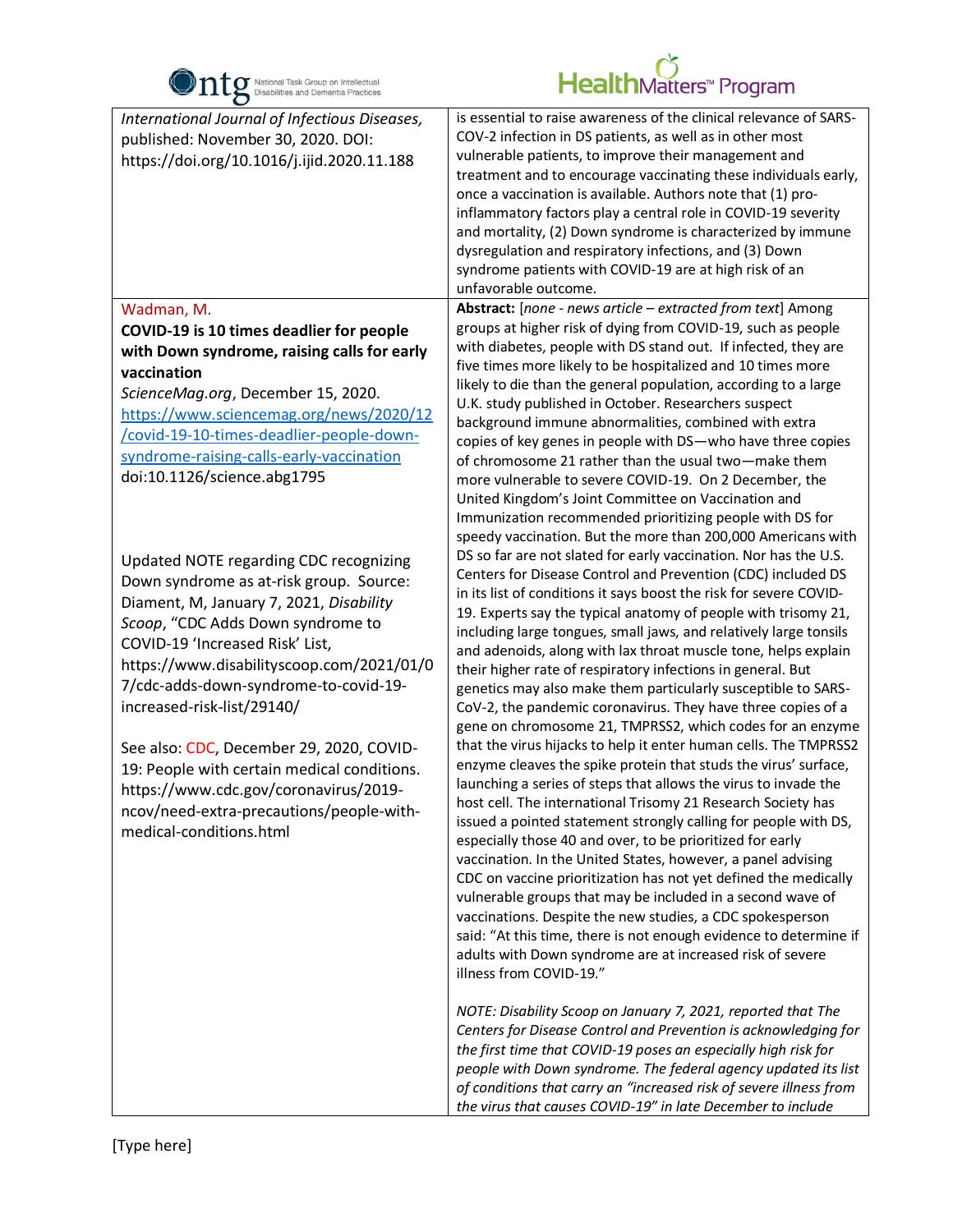| | |
|---|---|
| *International Journal of Infectious Diseases*, published: November 30, 2020. DOI: https://doi.org/10.1016/j.ijid.2020.11.188 | is essential to raise awareness of the clinical relevance of SARS-COV-2 infection in DS patients, as well as in other most vulnerable patients, to improve their management and treatment and to encourage vaccinating these individuals early, once a vaccination is available. Authors note that (1) pro-inflammatory factors play a central role in COVID-19 severity and mortality, (2) Down syndrome is characterized by immune dysregulation and respiratory infections, and (3) Down syndrome patients with COVID-19 are at high risk of an unfavorable outcome. |
| Wadman, M.<br>**COVID-19 is 10 times deadlier for people with Down syndrome, raising calls for early vaccination**<br>*ScienceMag.org*, December 15, 2020. https://www.sciencemag.org/news/2020/12/covid-19-10-times-deadlier-people-down-syndrome-raising-calls-early-vaccination<br>doi:10.1126/science.abg1795<br><br>Updated NOTE regarding CDC recognizing Down syndrome as at-risk group. Source: Diament, M, January 7, 2021, *Disability Scoop*, "CDC Adds Down syndrome to COVID-19 'Increased Risk' List, https://www.disabilityscoop.com/2021/01/07/cdc-adds-down-syndrome-to-covid-19-increased-risk-list/29140/<br><br>See also: CDC, December 29, 2020, COVID-19: People with certain medical conditions. https://www.cdc.gov/coronavirus/2019-ncov/need-extra-precautions/people-with-medical-conditions.html | **Abstract:** [*none - news article – extracted from text*] Among groups at higher risk of dying from COVID-19, such as people with diabetes, people with DS stand out. If infected, they are five times more likely to be hospitalized and 10 times more likely to die than the general population, according to a large U.K. study published in October. Researchers suspect background immune abnormalities, combined with extra copies of key genes in people with DS—who have three copies of chromosome 21 rather than the usual two—make them more vulnerable to severe COVID-19. On 2 December, the United Kingdom's Joint Committee on Vaccination and Immunization recommended prioritizing people with DS for speedy vaccination. But the more than 200,000 Americans with DS so far are not slated for early vaccination. Nor has the U.S. Centers for Disease Control and Prevention (CDC) included DS in its list of conditions it says boost the risk for severe COVID-19. Experts say the typical anatomy of people with trisomy 21, including large tongues, small jaws, and relatively large tonsils and adenoids, along with lax throat muscle tone, helps explain their higher rate of respiratory infections in general. But genetics may also make them particularly susceptible to SARS-CoV-2, the pandemic coronavirus. They have three copies of a gene on chromosome 21, TMPRSS2, which codes for an enzyme that the virus hijacks to help it enter human cells. The TMPRSS2 enzyme cleaves the spike protein that studs the virus' surface, launching a series of steps that allows the virus to invade the host cell. The international Trisomy 21 Research Society has issued a pointed statement strongly calling for people with DS, especially those 40 and over, to be prioritized for early vaccination. In the United States, however, a panel advising CDC on vaccine prioritization has not yet defined the medically vulnerable groups that may be included in a second wave of vaccinations. Despite the new studies, a CDC spokesperson said: "At this time, there is not enough evidence to determine if adults with Down syndrome are at increased risk of severe illness from COVID-19."<br><br>*NOTE: Disability Scoop on January 7, 2021, reported that The Centers for Disease Control and Prevention is acknowledging for the first time that COVID-19 poses an especially high risk for people with Down syndrome. The federal agency updated its list of conditions that carry an "increased risk of severe illness from the virus that causes COVID-19" in late December to include* |

[Type here]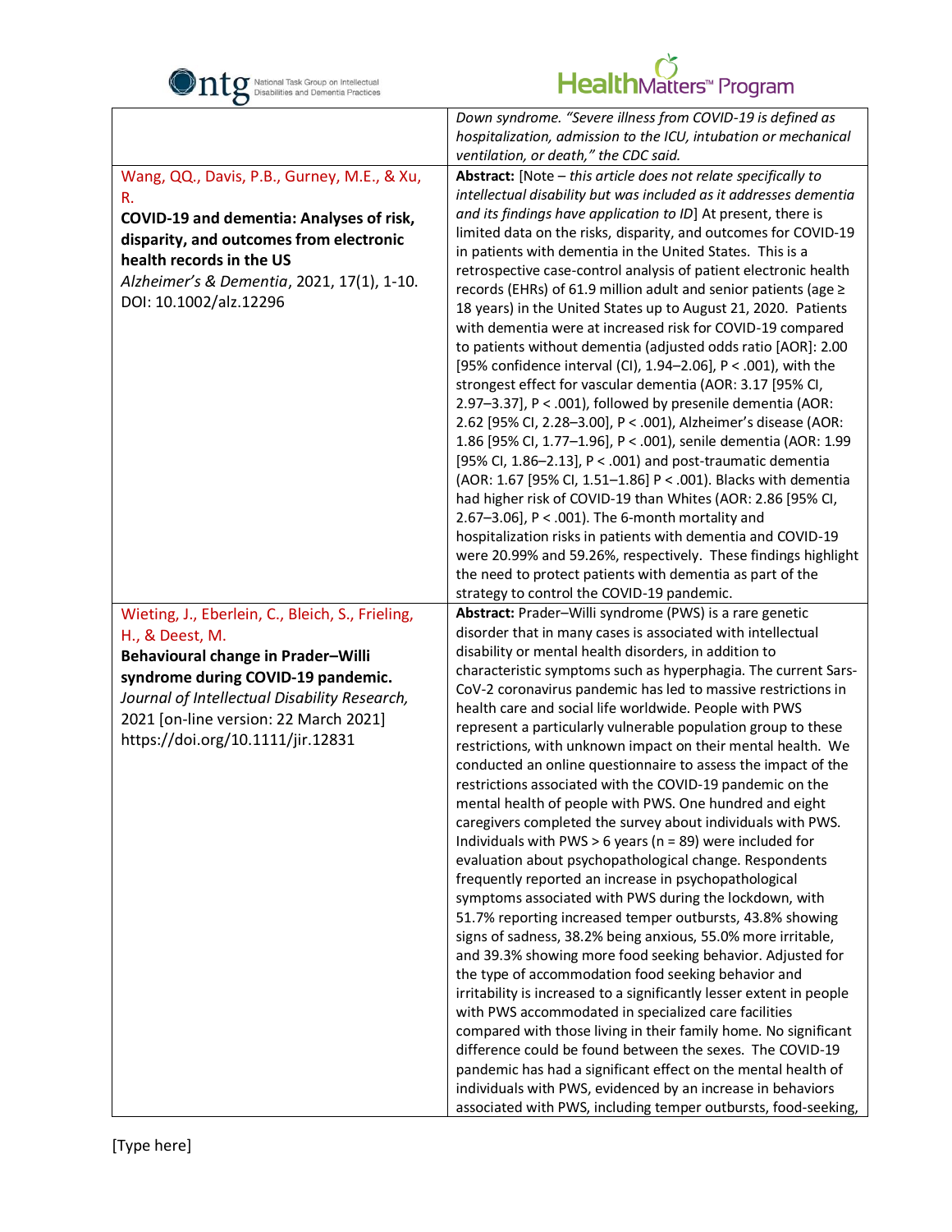| | |
|---|---|
| | *Down syndrome. "Severe illness from COVID-19 is defined as hospitalization, admission to the ICU, intubation or mechanical ventilation, or death," the CDC said.* |
| Wang, QQ., Davis, P.B., Gurney, M.E., & Xu, R.<br>**COVID-19 and dementia: Analyses of risk, disparity, and outcomes from electronic health records in the US**<br>*Alzheimer's & Dementia*, 2021, 17(1), 1-10. DOI: 10.1002/alz.12296 | **Abstract:** [Note – *this article does not relate specifically to intellectual disability but was included as it addresses dementia and its findings have application to ID*] At present, there is limited data on the risks, disparity, and outcomes for COVID-19 in patients with dementia in the United States. This is a retrospective case-control analysis of patient electronic health records (EHRs) of 61.9 million adult and senior patients (age ≥ 18 years) in the United States up to August 21, 2020. Patients with dementia were at increased risk for COVID-19 compared to patients without dementia (adjusted odds ratio [AOR]: 2.00 [95% confidence interval (CI), 1.94–2.06], P < .001), with the strongest effect for vascular dementia (AOR: 3.17 [95% CI, 2.97–3.37], P < .001), followed by presenile dementia (AOR: 2.62 [95% CI, 2.28–3.00], P < .001), Alzheimer's disease (AOR: 1.86 [95% CI, 1.77–1.96], P < .001), senile dementia (AOR: 1.99 [95% CI, 1.86–2.13], P < .001) and post-traumatic dementia (AOR: 1.67 [95% CI, 1.51–1.86] P < .001). Blacks with dementia had higher risk of COVID-19 than Whites (AOR: 2.86 [95% CI, 2.67–3.06], P < .001). The 6-month mortality and hospitalization risks in patients with dementia and COVID-19 were 20.99% and 59.26%, respectively. These findings highlight the need to protect patients with dementia as part of the strategy to control the COVID-19 pandemic. |
| Wieting, J., Eberlein, C., Bleich, S., Frieling, H., & Deest, M.<br>**Behavioural change in Prader–Willi syndrome during COVID-19 pandemic.**<br>*Journal of Intellectual Disability Research,* 2021 [on-line version: 22 March 2021] https://doi.org/10.1111/jir.12831 | **Abstract:** Prader–Willi syndrome (PWS) is a rare genetic disorder that in many cases is associated with intellectual disability or mental health disorders, in addition to characteristic symptoms such as hyperphagia. The current Sars-CoV-2 coronavirus pandemic has led to massive restrictions in health care and social life worldwide. People with PWS represent a particularly vulnerable population group to these restrictions, with unknown impact on their mental health. We conducted an online questionnaire to assess the impact of the restrictions associated with the COVID-19 pandemic on the mental health of people with PWS. One hundred and eight caregivers completed the survey about individuals with PWS. Individuals with PWS > 6 years (n = 89) were included for evaluation about psychopathological change. Respondents frequently reported an increase in psychopathological symptoms associated with PWS during the lockdown, with 51.7% reporting increased temper outbursts, 43.8% showing signs of sadness, 38.2% being anxious, 55.0% more irritable, and 39.3% showing more food seeking behavior. Adjusted for the type of accommodation food seeking behavior and irritability is increased to a significantly lesser extent in people with PWS accommodated in specialized care facilities compared with those living in their family home. No significant difference could be found between the sexes. The COVID-19 pandemic has had a significant effect on the mental health of individuals with PWS, evidenced by an increase in behaviors associated with PWS, including temper outbursts, food-seeking, |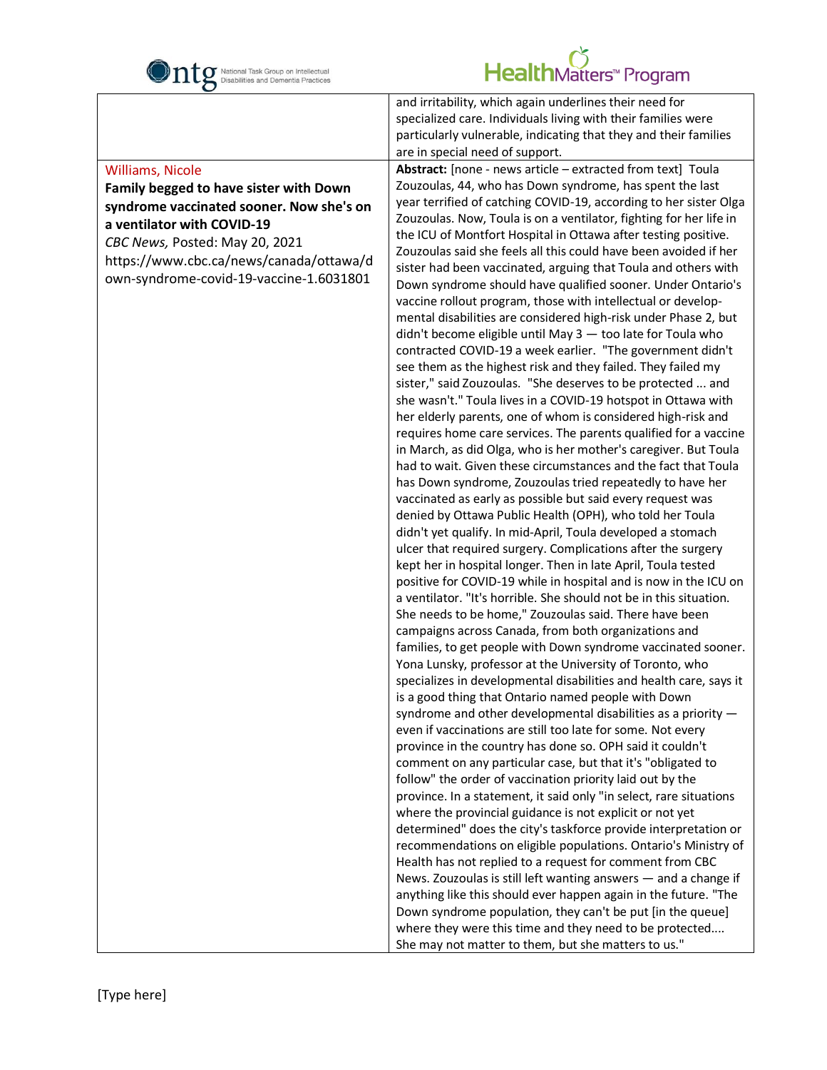| | |
|---|---|
| | and irritability, which again underlines their need for specialized care. Individuals living with their families were particularly vulnerable, indicating that they and their families are in special need of support. |
| Williams, Nicole<br>**Family begged to have sister with Down syndrome vaccinated sooner. Now she's on a ventilator with COVID-19**<br>*CBC News,* Posted: May 20, 2021<br>https://www.cbc.ca/news/canada/ottawa/down-syndrome-covid-19-vaccine-1.6031801 | **Abstract:** [none - news article – extracted from text] Toula Zouzoulas, 44, who has Down syndrome, has spent the last year terrified of catching COVID-19, according to her sister Olga Zouzoulas. Now, Toula is on a ventilator, fighting for her life in the ICU of Montfort Hospital in Ottawa after testing positive. Zouzoulas said she feels all this could have been avoided if her sister had been vaccinated, arguing that Toula and others with Down syndrome should have qualified sooner. Under Ontario's vaccine rollout program, those with intellectual or developmental disabilities are considered high-risk under Phase 2, but didn't become eligible until May 3 — too late for Toula who contracted COVID-19 a week earlier. "The government didn't see them as the highest risk and they failed. They failed my sister," said Zouzoulas. "She deserves to be protected ... and she wasn't." Toula lives in a COVID-19 hotspot in Ottawa with her elderly parents, one of whom is considered high-risk and requires home care services. The parents qualified for a vaccine in March, as did Olga, who is her mother's caregiver. But Toula had to wait. Given these circumstances and the fact that Toula has Down syndrome, Zouzoulas tried repeatedly to have her vaccinated as early as possible but said every request was denied by Ottawa Public Health (OPH), who told her Toula didn't yet qualify. In mid-April, Toula developed a stomach ulcer that required surgery. Complications after the surgery kept her in hospital longer. Then in late April, Toula tested positive for COVID-19 while in hospital and is now in the ICU on a ventilator. "It's horrible. She should not be in this situation. She needs to be home," Zouzoulas said. There have been campaigns across Canada, from both organizations and families, to get people with Down syndrome vaccinated sooner. Yona Lunsky, professor at the University of Toronto, who specializes in developmental disabilities and health care, says it is a good thing that Ontario named people with Down syndrome and other developmental disabilities as a priority — even if vaccinations are still too late for some. Not every province in the country has done so. OPH said it couldn't comment on any particular case, but that it's "obligated to follow" the order of vaccination priority laid out by the province. In a statement, it said only "in select, rare situations where the provincial guidance is not explicit or not yet determined" does the city's taskforce provide interpretation or recommendations on eligible populations. Ontario's Ministry of Health has not replied to a request for comment from CBC News. Zouzoulas is still left wanting answers — and a change if anything like this should ever happen again in the future. "The Down syndrome population, they can't be put [in the queue] where they were this time and they need to be protected.... She may not matter to them, but she matters to us." |

[Type here]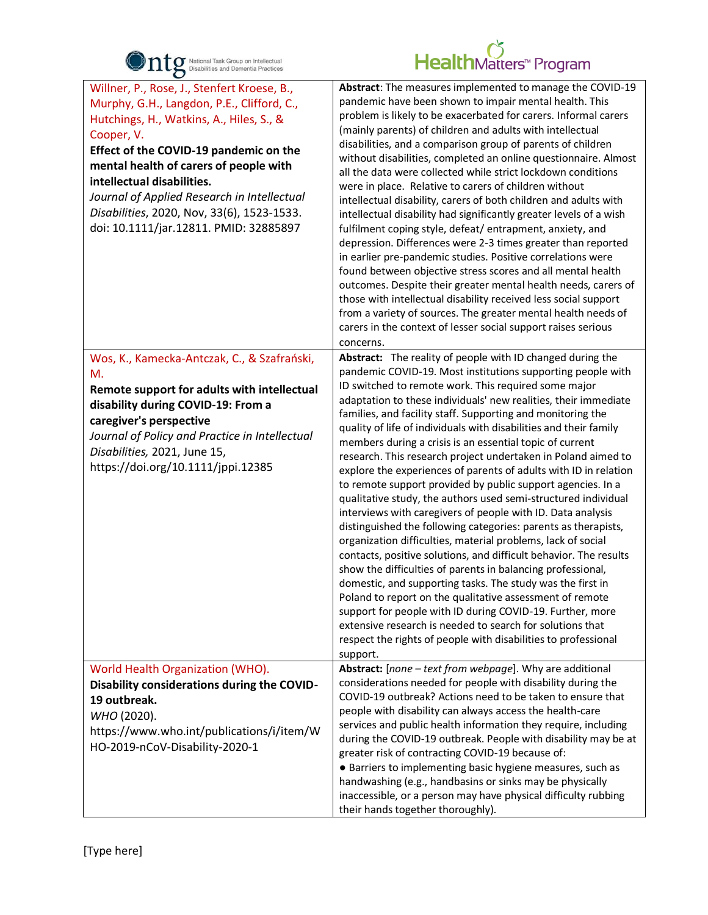| | |
|---|---|
| Willner, P., Rose, J., Stenfert Kroese, B., Murphy, G.H., Langdon, P.E., Clifford, C., Hutchings, H., Watkins, A., Hiles, S., & Cooper, V.<br>**Effect of the COVID-19 pandemic on the mental health of carers of people with intellectual disabilities.**<br>*Journal of Applied Research in Intellectual Disabilities*, 2020, Nov, 33(6), 1523-1533. doi: 10.1111/jar.12811. PMID: 32885897 | **Abstract**: The measures implemented to manage the COVID-19 pandemic have been shown to impair mental health. This problem is likely to be exacerbated for carers. Informal carers (mainly parents) of children and adults with intellectual disabilities, and a comparison group of parents of children without disabilities, completed an online questionnaire. Almost all the data were collected while strict lockdown conditions were in place. Relative to carers of children without intellectual disability, carers of both children and adults with intellectual disability had significantly greater levels of a wish fulfilment coping style, defeat/ entrapment, anxiety, and depression. Differences were 2-3 times greater than reported in earlier pre-pandemic studies. Positive correlations were found between objective stress scores and all mental health outcomes. Despite their greater mental health needs, carers of those with intellectual disability received less social support from a variety of sources. The greater mental health needs of carers in the context of lesser social support raises serious concerns. |
| Wos, K., Kamecka-Antczak, C., & Szafrański, M.<br>**Remote support for adults with intellectual disability during COVID-19: From a caregiver's perspective**<br>*Journal of Policy and Practice in Intellectual Disabilities,* 2021, June 15, https://doi.org/10.1111/jppi.12385 | **Abstract:** The reality of people with ID changed during the pandemic COVID-19. Most institutions supporting people with ID switched to remote work. This required some major adaptation to these individuals' new realities, their immediate families, and facility staff. Supporting and monitoring the quality of life of individuals with disabilities and their family members during a crisis is an essential topic of current research. This research project undertaken in Poland aimed to explore the experiences of parents of adults with ID in relation to remote support provided by public support agencies. In a qualitative study, the authors used semi-structured individual interviews with caregivers of people with ID. Data analysis distinguished the following categories: parents as therapists, organization difficulties, material problems, lack of social contacts, positive solutions, and difficult behavior. The results show the difficulties of parents in balancing professional, domestic, and supporting tasks. The study was the first in Poland to report on the qualitative assessment of remote support for people with ID during COVID-19. Further, more extensive research is needed to search for solutions that respect the rights of people with disabilities to professional support. |
| World Health Organization (WHO).<br>**Disability considerations during the COVID-19 outbreak.**<br>*WHO* (2020).<br>https://www.who.int/publications/i/item/WHO-2019-nCoV-Disability-2020-1 | **Abstract:** [*none – text from webpage*]. Why are additional considerations needed for people with disability during the COVID-19 outbreak? Actions need to be taken to ensure that people with disability can always access the health-care services and public health information they require, including during the COVID-19 outbreak. People with disability may be at greater risk of contracting COVID-19 because of:<br>● Barriers to implementing basic hygiene measures, such as handwashing (e.g., handbasins or sinks may be physically inaccessible, or a person may have physical difficulty rubbing their hands together thoroughly). |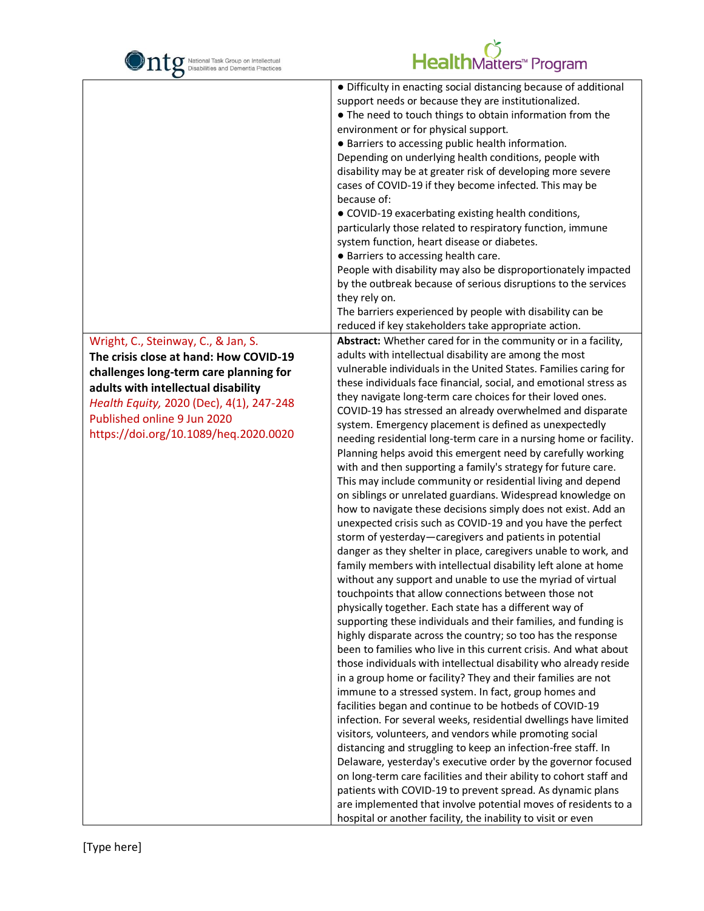| | |
|---|---|
| | ● Difficulty in enacting social distancing because of additional support needs or because they are institutionalized.<br>● The need to touch things to obtain information from the environment or for physical support.<br>● Barriers to accessing public health information.<br>Depending on underlying health conditions, people with disability may be at greater risk of developing more severe cases of COVID-19 if they become infected. This may be because of:<br>● COVID-19 exacerbating existing health conditions, particularly those related to respiratory function, immune system function, heart disease or diabetes.<br>● Barriers to accessing health care.<br>People with disability may also be disproportionately impacted by the outbreak because of serious disruptions to the services they rely on.<br>The barriers experienced by people with disability can be reduced if key stakeholders take appropriate action. |
| Wright, C., Steinway, C., & Jan, S.<br>**The crisis close at hand: How COVID-19 challenges long-term care planning for adults with intellectual disability**<br>*Health Equity,* 2020 (Dec), 4(1), 247-248<br>Published online 9 Jun 2020<br>https://doi.org/10.1089/heq.2020.0020 | **Abstract:** Whether cared for in the community or in a facility, adults with intellectual disability are among the most vulnerable individuals in the United States. Families caring for these individuals face financial, social, and emotional stress as they navigate long-term care choices for their loved ones. COVID-19 has stressed an already overwhelmed and disparate system. Emergency placement is defined as unexpectedly needing residential long-term care in a nursing home or facility. Planning helps avoid this emergent need by carefully working with and then supporting a family's strategy for future care. This may include community or residential living and depend on siblings or unrelated guardians. Widespread knowledge on how to navigate these decisions simply does not exist. Add an unexpected crisis such as COVID-19 and you have the perfect storm of yesterday—caregivers and patients in potential danger as they shelter in place, caregivers unable to work, and family members with intellectual disability left alone at home without any support and unable to use the myriad of virtual touchpoints that allow connections between those not physically together. Each state has a different way of supporting these individuals and their families, and funding is highly disparate across the country; so too has the response been to families who live in this current crisis. And what about those individuals with intellectual disability who already reside in a group home or facility? They and their families are not immune to a stressed system. In fact, group homes and facilities began and continue to be hotbeds of COVID-19 infection. For several weeks, residential dwellings have limited visitors, volunteers, and vendors while promoting social distancing and struggling to keep an infection-free staff. In Delaware, yesterday's executive order by the governor focused on long-term care facilities and their ability to cohort staff and patients with COVID-19 to prevent spread. As dynamic plans are implemented that involve potential moves of residents to a hospital or another facility, the inability to visit or even |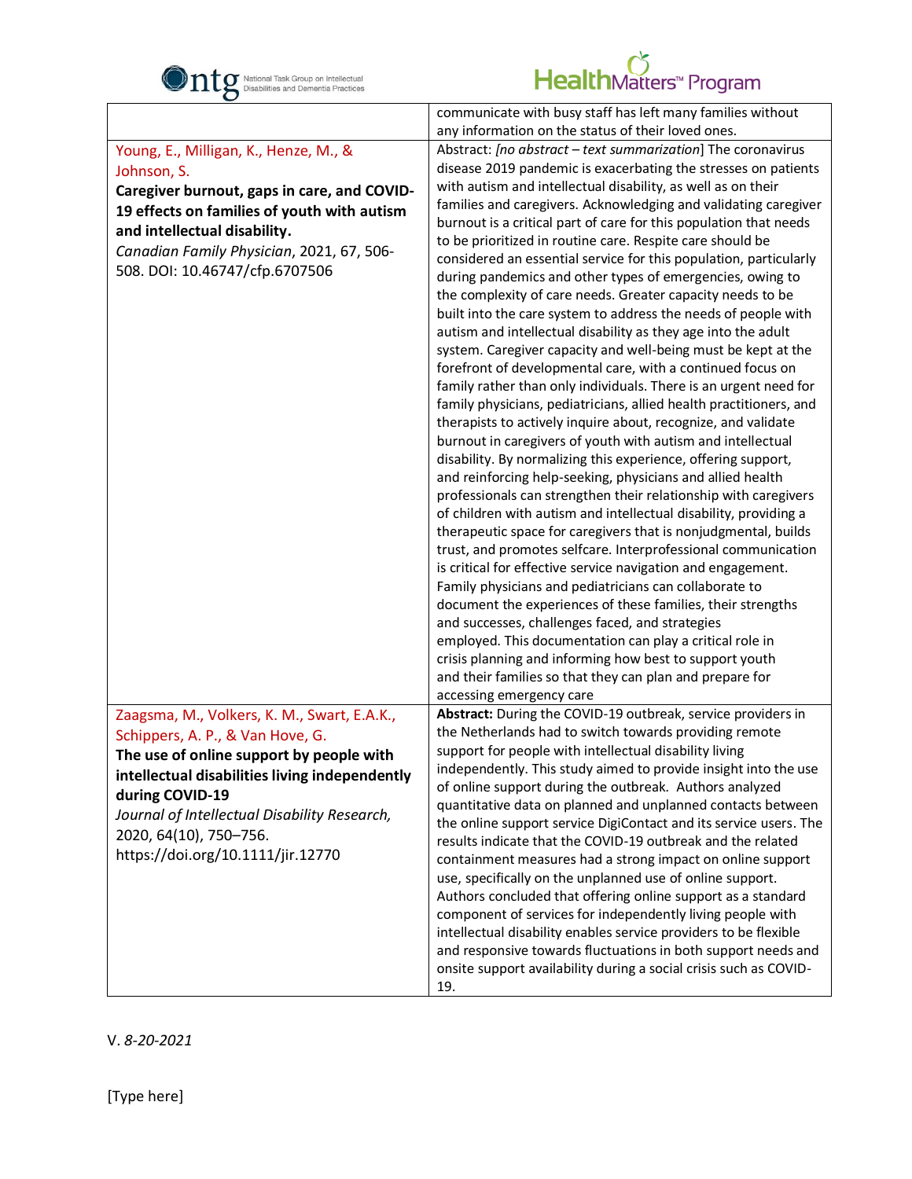| | |
|---|---|
| | communicate with busy staff has left many families without any information on the status of their loved ones. |
| Young, E., Milligan, K., Henze, M., & Johnson, S.<br>**Caregiver burnout, gaps in care, and COVID-19 effects on families of youth with autism and intellectual disability.**<br>*Canadian Family Physician*, 2021, 67, 506-508. DOI: 10.46747/cfp.6707506 | Abstract: *[no abstract – text summarization*] The coronavirus disease 2019 pandemic is exacerbating the stresses on patients with autism and intellectual disability, as well as on their families and caregivers. Acknowledging and validating caregiver burnout is a critical part of care for this population that needs to be prioritized in routine care. Respite care should be considered an essential service for this population, particularly during pandemics and other types of emergencies, owing to the complexity of care needs. Greater capacity needs to be built into the care system to address the needs of people with autism and intellectual disability as they age into the adult system. Caregiver capacity and well-being must be kept at the forefront of developmental care, with a continued focus on family rather than only individuals. There is an urgent need for family physicians, pediatricians, allied health practitioners, and therapists to actively inquire about, recognize, and validate burnout in caregivers of youth with autism and intellectual disability. By normalizing this experience, offering support, and reinforcing help-seeking, physicians and allied health professionals can strengthen their relationship with caregivers of children with autism and intellectual disability, providing a therapeutic space for caregivers that is nonjudgmental, builds trust, and promotes selfcare. Interprofessional communication is critical for effective service navigation and engagement. Family physicians and pediatricians can collaborate to document the experiences of these families, their strengths and successes, challenges faced, and strategies employed. This documentation can play a critical role in crisis planning and informing how best to support youth and their families so that they can plan and prepare for accessing emergency care |
| Zaagsma, M., Volkers, K. M., Swart, E.A.K., Schippers, A. P., & Van Hove, G.<br>**The use of online support by people with intellectual disabilities living independently during COVID-19**<br>*Journal of Intellectual Disability Research*, 2020, 64(10), 750–756. https://doi.org/10.1111/jir.12770 | **Abstract:** During the COVID-19 outbreak, service providers in the Netherlands had to switch towards providing remote support for people with intellectual disability living independently. This study aimed to provide insight into the use of online support during the outbreak. Authors analyzed quantitative data on planned and unplanned contacts between the online support service DigiContact and its service users. The results indicate that the COVID-19 outbreak and the related containment measures had a strong impact on online support use, specifically on the unplanned use of online support. Authors concluded that offering online support as a standard component of services for independently living people with intellectual disability enables service providers to be flexible and responsive towards fluctuations in both support needs and onsite support availability during a social crisis such as COVID-19. |

V. *8-20-2021*

[Type here]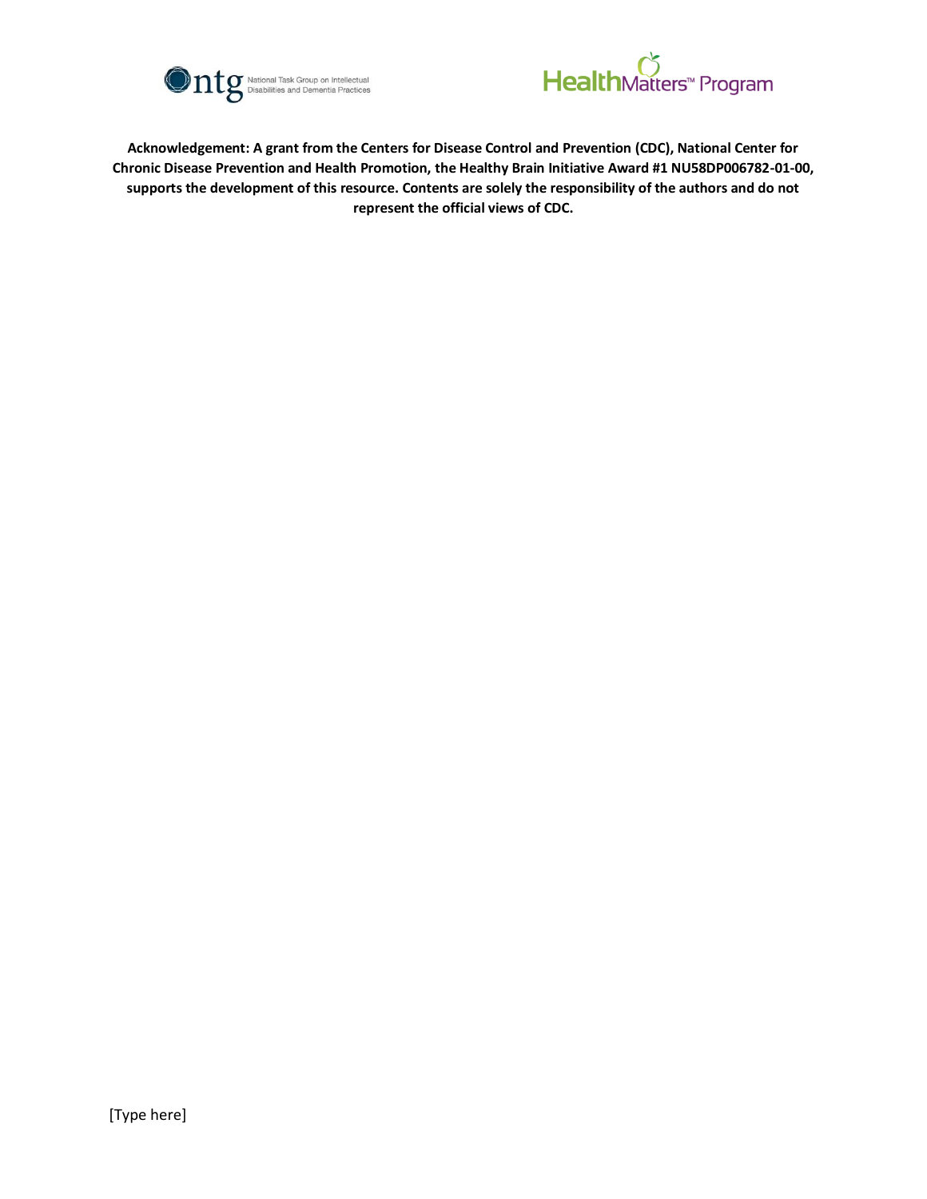**Acknowledgement: A grant from the Centers for Disease Control and Prevention (CDC), National Center for Chronic Disease Prevention and Health Promotion, the Healthy Brain Initiative Award #1 NU58DP006782-01-00, supports the development of this resource. Contents are solely the responsibility of the authors and do not represent the official views of CDC.**